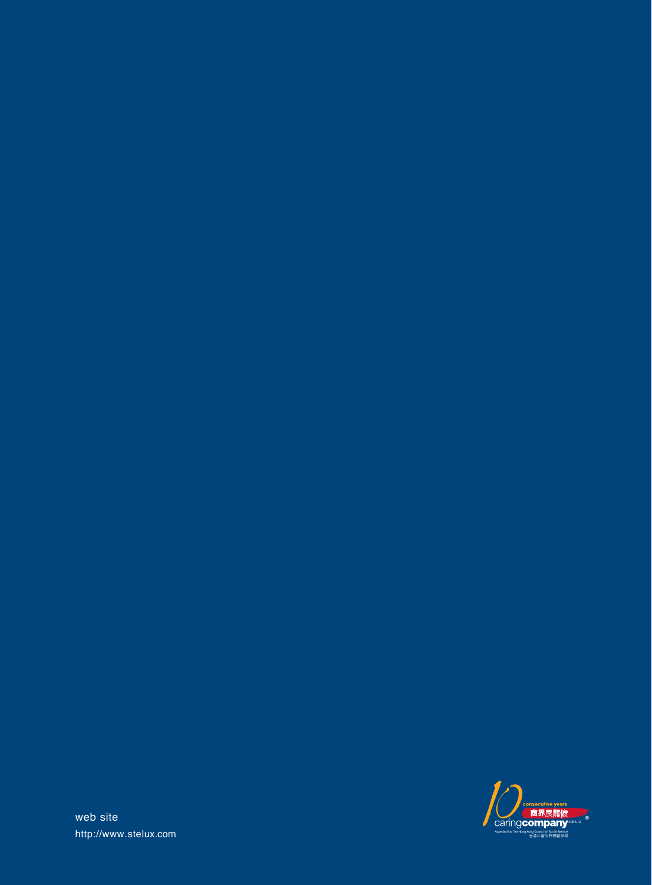web site
http://www.stelux.com

10 consecutive years
商界展關懷
caringcompany 2002-12

Awarded by The Hong Kong Council of Social Service
香港社會服務聯會頒發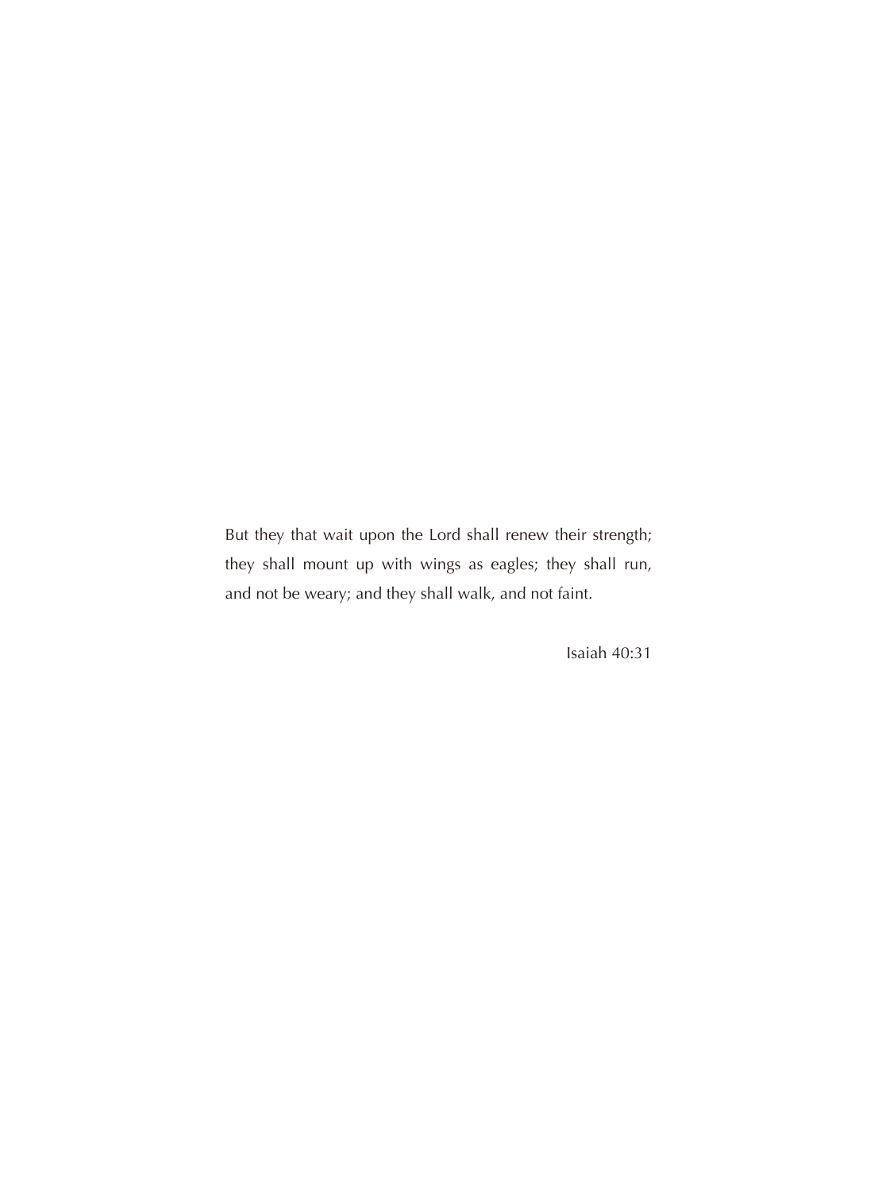But they that wait upon the Lord shall renew their strength; they shall mount up with wings as eagles; they shall run, and not be weary; and they shall walk, and not faint.

Isaiah 40:31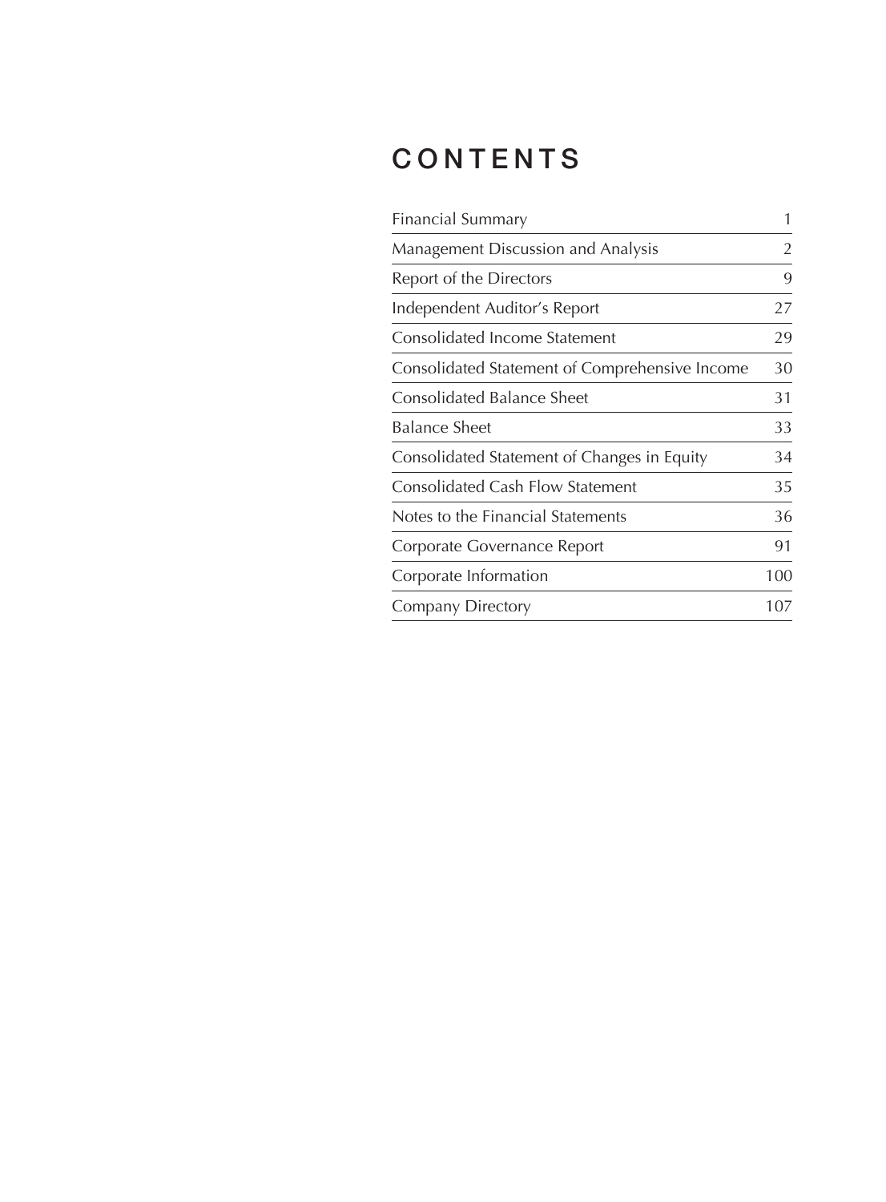# CONTENTS

| | |
|---|---|
| Financial Summary | 1 |
| Management Discussion and Analysis | 2 |
| Report of the Directors | 9 |
| Independent Auditor's Report | 27 |
| Consolidated Income Statement | 29 |
| Consolidated Statement of Comprehensive Income | 30 |
| Consolidated Balance Sheet | 31 |
| Balance Sheet | 33 |
| Consolidated Statement of Changes in Equity | 34 |
| Consolidated Cash Flow Statement | 35 |
| Notes to the Financial Statements | 36 |
| Corporate Governance Report | 91 |
| Corporate Information | 100 |
| Company Directory | 107 |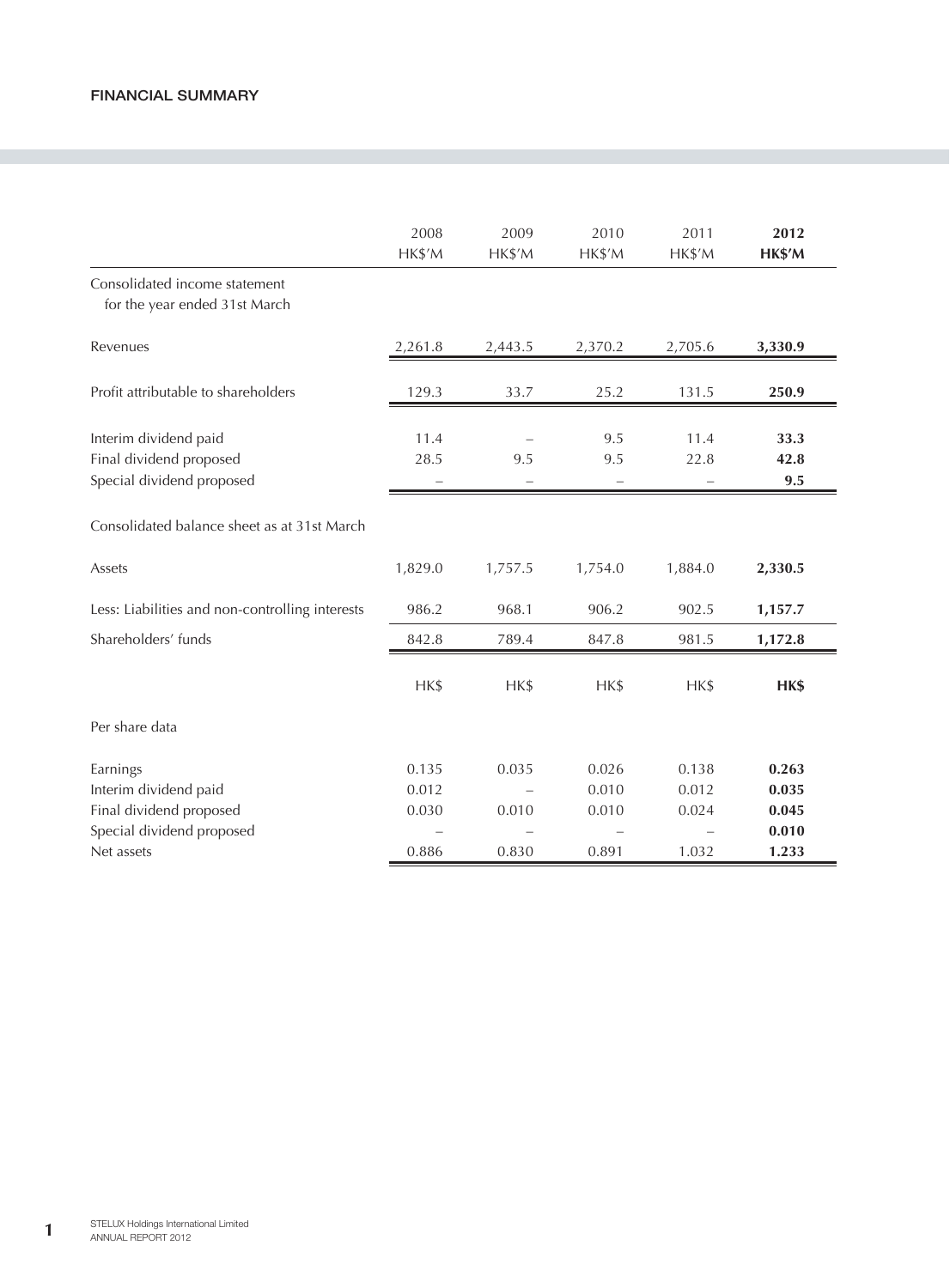# FINANCIAL SUMMARY

| | 2008 HK$'M | 2009 HK$'M | 2010 HK$'M | 2011 HK$'M | **2012 HK$'M** |
|---|---|---|---|---|---|
| Consolidated income statement for the year ended 31st March | | | | | |
| Revenues | 2,261.8 | 2,443.5 | 2,370.2 | 2,705.6 | **3,330.9** |
| Profit attributable to shareholders | 129.3 | 33.7 | 25.2 | 131.5 | **250.9** |
| Interim dividend paid | 11.4 | – | 9.5 | 11.4 | **33.3** |
| Final dividend proposed | 28.5 | 9.5 | 9.5 | 22.8 | **42.8** |
| Special dividend proposed | – | – | – | – | **9.5** |
| Consolidated balance sheet as at 31st March | | | | | |
| Assets | 1,829.0 | 1,757.5 | 1,754.0 | 1,884.0 | **2,330.5** |
| Less: Liabilities and non-controlling interests | 986.2 | 968.1 | 906.2 | 902.5 | **1,157.7** |
| Shareholders' funds | 842.8 | 789.4 | 847.8 | 981.5 | **1,172.8** |
| | HK$ | HK$ | HK$ | HK$ | **HK$** |
| Per share data | | | | | |
| Earnings | 0.135 | 0.035 | 0.026 | 0.138 | **0.263** |
| Interim dividend paid | 0.012 | – | 0.010 | 0.012 | **0.035** |
| Final dividend proposed | 0.030 | 0.010 | 0.010 | 0.024 | **0.045** |
| Special dividend proposed | – | – | – | – | **0.010** |
| Net assets | 0.886 | 0.830 | 0.891 | 1.032 | **1.233** |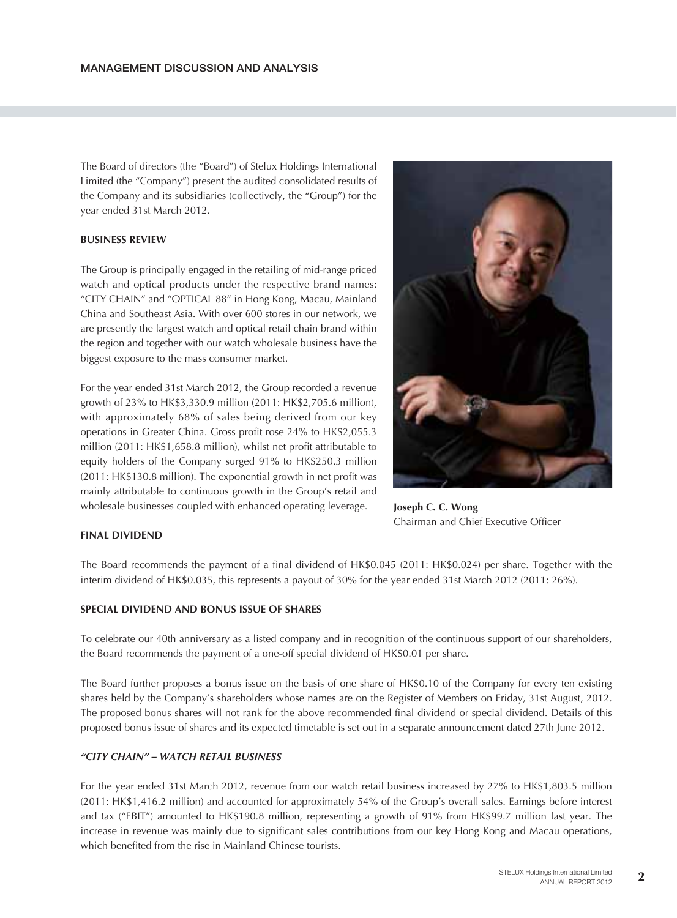# MANAGEMENT DISCUSSION AND ANALYSIS

The Board of directors (the "Board") of Stelux Holdings International Limited (the "Company") present the audited consolidated results of the Company and its subsidiaries (collectively, the "Group") for the year ended 31st March 2012.

**BUSINESS REVIEW**

The Group is principally engaged in the retailing of mid-range priced watch and optical products under the respective brand names: "CITY CHAIN" and "OPTICAL 88" in Hong Kong, Macau, Mainland China and Southeast Asia. With over 600 stores in our network, we are presently the largest watch and optical retail chain brand within the region and together with our watch wholesale business have the biggest exposure to the mass consumer market.

For the year ended 31st March 2012, the Group recorded a revenue growth of 23% to HK$3,330.9 million (2011: HK$2,705.6 million), with approximately 68% of sales being derived from our key operations in Greater China. Gross profit rose 24% to HK$2,055.3 million (2011: HK$1,658.8 million), whilst net profit attributable to equity holders of the Company surged 91% to HK$250.3 million (2011: HK$130.8 million). The exponential growth in net profit was mainly attributable to continuous growth in the Group's retail and wholesale businesses coupled with enhanced operating leverage.

**Joseph C. C. Wong**
Chairman and Chief Executive Officer

**FINAL DIVIDEND**

The Board recommends the payment of a final dividend of HK$0.045 (2011: HK$0.024) per share. Together with the interim dividend of HK$0.035, this represents a payout of 30% for the year ended 31st March 2012 (2011: 26%).

**SPECIAL DIVIDEND AND BONUS ISSUE OF SHARES**

To celebrate our 40th anniversary as a listed company and in recognition of the continuous support of our shareholders, the Board recommends the payment of a one-off special dividend of HK$0.01 per share.

The Board further proposes a bonus issue on the basis of one share of HK$0.10 of the Company for every ten existing shares held by the Company's shareholders whose names are on the Register of Members on Friday, 31st August, 2012. The proposed bonus shares will not rank for the above recommended final dividend or special dividend. Details of this proposed bonus issue of shares and its expected timetable is set out in a separate announcement dated 27th June 2012.

***"CITY CHAIN" – WATCH RETAIL BUSINESS***

For the year ended 31st March 2012, revenue from our watch retail business increased by 27% to HK$1,803.5 million (2011: HK$1,416.2 million) and accounted for approximately 54% of the Group's overall sales. Earnings before interest and tax ("EBIT") amounted to HK$190.8 million, representing a growth of 91% from HK$99.7 million last year. The increase in revenue was mainly due to significant sales contributions from our key Hong Kong and Macau operations, which benefited from the rise in Mainland Chinese tourists.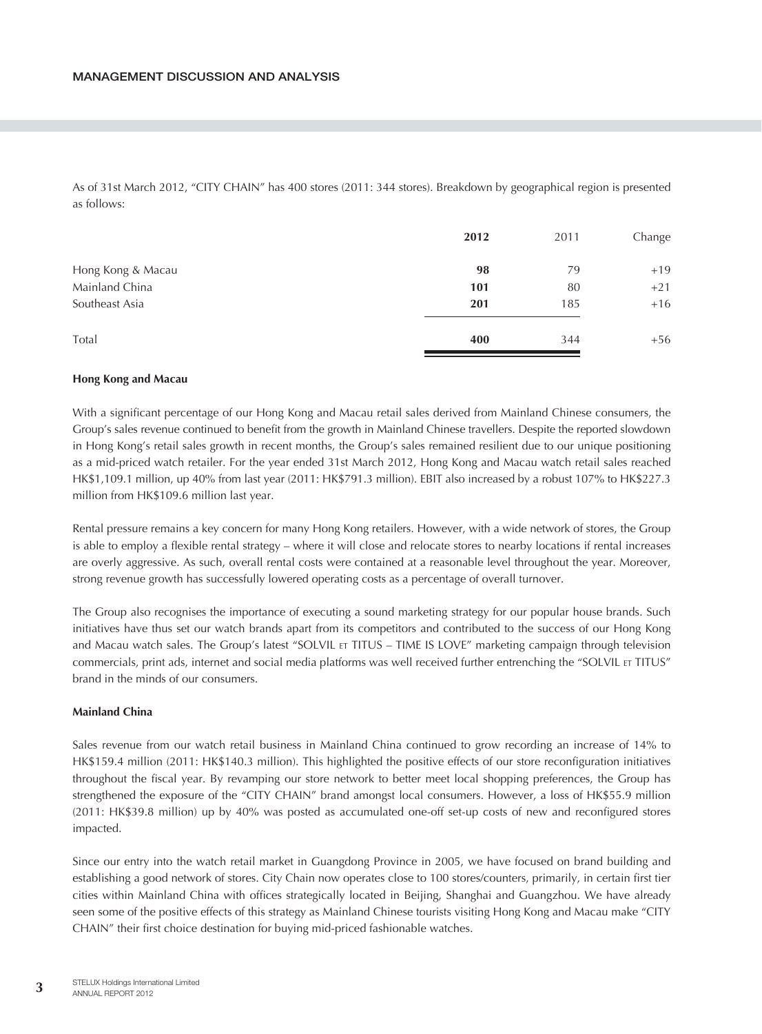## MANAGEMENT DISCUSSION AND ANALYSIS

As of 31st March 2012, "CITY CHAIN" has 400 stores (2011: 344 stores). Breakdown by geographical region is presented as follows:

| | **2012** | 2011 | Change |
|---|---|---|---|
| Hong Kong & Macau | **98** | 79 | +19 |
| Mainland China | **101** | 80 | +21 |
| Southeast Asia | **201** | 185 | +16 |
| Total | **400** | 344 | +56 |

**Hong Kong and Macau**

With a significant percentage of our Hong Kong and Macau retail sales derived from Mainland Chinese consumers, the Group's sales revenue continued to benefit from the growth in Mainland Chinese travellers. Despite the reported slowdown in Hong Kong's retail sales growth in recent months, the Group's sales remained resilient due to our unique positioning as a mid-priced watch retailer. For the year ended 31st March 2012, Hong Kong and Macau watch retail sales reached HK$1,109.1 million, up 40% from last year (2011: HK$791.3 million). EBIT also increased by a robust 107% to HK$227.3 million from HK$109.6 million last year.

Rental pressure remains a key concern for many Hong Kong retailers. However, with a wide network of stores, the Group is able to employ a flexible rental strategy – where it will close and relocate stores to nearby locations if rental increases are overly aggressive. As such, overall rental costs were contained at a reasonable level throughout the year. Moreover, strong revenue growth has successfully lowered operating costs as a percentage of overall turnover.

The Group also recognises the importance of executing a sound marketing strategy for our popular house brands. Such initiatives have thus set our watch brands apart from its competitors and contributed to the success of our Hong Kong and Macau watch sales. The Group's latest "SOLVIL ET TITUS – TIME IS LOVE" marketing campaign through television commercials, print ads, internet and social media platforms was well received further entrenching the "SOLVIL ET TITUS" brand in the minds of our consumers.

**Mainland China**

Sales revenue from our watch retail business in Mainland China continued to grow recording an increase of 14% to HK$159.4 million (2011: HK$140.3 million). This highlighted the positive effects of our store reconfiguration initiatives throughout the fiscal year. By revamping our store network to better meet local shopping preferences, the Group has strengthened the exposure of the "CITY CHAIN" brand amongst local consumers. However, a loss of HK$55.9 million (2011: HK$39.8 million) up by 40% was posted as accumulated one-off set-up costs of new and reconfigured stores impacted.

Since our entry into the watch retail market in Guangdong Province in 2005, we have focused on brand building and establishing a good network of stores. City Chain now operates close to 100 stores/counters, primarily, in certain first tier cities within Mainland China with offices strategically located in Beijing, Shanghai and Guangzhou. We have already seen some of the positive effects of this strategy as Mainland Chinese tourists visiting Hong Kong and Macau make "CITY CHAIN" their first choice destination for buying mid-priced fashionable watches.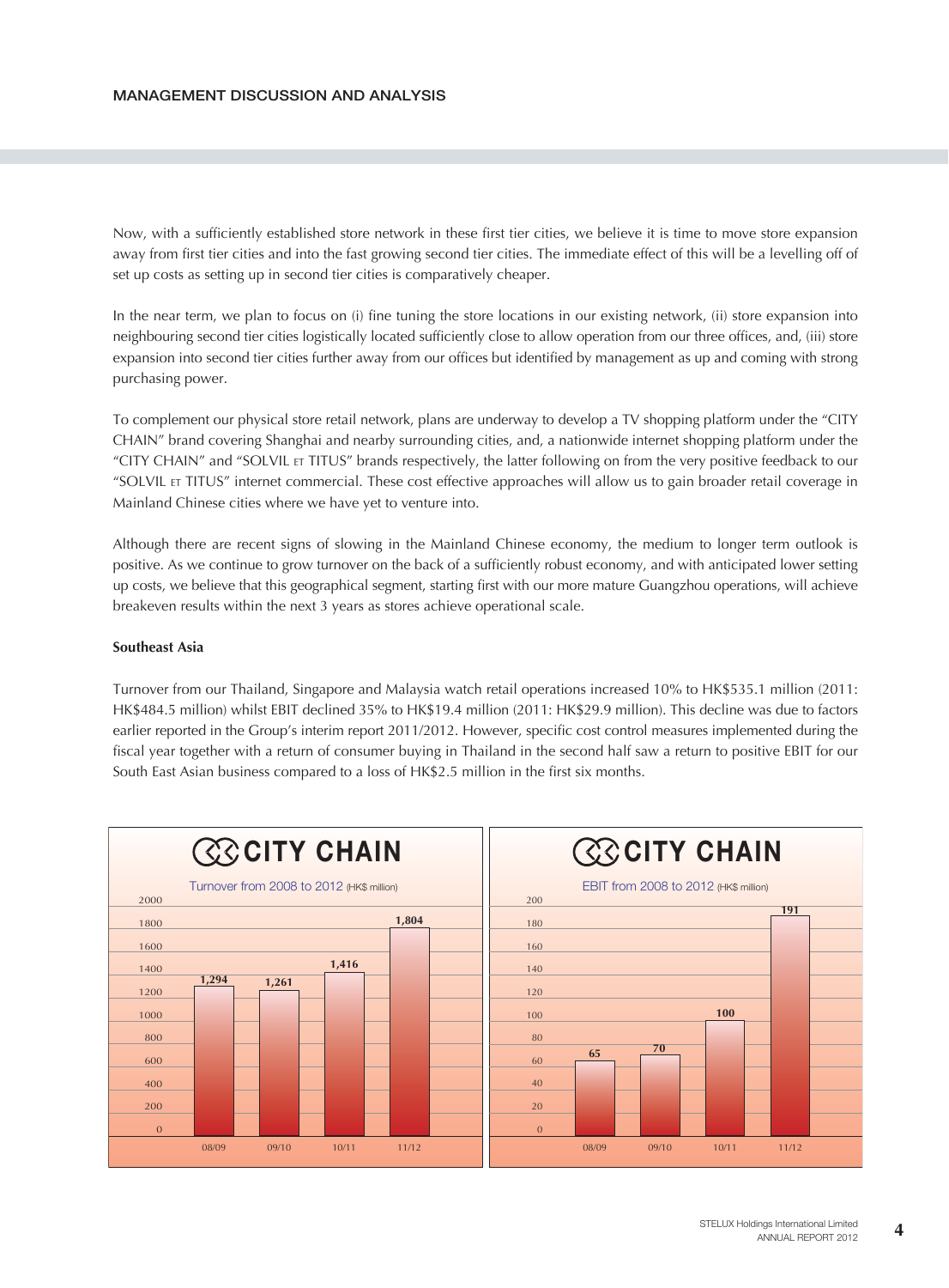Now, with a sufficiently established store network in these first tier cities, we believe it is time to move store expansion away from first tier cities and into the fast growing second tier cities. The immediate effect of this will be a levelling off of set up costs as setting up in second tier cities is comparatively cheaper.

In the near term, we plan to focus on (i) fine tuning the store locations in our existing network, (ii) store expansion into neighbouring second tier cities logistically located sufficiently close to allow operation from our three offices, and, (iii) store expansion into second tier cities further away from our offices but identified by management as up and coming with strong purchasing power.

To complement our physical store retail network, plans are underway to develop a TV shopping platform under the "CITY CHAIN" brand covering Shanghai and nearby surrounding cities, and, a nationwide internet shopping platform under the "CITY CHAIN" and "SOLVIL ET TITUS" brands respectively, the latter following on from the very positive feedback to our "SOLVIL ET TITUS" internet commercial. These cost effective approaches will allow us to gain broader retail coverage in Mainland Chinese cities where we have yet to venture into.

Although there are recent signs of slowing in the Mainland Chinese economy, the medium to longer term outlook is positive. As we continue to grow turnover on the back of a sufficiently robust economy, and with anticipated lower setting up costs, we believe that this geographical segment, starting first with our more mature Guangzhou operations, will achieve breakeven results within the next 3 years as stores achieve operational scale.

**Southeast Asia**

Turnover from our Thailand, Singapore and Malaysia watch retail operations increased 10% to HK$535.1 million (2011: HK$484.5 million) whilst EBIT declined 35% to HK$19.4 million (2011: HK$29.9 million). This decline was due to factors earlier reported in the Group's interim report 2011/2012. However, specific cost control measures implemented during the fiscal year together with a return of consumer buying in Thailand in the second half saw a return to positive EBIT for our South East Asian business compared to a loss of HK$2.5 million in the first six months.

**CITY CHAIN**

Turnover from 2008 to 2012 (HK$ million)

| Year | Turnover |
|---|---|
| 08/09 | 1,294 |
| 09/10 | 1,261 |
| 10/11 | 1,416 |
| 11/12 | 1,804 |

**CITY CHAIN**

EBIT from 2008 to 2012 (HK$ million)

| Year | EBIT |
|---|---|
| 08/09 | 65 |
| 09/10 | 70 |
| 10/11 | 100 |
| 11/12 | 191 |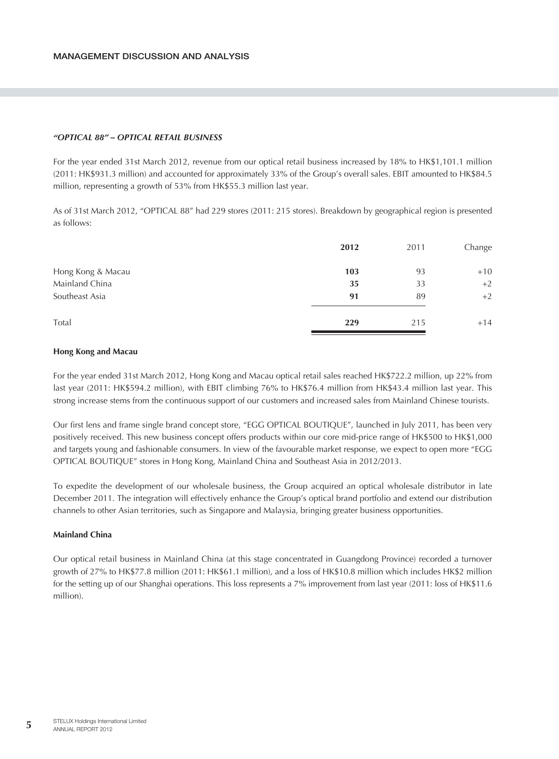## MANAGEMENT DISCUSSION AND ANALYSIS

### *"OPTICAL 88" – OPTICAL RETAIL BUSINESS*

For the year ended 31st March 2012, revenue from our optical retail business increased by 18% to HK$1,101.1 million (2011: HK$931.3 million) and accounted for approximately 33% of the Group's overall sales. EBIT amounted to HK$84.5 million, representing a growth of 53% from HK$55.3 million last year.

As of 31st March 2012, "OPTICAL 88" had 229 stores (2011: 215 stores). Breakdown by geographical region is presented as follows:

| | **2012** | 2011 | Change |
|---|---|---|---|
| Hong Kong & Macau | **103** | 93 | +10 |
| Mainland China | **35** | 33 | +2 |
| Southeast Asia | **91** | 89 | +2 |
| Total | **229** | 215 | +14 |

**Hong Kong and Macau**

For the year ended 31st March 2012, Hong Kong and Macau optical retail sales reached HK$722.2 million, up 22% from last year (2011: HK$594.2 million), with EBIT climbing 76% to HK$76.4 million from HK$43.4 million last year. This strong increase stems from the continuous support of our customers and increased sales from Mainland Chinese tourists.

Our first lens and frame single brand concept store, "EGG OPTICAL BOUTIQUE", launched in July 2011, has been very positively received. This new business concept offers products within our core mid-price range of HK$500 to HK$1,000 and targets young and fashionable consumers. In view of the favourable market response, we expect to open more "EGG OPTICAL BOUTIQUE" stores in Hong Kong, Mainland China and Southeast Asia in 2012/2013.

To expedite the development of our wholesale business, the Group acquired an optical wholesale distributor in late December 2011. The integration will effectively enhance the Group's optical brand portfolio and extend our distribution channels to other Asian territories, such as Singapore and Malaysia, bringing greater business opportunities.

**Mainland China**

Our optical retail business in Mainland China (at this stage concentrated in Guangdong Province) recorded a turnover growth of 27% to HK$77.8 million (2011: HK$61.1 million), and a loss of HK$10.8 million which includes HK$2 million for the setting up of our Shanghai operations. This loss represents a 7% improvement from last year (2011: loss of HK$11.6 million).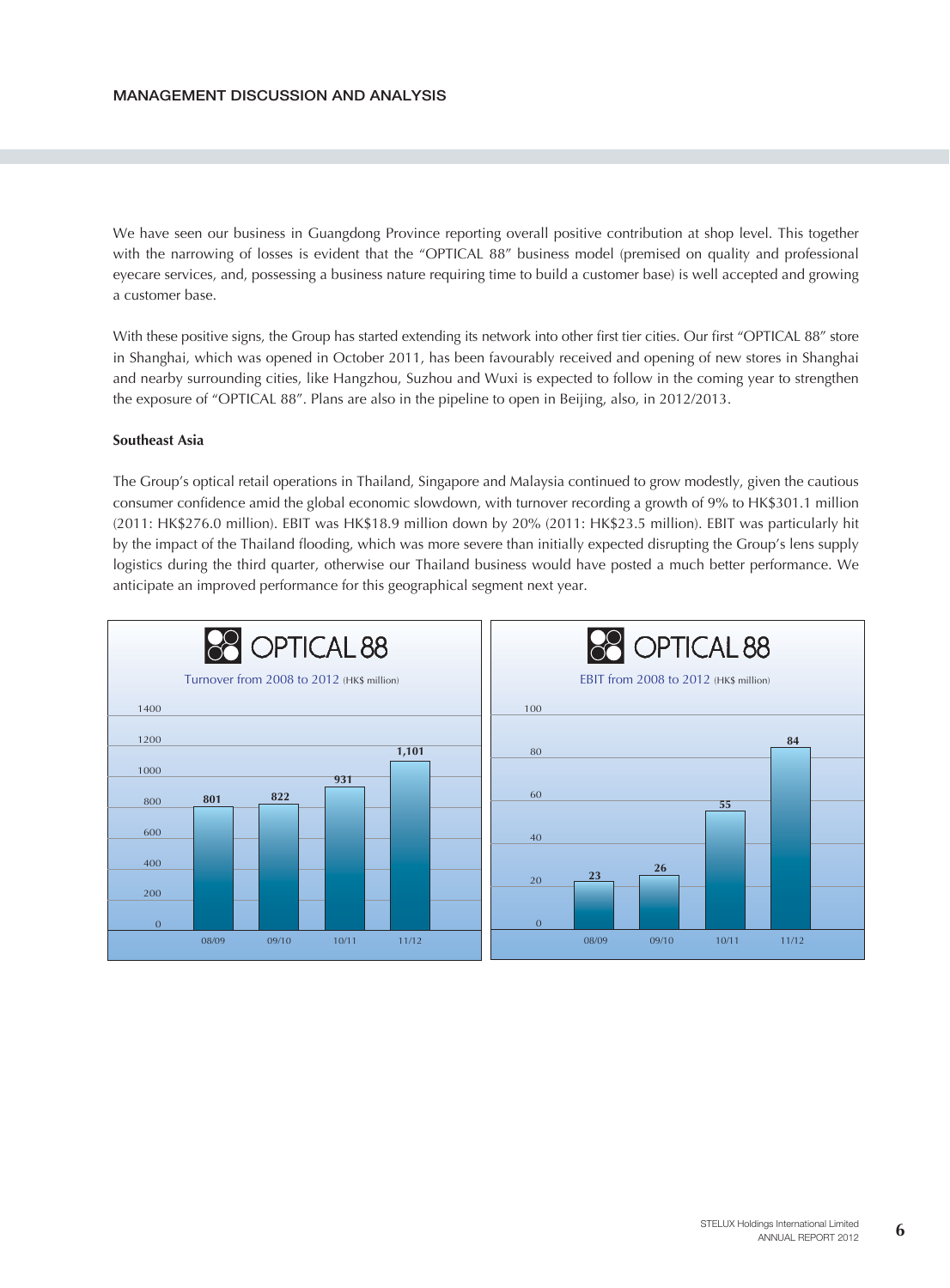We have seen our business in Guangdong Province reporting overall positive contribution at shop level. This together with the narrowing of losses is evident that the "OPTICAL 88" business model (premised on quality and professional eyecare services, and, possessing a business nature requiring time to build a customer base) is well accepted and growing a customer base.

With these positive signs, the Group has started extending its network into other first tier cities. Our first "OPTICAL 88" store in Shanghai, which was opened in October 2011, has been favourably received and opening of new stores in Shanghai and nearby surrounding cities, like Hangzhou, Suzhou and Wuxi is expected to follow in the coming year to strengthen the exposure of "OPTICAL 88". Plans are also in the pipeline to open in Beijing, also, in 2012/2013.

**Southeast Asia**

The Group's optical retail operations in Thailand, Singapore and Malaysia continued to grow modestly, given the cautious consumer confidence amid the global economic slowdown, with turnover recording a growth of 9% to HK$301.1 million (2011: HK$276.0 million). EBIT was HK$18.9 million down by 20% (2011: HK$23.5 million). EBIT was particularly hit by the impact of the Thailand flooding, which was more severe than initially expected disrupting the Group's lens supply logistics during the third quarter, otherwise our Thailand business would have posted a much better performance. We anticipate an improved performance for this geographical segment next year.

**OPTICAL 88**

Turnover from 2008 to 2012 (HK$ million)

| Year | Turnover |
|---|---|
| 08/09 | 801 |
| 09/10 | 822 |
| 10/11 | 931 |
| 11/12 | 1,101 |

**OPTICAL 88**

EBIT from 2008 to 2012 (HK$ million)

| Year | EBIT |
|---|---|
| 08/09 | 23 |
| 09/10 | 26 |
| 10/11 | 55 |
| 11/12 | 84 |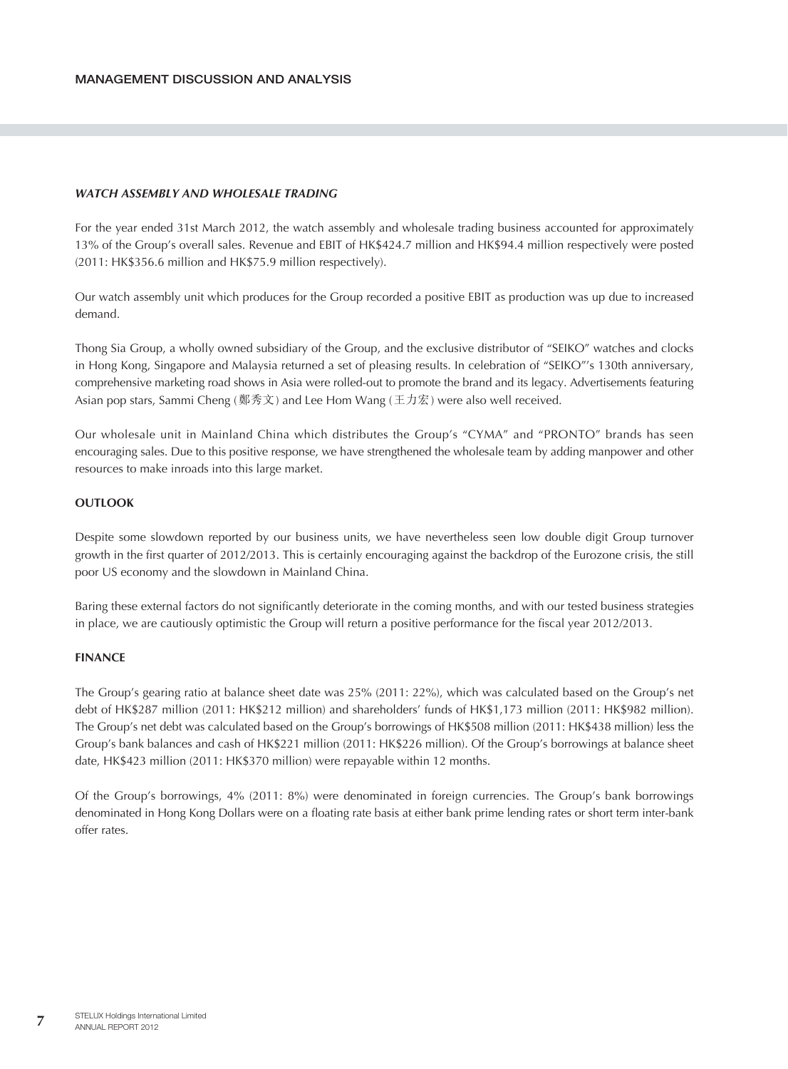## MANAGEMENT DISCUSSION AND ANALYSIS

### *WATCH ASSEMBLY AND WHOLESALE TRADING*

For the year ended 31st March 2012, the watch assembly and wholesale trading business accounted for approximately 13% of the Group's overall sales. Revenue and EBIT of HK$424.7 million and HK$94.4 million respectively were posted (2011: HK$356.6 million and HK$75.9 million respectively).

Our watch assembly unit which produces for the Group recorded a positive EBIT as production was up due to increased demand.

Thong Sia Group, a wholly owned subsidiary of the Group, and the exclusive distributor of "SEIKO" watches and clocks in Hong Kong, Singapore and Malaysia returned a set of pleasing results. In celebration of "SEIKO"'s 130th anniversary, comprehensive marketing road shows in Asia were rolled-out to promote the brand and its legacy. Advertisements featuring Asian pop stars, Sammi Cheng (鄭秀文) and Lee Hom Wang (王力宏) were also well received.

Our wholesale unit in Mainland China which distributes the Group's "CYMA" and "PRONTO" brands has seen encouraging sales. Due to this positive response, we have strengthened the wholesale team by adding manpower and other resources to make inroads into this large market.

### OUTLOOK

Despite some slowdown reported by our business units, we have nevertheless seen low double digit Group turnover growth in the first quarter of 2012/2013. This is certainly encouraging against the backdrop of the Eurozone crisis, the still poor US economy and the slowdown in Mainland China.

Baring these external factors do not significantly deteriorate in the coming months, and with our tested business strategies in place, we are cautiously optimistic the Group will return a positive performance for the fiscal year 2012/2013.

### FINANCE

The Group's gearing ratio at balance sheet date was 25% (2011: 22%), which was calculated based on the Group's net debt of HK$287 million (2011: HK$212 million) and shareholders' funds of HK$1,173 million (2011: HK$982 million). The Group's net debt was calculated based on the Group's borrowings of HK$508 million (2011: HK$438 million) less the Group's bank balances and cash of HK$221 million (2011: HK$226 million). Of the Group's borrowings at balance sheet date, HK$423 million (2011: HK$370 million) were repayable within 12 months.

Of the Group's borrowings, 4% (2011: 8%) were denominated in foreign currencies. The Group's bank borrowings denominated in Hong Kong Dollars were on a floating rate basis at either bank prime lending rates or short term inter-bank offer rates.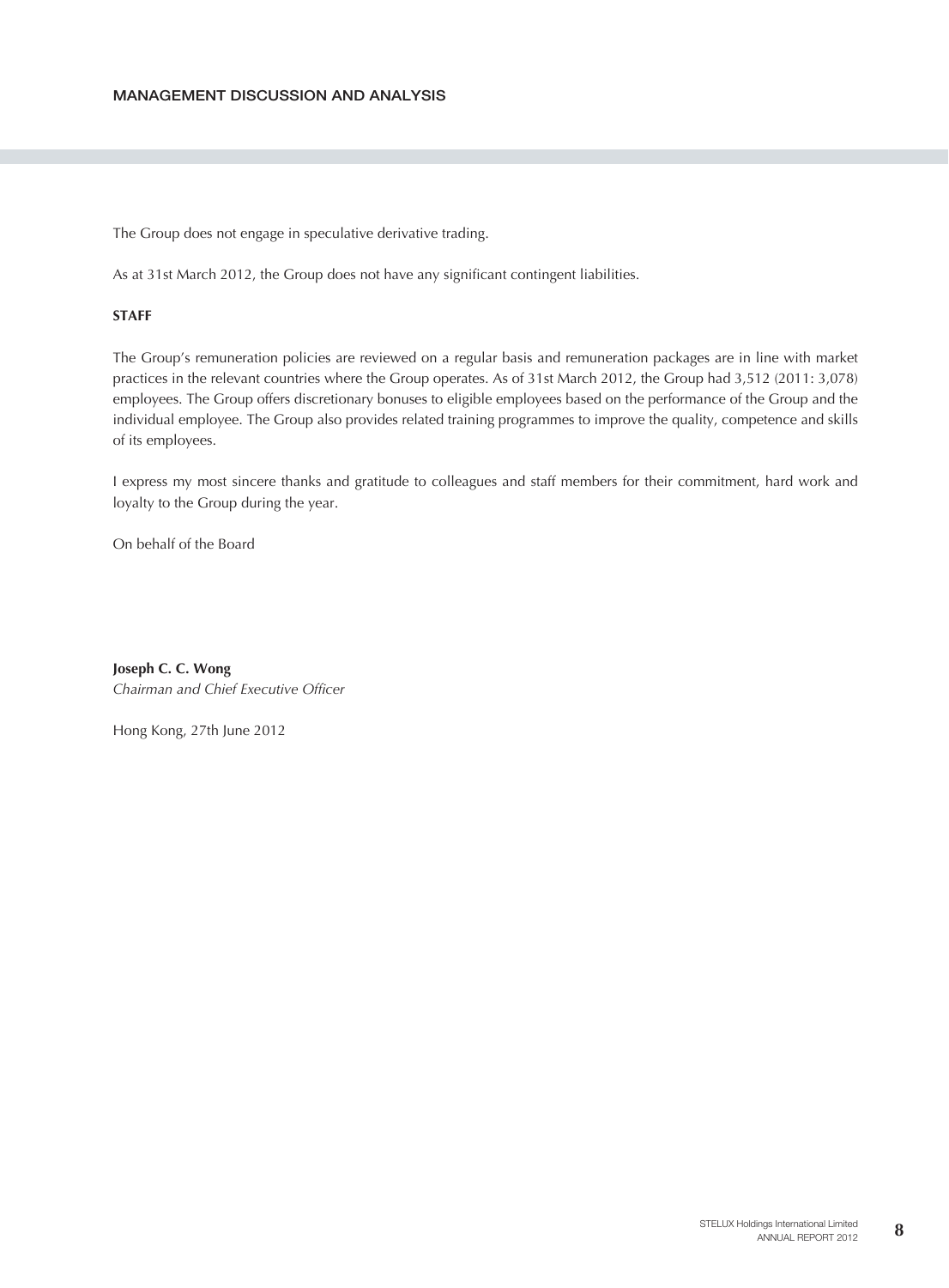The Group does not engage in speculative derivative trading.

As at 31st March 2012, the Group does not have any significant contingent liabilities.

**STAFF**

The Group's remuneration policies are reviewed on a regular basis and remuneration packages are in line with market practices in the relevant countries where the Group operates. As of 31st March 2012, the Group had 3,512 (2011: 3,078) employees. The Group offers discretionary bonuses to eligible employees based on the performance of the Group and the individual employee. The Group also provides related training programmes to improve the quality, competence and skills of its employees.

I express my most sincere thanks and gratitude to colleagues and staff members for their commitment, hard work and loyalty to the Group during the year.

On behalf of the Board

**Joseph C. C. Wong**
*Chairman and Chief Executive Officer*

Hong Kong, 27th June 2012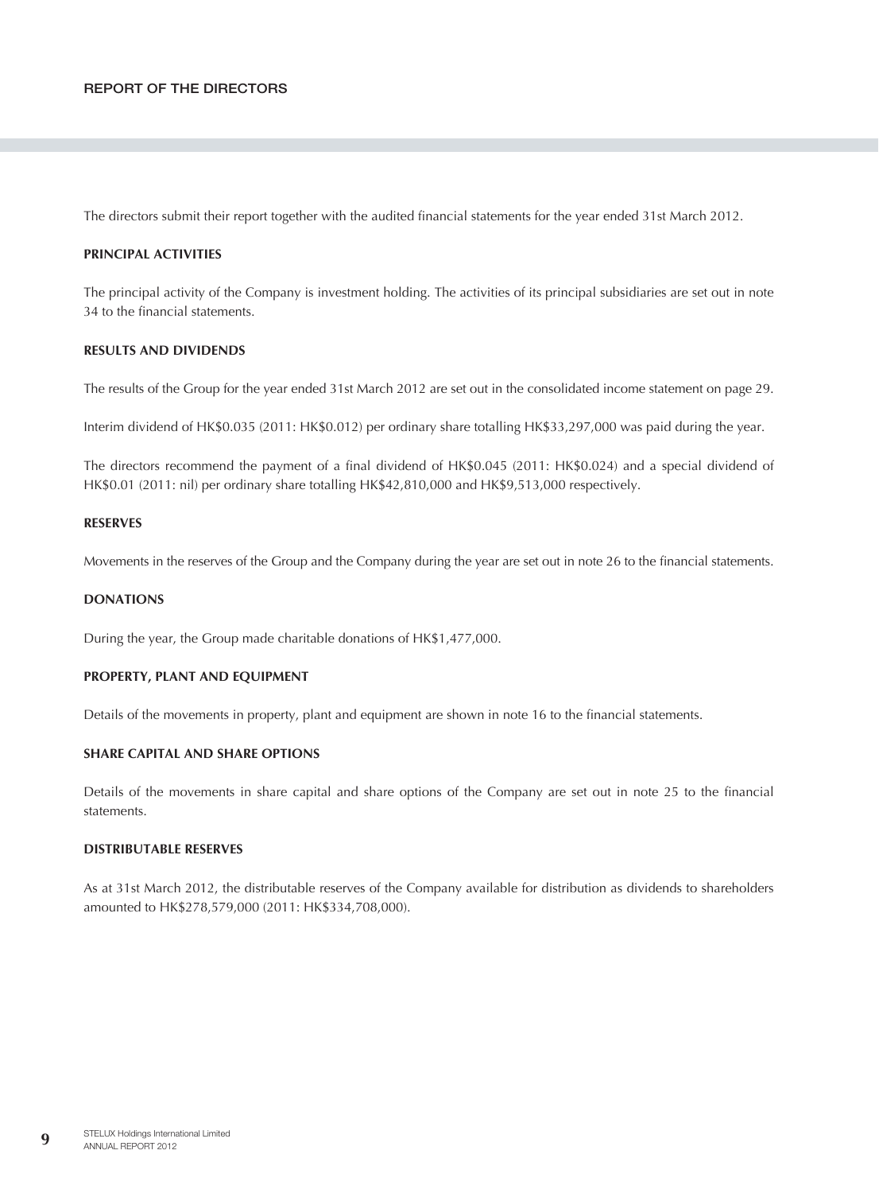# REPORT OF THE DIRECTORS

The directors submit their report together with the audited financial statements for the year ended 31st March 2012.

## PRINCIPAL ACTIVITIES

The principal activity of the Company is investment holding. The activities of its principal subsidiaries are set out in note 34 to the financial statements.

## RESULTS AND DIVIDENDS

The results of the Group for the year ended 31st March 2012 are set out in the consolidated income statement on page 29.

Interim dividend of HK$0.035 (2011: HK$0.012) per ordinary share totalling HK$33,297,000 was paid during the year.

The directors recommend the payment of a final dividend of HK$0.045 (2011: HK$0.024) and a special dividend of HK$0.01 (2011: nil) per ordinary share totalling HK$42,810,000 and HK$9,513,000 respectively.

## RESERVES

Movements in the reserves of the Group and the Company during the year are set out in note 26 to the financial statements.

## DONATIONS

During the year, the Group made charitable donations of HK$1,477,000.

## PROPERTY, PLANT AND EQUIPMENT

Details of the movements in property, plant and equipment are shown in note 16 to the financial statements.

## SHARE CAPITAL AND SHARE OPTIONS

Details of the movements in share capital and share options of the Company are set out in note 25 to the financial statements.

## DISTRIBUTABLE RESERVES

As at 31st March 2012, the distributable reserves of the Company available for distribution as dividends to shareholders amounted to HK$278,579,000 (2011: HK$334,708,000).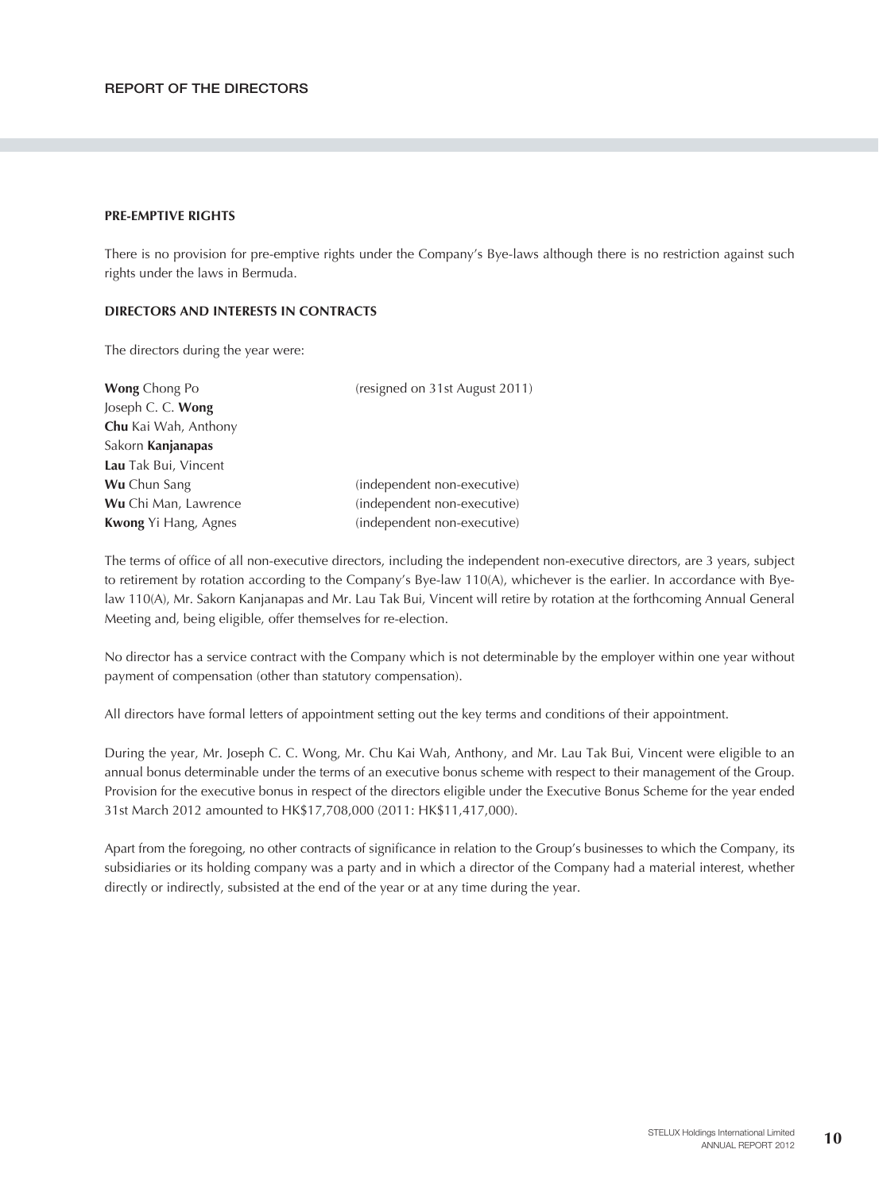## PRE-EMPTIVE RIGHTS

There is no provision for pre-emptive rights under the Company's Bye-laws although there is no restriction against such rights under the laws in Bermuda.

## DIRECTORS AND INTERESTS IN CONTRACTS

The directors during the year were:

| | |
|---|---|
| **Wong** Chong Po | (resigned on 31st August 2011) |
| Joseph C. C. **Wong** | |
| **Chu** Kai Wah, Anthony | |
| Sakorn **Kanjanapas** | |
| **Lau** Tak Bui, Vincent | |
| **Wu** Chun Sang | (independent non-executive) |
| **Wu** Chi Man, Lawrence | (independent non-executive) |
| **Kwong** Yi Hang, Agnes | (independent non-executive) |

The terms of office of all non-executive directors, including the independent non-executive directors, are 3 years, subject to retirement by rotation according to the Company's Bye-law 110(A), whichever is the earlier. In accordance with Bye-law 110(A), Mr. Sakorn Kanjanapas and Mr. Lau Tak Bui, Vincent will retire by rotation at the forthcoming Annual General Meeting and, being eligible, offer themselves for re-election.

No director has a service contract with the Company which is not determinable by the employer within one year without payment of compensation (other than statutory compensation).

All directors have formal letters of appointment setting out the key terms and conditions of their appointment.

During the year, Mr. Joseph C. C. Wong, Mr. Chu Kai Wah, Anthony, and Mr. Lau Tak Bui, Vincent were eligible to an annual bonus determinable under the terms of an executive bonus scheme with respect to their management of the Group. Provision for the executive bonus in respect of the directors eligible under the Executive Bonus Scheme for the year ended 31st March 2012 amounted to HK$17,708,000 (2011: HK$11,417,000).

Apart from the foregoing, no other contracts of significance in relation to the Group's businesses to which the Company, its subsidiaries or its holding company was a party and in which a director of the Company had a material interest, whether directly or indirectly, subsisted at the end of the year or at any time during the year.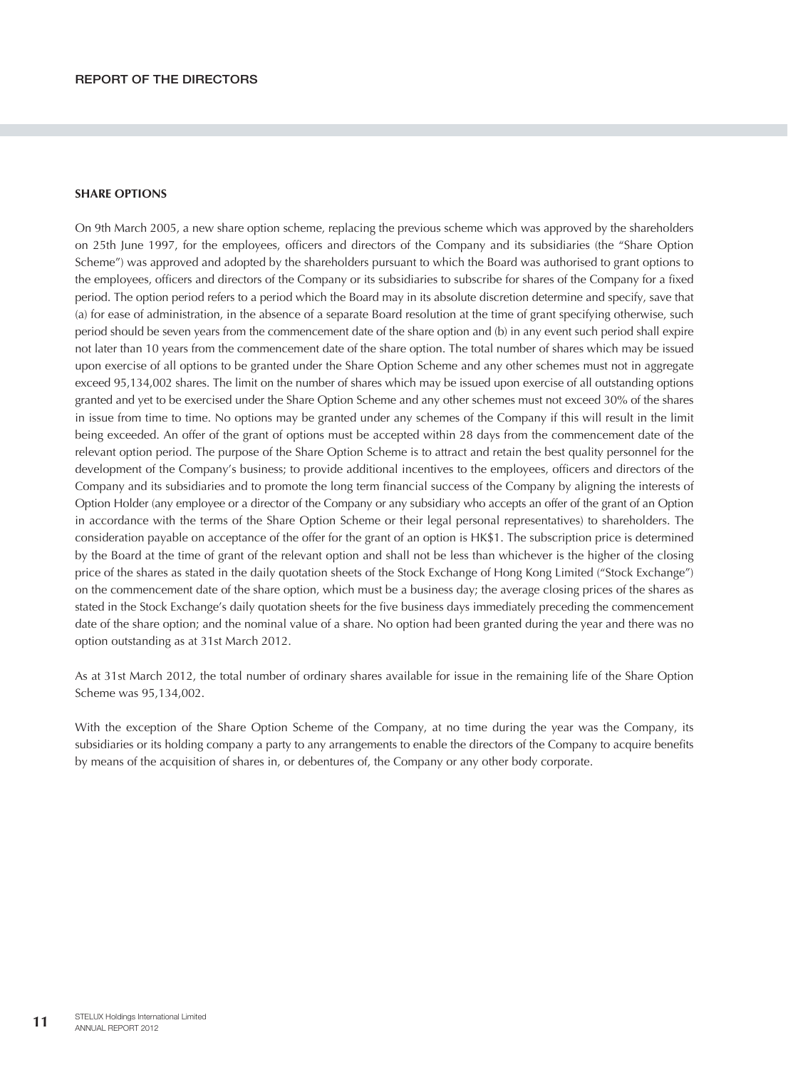## SHARE OPTIONS

On 9th March 2005, a new share option scheme, replacing the previous scheme which was approved by the shareholders on 25th June 1997, for the employees, officers and directors of the Company and its subsidiaries (the "Share Option Scheme") was approved and adopted by the shareholders pursuant to which the Board was authorised to grant options to the employees, officers and directors of the Company or its subsidiaries to subscribe for shares of the Company for a fixed period. The option period refers to a period which the Board may in its absolute discretion determine and specify, save that (a) for ease of administration, in the absence of a separate Board resolution at the time of grant specifying otherwise, such period should be seven years from the commencement date of the share option and (b) in any event such period shall expire not later than 10 years from the commencement date of the share option. The total number of shares which may be issued upon exercise of all options to be granted under the Share Option Scheme and any other schemes must not in aggregate exceed 95,134,002 shares. The limit on the number of shares which may be issued upon exercise of all outstanding options granted and yet to be exercised under the Share Option Scheme and any other schemes must not exceed 30% of the shares in issue from time to time. No options may be granted under any schemes of the Company if this will result in the limit being exceeded. An offer of the grant of options must be accepted within 28 days from the commencement date of the relevant option period. The purpose of the Share Option Scheme is to attract and retain the best quality personnel for the development of the Company's business; to provide additional incentives to the employees, officers and directors of the Company and its subsidiaries and to promote the long term financial success of the Company by aligning the interests of Option Holder (any employee or a director of the Company or any subsidiary who accepts an offer of the grant of an Option in accordance with the terms of the Share Option Scheme or their legal personal representatives) to shareholders. The consideration payable on acceptance of the offer for the grant of an option is HK$1. The subscription price is determined by the Board at the time of grant of the relevant option and shall not be less than whichever is the higher of the closing price of the shares as stated in the daily quotation sheets of the Stock Exchange of Hong Kong Limited ("Stock Exchange") on the commencement date of the share option, which must be a business day; the average closing prices of the shares as stated in the Stock Exchange's daily quotation sheets for the five business days immediately preceding the commencement date of the share option; and the nominal value of a share. No option had been granted during the year and there was no option outstanding as at 31st March 2012.

As at 31st March 2012, the total number of ordinary shares available for issue in the remaining life of the Share Option Scheme was 95,134,002.

With the exception of the Share Option Scheme of the Company, at no time during the year was the Company, its subsidiaries or its holding company a party to any arrangements to enable the directors of the Company to acquire benefits by means of the acquisition of shares in, or debentures of, the Company or any other body corporate.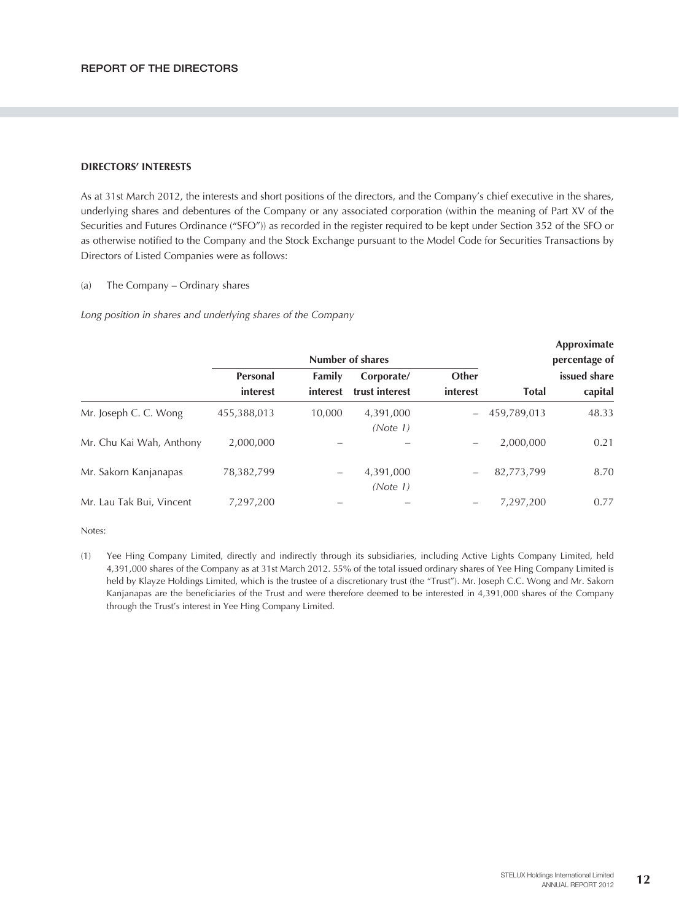## DIRECTORS' INTERESTS

As at 31st March 2012, the interests and short positions of the directors, and the Company's chief executive in the shares, underlying shares and debentures of the Company or any associated corporation (within the meaning of Part XV of the Securities and Futures Ordinance ("SFO")) as recorded in the register required to be kept under Section 352 of the SFO or as otherwise notified to the Company and the Stock Exchange pursuant to the Model Code for Securities Transactions by Directors of Listed Companies were as follows:

(a) The Company – Ordinary shares

*Long position in shares and underlying shares of the Company*

| | Number of shares | | | | | Approximate percentage of issued share capital |
|---|---|---|---|---|---|---|
| | Personal interest | Family interest | Corporate/ trust interest | Other interest | Total | |
| Mr. Joseph C. C. Wong | 455,388,013 | 10,000 | 4,391,000 *(Note 1)* | – | 459,789,013 | 48.33 |
| Mr. Chu Kai Wah, Anthony | 2,000,000 | – | – | – | 2,000,000 | 0.21 |
| Mr. Sakorn Kanjanapas | 78,382,799 | – | 4,391,000 *(Note 1)* | – | 82,773,799 | 8.70 |
| Mr. Lau Tak Bui, Vincent | 7,297,200 | – | – | – | 7,297,200 | 0.77 |

Notes:

(1) Yee Hing Company Limited, directly and indirectly through its subsidiaries, including Active Lights Company Limited, held 4,391,000 shares of the Company as at 31st March 2012. 55% of the total issued ordinary shares of Yee Hing Company Limited is held by Klayze Holdings Limited, which is the trustee of a discretionary trust (the "Trust"). Mr. Joseph C.C. Wong and Mr. Sakorn Kanjanapas are the beneficiaries of the Trust and were therefore deemed to be interested in 4,391,000 shares of the Company through the Trust's interest in Yee Hing Company Limited.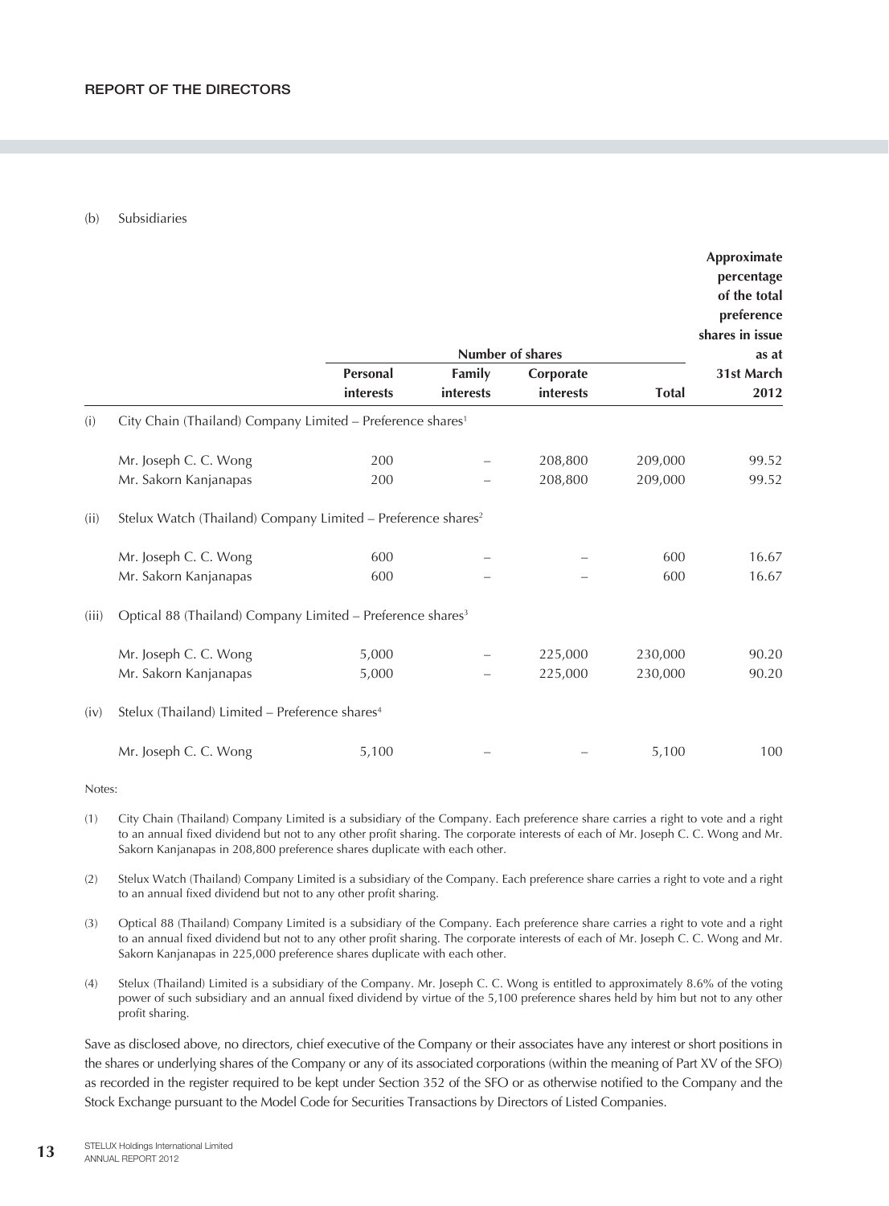(b) Subsidiaries

| | | Number of shares | | | | Approximate percentage of the total preference shares in issue as at 31st March 2012 |
|---|---|---|---|---|---|---|
| | | Personal interests | Family interests | Corporate interests | Total | |
| (i) | City Chain (Thailand) Company Limited – Preference shares[1] | | | | | |
| | Mr. Joseph C. C. Wong | 200 | – | 208,800 | 209,000 | 99.52 |
| | Mr. Sakorn Kanjanapas | 200 | – | 208,800 | 209,000 | 99.52 |
| (ii) | Stelux Watch (Thailand) Company Limited – Preference shares[2] | | | | | |
| | Mr. Joseph C. C. Wong | 600 | – | – | 600 | 16.67 |
| | Mr. Sakorn Kanjanapas | 600 | – | – | 600 | 16.67 |
| (iii) | Optical 88 (Thailand) Company Limited – Preference shares[3] | | | | | |
| | Mr. Joseph C. C. Wong | 5,000 | – | 225,000 | 230,000 | 90.20 |
| | Mr. Sakorn Kanjanapas | 5,000 | – | 225,000 | 230,000 | 90.20 |
| (iv) | Stelux (Thailand) Limited – Preference shares[4] | | | | | |
| | Mr. Joseph C. C. Wong | 5,100 | – | – | 5,100 | 100 |

Notes:

(1) City Chain (Thailand) Company Limited is a subsidiary of the Company. Each preference share carries a right to vote and a right to an annual fixed dividend but not to any other profit sharing. The corporate interests of each of Mr. Joseph C. C. Wong and Mr. Sakorn Kanjanapas in 208,800 preference shares duplicate with each other.

(2) Stelux Watch (Thailand) Company Limited is a subsidiary of the Company. Each preference share carries a right to vote and a right to an annual fixed dividend but not to any other profit sharing.

(3) Optical 88 (Thailand) Company Limited is a subsidiary of the Company. Each preference share carries a right to vote and a right to an annual fixed dividend but not to any other profit sharing. The corporate interests of each of Mr. Joseph C. C. Wong and Mr. Sakorn Kanjanapas in 225,000 preference shares duplicate with each other.

(4) Stelux (Thailand) Limited is a subsidiary of the Company. Mr. Joseph C. C. Wong is entitled to approximately 8.6% of the voting power of such subsidiary and an annual fixed dividend by virtue of the 5,100 preference shares held by him but not to any other profit sharing.

Save as disclosed above, no directors, chief executive of the Company or their associates have any interest or short positions in the shares or underlying shares of the Company or any of its associated corporations (within the meaning of Part XV of the SFO) as recorded in the register required to be kept under Section 352 of the SFO or as otherwise notified to the Company and the Stock Exchange pursuant to the Model Code for Securities Transactions by Directors of Listed Companies.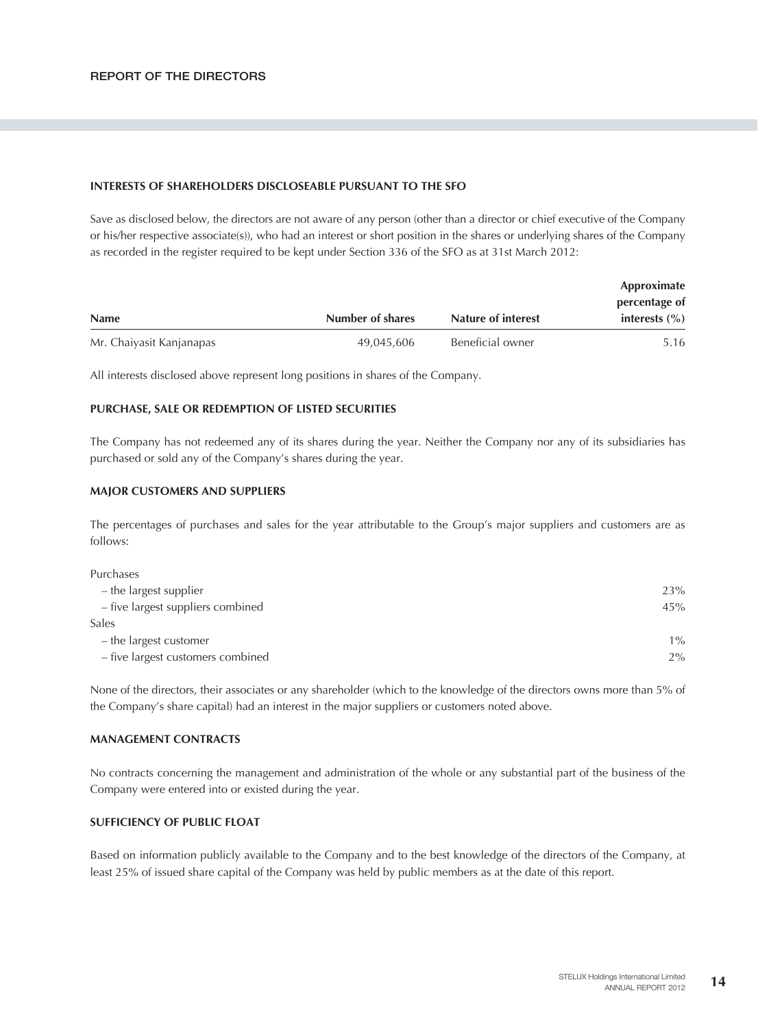## INTERESTS OF SHAREHOLDERS DISCLOSEABLE PURSUANT TO THE SFO

Save as disclosed below, the directors are not aware of any person (other than a director or chief executive of the Company or his/her respective associate(s)), who had an interest or short position in the shares or underlying shares of the Company as recorded in the register required to be kept under Section 336 of the SFO as at 31st March 2012:

| Name | Number of shares | Nature of interest | Approximate percentage of interests (%) |
|---|---|---|---|
| Mr. Chaiyasit Kanjanapas | 49,045,606 | Beneficial owner | 5.16 |

All interests disclosed above represent long positions in shares of the Company.

## PURCHASE, SALE OR REDEMPTION OF LISTED SECURITIES

The Company has not redeemed any of its shares during the year. Neither the Company nor any of its subsidiaries has purchased or sold any of the Company's shares during the year.

## MAJOR CUSTOMERS AND SUPPLIERS

The percentages of purchases and sales for the year attributable to the Group's major suppliers and customers are as follows:

| | |
|---|---|
| Purchases | |
| – the largest supplier | 23% |
| – five largest suppliers combined | 45% |
| Sales | |
| – the largest customer | 1% |
| – five largest customers combined | 2% |

None of the directors, their associates or any shareholder (which to the knowledge of the directors owns more than 5% of the Company's share capital) had an interest in the major suppliers or customers noted above.

## MANAGEMENT CONTRACTS

No contracts concerning the management and administration of the whole or any substantial part of the business of the Company were entered into or existed during the year.

## SUFFICIENCY OF PUBLIC FLOAT

Based on information publicly available to the Company and to the best knowledge of the directors of the Company, at least 25% of issued share capital of the Company was held by public members as at the date of this report.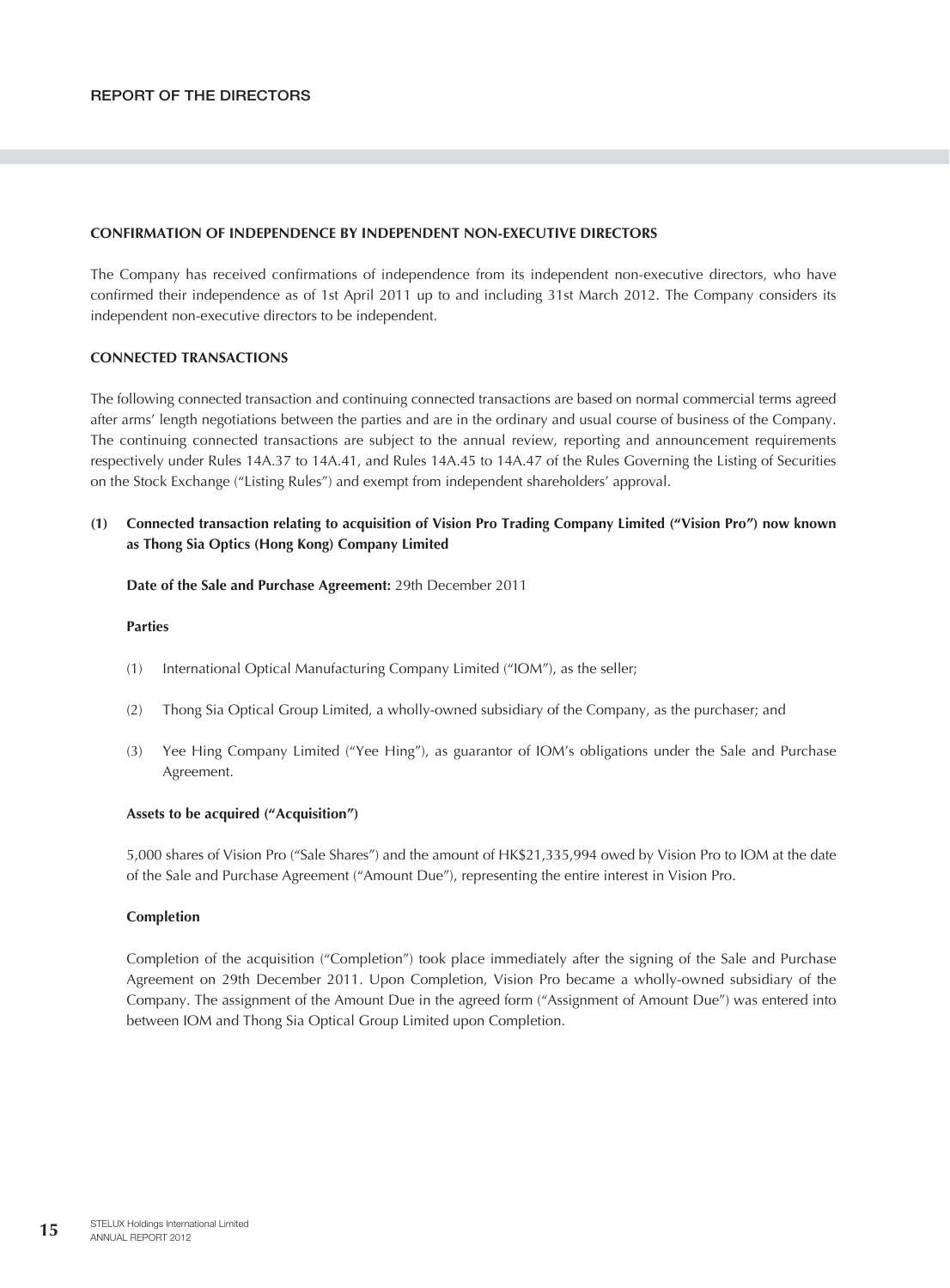## CONFIRMATION OF INDEPENDENCE BY INDEPENDENT NON-EXECUTIVE DIRECTORS

The Company has received confirmations of independence from its independent non-executive directors, who have confirmed their independence as of 1st April 2011 up to and including 31st March 2012. The Company considers its independent non-executive directors to be independent.

## CONNECTED TRANSACTIONS

The following connected transaction and continuing connected transactions are based on normal commercial terms agreed after arms' length negotiations between the parties and are in the ordinary and usual course of business of the Company. The continuing connected transactions are subject to the annual review, reporting and announcement requirements respectively under Rules 14A.37 to 14A.41, and Rules 14A.45 to 14A.47 of the Rules Governing the Listing of Securities on the Stock Exchange ("Listing Rules") and exempt from independent shareholders' approval.

### (1) Connected transaction relating to acquisition of Vision Pro Trading Company Limited ("Vision Pro") now known as Thong Sia Optics (Hong Kong) Company Limited

**Date of the Sale and Purchase Agreement:** 29th December 2011

**Parties**

(1) International Optical Manufacturing Company Limited ("IOM"), as the seller;

(2) Thong Sia Optical Group Limited, a wholly-owned subsidiary of the Company, as the purchaser; and

(3) Yee Hing Company Limited ("Yee Hing"), as guarantor of IOM's obligations under the Sale and Purchase Agreement.

**Assets to be acquired ("Acquisition")**

5,000 shares of Vision Pro ("Sale Shares") and the amount of HK$21,335,994 owed by Vision Pro to IOM at the date of the Sale and Purchase Agreement ("Amount Due"), representing the entire interest in Vision Pro.

**Completion**

Completion of the acquisition ("Completion") took place immediately after the signing of the Sale and Purchase Agreement on 29th December 2011. Upon Completion, Vision Pro became a wholly-owned subsidiary of the Company. The assignment of the Amount Due in the agreed form ("Assignment of Amount Due") was entered into between IOM and Thong Sia Optical Group Limited upon Completion.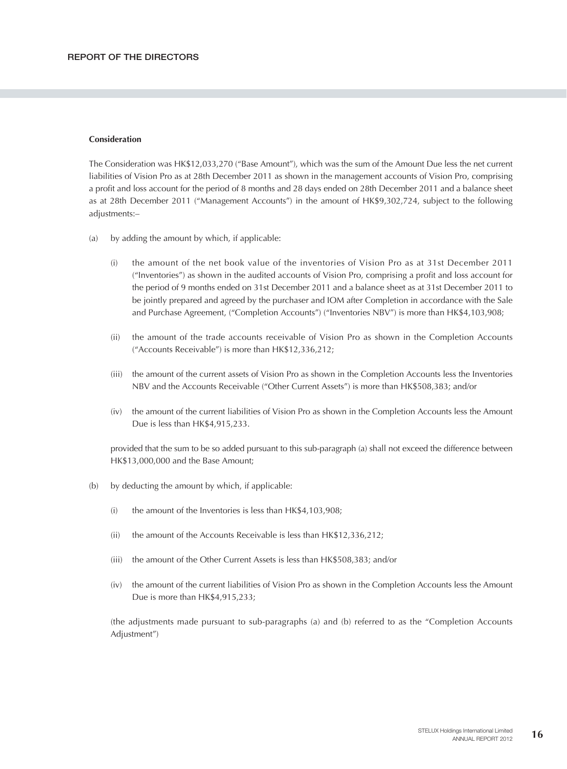**Consideration**

The Consideration was HK$12,033,270 ("Base Amount"), which was the sum of the Amount Due less the net current liabilities of Vision Pro as at 28th December 2011 as shown in the management accounts of Vision Pro, comprising a profit and loss account for the period of 8 months and 28 days ended on 28th December 2011 and a balance sheet as at 28th December 2011 ("Management Accounts") in the amount of HK$9,302,724, subject to the following adjustments:–

(a) by adding the amount by which, if applicable:

(i) the amount of the net book value of the inventories of Vision Pro as at 31st December 2011 ("Inventories") as shown in the audited accounts of Vision Pro, comprising a profit and loss account for the period of 9 months ended on 31st December 2011 and a balance sheet as at 31st December 2011 to be jointly prepared and agreed by the purchaser and IOM after Completion in accordance with the Sale and Purchase Agreement, ("Completion Accounts") ("Inventories NBV") is more than HK$4,103,908;

(ii) the amount of the trade accounts receivable of Vision Pro as shown in the Completion Accounts ("Accounts Receivable") is more than HK$12,336,212;

(iii) the amount of the current assets of Vision Pro as shown in the Completion Accounts less the Inventories NBV and the Accounts Receivable ("Other Current Assets") is more than HK$508,383; and/or

(iv) the amount of the current liabilities of Vision Pro as shown in the Completion Accounts less the Amount Due is less than HK$4,915,233.

provided that the sum to be so added pursuant to this sub-paragraph (a) shall not exceed the difference between HK$13,000,000 and the Base Amount;

(b) by deducting the amount by which, if applicable:

(i) the amount of the Inventories is less than HK$4,103,908;

(ii) the amount of the Accounts Receivable is less than HK$12,336,212;

(iii) the amount of the Other Current Assets is less than HK$508,383; and/or

(iv) the amount of the current liabilities of Vision Pro as shown in the Completion Accounts less the Amount Due is more than HK$4,915,233;

(the adjustments made pursuant to sub-paragraphs (a) and (b) referred to as the "Completion Accounts Adjustment")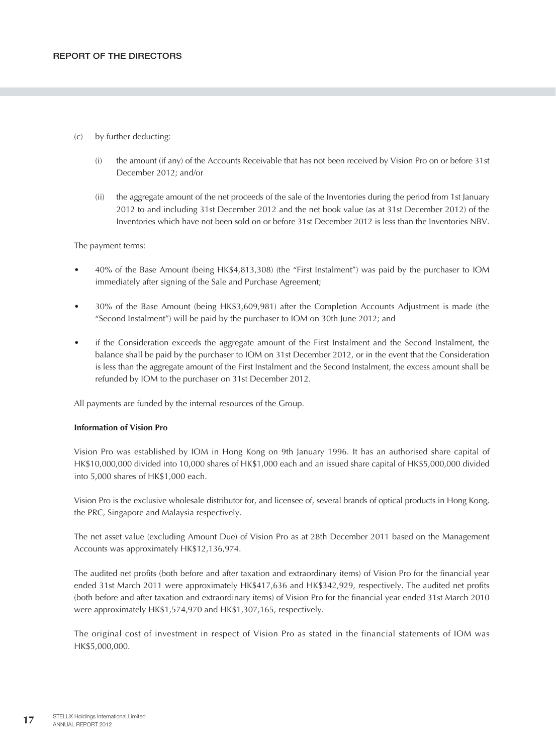(c) by further deducting:

   (i) the amount (if any) of the Accounts Receivable that has not been received by Vision Pro on or before 31st December 2012; and/or

   (ii) the aggregate amount of the net proceeds of the sale of the Inventories during the period from 1st January 2012 to and including 31st December 2012 and the net book value (as at 31st December 2012) of the Inventories which have not been sold on or before 31st December 2012 is less than the Inventories NBV.

The payment terms:

- 40% of the Base Amount (being HK$4,813,308) (the "First Instalment") was paid by the purchaser to IOM immediately after signing of the Sale and Purchase Agreement;
- 30% of the Base Amount (being HK$3,609,981) after the Completion Accounts Adjustment is made (the "Second Instalment") will be paid by the purchaser to IOM on 30th June 2012; and
- if the Consideration exceeds the aggregate amount of the First Instalment and the Second Instalment, the balance shall be paid by the purchaser to IOM on 31st December 2012, or in the event that the Consideration is less than the aggregate amount of the First Instalment and the Second Instalment, the excess amount shall be refunded by IOM to the purchaser on 31st December 2012.

All payments are funded by the internal resources of the Group.

**Information of Vision Pro**

Vision Pro was established by IOM in Hong Kong on 9th January 1996. It has an authorised share capital of HK$10,000,000 divided into 10,000 shares of HK$1,000 each and an issued share capital of HK$5,000,000 divided into 5,000 shares of HK$1,000 each.

Vision Pro is the exclusive wholesale distributor for, and licensee of, several brands of optical products in Hong Kong, the PRC, Singapore and Malaysia respectively.

The net asset value (excluding Amount Due) of Vision Pro as at 28th December 2011 based on the Management Accounts was approximately HK$12,136,974.

The audited net profits (both before and after taxation and extraordinary items) of Vision Pro for the financial year ended 31st March 2011 were approximately HK$417,636 and HK$342,929, respectively. The audited net profits (both before and after taxation and extraordinary items) of Vision Pro for the financial year ended 31st March 2010 were approximately HK$1,574,970 and HK$1,307,165, respectively.

The original cost of investment in respect of Vision Pro as stated in the financial statements of IOM was HK$5,000,000.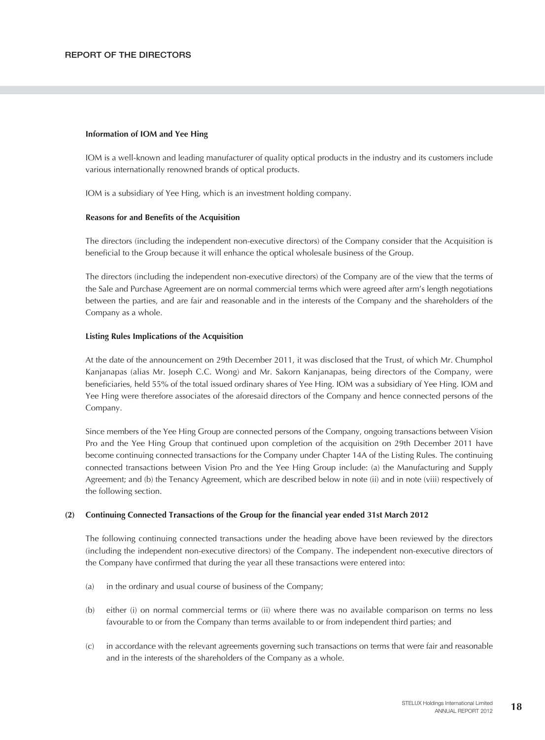**Information of IOM and Yee Hing**

IOM is a well-known and leading manufacturer of quality optical products in the industry and its customers include various internationally renowned brands of optical products.

IOM is a subsidiary of Yee Hing, which is an investment holding company.

**Reasons for and Benefits of the Acquisition**

The directors (including the independent non-executive directors) of the Company consider that the Acquisition is beneficial to the Group because it will enhance the optical wholesale business of the Group.

The directors (including the independent non-executive directors) of the Company are of the view that the terms of the Sale and Purchase Agreement are on normal commercial terms which were agreed after arm's length negotiations between the parties, and are fair and reasonable and in the interests of the Company and the shareholders of the Company as a whole.

**Listing Rules Implications of the Acquisition**

At the date of the announcement on 29th December 2011, it was disclosed that the Trust, of which Mr. Chumphol Kanjanapas (alias Mr. Joseph C.C. Wong) and Mr. Sakorn Kanjanapas, being directors of the Company, were beneficiaries, held 55% of the total issued ordinary shares of Yee Hing. IOM was a subsidiary of Yee Hing. IOM and Yee Hing were therefore associates of the aforesaid directors of the Company and hence connected persons of the Company.

Since members of the Yee Hing Group are connected persons of the Company, ongoing transactions between Vision Pro and the Yee Hing Group that continued upon completion of the acquisition on 29th December 2011 have become continuing connected transactions for the Company under Chapter 14A of the Listing Rules. The continuing connected transactions between Vision Pro and the Yee Hing Group include: (a) the Manufacturing and Supply Agreement; and (b) the Tenancy Agreement, which are described below in note (ii) and in note (viii) respectively of the following section.

**(2) Continuing Connected Transactions of the Group for the financial year ended 31st March 2012**

The following continuing connected transactions under the heading above have been reviewed by the directors (including the independent non-executive directors) of the Company. The independent non-executive directors of the Company have confirmed that during the year all these transactions were entered into:

(a) in the ordinary and usual course of business of the Company;

(b) either (i) on normal commercial terms or (ii) where there was no available comparison on terms no less favourable to or from the Company than terms available to or from independent third parties; and

(c) in accordance with the relevant agreements governing such transactions on terms that were fair and reasonable and in the interests of the shareholders of the Company as a whole.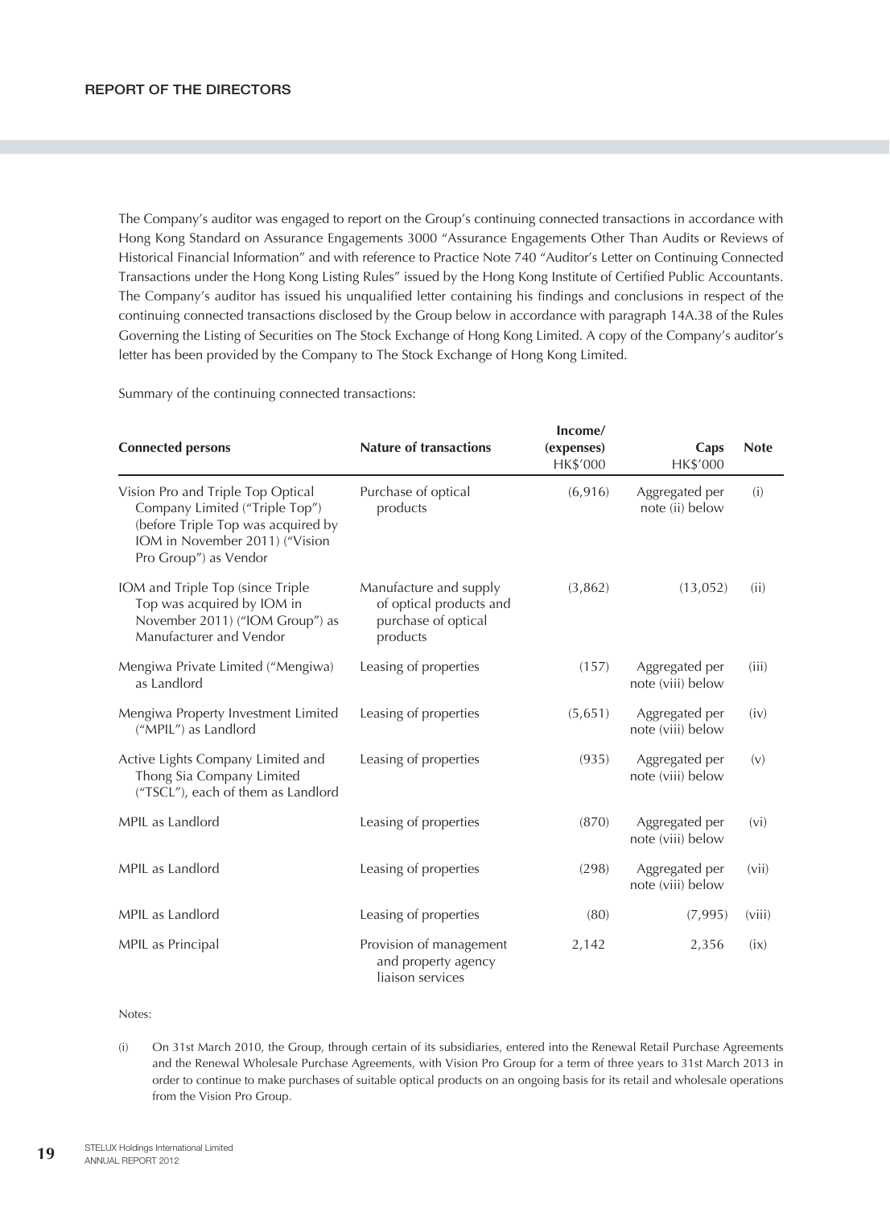The Company's auditor was engaged to report on the Group's continuing connected transactions in accordance with Hong Kong Standard on Assurance Engagements 3000 "Assurance Engagements Other Than Audits or Reviews of Historical Financial Information" and with reference to Practice Note 740 "Auditor's Letter on Continuing Connected Transactions under the Hong Kong Listing Rules" issued by the Hong Kong Institute of Certified Public Accountants. The Company's auditor has issued his unqualified letter containing his findings and conclusions in respect of the continuing connected transactions disclosed by the Group below in accordance with paragraph 14A.38 of the Rules Governing the Listing of Securities on The Stock Exchange of Hong Kong Limited. A copy of the Company's auditor's letter has been provided by the Company to The Stock Exchange of Hong Kong Limited.

Summary of the continuing connected transactions:

| Connected persons | Nature of transactions | Income/ (expenses) HK$'000 | Caps HK$'000 | Note |
|---|---|---|---|---|
| Vision Pro and Triple Top Optical Company Limited ("Triple Top") (before Triple Top was acquired by IOM in November 2011) ("Vision Pro Group") as Vendor | Purchase of optical products | (6,916) | Aggregated per note (ii) below | (i) |
| IOM and Triple Top (since Triple Top was acquired by IOM in November 2011) ("IOM Group") as Manufacturer and Vendor | Manufacture and supply of optical products and purchase of optical products | (3,862) | (13,052) | (ii) |
| Mengiwa Private Limited ("Mengiwa) as Landlord | Leasing of properties | (157) | Aggregated per note (viii) below | (iii) |
| Mengiwa Property Investment Limited ("MPIL") as Landlord | Leasing of properties | (5,651) | Aggregated per note (viii) below | (iv) |
| Active Lights Company Limited and Thong Sia Company Limited ("TSCL"), each of them as Landlord | Leasing of properties | (935) | Aggregated per note (viii) below | (v) |
| MPIL as Landlord | Leasing of properties | (870) | Aggregated per note (viii) below | (vi) |
| MPIL as Landlord | Leasing of properties | (298) | Aggregated per note (viii) below | (vii) |
| MPIL as Landlord | Leasing of properties | (80) | (7,995) | (viii) |
| MPIL as Principal | Provision of management and property agency liaison services | 2,142 | 2,356 | (ix) |

Notes:

(i) On 31st March 2010, the Group, through certain of its subsidiaries, entered into the Renewal Retail Purchase Agreements and the Renewal Wholesale Purchase Agreements, with Vision Pro Group for a term of three years to 31st March 2013 in order to continue to make purchases of suitable optical products on an ongoing basis for its retail and wholesale operations from the Vision Pro Group.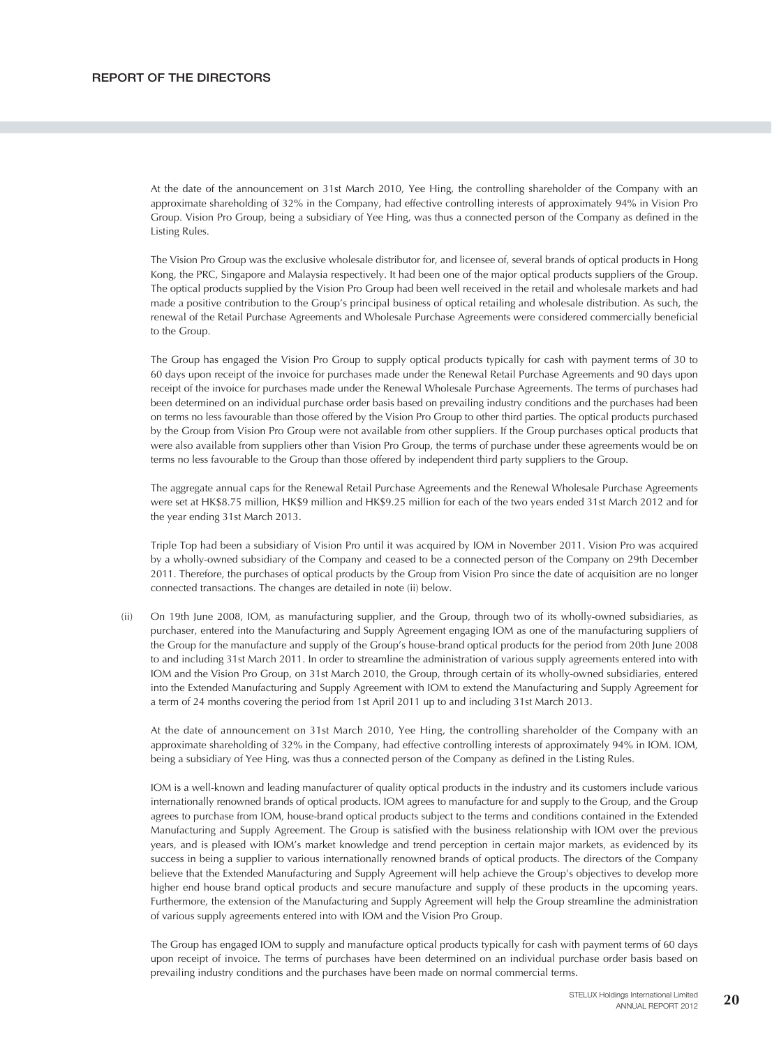At the date of the announcement on 31st March 2010, Yee Hing, the controlling shareholder of the Company with an approximate shareholding of 32% in the Company, had effective controlling interests of approximately 94% in Vision Pro Group. Vision Pro Group, being a subsidiary of Yee Hing, was thus a connected person of the Company as defined in the Listing Rules.

The Vision Pro Group was the exclusive wholesale distributor for, and licensee of, several brands of optical products in Hong Kong, the PRC, Singapore and Malaysia respectively. It had been one of the major optical products suppliers of the Group. The optical products supplied by the Vision Pro Group had been well received in the retail and wholesale markets and had made a positive contribution to the Group's principal business of optical retailing and wholesale distribution. As such, the renewal of the Retail Purchase Agreements and Wholesale Purchase Agreements were considered commercially beneficial to the Group.

The Group has engaged the Vision Pro Group to supply optical products typically for cash with payment terms of 30 to 60 days upon receipt of the invoice for purchases made under the Renewal Retail Purchase Agreements and 90 days upon receipt of the invoice for purchases made under the Renewal Wholesale Purchase Agreements. The terms of purchases had been determined on an individual purchase order basis based on prevailing industry conditions and the purchases had been on terms no less favourable than those offered by the Vision Pro Group to other third parties. The optical products purchased by the Group from Vision Pro Group were not available from other suppliers. If the Group purchases optical products that were also available from suppliers other than Vision Pro Group, the terms of purchase under these agreements would be on terms no less favourable to the Group than those offered by independent third party suppliers to the Group.

The aggregate annual caps for the Renewal Retail Purchase Agreements and the Renewal Wholesale Purchase Agreements were set at HK$8.75 million, HK$9 million and HK$9.25 million for each of the two years ended 31st March 2012 and for the year ending 31st March 2013.

Triple Top had been a subsidiary of Vision Pro until it was acquired by IOM in November 2011. Vision Pro was acquired by a wholly-owned subsidiary of the Company and ceased to be a connected person of the Company on 29th December 2011. Therefore, the purchases of optical products by the Group from Vision Pro since the date of acquisition are no longer connected transactions. The changes are detailed in note (ii) below.

(ii) On 19th June 2008, IOM, as manufacturing supplier, and the Group, through two of its wholly-owned subsidiaries, as purchaser, entered into the Manufacturing and Supply Agreement engaging IOM as one of the manufacturing suppliers of the Group for the manufacture and supply of the Group's house-brand optical products for the period from 20th June 2008 to and including 31st March 2011. In order to streamline the administration of various supply agreements entered into with IOM and the Vision Pro Group, on 31st March 2010, the Group, through certain of its wholly-owned subsidiaries, entered into the Extended Manufacturing and Supply Agreement with IOM to extend the Manufacturing and Supply Agreement for a term of 24 months covering the period from 1st April 2011 up to and including 31st March 2013.

At the date of announcement on 31st March 2010, Yee Hing, the controlling shareholder of the Company with an approximate shareholding of 32% in the Company, had effective controlling interests of approximately 94% in IOM. IOM, being a subsidiary of Yee Hing, was thus a connected person of the Company as defined in the Listing Rules.

IOM is a well-known and leading manufacturer of quality optical products in the industry and its customers include various internationally renowned brands of optical products. IOM agrees to manufacture for and supply to the Group, and the Group agrees to purchase from IOM, house-brand optical products subject to the terms and conditions contained in the Extended Manufacturing and Supply Agreement. The Group is satisfied with the business relationship with IOM over the previous years, and is pleased with IOM's market knowledge and trend perception in certain major markets, as evidenced by its success in being a supplier to various internationally renowned brands of optical products. The directors of the Company believe that the Extended Manufacturing and Supply Agreement will help achieve the Group's objectives to develop more higher end house brand optical products and secure manufacture and supply of these products in the upcoming years. Furthermore, the extension of the Manufacturing and Supply Agreement will help the Group streamline the administration of various supply agreements entered into with IOM and the Vision Pro Group.

The Group has engaged IOM to supply and manufacture optical products typically for cash with payment terms of 60 days upon receipt of invoice. The terms of purchases have been determined on an individual purchase order basis based on prevailing industry conditions and the purchases have been made on normal commercial terms.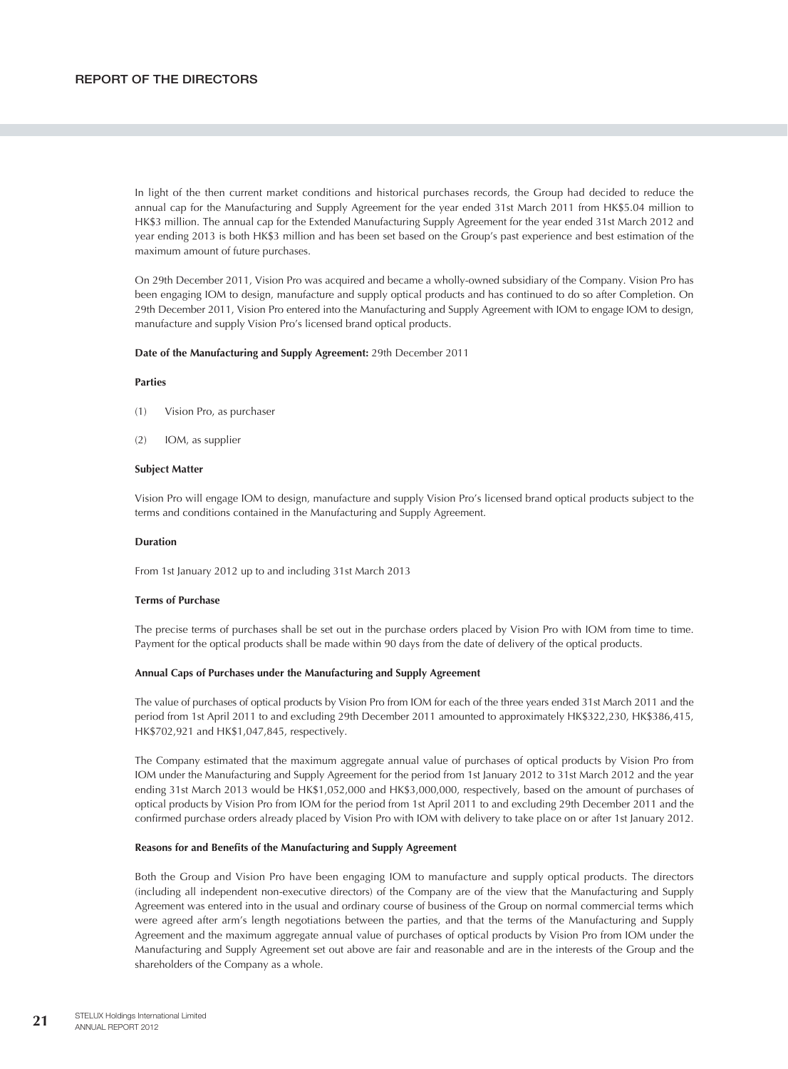In light of the then current market conditions and historical purchases records, the Group had decided to reduce the annual cap for the Manufacturing and Supply Agreement for the year ended 31st March 2011 from HK$5.04 million to HK$3 million. The annual cap for the Extended Manufacturing Supply Agreement for the year ended 31st March 2012 and year ending 2013 is both HK$3 million and has been set based on the Group's past experience and best estimation of the maximum amount of future purchases.

On 29th December 2011, Vision Pro was acquired and became a wholly-owned subsidiary of the Company. Vision Pro has been engaging IOM to design, manufacture and supply optical products and has continued to do so after Completion. On 29th December 2011, Vision Pro entered into the Manufacturing and Supply Agreement with IOM to engage IOM to design, manufacture and supply Vision Pro's licensed brand optical products.

**Date of the Manufacturing and Supply Agreement:** 29th December 2011

**Parties**

(1) Vision Pro, as purchaser

(2) IOM, as supplier

**Subject Matter**

Vision Pro will engage IOM to design, manufacture and supply Vision Pro's licensed brand optical products subject to the terms and conditions contained in the Manufacturing and Supply Agreement.

**Duration**

From 1st January 2012 up to and including 31st March 2013

**Terms of Purchase**

The precise terms of purchases shall be set out in the purchase orders placed by Vision Pro with IOM from time to time. Payment for the optical products shall be made within 90 days from the date of delivery of the optical products.

**Annual Caps of Purchases under the Manufacturing and Supply Agreement**

The value of purchases of optical products by Vision Pro from IOM for each of the three years ended 31st March 2011 and the period from 1st April 2011 to and excluding 29th December 2011 amounted to approximately HK$322,230, HK$386,415, HK$702,921 and HK$1,047,845, respectively.

The Company estimated that the maximum aggregate annual value of purchases of optical products by Vision Pro from IOM under the Manufacturing and Supply Agreement for the period from 1st January 2012 to 31st March 2012 and the year ending 31st March 2013 would be HK$1,052,000 and HK$3,000,000, respectively, based on the amount of purchases of optical products by Vision Pro from IOM for the period from 1st April 2011 to and excluding 29th December 2011 and the confirmed purchase orders already placed by Vision Pro with IOM with delivery to take place on or after 1st January 2012.

**Reasons for and Benefits of the Manufacturing and Supply Agreement**

Both the Group and Vision Pro have been engaging IOM to manufacture and supply optical products. The directors (including all independent non-executive directors) of the Company are of the view that the Manufacturing and Supply Agreement was entered into in the usual and ordinary course of business of the Group on normal commercial terms which were agreed after arm's length negotiations between the parties, and that the terms of the Manufacturing and Supply Agreement and the maximum aggregate annual value of purchases of optical products by Vision Pro from IOM under the Manufacturing and Supply Agreement set out above are fair and reasonable and are in the interests of the Group and the shareholders of the Company as a whole.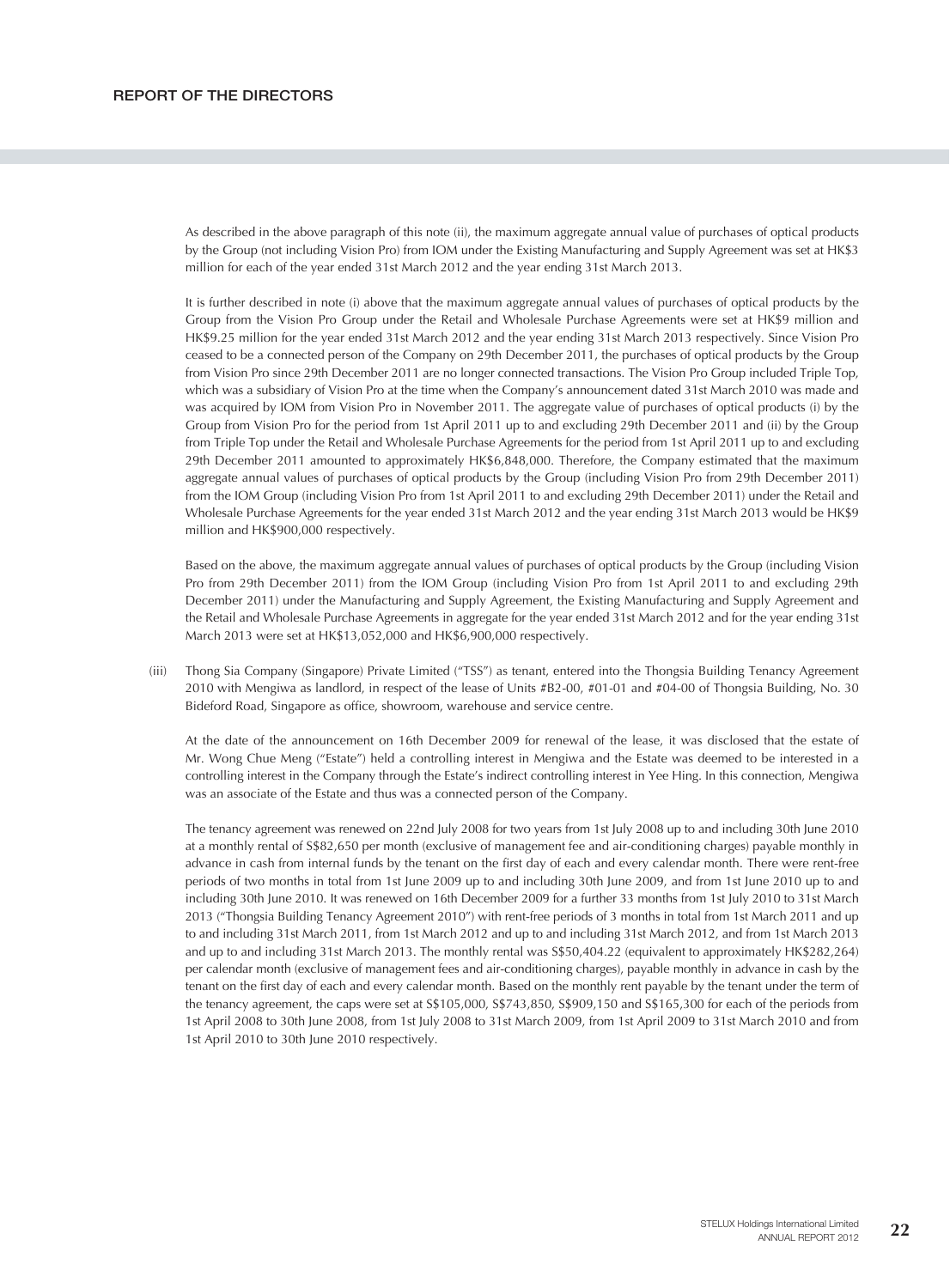As described in the above paragraph of this note (ii), the maximum aggregate annual value of purchases of optical products by the Group (not including Vision Pro) from IOM under the Existing Manufacturing and Supply Agreement was set at HK$3 million for each of the year ended 31st March 2012 and the year ending 31st March 2013.

It is further described in note (i) above that the maximum aggregate annual values of purchases of optical products by the Group from the Vision Pro Group under the Retail and Wholesale Purchase Agreements were set at HK$9 million and HK$9.25 million for the year ended 31st March 2012 and the year ending 31st March 2013 respectively. Since Vision Pro ceased to be a connected person of the Company on 29th December 2011, the purchases of optical products by the Group from Vision Pro since 29th December 2011 are no longer connected transactions. The Vision Pro Group included Triple Top, which was a subsidiary of Vision Pro at the time when the Company's announcement dated 31st March 2010 was made and was acquired by IOM from Vision Pro in November 2011. The aggregate value of purchases of optical products (i) by the Group from Vision Pro for the period from 1st April 2011 up to and excluding 29th December 2011 and (ii) by the Group from Triple Top under the Retail and Wholesale Purchase Agreements for the period from 1st April 2011 up to and excluding 29th December 2011 amounted to approximately HK$6,848,000. Therefore, the Company estimated that the maximum aggregate annual values of purchases of optical products by the Group (including Vision Pro from 29th December 2011) from the IOM Group (including Vision Pro from 1st April 2011 to and excluding 29th December 2011) under the Retail and Wholesale Purchase Agreements for the year ended 31st March 2012 and the year ending 31st March 2013 would be HK$9 million and HK$900,000 respectively.

Based on the above, the maximum aggregate annual values of purchases of optical products by the Group (including Vision Pro from 29th December 2011) from the IOM Group (including Vision Pro from 1st April 2011 to and excluding 29th December 2011) under the Manufacturing and Supply Agreement, the Existing Manufacturing and Supply Agreement and the Retail and Wholesale Purchase Agreements in aggregate for the year ended 31st March 2012 and for the year ending 31st March 2013 were set at HK$13,052,000 and HK$6,900,000 respectively.

(iii) Thong Sia Company (Singapore) Private Limited ("TSS") as tenant, entered into the Thongsia Building Tenancy Agreement 2010 with Mengiwa as landlord, in respect of the lease of Units #B2-00, #01-01 and #04-00 of Thongsia Building, No. 30 Bideford Road, Singapore as office, showroom, warehouse and service centre.

At the date of the announcement on 16th December 2009 for renewal of the lease, it was disclosed that the estate of Mr. Wong Chue Meng ("Estate") held a controlling interest in Mengiwa and the Estate was deemed to be interested in a controlling interest in the Company through the Estate's indirect controlling interest in Yee Hing. In this connection, Mengiwa was an associate of the Estate and thus was a connected person of the Company.

The tenancy agreement was renewed on 22nd July 2008 for two years from 1st July 2008 up to and including 30th June 2010 at a monthly rental of S$82,650 per month (exclusive of management fee and air-conditioning charges) payable monthly in advance in cash from internal funds by the tenant on the first day of each and every calendar month. There were rent-free periods of two months in total from 1st June 2009 up to and including 30th June 2009, and from 1st June 2010 up to and including 30th June 2010. It was renewed on 16th December 2009 for a further 33 months from 1st July 2010 to 31st March 2013 ("Thongsia Building Tenancy Agreement 2010") with rent-free periods of 3 months in total from 1st March 2011 and up to and including 31st March 2011, from 1st March 2012 and up to and including 31st March 2012, and from 1st March 2013 and up to and including 31st March 2013. The monthly rental was S$50,404.22 (equivalent to approximately HK$282,264) per calendar month (exclusive of management fees and air-conditioning charges), payable monthly in advance in cash by the tenant on the first day of each and every calendar month. Based on the monthly rent payable by the tenant under the term of the tenancy agreement, the caps were set at S$105,000, S$743,850, S$909,150 and S$165,300 for each of the periods from 1st April 2008 to 30th June 2008, from 1st July 2008 to 31st March 2009, from 1st April 2009 to 31st March 2010 and from 1st April 2010 to 30th June 2010 respectively.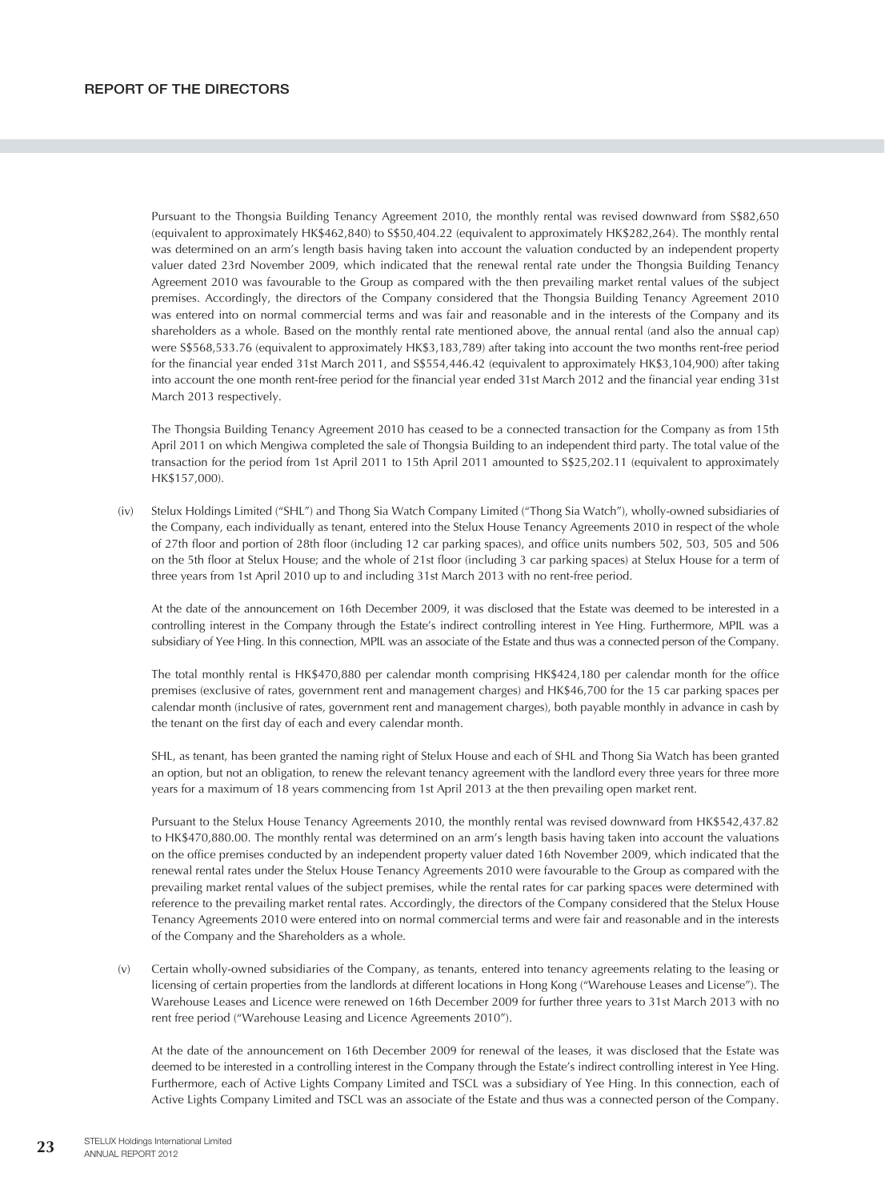Pursuant to the Thongsia Building Tenancy Agreement 2010, the monthly rental was revised downward from S$82,650 (equivalent to approximately HK$462,840) to S$50,404.22 (equivalent to approximately HK$282,264). The monthly rental was determined on an arm's length basis having taken into account the valuation conducted by an independent property valuer dated 23rd November 2009, which indicated that the renewal rental rate under the Thongsia Building Tenancy Agreement 2010 was favourable to the Group as compared with the then prevailing market rental values of the subject premises. Accordingly, the directors of the Company considered that the Thongsia Building Tenancy Agreement 2010 was entered into on normal commercial terms and was fair and reasonable and in the interests of the Company and its shareholders as a whole. Based on the monthly rental rate mentioned above, the annual rental (and also the annual cap) were S$568,533.76 (equivalent to approximately HK$3,183,789) after taking into account the two months rent-free period for the financial year ended 31st March 2011, and S$554,446.42 (equivalent to approximately HK$3,104,900) after taking into account the one month rent-free period for the financial year ended 31st March 2012 and the financial year ending 31st March 2013 respectively.

The Thongsia Building Tenancy Agreement 2010 has ceased to be a connected transaction for the Company as from 15th April 2011 on which Mengiwa completed the sale of Thongsia Building to an independent third party. The total value of the transaction for the period from 1st April 2011 to 15th April 2011 amounted to S$25,202.11 (equivalent to approximately HK$157,000).

(iv) Stelux Holdings Limited ("SHL") and Thong Sia Watch Company Limited ("Thong Sia Watch"), wholly-owned subsidiaries of the Company, each individually as tenant, entered into the Stelux House Tenancy Agreements 2010 in respect of the whole of 27th floor and portion of 28th floor (including 12 car parking spaces), and office units numbers 502, 503, 505 and 506 on the 5th floor at Stelux House; and the whole of 21st floor (including 3 car parking spaces) at Stelux House for a term of three years from 1st April 2010 up to and including 31st March 2013 with no rent-free period.

At the date of the announcement on 16th December 2009, it was disclosed that the Estate was deemed to be interested in a controlling interest in the Company through the Estate's indirect controlling interest in Yee Hing. Furthermore, MPIL was a subsidiary of Yee Hing. In this connection, MPIL was an associate of the Estate and thus was a connected person of the Company.

The total monthly rental is HK$470,880 per calendar month comprising HK$424,180 per calendar month for the office premises (exclusive of rates, government rent and management charges) and HK$46,700 for the 15 car parking spaces per calendar month (inclusive of rates, government rent and management charges), both payable monthly in advance in cash by the tenant on the first day of each and every calendar month.

SHL, as tenant, has been granted the naming right of Stelux House and each of SHL and Thong Sia Watch has been granted an option, but not an obligation, to renew the relevant tenancy agreement with the landlord every three years for three more years for a maximum of 18 years commencing from 1st April 2013 at the then prevailing open market rent.

Pursuant to the Stelux House Tenancy Agreements 2010, the monthly rental was revised downward from HK$542,437.82 to HK$470,880.00. The monthly rental was determined on an arm's length basis having taken into account the valuations on the office premises conducted by an independent property valuer dated 16th November 2009, which indicated that the renewal rental rates under the Stelux House Tenancy Agreements 2010 were favourable to the Group as compared with the prevailing market rental values of the subject premises, while the rental rates for car parking spaces were determined with reference to the prevailing market rental rates. Accordingly, the directors of the Company considered that the Stelux House Tenancy Agreements 2010 were entered into on normal commercial terms and were fair and reasonable and in the interests of the Company and the Shareholders as a whole.

(v) Certain wholly-owned subsidiaries of the Company, as tenants, entered into tenancy agreements relating to the leasing or licensing of certain properties from the landlords at different locations in Hong Kong ("Warehouse Leases and License"). The Warehouse Leases and Licence were renewed on 16th December 2009 for further three years to 31st March 2013 with no rent free period ("Warehouse Leasing and Licence Agreements 2010").

At the date of the announcement on 16th December 2009 for renewal of the leases, it was disclosed that the Estate was deemed to be interested in a controlling interest in the Company through the Estate's indirect controlling interest in Yee Hing. Furthermore, each of Active Lights Company Limited and TSCL was a subsidiary of Yee Hing. In this connection, each of Active Lights Company Limited and TSCL was an associate of the Estate and thus was a connected person of the Company.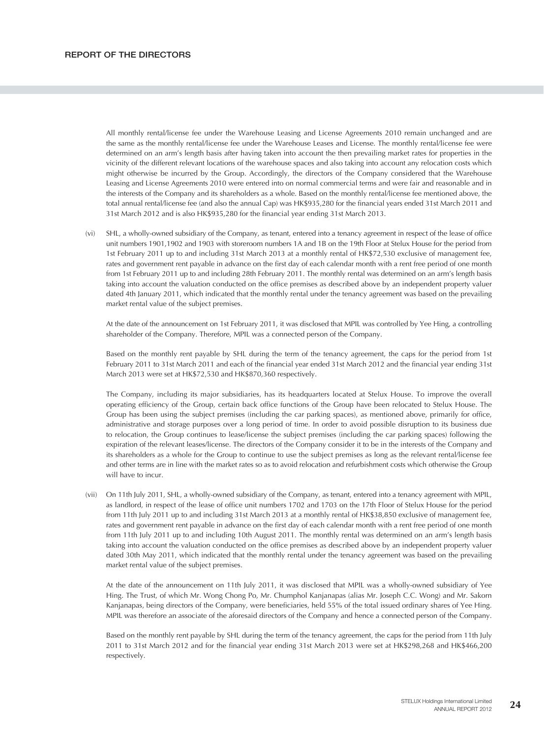All monthly rental/license fee under the Warehouse Leasing and License Agreements 2010 remain unchanged and are the same as the monthly rental/license fee under the Warehouse Leases and License. The monthly rental/license fee were determined on an arm's length basis after having taken into account the then prevailing market rates for properties in the vicinity of the different relevant locations of the warehouse spaces and also taking into account any relocation costs which might otherwise be incurred by the Group. Accordingly, the directors of the Company considered that the Warehouse Leasing and License Agreements 2010 were entered into on normal commercial terms and were fair and reasonable and in the interests of the Company and its shareholders as a whole. Based on the monthly rental/license fee mentioned above, the total annual rental/license fee (and also the annual Cap) was HK$935,280 for the financial years ended 31st March 2011 and 31st March 2012 and is also HK$935,280 for the financial year ending 31st March 2013.

(vi) SHL, a wholly-owned subsidiary of the Company, as tenant, entered into a tenancy agreement in respect of the lease of office unit numbers 1901,1902 and 1903 with storeroom numbers 1A and 1B on the 19th Floor at Stelux House for the period from 1st February 2011 up to and including 31st March 2013 at a monthly rental of HK$72,530 exclusive of management fee, rates and government rent payable in advance on the first day of each calendar month with a rent free period of one month from 1st February 2011 up to and including 28th February 2011. The monthly rental was determined on an arm's length basis taking into account the valuation conducted on the office premises as described above by an independent property valuer dated 4th January 2011, which indicated that the monthly rental under the tenancy agreement was based on the prevailing market rental value of the subject premises.

At the date of the announcement on 1st February 2011, it was disclosed that MPIL was controlled by Yee Hing, a controlling shareholder of the Company. Therefore, MPIL was a connected person of the Company.

Based on the monthly rent payable by SHL during the term of the tenancy agreement, the caps for the period from 1st February 2011 to 31st March 2011 and each of the financial year ended 31st March 2012 and the financial year ending 31st March 2013 were set at HK$72,530 and HK$870,360 respectively.

The Company, including its major subsidiaries, has its headquarters located at Stelux House. To improve the overall operating efficiency of the Group, certain back office functions of the Group have been relocated to Stelux House. The Group has been using the subject premises (including the car parking spaces), as mentioned above, primarily for office, administrative and storage purposes over a long period of time. In order to avoid possible disruption to its business due to relocation, the Group continues to lease/license the subject premises (including the car parking spaces) following the expiration of the relevant leases/license. The directors of the Company consider it to be in the interests of the Company and its shareholders as a whole for the Group to continue to use the subject premises as long as the relevant rental/license fee and other terms are in line with the market rates so as to avoid relocation and refurbishment costs which otherwise the Group will have to incur.

(vii) On 11th July 2011, SHL, a wholly-owned subsidiary of the Company, as tenant, entered into a tenancy agreement with MPIL, as landlord, in respect of the lease of office unit numbers 1702 and 1703 on the 17th Floor of Stelux House for the period from 11th July 2011 up to and including 31st March 2013 at a monthly rental of HK$38,850 exclusive of management fee, rates and government rent payable in advance on the first day of each calendar month with a rent free period of one month from 11th July 2011 up to and including 10th August 2011. The monthly rental was determined on an arm's length basis taking into account the valuation conducted on the office premises as described above by an independent property valuer dated 30th May 2011, which indicated that the monthly rental under the tenancy agreement was based on the prevailing market rental value of the subject premises.

At the date of the announcement on 11th July 2011, it was disclosed that MPIL was a wholly-owned subsidiary of Yee Hing. The Trust, of which Mr. Wong Chong Po, Mr. Chumphol Kanjanapas (alias Mr. Joseph C.C. Wong) and Mr. Sakorn Kanjanapas, being directors of the Company, were beneficiaries, held 55% of the total issued ordinary shares of Yee Hing. MPIL was therefore an associate of the aforesaid directors of the Company and hence a connected person of the Company.

Based on the monthly rent payable by SHL during the term of the tenancy agreement, the caps for the period from 11th July 2011 to 31st March 2012 and for the financial year ending 31st March 2013 were set at HK$298,268 and HK$466,200 respectively.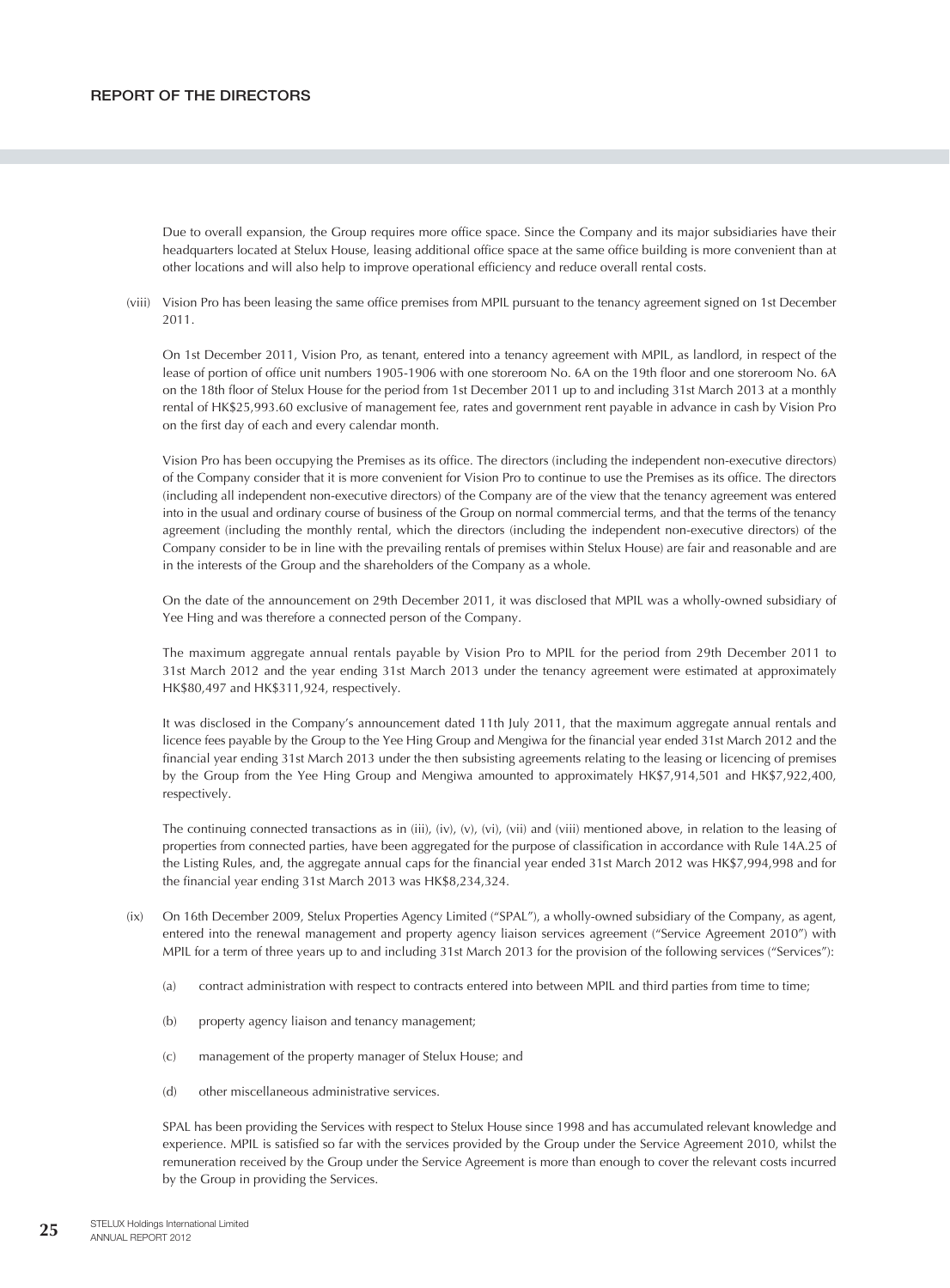Due to overall expansion, the Group requires more office space. Since the Company and its major subsidiaries have their headquarters located at Stelux House, leasing additional office space at the same office building is more convenient than at other locations and will also help to improve operational efficiency and reduce overall rental costs.

(viii) Vision Pro has been leasing the same office premises from MPIL pursuant to the tenancy agreement signed on 1st December 2011.

On 1st December 2011, Vision Pro, as tenant, entered into a tenancy agreement with MPIL, as landlord, in respect of the lease of portion of office unit numbers 1905-1906 with one storeroom No. 6A on the 19th floor and one storeroom No. 6A on the 18th floor of Stelux House for the period from 1st December 2011 up to and including 31st March 2013 at a monthly rental of HK$25,993.60 exclusive of management fee, rates and government rent payable in advance in cash by Vision Pro on the first day of each and every calendar month.

Vision Pro has been occupying the Premises as its office. The directors (including the independent non-executive directors) of the Company consider that it is more convenient for Vision Pro to continue to use the Premises as its office. The directors (including all independent non-executive directors) of the Company are of the view that the tenancy agreement was entered into in the usual and ordinary course of business of the Group on normal commercial terms, and that the terms of the tenancy agreement (including the monthly rental, which the directors (including the independent non-executive directors) of the Company consider to be in line with the prevailing rentals of premises within Stelux House) are fair and reasonable and are in the interests of the Group and the shareholders of the Company as a whole.

On the date of the announcement on 29th December 2011, it was disclosed that MPIL was a wholly-owned subsidiary of Yee Hing and was therefore a connected person of the Company.

The maximum aggregate annual rentals payable by Vision Pro to MPIL for the period from 29th December 2011 to 31st March 2012 and the year ending 31st March 2013 under the tenancy agreement were estimated at approximately HK$80,497 and HK$311,924, respectively.

It was disclosed in the Company's announcement dated 11th July 2011, that the maximum aggregate annual rentals and licence fees payable by the Group to the Yee Hing Group and Mengiwa for the financial year ended 31st March 2012 and the financial year ending 31st March 2013 under the then subsisting agreements relating to the leasing or licencing of premises by the Group from the Yee Hing Group and Mengiwa amounted to approximately HK$7,914,501 and HK$7,922,400, respectively.

The continuing connected transactions as in (iii), (iv), (v), (vi), (vii) and (viii) mentioned above, in relation to the leasing of properties from connected parties, have been aggregated for the purpose of classification in accordance with Rule 14A.25 of the Listing Rules, and, the aggregate annual caps for the financial year ended 31st March 2012 was HK$7,994,998 and for the financial year ending 31st March 2013 was HK$8,234,324.

(ix) On 16th December 2009, Stelux Properties Agency Limited ("SPAL"), a wholly-owned subsidiary of the Company, as agent, entered into the renewal management and property agency liaison services agreement ("Service Agreement 2010") with MPIL for a term of three years up to and including 31st March 2013 for the provision of the following services ("Services"):

(a) contract administration with respect to contracts entered into between MPIL and third parties from time to time;

(b) property agency liaison and tenancy management;

(c) management of the property manager of Stelux House; and

(d) other miscellaneous administrative services.

SPAL has been providing the Services with respect to Stelux House since 1998 and has accumulated relevant knowledge and experience. MPIL is satisfied so far with the services provided by the Group under the Service Agreement 2010, whilst the remuneration received by the Group under the Service Agreement is more than enough to cover the relevant costs incurred by the Group in providing the Services.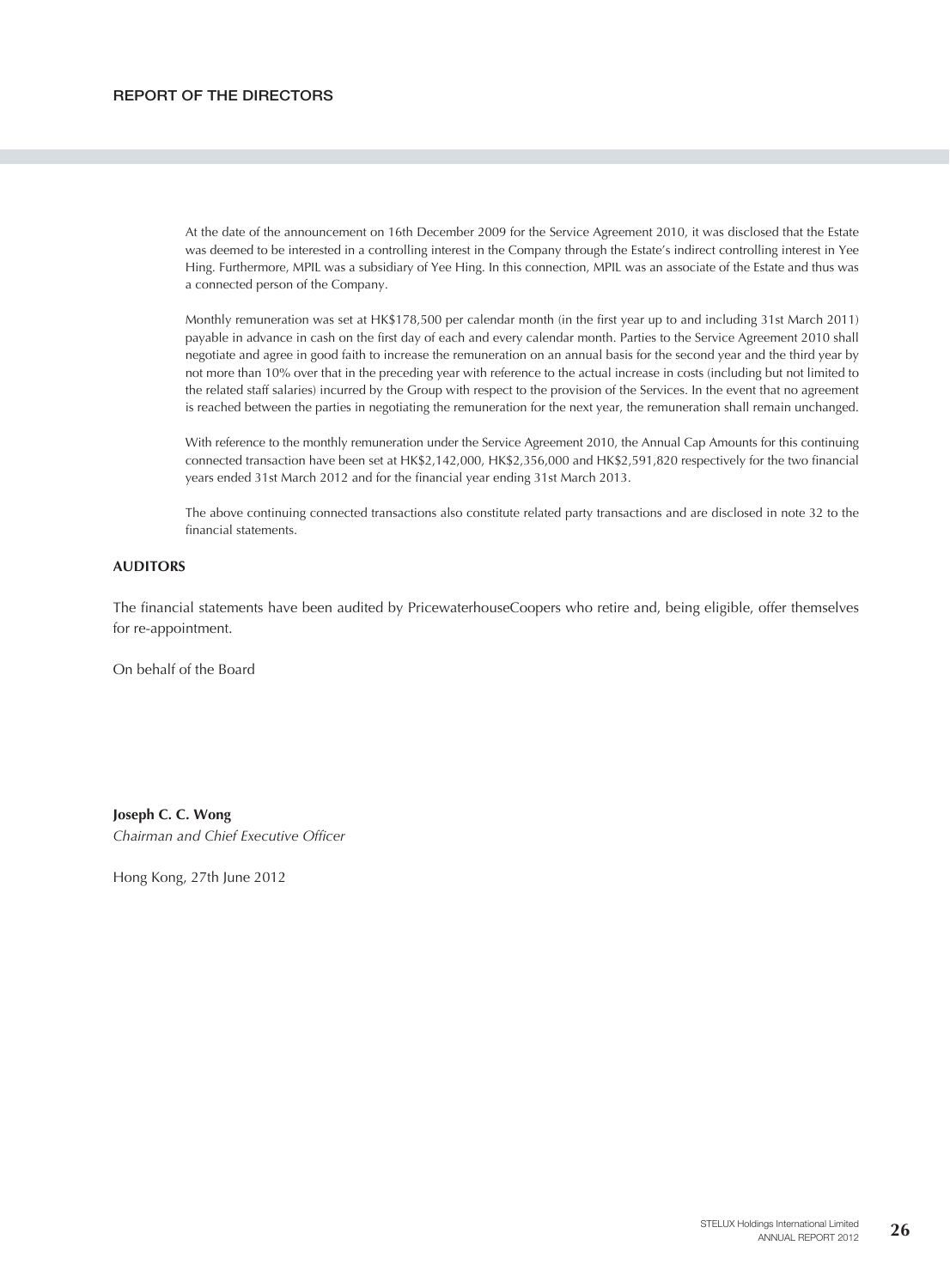At the date of the announcement on 16th December 2009 for the Service Agreement 2010, it was disclosed that the Estate was deemed to be interested in a controlling interest in the Company through the Estate's indirect controlling interest in Yee Hing. Furthermore, MPIL was a subsidiary of Yee Hing. In this connection, MPIL was an associate of the Estate and thus was a connected person of the Company.

Monthly remuneration was set at HK$178,500 per calendar month (in the first year up to and including 31st March 2011) payable in advance in cash on the first day of each and every calendar month. Parties to the Service Agreement 2010 shall negotiate and agree in good faith to increase the remuneration on an annual basis for the second year and the third year by not more than 10% over that in the preceding year with reference to the actual increase in costs (including but not limited to the related staff salaries) incurred by the Group with respect to the provision of the Services. In the event that no agreement is reached between the parties in negotiating the remuneration for the next year, the remuneration shall remain unchanged.

With reference to the monthly remuneration under the Service Agreement 2010, the Annual Cap Amounts for this continuing connected transaction have been set at HK$2,142,000, HK$2,356,000 and HK$2,591,820 respectively for the two financial years ended 31st March 2012 and for the financial year ending 31st March 2013.

The above continuing connected transactions also constitute related party transactions and are disclosed in note 32 to the financial statements.

## AUDITORS

The financial statements have been audited by PricewaterhouseCoopers who retire and, being eligible, offer themselves for re-appointment.

On behalf of the Board

**Joseph C. C. Wong**
*Chairman and Chief Executive Officer*

Hong Kong, 27th June 2012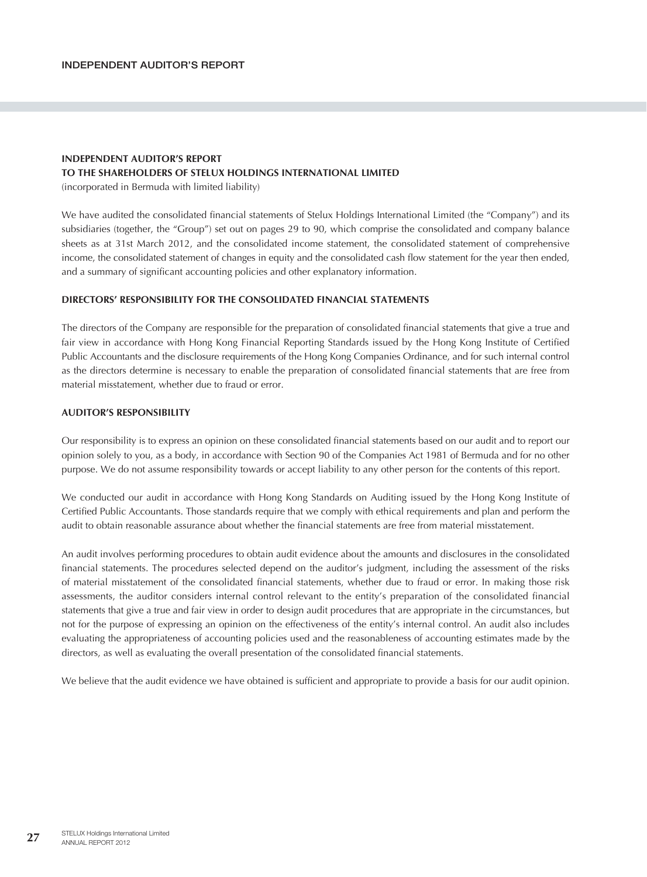# INDEPENDENT AUDITOR'S REPORT

## INDEPENDENT AUDITOR'S REPORT
## TO THE SHAREHOLDERS OF STELUX HOLDINGS INTERNATIONAL LIMITED

(incorporated in Bermuda with limited liability)

We have audited the consolidated financial statements of Stelux Holdings International Limited (the "Company") and its subsidiaries (together, the "Group") set out on pages 29 to 90, which comprise the consolidated and company balance sheets as at 31st March 2012, and the consolidated income statement, the consolidated statement of comprehensive income, the consolidated statement of changes in equity and the consolidated cash flow statement for the year then ended, and a summary of significant accounting policies and other explanatory information.

### DIRECTORS' RESPONSIBILITY FOR THE CONSOLIDATED FINANCIAL STATEMENTS

The directors of the Company are responsible for the preparation of consolidated financial statements that give a true and fair view in accordance with Hong Kong Financial Reporting Standards issued by the Hong Kong Institute of Certified Public Accountants and the disclosure requirements of the Hong Kong Companies Ordinance, and for such internal control as the directors determine is necessary to enable the preparation of consolidated financial statements that are free from material misstatement, whether due to fraud or error.

### AUDITOR'S RESPONSIBILITY

Our responsibility is to express an opinion on these consolidated financial statements based on our audit and to report our opinion solely to you, as a body, in accordance with Section 90 of the Companies Act 1981 of Bermuda and for no other purpose. We do not assume responsibility towards or accept liability to any other person for the contents of this report.

We conducted our audit in accordance with Hong Kong Standards on Auditing issued by the Hong Kong Institute of Certified Public Accountants. Those standards require that we comply with ethical requirements and plan and perform the audit to obtain reasonable assurance about whether the financial statements are free from material misstatement.

An audit involves performing procedures to obtain audit evidence about the amounts and disclosures in the consolidated financial statements. The procedures selected depend on the auditor's judgment, including the assessment of the risks of material misstatement of the consolidated financial statements, whether due to fraud or error. In making those risk assessments, the auditor considers internal control relevant to the entity's preparation of the consolidated financial statements that give a true and fair view in order to design audit procedures that are appropriate in the circumstances, but not for the purpose of expressing an opinion on the effectiveness of the entity's internal control. An audit also includes evaluating the appropriateness of accounting policies used and the reasonableness of accounting estimates made by the directors, as well as evaluating the overall presentation of the consolidated financial statements.

We believe that the audit evidence we have obtained is sufficient and appropriate to provide a basis for our audit opinion.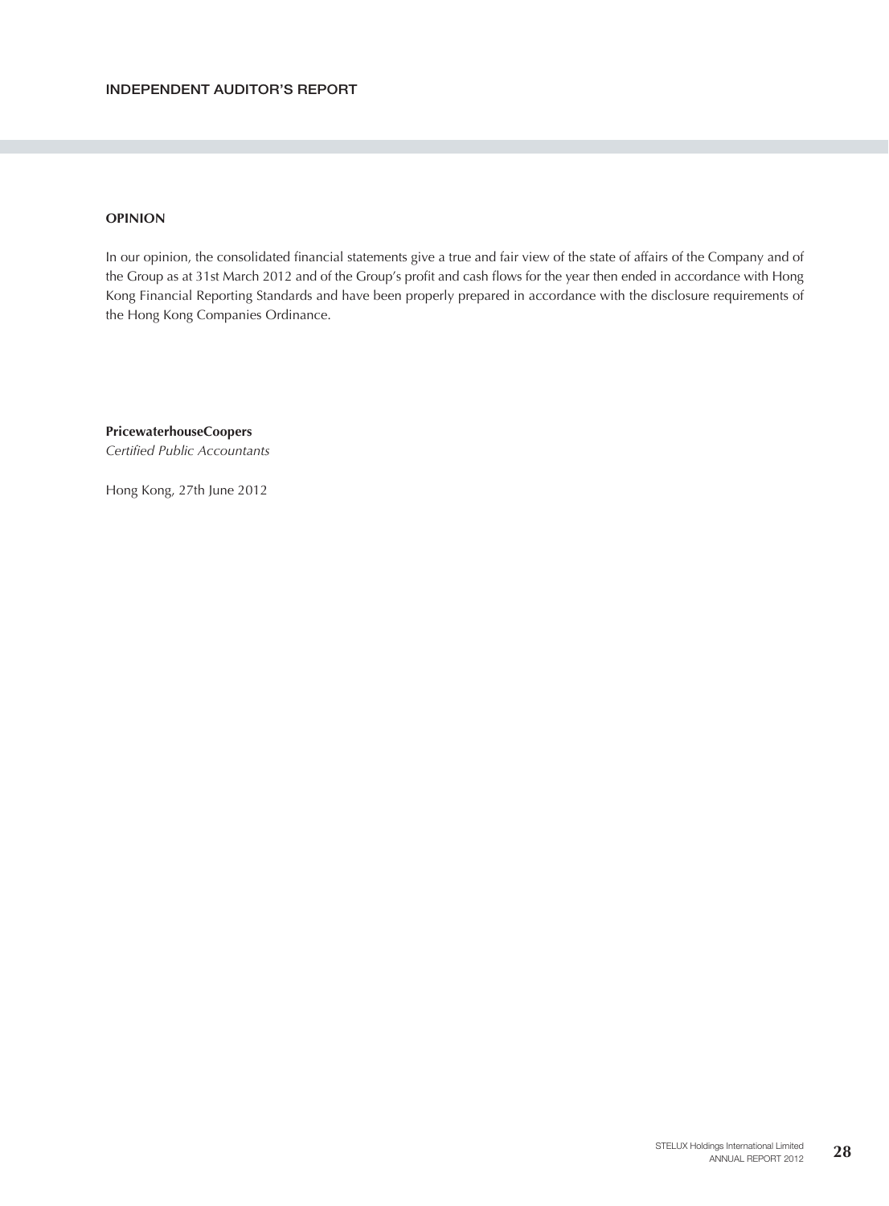## OPINION

In our opinion, the consolidated financial statements give a true and fair view of the state of affairs of the Company and of the Group as at 31st March 2012 and of the Group's profit and cash flows for the year then ended in accordance with Hong Kong Financial Reporting Standards and have been properly prepared in accordance with the disclosure requirements of the Hong Kong Companies Ordinance.

**PricewaterhouseCoopers**
*Certified Public Accountants*

Hong Kong, 27th June 2012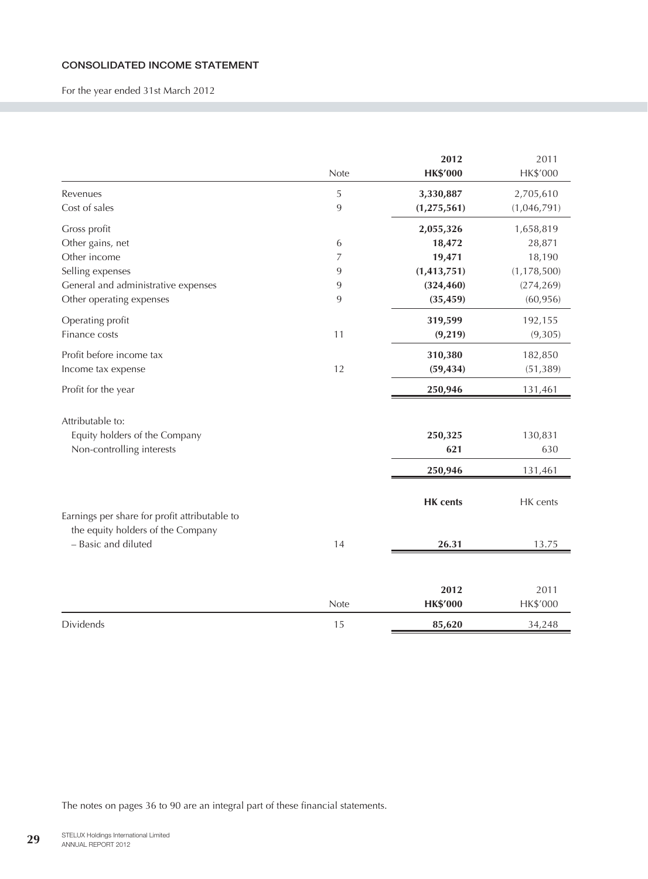## CONSOLIDATED INCOME STATEMENT

For the year ended 31st March 2012

| | Note | 2012<br>HK$'000 | 2011<br>HK$'000 |
|---|---|---|---|
| Revenues | 5 | **3,330,887** | 2,705,610 |
| Cost of sales | 9 | **(1,275,561)** | (1,046,791) |
| Gross profit | | **2,055,326** | 1,658,819 |
| Other gains, net | 6 | **18,472** | 28,871 |
| Other income | 7 | **19,471** | 18,190 |
| Selling expenses | 9 | **(1,413,751)** | (1,178,500) |
| General and administrative expenses | 9 | **(324,460)** | (274,269) |
| Other operating expenses | 9 | **(35,459)** | (60,956) |
| Operating profit | | **319,599** | 192,155 |
| Finance costs | 11 | **(9,219)** | (9,305) |
| Profit before income tax | | **310,380** | 182,850 |
| Income tax expense | 12 | **(59,434)** | (51,389) |
| Profit for the year | | **250,946** | 131,461 |
| Attributable to: | | | |
| Equity holders of the Company | | **250,325** | 130,831 |
| Non-controlling interests | | **621** | 630 |
| | | **250,946** | 131,461 |
| | | **HK cents** | HK cents |
| Earnings per share for profit attributable to the equity holders of the Company – Basic and diluted | 14 | **26.31** | 13.75 |

| | Note | 2012<br>HK$'000 | 2011<br>HK$'000 |
|---|---|---|---|
| Dividends | 15 | **85,620** | 34,248 |

The notes on pages 36 to 90 are an integral part of these financial statements.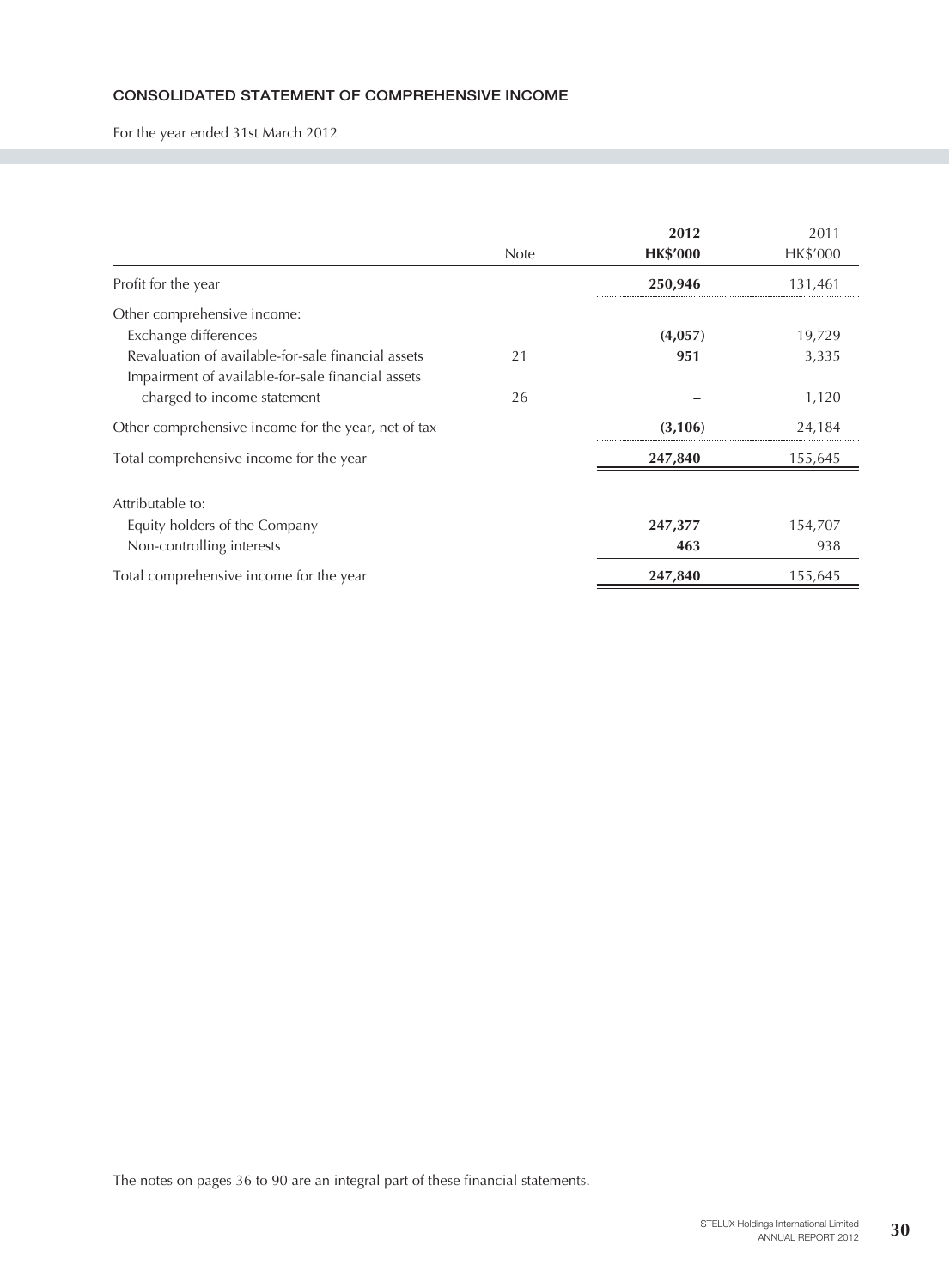# CONSOLIDATED STATEMENT OF COMPREHENSIVE INCOME

For the year ended 31st March 2012

| | Note | **2012 HK$'000** | 2011 HK$'000 |
|---|---|---|---|
| Profit for the year | | **250,946** | 131,461 |
| Other comprehensive income: | | | |
| Exchange differences | | **(4,057)** | 19,729 |
| Revaluation of available-for-sale financial assets | 21 | **951** | 3,335 |
| Impairment of available-for-sale financial assets charged to income statement | 26 | **–** | 1,120 |
| Other comprehensive income for the year, net of tax | | **(3,106)** | 24,184 |
| Total comprehensive income for the year | | **247,840** | 155,645 |
| Attributable to: | | | |
| Equity holders of the Company | | **247,377** | 154,707 |
| Non-controlling interests | | **463** | 938 |
| Total comprehensive income for the year | | **247,840** | 155,645 |

The notes on pages 36 to 90 are an integral part of these financial statements.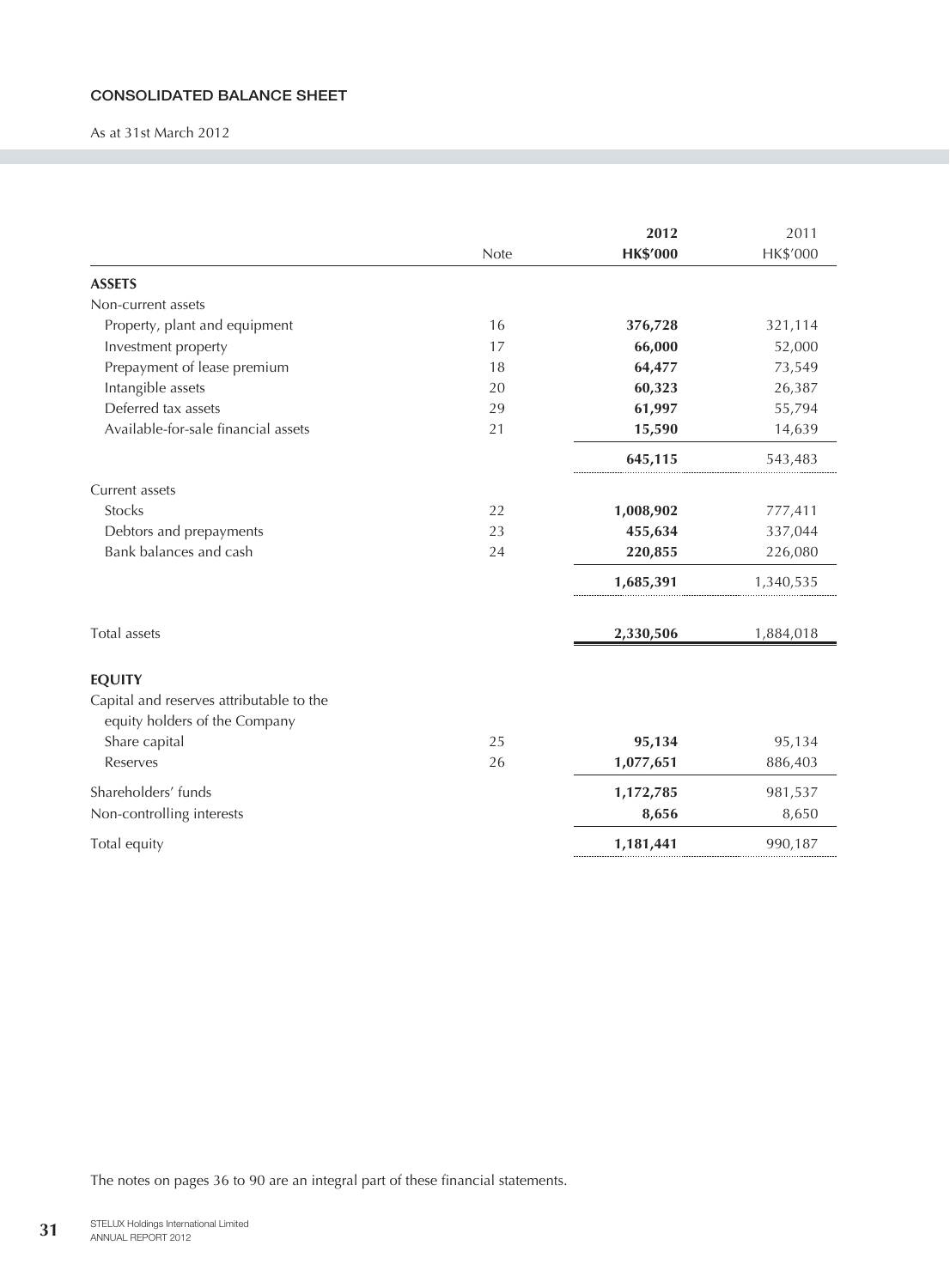## CONSOLIDATED BALANCE SHEET

As at 31st March 2012

| | Note | 2012<br>HK$'000 | 2011<br>HK$'000 |
|---|---|---|---|
| **ASSETS** | | | |
| Non-current assets | | | |
| Property, plant and equipment | 16 | **376,728** | 321,114 |
| Investment property | 17 | **66,000** | 52,000 |
| Prepayment of lease premium | 18 | **64,477** | 73,549 |
| Intangible assets | 20 | **60,323** | 26,387 |
| Deferred tax assets | 29 | **61,997** | 55,794 |
| Available-for-sale financial assets | 21 | **15,590** | 14,639 |
| | | **645,115** | 543,483 |
| Current assets | | | |
| Stocks | 22 | **1,008,902** | 777,411 |
| Debtors and prepayments | 23 | **455,634** | 337,044 |
| Bank balances and cash | 24 | **220,855** | 226,080 |
| | | **1,685,391** | 1,340,535 |
| Total assets | | **2,330,506** | 1,884,018 |
| **EQUITY** | | | |
| Capital and reserves attributable to the equity holders of the Company | | | |
| Share capital | 25 | **95,134** | 95,134 |
| Reserves | 26 | **1,077,651** | 886,403 |
| Shareholders' funds | | **1,172,785** | 981,537 |
| Non-controlling interests | | **8,656** | 8,650 |
| Total equity | | **1,181,441** | 990,187 |

The notes on pages 36 to 90 are an integral part of these financial statements.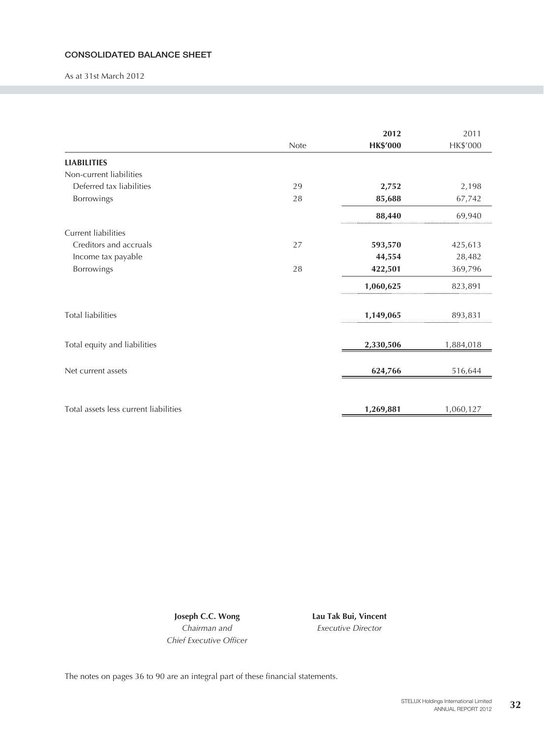## CONSOLIDATED BALANCE SHEET

As at 31st March 2012

| | Note | 2012 HK$'000 | 2011 HK$'000 |
|---|---|---|---|
| **LIABILITIES** | | | |
| Non-current liabilities | | | |
| Deferred tax liabilities | 29 | **2,752** | 2,198 |
| Borrowings | 28 | **85,688** | 67,742 |
| | | **88,440** | 69,940 |
| Current liabilities | | | |
| Creditors and accruals | 27 | **593,570** | 425,613 |
| Income tax payable | | **44,554** | 28,482 |
| Borrowings | 28 | **422,501** | 369,796 |
| | | **1,060,625** | 823,891 |
| Total liabilities | | **1,149,065** | 893,831 |
| Total equity and liabilities | | **2,330,506** | 1,884,018 |
| Net current assets | | **624,766** | 516,644 |
| Total assets less current liabilities | | **1,269,881** | 1,060,127 |

**Joseph C.C. Wong**
*Chairman and*
*Chief Executive Officer*

**Lau Tak Bui, Vincent**
*Executive Director*

The notes on pages 36 to 90 are an integral part of these financial statements.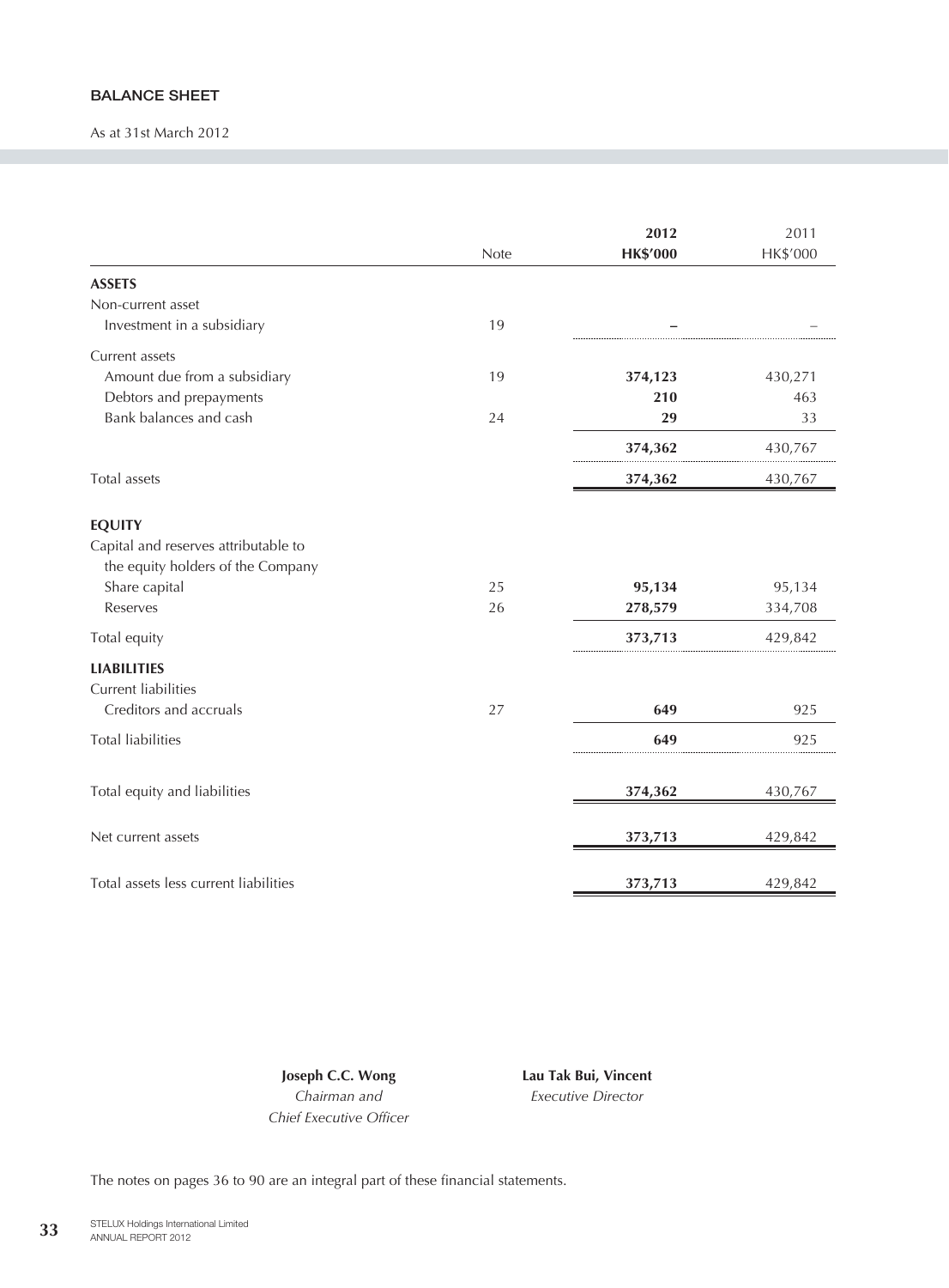## BALANCE SHEET

As at 31st March 2012

| | Note | 2012<br>HK$'000 | 2011<br>HK$'000 |
|---|---|---|---|
| **ASSETS** | | | |
| Non-current asset | | | |
| Investment in a subsidiary | 19 | **–** | – |
| Current assets | | | |
| Amount due from a subsidiary | 19 | **374,123** | 430,271 |
| Debtors and prepayments | | **210** | 463 |
| Bank balances and cash | 24 | **29** | 33 |
| | | **374,362** | 430,767 |
| Total assets | | **374,362** | 430,767 |
| **EQUITY** | | | |
| Capital and reserves attributable to the equity holders of the Company | | | |
| Share capital | 25 | **95,134** | 95,134 |
| Reserves | 26 | **278,579** | 334,708 |
| Total equity | | **373,713** | 429,842 |
| **LIABILITIES** | | | |
| Current liabilities | | | |
| Creditors and accruals | 27 | **649** | 925 |
| Total liabilities | | **649** | 925 |
| Total equity and liabilities | | **374,362** | 430,767 |
| Net current assets | | **373,713** | 429,842 |
| Total assets less current liabilities | | **373,713** | 429,842 |

**Joseph C.C. Wong**
*Chairman and Chief Executive Officer*

**Lau Tak Bui, Vincent**
*Executive Director*

The notes on pages 36 to 90 are an integral part of these financial statements.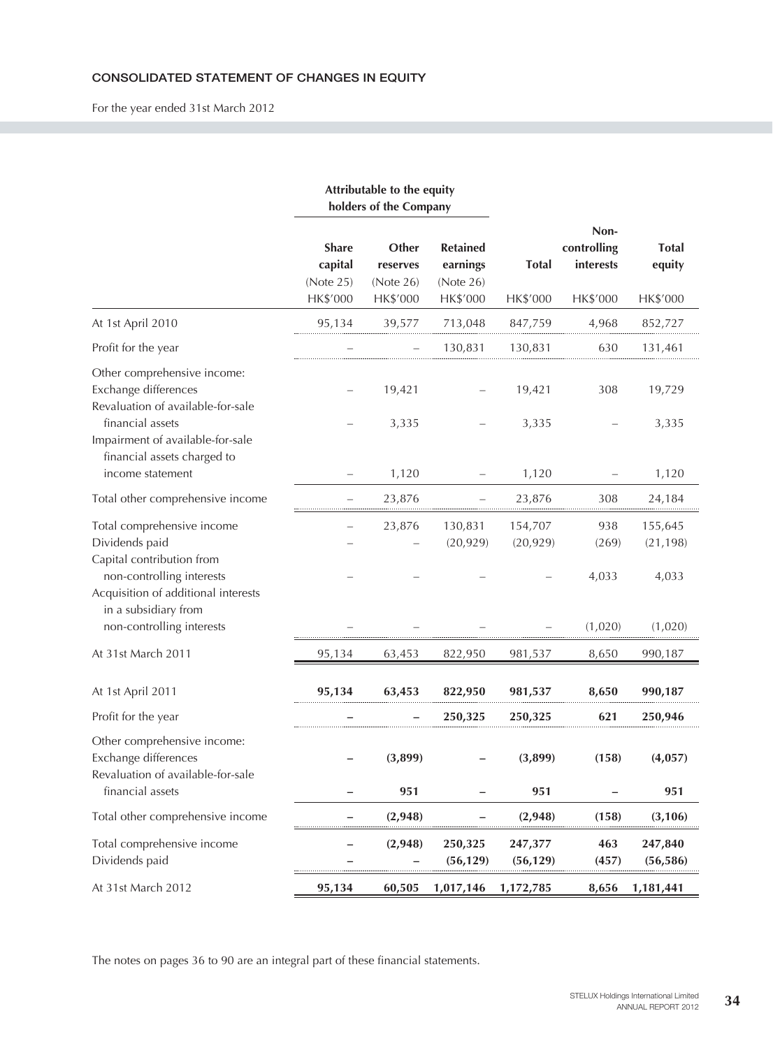## CONSOLIDATED STATEMENT OF CHANGES IN EQUITY

For the year ended 31st March 2012

| | Attributable to the equity holders of the Company | | | | | |
|---|---|---|---|---|---|---|
| | **Share capital** (Note 25) HK$'000 | **Other reserves** (Note 26) HK$'000 | **Retained earnings** (Note 26) HK$'000 | **Total** HK$'000 | **Non-controlling interests** HK$'000 | **Total equity** HK$'000 |
| At 1st April 2010 | 95,134 | 39,577 | 713,048 | 847,759 | 4,968 | 852,727 |
| Profit for the year | – | – | 130,831 | 130,831 | 630 | 131,461 |
| Other comprehensive income: | | | | | | |
| Exchange differences | – | 19,421 | – | 19,421 | 308 | 19,729 |
| Revaluation of available-for-sale financial assets | – | 3,335 | – | 3,335 | – | 3,335 |
| Impairment of available-for-sale financial assets charged to income statement | – | 1,120 | – | 1,120 | – | 1,120 |
| Total other comprehensive income | – | 23,876 | – | 23,876 | 308 | 24,184 |
| Total comprehensive income | – | 23,876 | 130,831 | 154,707 | 938 | 155,645 |
| Dividends paid | – | – | (20,929) | (20,929) | (269) | (21,198) |
| Capital contribution from non-controlling interests | – | – | – | – | 4,033 | 4,033 |
| Acquisition of additional interests in a subsidiary from non-controlling interests | – | – | – | – | (1,020) | (1,020) |
| At 31st March 2011 | 95,134 | 63,453 | 822,950 | 981,537 | 8,650 | 990,187 |
| **At 1st April 2011** | **95,134** | **63,453** | **822,950** | **981,537** | **8,650** | **990,187** |
| Profit for the year | **–** | **–** | **250,325** | **250,325** | **621** | **250,946** |
| Other comprehensive income: | | | | | | |
| Exchange differences | **–** | **(3,899)** | **–** | **(3,899)** | **(158)** | **(4,057)** |
| Revaluation of available-for-sale financial assets | **–** | **951** | **–** | **951** | **–** | **951** |
| Total other comprehensive income | **–** | **(2,948)** | **–** | **(2,948)** | **(158)** | **(3,106)** |
| Total comprehensive income | **–** | **(2,948)** | **250,325** | **247,377** | **463** | **247,840** |
| Dividends paid | **–** | **–** | **(56,129)** | **(56,129)** | **(457)** | **(56,586)** |
| At 31st March 2012 | **95,134** | **60,505** | **1,017,146** | **1,172,785** | **8,656** | **1,181,441** |

The notes on pages 36 to 90 are an integral part of these financial statements.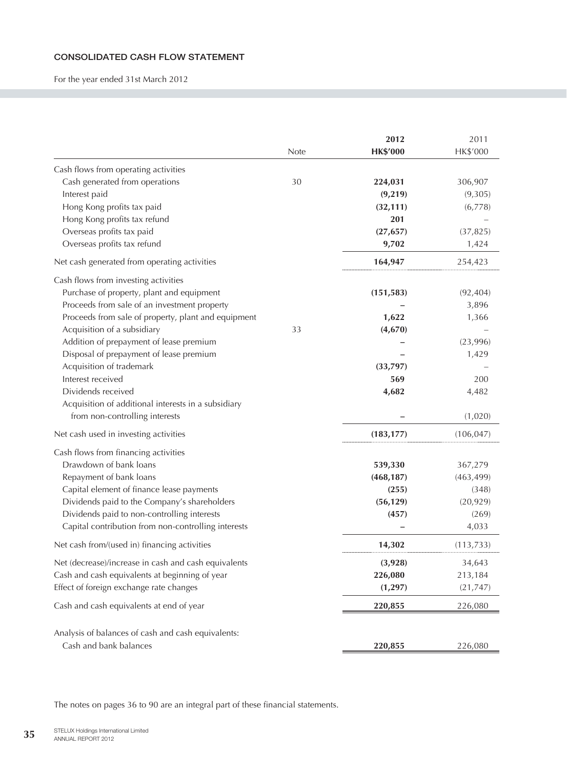## CONSOLIDATED CASH FLOW STATEMENT

For the year ended 31st March 2012

| | Note | 2012 HK$'000 | 2011 HK$'000 |
|---|---|---|---|
| Cash flows from operating activities | | | |
| Cash generated from operations | 30 | **224,031** | 306,907 |
| Interest paid | | **(9,219)** | (9,305) |
| Hong Kong profits tax paid | | **(32,111)** | (6,778) |
| Hong Kong profits tax refund | | **201** | – |
| Overseas profits tax paid | | **(27,657)** | (37,825) |
| Overseas profits tax refund | | **9,702** | 1,424 |
| Net cash generated from operating activities | | **164,947** | 254,423 |
| Cash flows from investing activities | | | |
| Purchase of property, plant and equipment | | **(151,583)** | (92,404) |
| Proceeds from sale of an investment property | | **–** | 3,896 |
| Proceeds from sale of property, plant and equipment | | **1,622** | 1,366 |
| Acquisition of a subsidiary | 33 | **(4,670)** | – |
| Addition of prepayment of lease premium | | **–** | (23,996) |
| Disposal of prepayment of lease premium | | **–** | 1,429 |
| Acquisition of trademark | | **(33,797)** | – |
| Interest received | | **569** | 200 |
| Dividends received | | **4,682** | 4,482 |
| Acquisition of additional interests in a subsidiary from non-controlling interests | | **–** | (1,020) |
| Net cash used in investing activities | | **(183,177)** | (106,047) |
| Cash flows from financing activities | | | |
| Drawdown of bank loans | | **539,330** | 367,279 |
| Repayment of bank loans | | **(468,187)** | (463,499) |
| Capital element of finance lease payments | | **(255)** | (348) |
| Dividends paid to the Company's shareholders | | **(56,129)** | (20,929) |
| Dividends paid to non-controlling interests | | **(457)** | (269) |
| Capital contribution from non-controlling interests | | **–** | 4,033 |
| Net cash from/(used in) financing activities | | **14,302** | (113,733) |
| Net (decrease)/increase in cash and cash equivalents | | **(3,928)** | 34,643 |
| Cash and cash equivalents at beginning of year | | **226,080** | 213,184 |
| Effect of foreign exchange rate changes | | **(1,297)** | (21,747) |
| Cash and cash equivalents at end of year | | **220,855** | 226,080 |
| Analysis of balances of cash and cash equivalents: | | | |
| Cash and bank balances | | **220,855** | 226,080 |

The notes on pages 36 to 90 are an integral part of these financial statements.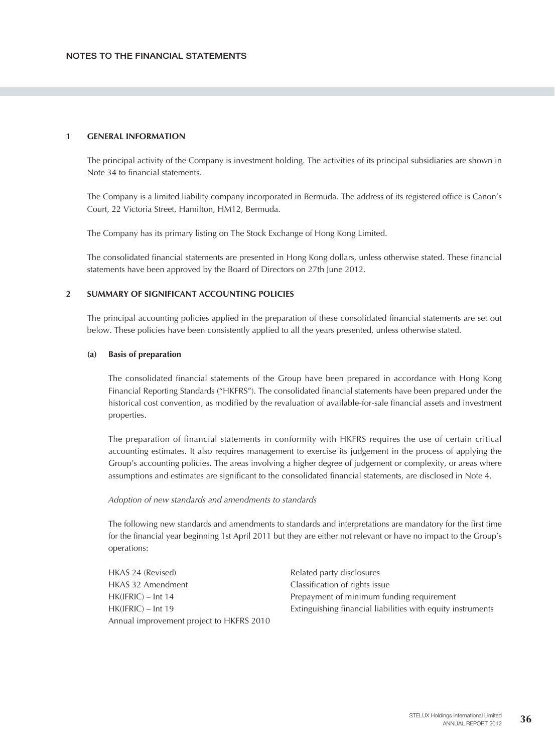# NOTES TO THE FINANCIAL STATEMENTS

## 1 GENERAL INFORMATION

The principal activity of the Company is investment holding. The activities of its principal subsidiaries are shown in Note 34 to financial statements.

The Company is a limited liability company incorporated in Bermuda. The address of its registered office is Canon's Court, 22 Victoria Street, Hamilton, HM12, Bermuda.

The Company has its primary listing on The Stock Exchange of Hong Kong Limited.

The consolidated financial statements are presented in Hong Kong dollars, unless otherwise stated. These financial statements have been approved by the Board of Directors on 27th June 2012.

## 2 SUMMARY OF SIGNIFICANT ACCOUNTING POLICIES

The principal accounting policies applied in the preparation of these consolidated financial statements are set out below. These policies have been consistently applied to all the years presented, unless otherwise stated.

### (a) Basis of preparation

The consolidated financial statements of the Group have been prepared in accordance with Hong Kong Financial Reporting Standards ("HKFRS"). The consolidated financial statements have been prepared under the historical cost convention, as modified by the revaluation of available-for-sale financial assets and investment properties.

The preparation of financial statements in conformity with HKFRS requires the use of certain critical accounting estimates. It also requires management to exercise its judgement in the process of applying the Group's accounting policies. The areas involving a higher degree of judgement or complexity, or areas where assumptions and estimates are significant to the consolidated financial statements, are disclosed in Note 4.

*Adoption of new standards and amendments to standards*

The following new standards and amendments to standards and interpretations are mandatory for the first time for the financial year beginning 1st April 2011 but they are either not relevant or have no impact to the Group's operations:

| | |
|---|---|
| HKAS 24 (Revised) | Related party disclosures |
| HKAS 32 Amendment | Classification of rights issue |
| HK(IFRIC) – Int 14 | Prepayment of minimum funding requirement |
| HK(IFRIC) – Int 19 | Extinguishing financial liabilities with equity instruments |
| Annual improvement project to HKFRS 2010 | |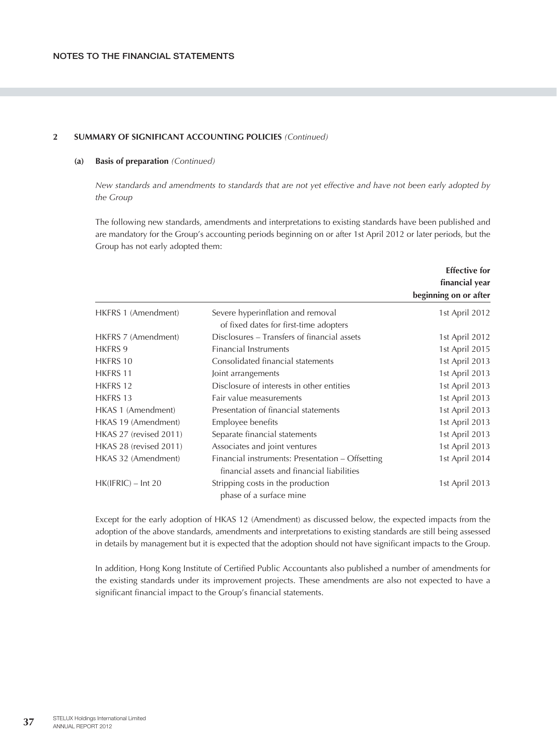## 2 SUMMARY OF SIGNIFICANT ACCOUNTING POLICIES *(Continued)*

### (a) Basis of preparation *(Continued)*

*New standards and amendments to standards that are not yet effective and have not been early adopted by the Group*

The following new standards, amendments and interpretations to existing standards have been published and are mandatory for the Group's accounting periods beginning on or after 1st April 2012 or later periods, but the Group has not early adopted them:

| | | **Effective for financial year beginning on or after** |
|---|---|---|
| HKFRS 1 (Amendment) | Severe hyperinflation and removal of fixed dates for first-time adopters | 1st April 2012 |
| HKFRS 7 (Amendment) | Disclosures – Transfers of financial assets | 1st April 2012 |
| HKFRS 9 | Financial Instruments | 1st April 2015 |
| HKFRS 10 | Consolidated financial statements | 1st April 2013 |
| HKFRS 11 | Joint arrangements | 1st April 2013 |
| HKFRS 12 | Disclosure of interests in other entities | 1st April 2013 |
| HKFRS 13 | Fair value measurements | 1st April 2013 |
| HKAS 1 (Amendment) | Presentation of financial statements | 1st April 2013 |
| HKAS 19 (Amendment) | Employee benefits | 1st April 2013 |
| HKAS 27 (revised 2011) | Separate financial statements | 1st April 2013 |
| HKAS 28 (revised 2011) | Associates and joint ventures | 1st April 2013 |
| HKAS 32 (Amendment) | Financial instruments: Presentation – Offsetting financial assets and financial liabilities | 1st April 2014 |
| HK(IFRIC) – Int 20 | Stripping costs in the production phase of a surface mine | 1st April 2013 |

Except for the early adoption of HKAS 12 (Amendment) as discussed below, the expected impacts from the adoption of the above standards, amendments and interpretations to existing standards are still being assessed in details by management but it is expected that the adoption should not have significant impacts to the Group.

In addition, Hong Kong Institute of Certified Public Accountants also published a number of amendments for the existing standards under its improvement projects. These amendments are also not expected to have a significant financial impact to the Group's financial statements.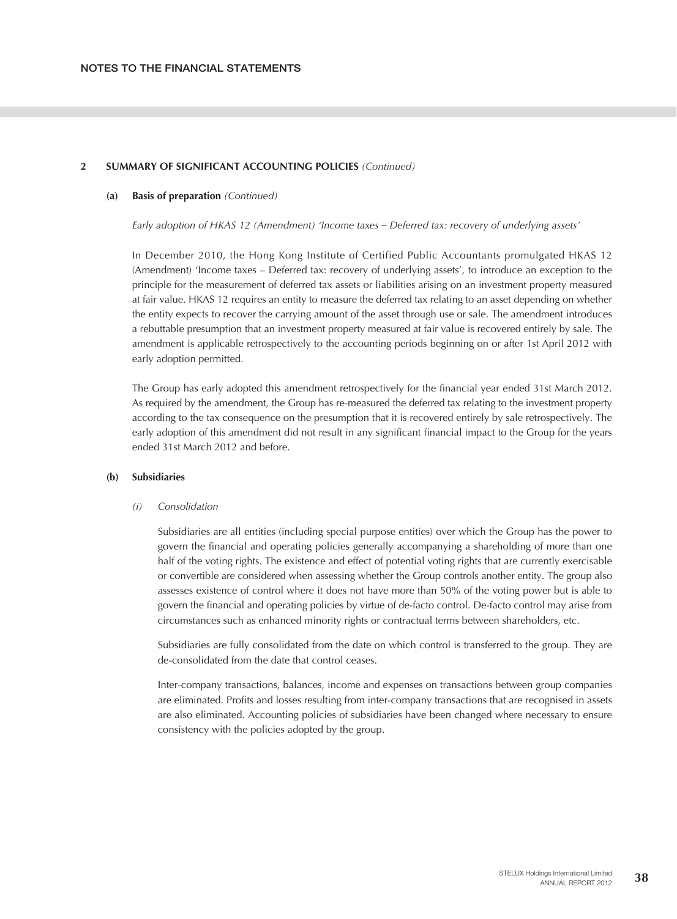## 2 SUMMARY OF SIGNIFICANT ACCOUNTING POLICIES *(Continued)*

### (a) Basis of preparation *(Continued)*

*Early adoption of HKAS 12 (Amendment) 'Income taxes – Deferred tax: recovery of underlying assets'*

In December 2010, the Hong Kong Institute of Certified Public Accountants promulgated HKAS 12 (Amendment) 'Income taxes – Deferred tax: recovery of underlying assets', to introduce an exception to the principle for the measurement of deferred tax assets or liabilities arising on an investment property measured at fair value. HKAS 12 requires an entity to measure the deferred tax relating to an asset depending on whether the entity expects to recover the carrying amount of the asset through use or sale. The amendment introduces a rebuttable presumption that an investment property measured at fair value is recovered entirely by sale. The amendment is applicable retrospectively to the accounting periods beginning on or after 1st April 2012 with early adoption permitted.

The Group has early adopted this amendment retrospectively for the financial year ended 31st March 2012. As required by the amendment, the Group has re-measured the deferred tax relating to the investment property according to the tax consequence on the presumption that it is recovered entirely by sale retrospectively. The early adoption of this amendment did not result in any significant financial impact to the Group for the years ended 31st March 2012 and before.

### (b) Subsidiaries

*(i) Consolidation*

Subsidiaries are all entities (including special purpose entities) over which the Group has the power to govern the financial and operating policies generally accompanying a shareholding of more than one half of the voting rights. The existence and effect of potential voting rights that are currently exercisable or convertible are considered when assessing whether the Group controls another entity. The group also assesses existence of control where it does not have more than 50% of the voting power but is able to govern the financial and operating policies by virtue of de-facto control. De-facto control may arise from circumstances such as enhanced minority rights or contractual terms between shareholders, etc.

Subsidiaries are fully consolidated from the date on which control is transferred to the group. They are de-consolidated from the date that control ceases.

Inter-company transactions, balances, income and expenses on transactions between group companies are eliminated. Profits and losses resulting from inter-company transactions that are recognised in assets are also eliminated. Accounting policies of subsidiaries have been changed where necessary to ensure consistency with the policies adopted by the group.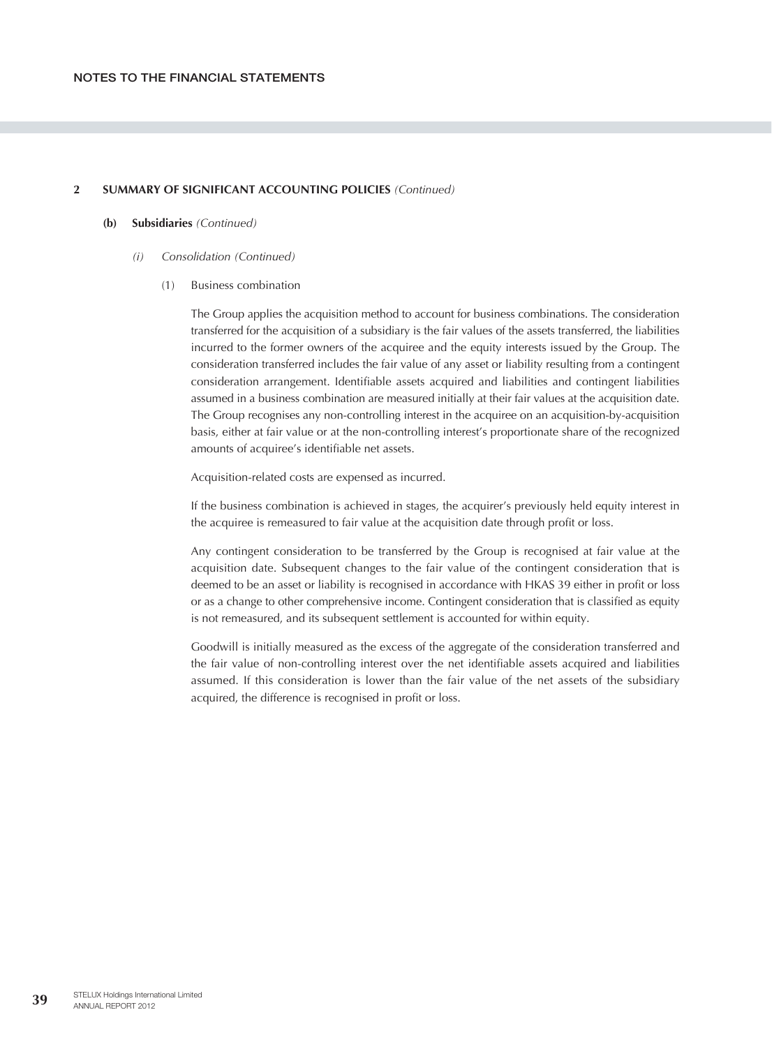## 2 SUMMARY OF SIGNIFICANT ACCOUNTING POLICIES *(Continued)*

### (b) Subsidiaries *(Continued)*

#### *(i) Consolidation (Continued)*

(1) Business combination

The Group applies the acquisition method to account for business combinations. The consideration transferred for the acquisition of a subsidiary is the fair values of the assets transferred, the liabilities incurred to the former owners of the acquiree and the equity interests issued by the Group. The consideration transferred includes the fair value of any asset or liability resulting from a contingent consideration arrangement. Identifiable assets acquired and liabilities and contingent liabilities assumed in a business combination are measured initially at their fair values at the acquisition date. The Group recognises any non-controlling interest in the acquiree on an acquisition-by-acquisition basis, either at fair value or at the non-controlling interest's proportionate share of the recognized amounts of acquiree's identifiable net assets.

Acquisition-related costs are expensed as incurred.

If the business combination is achieved in stages, the acquirer's previously held equity interest in the acquiree is remeasured to fair value at the acquisition date through profit or loss.

Any contingent consideration to be transferred by the Group is recognised at fair value at the acquisition date. Subsequent changes to the fair value of the contingent consideration that is deemed to be an asset or liability is recognised in accordance with HKAS 39 either in profit or loss or as a change to other comprehensive income. Contingent consideration that is classified as equity is not remeasured, and its subsequent settlement is accounted for within equity.

Goodwill is initially measured as the excess of the aggregate of the consideration transferred and the fair value of non-controlling interest over the net identifiable assets acquired and liabilities assumed. If this consideration is lower than the fair value of the net assets of the subsidiary acquired, the difference is recognised in profit or loss.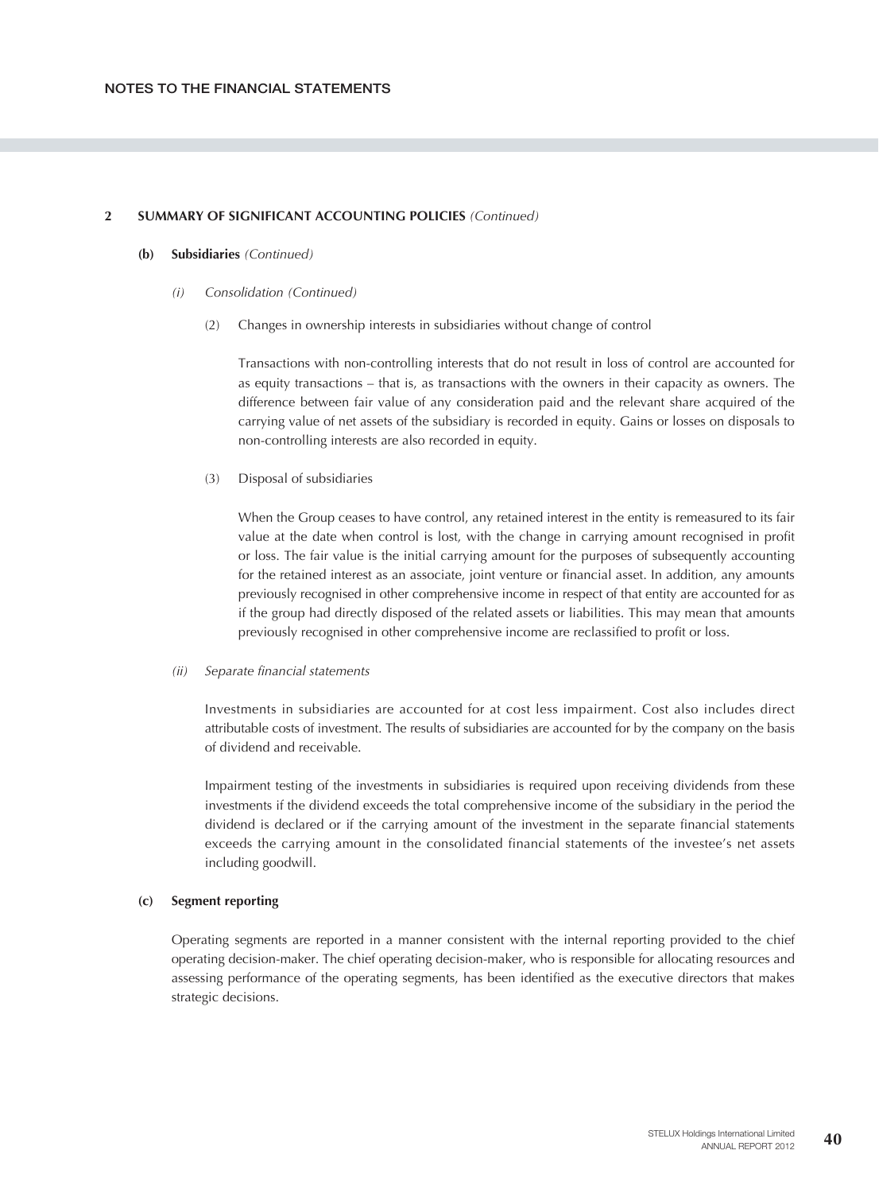## 2 SUMMARY OF SIGNIFICANT ACCOUNTING POLICIES *(Continued)*

### (b) Subsidiaries *(Continued)*

*(i) Consolidation (Continued)*

(2) Changes in ownership interests in subsidiaries without change of control

Transactions with non-controlling interests that do not result in loss of control are accounted for as equity transactions – that is, as transactions with the owners in their capacity as owners. The difference between fair value of any consideration paid and the relevant share acquired of the carrying value of net assets of the subsidiary is recorded in equity. Gains or losses on disposals to non-controlling interests are also recorded in equity.

(3) Disposal of subsidiaries

When the Group ceases to have control, any retained interest in the entity is remeasured to its fair value at the date when control is lost, with the change in carrying amount recognised in profit or loss. The fair value is the initial carrying amount for the purposes of subsequently accounting for the retained interest as an associate, joint venture or financial asset. In addition, any amounts previously recognised in other comprehensive income in respect of that entity are accounted for as if the group had directly disposed of the related assets or liabilities. This may mean that amounts previously recognised in other comprehensive income are reclassified to profit or loss.

*(ii) Separate financial statements*

Investments in subsidiaries are accounted for at cost less impairment. Cost also includes direct attributable costs of investment. The results of subsidiaries are accounted for by the company on the basis of dividend and receivable.

Impairment testing of the investments in subsidiaries is required upon receiving dividends from these investments if the dividend exceeds the total comprehensive income of the subsidiary in the period the dividend is declared or if the carrying amount of the investment in the separate financial statements exceeds the carrying amount in the consolidated financial statements of the investee's net assets including goodwill.

### (c) Segment reporting

Operating segments are reported in a manner consistent with the internal reporting provided to the chief operating decision-maker. The chief operating decision-maker, who is responsible for allocating resources and assessing performance of the operating segments, has been identified as the executive directors that makes strategic decisions.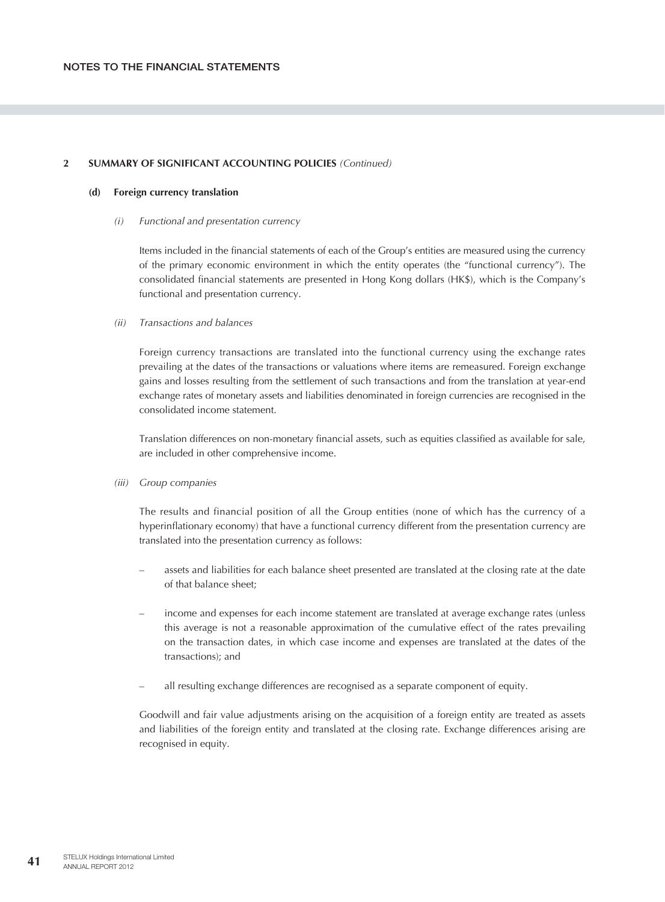## 2 SUMMARY OF SIGNIFICANT ACCOUNTING POLICIES *(Continued)*

### (d) Foreign currency translation

*(i) Functional and presentation currency*

Items included in the financial statements of each of the Group's entities are measured using the currency of the primary economic environment in which the entity operates (the "functional currency"). The consolidated financial statements are presented in Hong Kong dollars (HK$), which is the Company's functional and presentation currency.

*(ii) Transactions and balances*

Foreign currency transactions are translated into the functional currency using the exchange rates prevailing at the dates of the transactions or valuations where items are remeasured. Foreign exchange gains and losses resulting from the settlement of such transactions and from the translation at year-end exchange rates of monetary assets and liabilities denominated in foreign currencies are recognised in the consolidated income statement.

Translation differences on non-monetary financial assets, such as equities classified as available for sale, are included in other comprehensive income.

*(iii) Group companies*

The results and financial position of all the Group entities (none of which has the currency of a hyperinflationary economy) that have a functional currency different from the presentation currency are translated into the presentation currency as follows:

- assets and liabilities for each balance sheet presented are translated at the closing rate at the date of that balance sheet;
- income and expenses for each income statement are translated at average exchange rates (unless this average is not a reasonable approximation of the cumulative effect of the rates prevailing on the transaction dates, in which case income and expenses are translated at the dates of the transactions); and
- all resulting exchange differences are recognised as a separate component of equity.

Goodwill and fair value adjustments arising on the acquisition of a foreign entity are treated as assets and liabilities of the foreign entity and translated at the closing rate. Exchange differences arising are recognised in equity.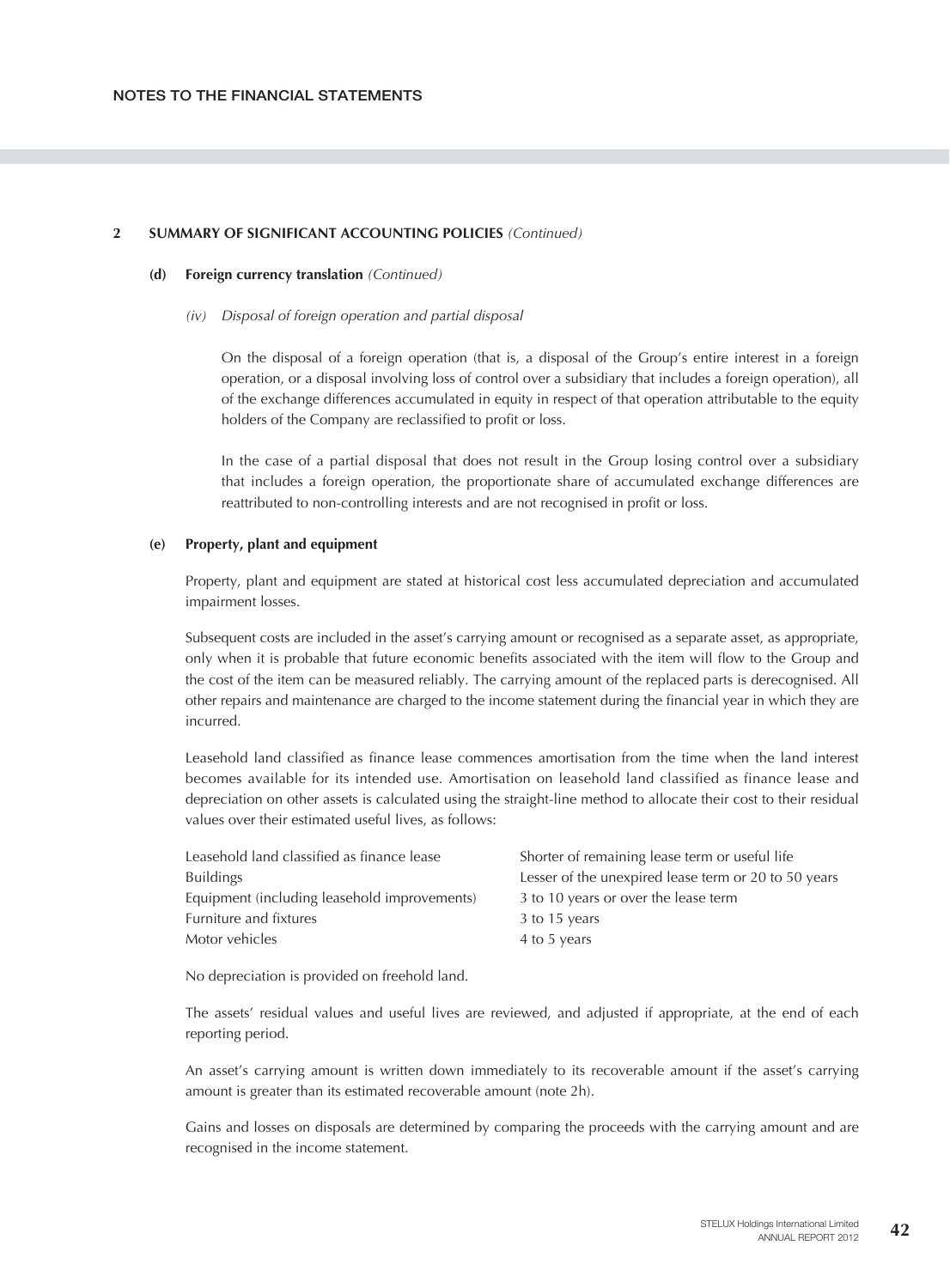## 2 SUMMARY OF SIGNIFICANT ACCOUNTING POLICIES *(Continued)*

### (d) Foreign currency translation *(Continued)*

*(iv) Disposal of foreign operation and partial disposal*

On the disposal of a foreign operation (that is, a disposal of the Group's entire interest in a foreign operation, or a disposal involving loss of control over a subsidiary that includes a foreign operation), all of the exchange differences accumulated in equity in respect of that operation attributable to the equity holders of the Company are reclassified to profit or loss.

In the case of a partial disposal that does not result in the Group losing control over a subsidiary that includes a foreign operation, the proportionate share of accumulated exchange differences are reattributed to non-controlling interests and are not recognised in profit or loss.

### (e) Property, plant and equipment

Property, plant and equipment are stated at historical cost less accumulated depreciation and accumulated impairment losses.

Subsequent costs are included in the asset's carrying amount or recognised as a separate asset, as appropriate, only when it is probable that future economic benefits associated with the item will flow to the Group and the cost of the item can be measured reliably. The carrying amount of the replaced parts is derecognised. All other repairs and maintenance are charged to the income statement during the financial year in which they are incurred.

Leasehold land classified as finance lease commences amortisation from the time when the land interest becomes available for its intended use. Amortisation on leasehold land classified as finance lease and depreciation on other assets is calculated using the straight-line method to allocate their cost to their residual values over their estimated useful lives, as follows:

| | |
|---|---|
| Leasehold land classified as finance lease | Shorter of remaining lease term or useful life |
| Buildings | Lesser of the unexpired lease term or 20 to 50 years |
| Equipment (including leasehold improvements) | 3 to 10 years or over the lease term |
| Furniture and fixtures | 3 to 15 years |
| Motor vehicles | 4 to 5 years |

No depreciation is provided on freehold land.

The assets' residual values and useful lives are reviewed, and adjusted if appropriate, at the end of each reporting period.

An asset's carrying amount is written down immediately to its recoverable amount if the asset's carrying amount is greater than its estimated recoverable amount (note 2h).

Gains and losses on disposals are determined by comparing the proceeds with the carrying amount and are recognised in the income statement.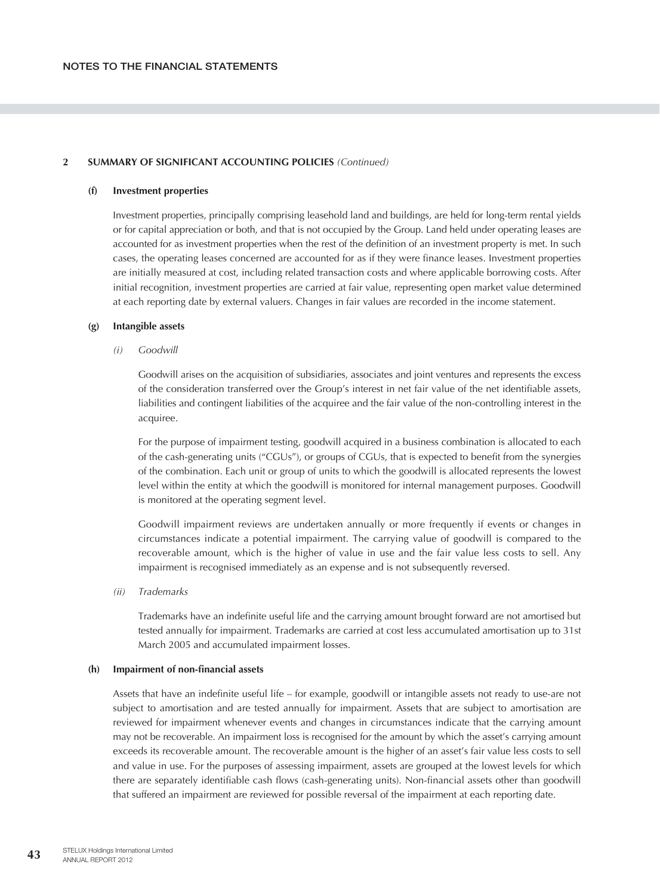## 2 SUMMARY OF SIGNIFICANT ACCOUNTING POLICIES *(Continued)*

### (f) Investment properties

Investment properties, principally comprising leasehold land and buildings, are held for long-term rental yields or for capital appreciation or both, and that is not occupied by the Group. Land held under operating leases are accounted for as investment properties when the rest of the definition of an investment property is met. In such cases, the operating leases concerned are accounted for as if they were finance leases. Investment properties are initially measured at cost, including related transaction costs and where applicable borrowing costs. After initial recognition, investment properties are carried at fair value, representing open market value determined at each reporting date by external valuers. Changes in fair values are recorded in the income statement.

### (g) Intangible assets

*(i) Goodwill*

Goodwill arises on the acquisition of subsidiaries, associates and joint ventures and represents the excess of the consideration transferred over the Group's interest in net fair value of the net identifiable assets, liabilities and contingent liabilities of the acquiree and the fair value of the non-controlling interest in the acquiree.

For the purpose of impairment testing, goodwill acquired in a business combination is allocated to each of the cash-generating units ("CGUs"), or groups of CGUs, that is expected to benefit from the synergies of the combination. Each unit or group of units to which the goodwill is allocated represents the lowest level within the entity at which the goodwill is monitored for internal management purposes. Goodwill is monitored at the operating segment level.

Goodwill impairment reviews are undertaken annually or more frequently if events or changes in circumstances indicate a potential impairment. The carrying value of goodwill is compared to the recoverable amount, which is the higher of value in use and the fair value less costs to sell. Any impairment is recognised immediately as an expense and is not subsequently reversed.

*(ii) Trademarks*

Trademarks have an indefinite useful life and the carrying amount brought forward are not amortised but tested annually for impairment. Trademarks are carried at cost less accumulated amortisation up to 31st March 2005 and accumulated impairment losses.

### (h) Impairment of non-financial assets

Assets that have an indefinite useful life – for example, goodwill or intangible assets not ready to use-are not subject to amortisation and are tested annually for impairment. Assets that are subject to amortisation are reviewed for impairment whenever events and changes in circumstances indicate that the carrying amount may not be recoverable. An impairment loss is recognised for the amount by which the asset's carrying amount exceeds its recoverable amount. The recoverable amount is the higher of an asset's fair value less costs to sell and value in use. For the purposes of assessing impairment, assets are grouped at the lowest levels for which there are separately identifiable cash flows (cash-generating units). Non-financial assets other than goodwill that suffered an impairment are reviewed for possible reversal of the impairment at each reporting date.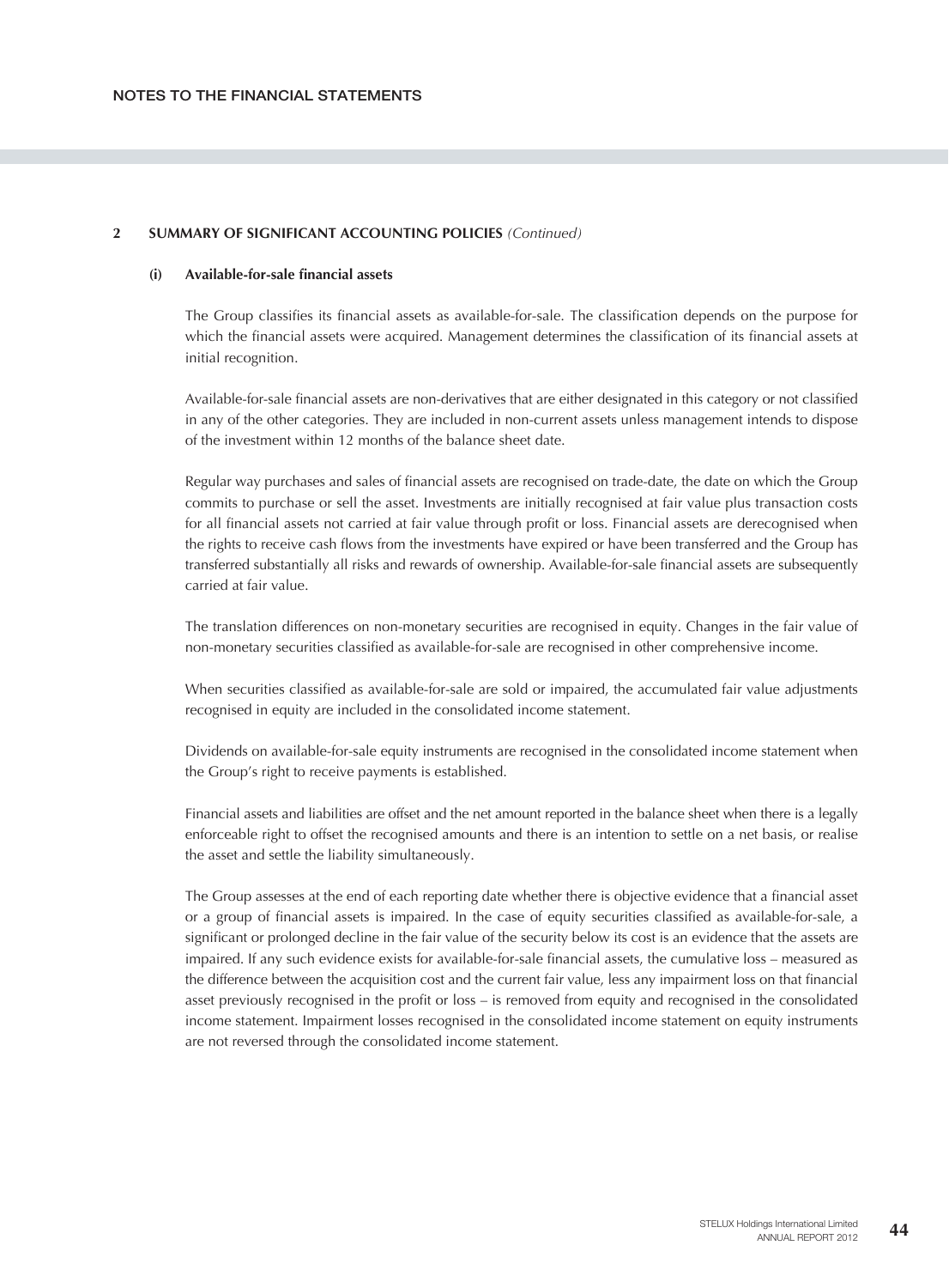## 2 SUMMARY OF SIGNIFICANT ACCOUNTING POLICIES *(Continued)*

### (i) Available-for-sale financial assets

The Group classifies its financial assets as available-for-sale. The classification depends on the purpose for which the financial assets were acquired. Management determines the classification of its financial assets at initial recognition.

Available-for-sale financial assets are non-derivatives that are either designated in this category or not classified in any of the other categories. They are included in non-current assets unless management intends to dispose of the investment within 12 months of the balance sheet date.

Regular way purchases and sales of financial assets are recognised on trade-date, the date on which the Group commits to purchase or sell the asset. Investments are initially recognised at fair value plus transaction costs for all financial assets not carried at fair value through profit or loss. Financial assets are derecognised when the rights to receive cash flows from the investments have expired or have been transferred and the Group has transferred substantially all risks and rewards of ownership. Available-for-sale financial assets are subsequently carried at fair value.

The translation differences on non-monetary securities are recognised in equity. Changes in the fair value of non-monetary securities classified as available-for-sale are recognised in other comprehensive income.

When securities classified as available-for-sale are sold or impaired, the accumulated fair value adjustments recognised in equity are included in the consolidated income statement.

Dividends on available-for-sale equity instruments are recognised in the consolidated income statement when the Group's right to receive payments is established.

Financial assets and liabilities are offset and the net amount reported in the balance sheet when there is a legally enforceable right to offset the recognised amounts and there is an intention to settle on a net basis, or realise the asset and settle the liability simultaneously.

The Group assesses at the end of each reporting date whether there is objective evidence that a financial asset or a group of financial assets is impaired. In the case of equity securities classified as available-for-sale, a significant or prolonged decline in the fair value of the security below its cost is an evidence that the assets are impaired. If any such evidence exists for available-for-sale financial assets, the cumulative loss – measured as the difference between the acquisition cost and the current fair value, less any impairment loss on that financial asset previously recognised in the profit or loss – is removed from equity and recognised in the consolidated income statement. Impairment losses recognised in the consolidated income statement on equity instruments are not reversed through the consolidated income statement.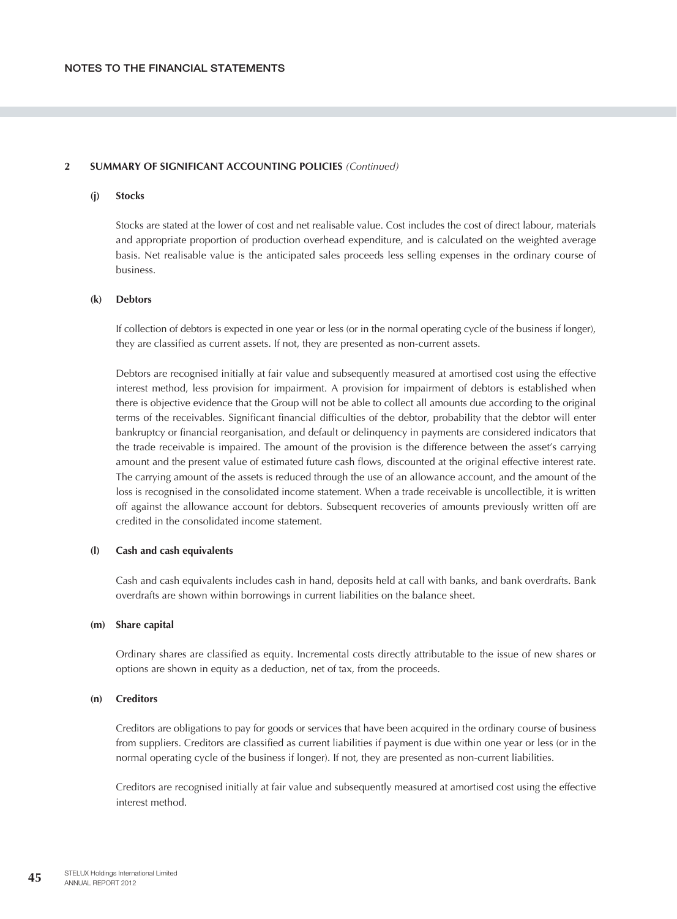## 2 SUMMARY OF SIGNIFICANT ACCOUNTING POLICIES *(Continued)*

### (j) Stocks

Stocks are stated at the lower of cost and net realisable value. Cost includes the cost of direct labour, materials and appropriate proportion of production overhead expenditure, and is calculated on the weighted average basis. Net realisable value is the anticipated sales proceeds less selling expenses in the ordinary course of business.

### (k) Debtors

If collection of debtors is expected in one year or less (or in the normal operating cycle of the business if longer), they are classified as current assets. If not, they are presented as non-current assets.

Debtors are recognised initially at fair value and subsequently measured at amortised cost using the effective interest method, less provision for impairment. A provision for impairment of debtors is established when there is objective evidence that the Group will not be able to collect all amounts due according to the original terms of the receivables. Significant financial difficulties of the debtor, probability that the debtor will enter bankruptcy or financial reorganisation, and default or delinquency in payments are considered indicators that the trade receivable is impaired. The amount of the provision is the difference between the asset's carrying amount and the present value of estimated future cash flows, discounted at the original effective interest rate. The carrying amount of the assets is reduced through the use of an allowance account, and the amount of the loss is recognised in the consolidated income statement. When a trade receivable is uncollectible, it is written off against the allowance account for debtors. Subsequent recoveries of amounts previously written off are credited in the consolidated income statement.

### (l) Cash and cash equivalents

Cash and cash equivalents includes cash in hand, deposits held at call with banks, and bank overdrafts. Bank overdrafts are shown within borrowings in current liabilities on the balance sheet.

### (m) Share capital

Ordinary shares are classified as equity. Incremental costs directly attributable to the issue of new shares or options are shown in equity as a deduction, net of tax, from the proceeds.

### (n) Creditors

Creditors are obligations to pay for goods or services that have been acquired in the ordinary course of business from suppliers. Creditors are classified as current liabilities if payment is due within one year or less (or in the normal operating cycle of the business if longer). If not, they are presented as non-current liabilities.

Creditors are recognised initially at fair value and subsequently measured at amortised cost using the effective interest method.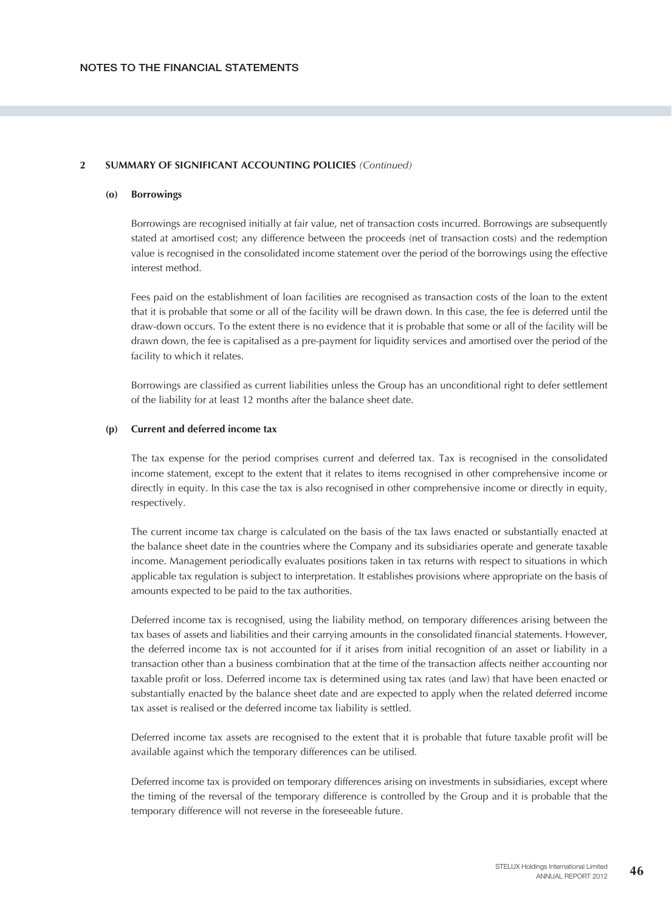## 2 SUMMARY OF SIGNIFICANT ACCOUNTING POLICIES *(Continued)*

### (o) Borrowings

Borrowings are recognised initially at fair value, net of transaction costs incurred. Borrowings are subsequently stated at amortised cost; any difference between the proceeds (net of transaction costs) and the redemption value is recognised in the consolidated income statement over the period of the borrowings using the effective interest method.

Fees paid on the establishment of loan facilities are recognised as transaction costs of the loan to the extent that it is probable that some or all of the facility will be drawn down. In this case, the fee is deferred until the draw-down occurs. To the extent there is no evidence that it is probable that some or all of the facility will be drawn down, the fee is capitalised as a pre-payment for liquidity services and amortised over the period of the facility to which it relates.

Borrowings are classified as current liabilities unless the Group has an unconditional right to defer settlement of the liability for at least 12 months after the balance sheet date.

### (p) Current and deferred income tax

The tax expense for the period comprises current and deferred tax. Tax is recognised in the consolidated income statement, except to the extent that it relates to items recognised in other comprehensive income or directly in equity. In this case the tax is also recognised in other comprehensive income or directly in equity, respectively.

The current income tax charge is calculated on the basis of the tax laws enacted or substantially enacted at the balance sheet date in the countries where the Company and its subsidiaries operate and generate taxable income. Management periodically evaluates positions taken in tax returns with respect to situations in which applicable tax regulation is subject to interpretation. It establishes provisions where appropriate on the basis of amounts expected to be paid to the tax authorities.

Deferred income tax is recognised, using the liability method, on temporary differences arising between the tax bases of assets and liabilities and their carrying amounts in the consolidated financial statements. However, the deferred income tax is not accounted for if it arises from initial recognition of an asset or liability in a transaction other than a business combination that at the time of the transaction affects neither accounting nor taxable profit or loss. Deferred income tax is determined using tax rates (and law) that have been enacted or substantially enacted by the balance sheet date and are expected to apply when the related deferred income tax asset is realised or the deferred income tax liability is settled.

Deferred income tax assets are recognised to the extent that it is probable that future taxable profit will be available against which the temporary differences can be utilised.

Deferred income tax is provided on temporary differences arising on investments in subsidiaries, except where the timing of the reversal of the temporary difference is controlled by the Group and it is probable that the temporary difference will not reverse in the foreseeable future.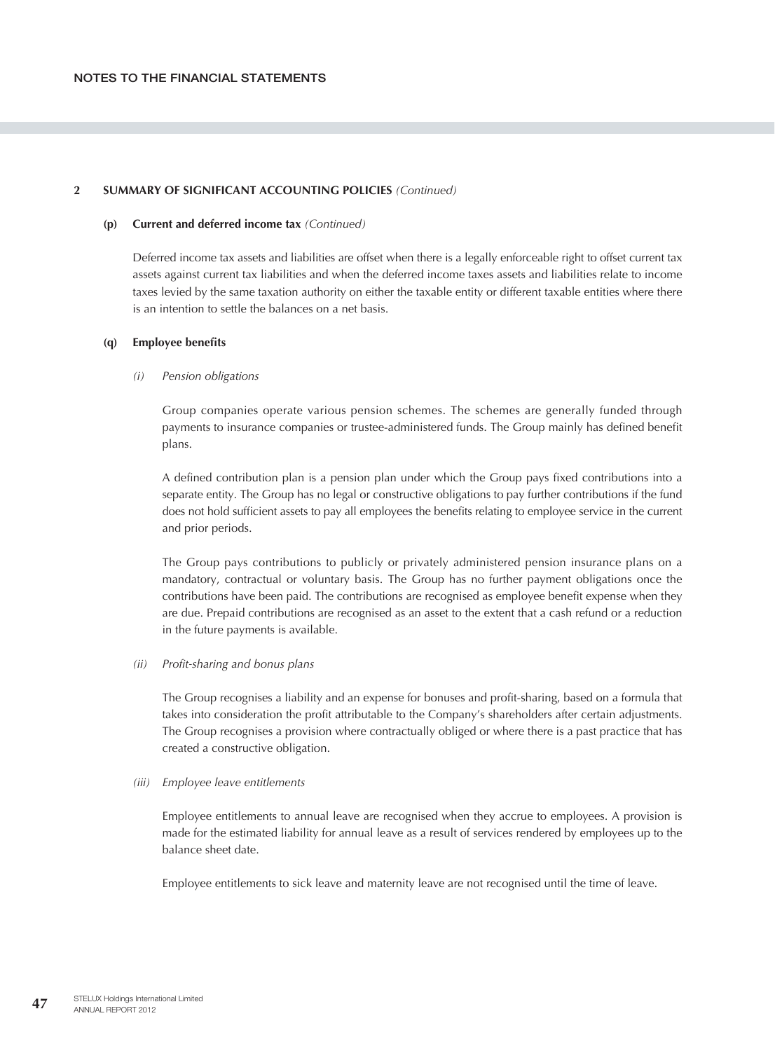## 2 SUMMARY OF SIGNIFICANT ACCOUNTING POLICIES *(Continued)*

### (p) Current and deferred income tax *(Continued)*

Deferred income tax assets and liabilities are offset when there is a legally enforceable right to offset current tax assets against current tax liabilities and when the deferred income taxes assets and liabilities relate to income taxes levied by the same taxation authority on either the taxable entity or different taxable entities where there is an intention to settle the balances on a net basis.

### (q) Employee benefits

*(i) Pension obligations*

Group companies operate various pension schemes. The schemes are generally funded through payments to insurance companies or trustee-administered funds. The Group mainly has defined benefit plans.

A defined contribution plan is a pension plan under which the Group pays fixed contributions into a separate entity. The Group has no legal or constructive obligations to pay further contributions if the fund does not hold sufficient assets to pay all employees the benefits relating to employee service in the current and prior periods.

The Group pays contributions to publicly or privately administered pension insurance plans on a mandatory, contractual or voluntary basis. The Group has no further payment obligations once the contributions have been paid. The contributions are recognised as employee benefit expense when they are due. Prepaid contributions are recognised as an asset to the extent that a cash refund or a reduction in the future payments is available.

*(ii) Profit-sharing and bonus plans*

The Group recognises a liability and an expense for bonuses and profit-sharing, based on a formula that takes into consideration the profit attributable to the Company's shareholders after certain adjustments. The Group recognises a provision where contractually obliged or where there is a past practice that has created a constructive obligation.

*(iii) Employee leave entitlements*

Employee entitlements to annual leave are recognised when they accrue to employees. A provision is made for the estimated liability for annual leave as a result of services rendered by employees up to the balance sheet date.

Employee entitlements to sick leave and maternity leave are not recognised until the time of leave.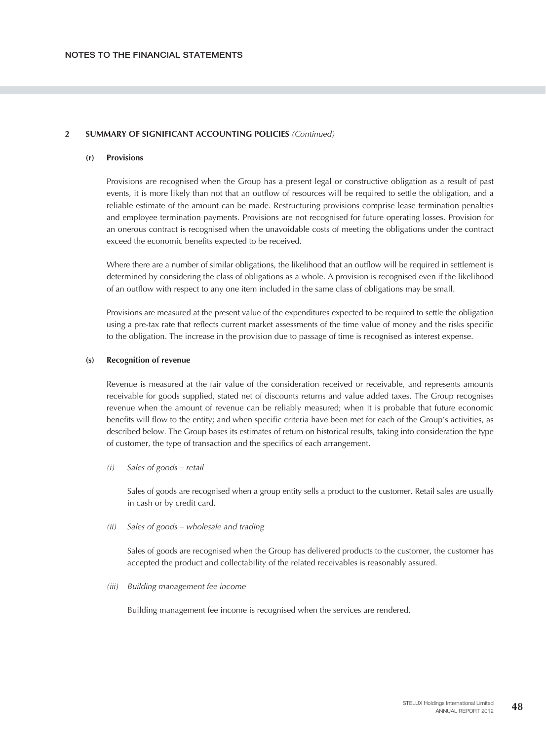## 2 SUMMARY OF SIGNIFICANT ACCOUNTING POLICIES *(Continued)*

### (r) Provisions

Provisions are recognised when the Group has a present legal or constructive obligation as a result of past events, it is more likely than not that an outflow of resources will be required to settle the obligation, and a reliable estimate of the amount can be made. Restructuring provisions comprise lease termination penalties and employee termination payments. Provisions are not recognised for future operating losses. Provision for an onerous contract is recognised when the unavoidable costs of meeting the obligations under the contract exceed the economic benefits expected to be received.

Where there are a number of similar obligations, the likelihood that an outflow will be required in settlement is determined by considering the class of obligations as a whole. A provision is recognised even if the likelihood of an outflow with respect to any one item included in the same class of obligations may be small.

Provisions are measured at the present value of the expenditures expected to be required to settle the obligation using a pre-tax rate that reflects current market assessments of the time value of money and the risks specific to the obligation. The increase in the provision due to passage of time is recognised as interest expense.

### (s) Recognition of revenue

Revenue is measured at the fair value of the consideration received or receivable, and represents amounts receivable for goods supplied, stated net of discounts returns and value added taxes. The Group recognises revenue when the amount of revenue can be reliably measured; when it is probable that future economic benefits will flow to the entity; and when specific criteria have been met for each of the Group's activities, as described below. The Group bases its estimates of return on historical results, taking into consideration the type of customer, the type of transaction and the specifics of each arrangement.

*(i) Sales of goods – retail*

Sales of goods are recognised when a group entity sells a product to the customer. Retail sales are usually in cash or by credit card.

*(ii) Sales of goods – wholesale and trading*

Sales of goods are recognised when the Group has delivered products to the customer, the customer has accepted the product and collectability of the related receivables is reasonably assured.

*(iii) Building management fee income*

Building management fee income is recognised when the services are rendered.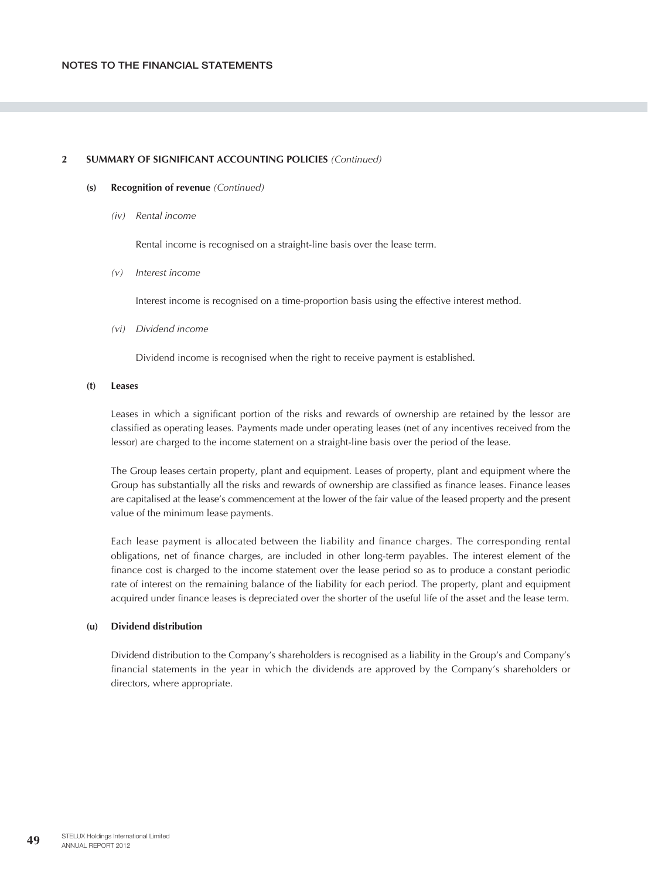## 2 SUMMARY OF SIGNIFICANT ACCOUNTING POLICIES *(Continued)*

### (s) Recognition of revenue *(Continued)*

*(iv) Rental income*

Rental income is recognised on a straight-line basis over the lease term.

*(v) Interest income*

Interest income is recognised on a time-proportion basis using the effective interest method.

*(vi) Dividend income*

Dividend income is recognised when the right to receive payment is established.

### (t) Leases

Leases in which a significant portion of the risks and rewards of ownership are retained by the lessor are classified as operating leases. Payments made under operating leases (net of any incentives received from the lessor) are charged to the income statement on a straight-line basis over the period of the lease.

The Group leases certain property, plant and equipment. Leases of property, plant and equipment where the Group has substantially all the risks and rewards of ownership are classified as finance leases. Finance leases are capitalised at the lease's commencement at the lower of the fair value of the leased property and the present value of the minimum lease payments.

Each lease payment is allocated between the liability and finance charges. The corresponding rental obligations, net of finance charges, are included in other long-term payables. The interest element of the finance cost is charged to the income statement over the lease period so as to produce a constant periodic rate of interest on the remaining balance of the liability for each period. The property, plant and equipment acquired under finance leases is depreciated over the shorter of the useful life of the asset and the lease term.

### (u) Dividend distribution

Dividend distribution to the Company's shareholders is recognised as a liability in the Group's and Company's financial statements in the year in which the dividends are approved by the Company's shareholders or directors, where appropriate.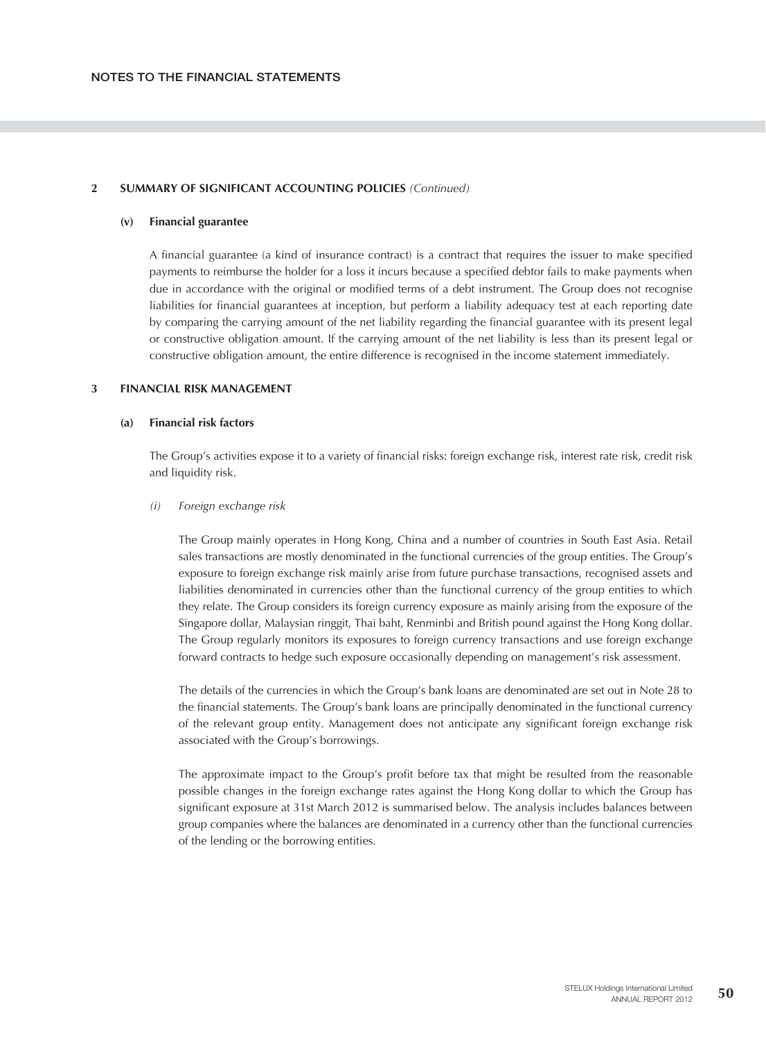## 2 SUMMARY OF SIGNIFICANT ACCOUNTING POLICIES *(Continued)*

### (v) Financial guarantee

A financial guarantee (a kind of insurance contract) is a contract that requires the issuer to make specified payments to reimburse the holder for a loss it incurs because a specified debtor fails to make payments when due in accordance with the original or modified terms of a debt instrument. The Group does not recognise liabilities for financial guarantees at inception, but perform a liability adequacy test at each reporting date by comparing the carrying amount of the net liability regarding the financial guarantee with its present legal or constructive obligation amount. If the carrying amount of the net liability is less than its present legal or constructive obligation amount, the entire difference is recognised in the income statement immediately.

## 3 FINANCIAL RISK MANAGEMENT

### (a) Financial risk factors

The Group's activities expose it to a variety of financial risks: foreign exchange risk, interest rate risk, credit risk and liquidity risk.

*(i) Foreign exchange risk*

The Group mainly operates in Hong Kong, China and a number of countries in South East Asia. Retail sales transactions are mostly denominated in the functional currencies of the group entities. The Group's exposure to foreign exchange risk mainly arise from future purchase transactions, recognised assets and liabilities denominated in currencies other than the functional currency of the group entities to which they relate. The Group considers its foreign currency exposure as mainly arising from the exposure of the Singapore dollar, Malaysian ringgit, Thai baht, Renminbi and British pound against the Hong Kong dollar. The Group regularly monitors its exposures to foreign currency transactions and use foreign exchange forward contracts to hedge such exposure occasionally depending on management's risk assessment.

The details of the currencies in which the Group's bank loans are denominated are set out in Note 28 to the financial statements. The Group's bank loans are principally denominated in the functional currency of the relevant group entity. Management does not anticipate any significant foreign exchange risk associated with the Group's borrowings.

The approximate impact to the Group's profit before tax that might be resulted from the reasonable possible changes in the foreign exchange rates against the Hong Kong dollar to which the Group has significant exposure at 31st March 2012 is summarised below. The analysis includes balances between group companies where the balances are denominated in a currency other than the functional currencies of the lending or the borrowing entities.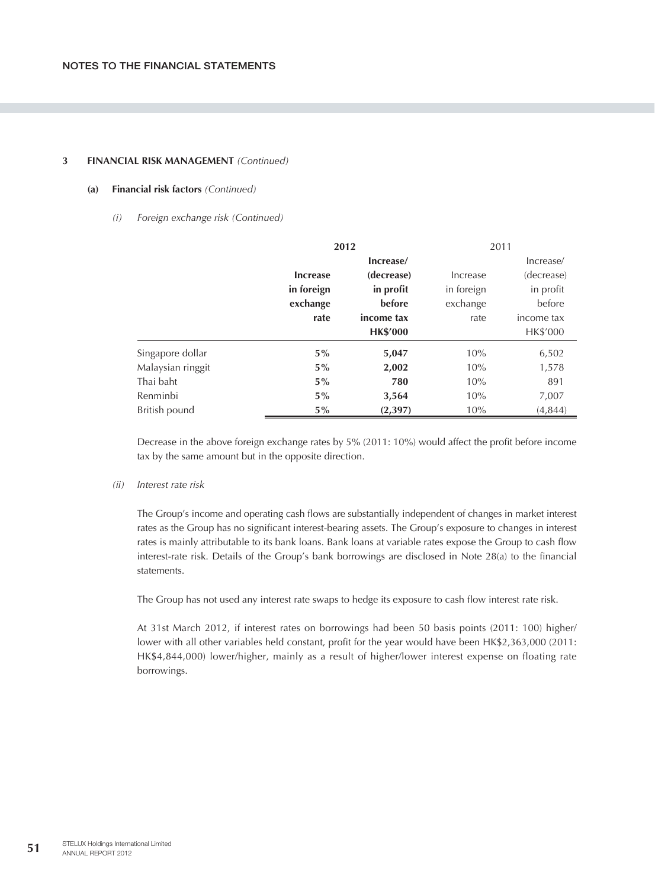# NOTES TO THE FINANCIAL STATEMENTS

## 3 FINANCIAL RISK MANAGEMENT *(Continued)*

### (a) Financial risk factors *(Continued)*

*(i) Foreign exchange risk (Continued)*

| | **2012** | | 2011 | |
|---|---|---|---|---|
| | **Increase in foreign exchange rate** | **Increase/ (decrease) in profit before income tax HK$'000** | Increase in foreign exchange rate | Increase/ (decrease) in profit before income tax HK$'000 |
| Singapore dollar | **5%** | **5,047** | 10% | 6,502 |
| Malaysian ringgit | **5%** | **2,002** | 10% | 1,578 |
| Thai baht | **5%** | **780** | 10% | 891 |
| Renminbi | **5%** | **3,564** | 10% | 7,007 |
| British pound | **5%** | **(2,397)** | 10% | (4,844) |

Decrease in the above foreign exchange rates by 5% (2011: 10%) would affect the profit before income tax by the same amount but in the opposite direction.

*(ii) Interest rate risk*

The Group's income and operating cash flows are substantially independent of changes in market interest rates as the Group has no significant interest-bearing assets. The Group's exposure to changes in interest rates is mainly attributable to its bank loans. Bank loans at variable rates expose the Group to cash flow interest-rate risk. Details of the Group's bank borrowings are disclosed in Note 28(a) to the financial statements.

The Group has not used any interest rate swaps to hedge its exposure to cash flow interest rate risk.

At 31st March 2012, if interest rates on borrowings had been 50 basis points (2011: 100) higher/lower with all other variables held constant, profit for the year would have been HK$2,363,000 (2011: HK$4,844,000) lower/higher, mainly as a result of higher/lower interest expense on floating rate borrowings.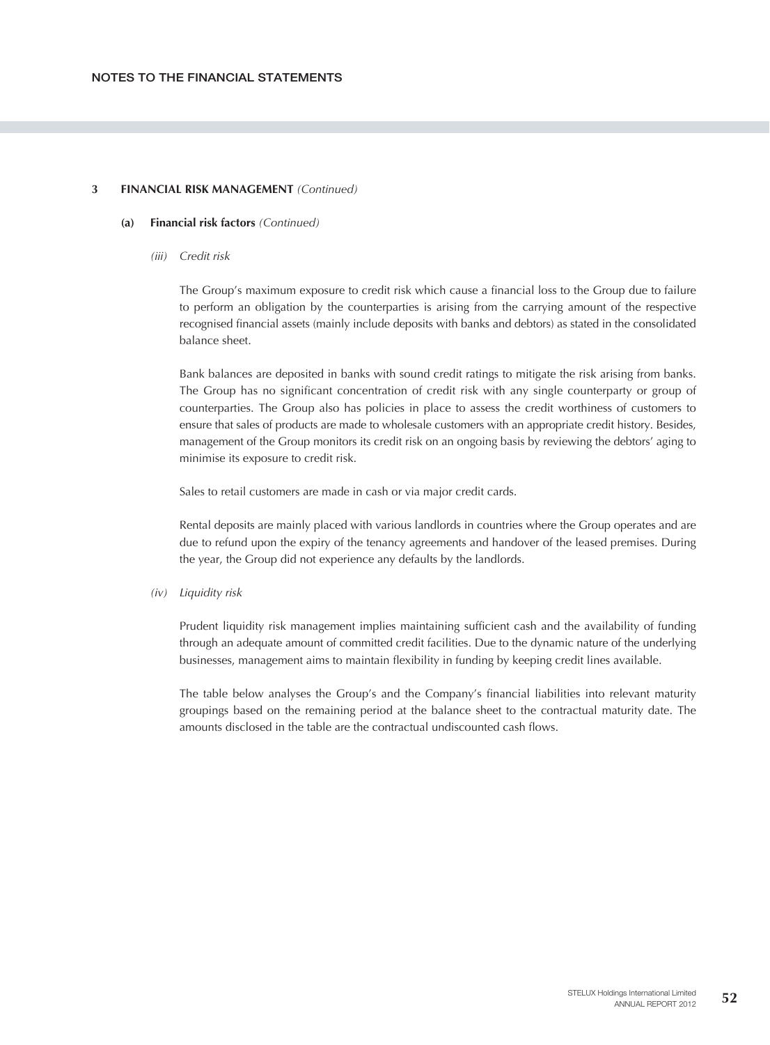## 3 FINANCIAL RISK MANAGEMENT *(Continued)*

### (a) Financial risk factors *(Continued)*

#### *(iii) Credit risk*

The Group's maximum exposure to credit risk which cause a financial loss to the Group due to failure to perform an obligation by the counterparties is arising from the carrying amount of the respective recognised financial assets (mainly include deposits with banks and debtors) as stated in the consolidated balance sheet.

Bank balances are deposited in banks with sound credit ratings to mitigate the risk arising from banks. The Group has no significant concentration of credit risk with any single counterparty or group of counterparties. The Group also has policies in place to assess the credit worthiness of customers to ensure that sales of products are made to wholesale customers with an appropriate credit history. Besides, management of the Group monitors its credit risk on an ongoing basis by reviewing the debtors' aging to minimise its exposure to credit risk.

Sales to retail customers are made in cash or via major credit cards.

Rental deposits are mainly placed with various landlords in countries where the Group operates and are due to refund upon the expiry of the tenancy agreements and handover of the leased premises. During the year, the Group did not experience any defaults by the landlords.

#### *(iv) Liquidity risk*

Prudent liquidity risk management implies maintaining sufficient cash and the availability of funding through an adequate amount of committed credit facilities. Due to the dynamic nature of the underlying businesses, management aims to maintain flexibility in funding by keeping credit lines available.

The table below analyses the Group's and the Company's financial liabilities into relevant maturity groupings based on the remaining period at the balance sheet to the contractual maturity date. The amounts disclosed in the table are the contractual undiscounted cash flows.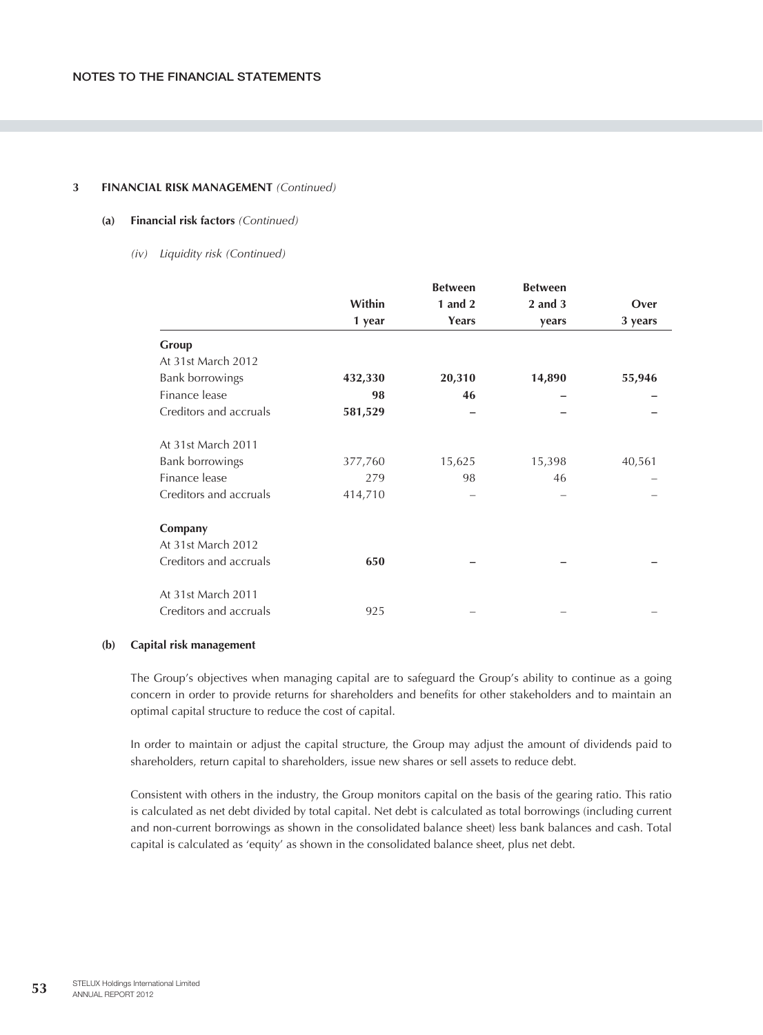## 3 FINANCIAL RISK MANAGEMENT *(Continued)*

### (a) Financial risk factors *(Continued)*

*(iv) Liquidity risk (Continued)*

| | Within 1 year | Between 1 and 2 Years | Between 2 and 3 years | Over 3 years |
|---|---|---|---|---|
| **Group** | | | | |
| At 31st March 2012 | | | | |
| Bank borrowings | **432,330** | **20,310** | **14,890** | **55,946** |
| Finance lease | **98** | **46** | **–** | **–** |
| Creditors and accruals | **581,529** | **–** | **–** | **–** |
| At 31st March 2011 | | | | |
| Bank borrowings | 377,760 | 15,625 | 15,398 | 40,561 |
| Finance lease | 279 | 98 | 46 | – |
| Creditors and accruals | 414,710 | – | – | – |
| **Company** | | | | |
| At 31st March 2012 | | | | |
| Creditors and accruals | **650** | **–** | **–** | **–** |
| At 31st March 2011 | | | | |
| Creditors and accruals | 925 | – | – | – |

### (b) Capital risk management

The Group's objectives when managing capital are to safeguard the Group's ability to continue as a going concern in order to provide returns for shareholders and benefits for other stakeholders and to maintain an optimal capital structure to reduce the cost of capital.

In order to maintain or adjust the capital structure, the Group may adjust the amount of dividends paid to shareholders, return capital to shareholders, issue new shares or sell assets to reduce debt.

Consistent with others in the industry, the Group monitors capital on the basis of the gearing ratio. This ratio is calculated as net debt divided by total capital. Net debt is calculated as total borrowings (including current and non-current borrowings as shown in the consolidated balance sheet) less bank balances and cash. Total capital is calculated as 'equity' as shown in the consolidated balance sheet, plus net debt.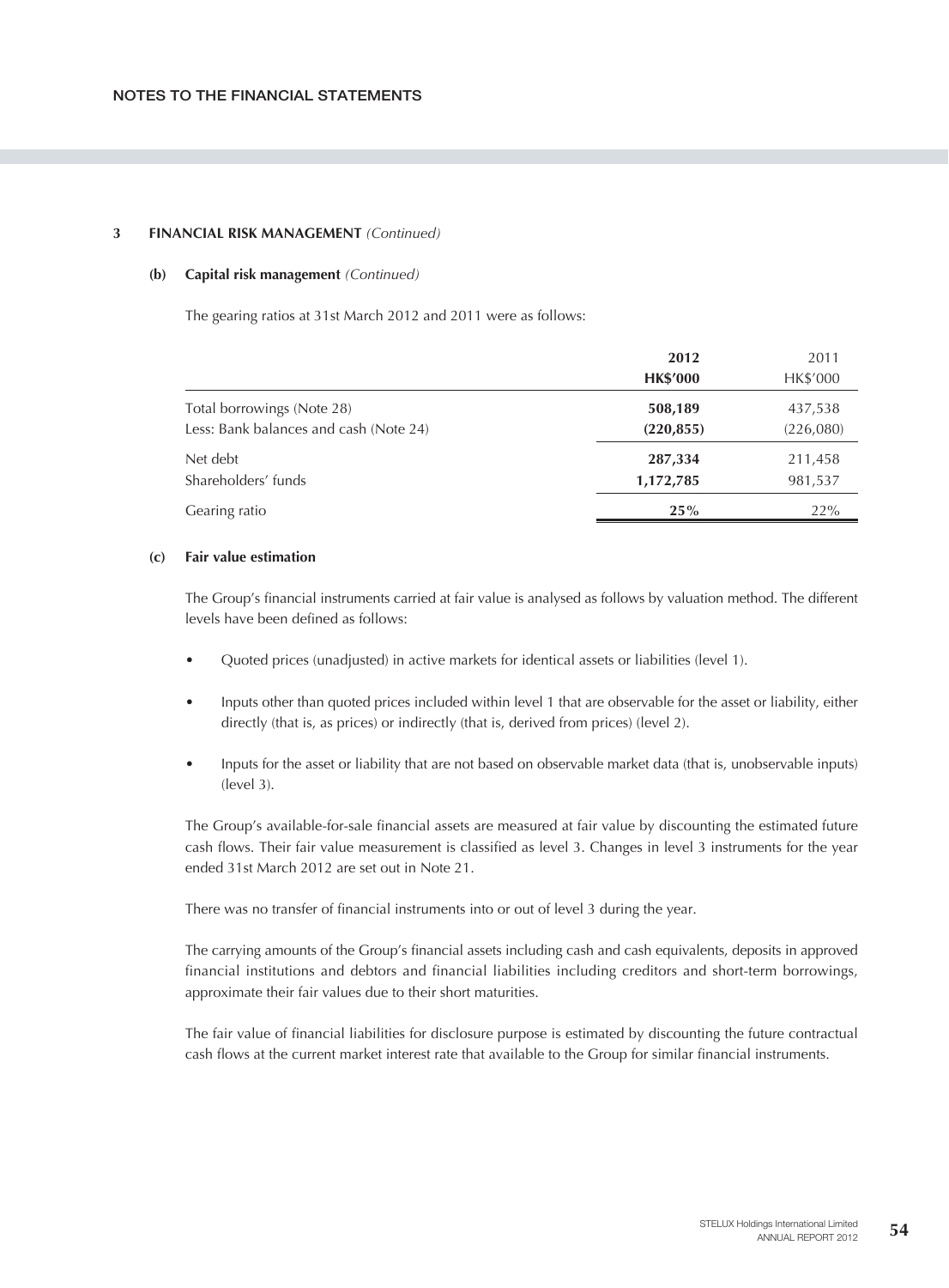## 3 FINANCIAL RISK MANAGEMENT *(Continued)*

### (b) Capital risk management *(Continued)*

The gearing ratios at 31st March 2012 and 2011 were as follows:

| | **2012** | 2011 |
|---|---|---|
| | **HK$'000** | HK$'000 |
| Total borrowings (Note 28) | **508,189** | 437,538 |
| Less: Bank balances and cash (Note 24) | **(220,855)** | (226,080) |
| Net debt | **287,334** | 211,458 |
| Shareholders' funds | **1,172,785** | 981,537 |
| Gearing ratio | **25%** | 22% |

### (c) Fair value estimation

The Group's financial instruments carried at fair value is analysed as follows by valuation method. The different levels have been defined as follows:

- Quoted prices (unadjusted) in active markets for identical assets or liabilities (level 1).
- Inputs other than quoted prices included within level 1 that are observable for the asset or liability, either directly (that is, as prices) or indirectly (that is, derived from prices) (level 2).
- Inputs for the asset or liability that are not based on observable market data (that is, unobservable inputs) (level 3).

The Group's available-for-sale financial assets are measured at fair value by discounting the estimated future cash flows. Their fair value measurement is classified as level 3. Changes in level 3 instruments for the year ended 31st March 2012 are set out in Note 21.

There was no transfer of financial instruments into or out of level 3 during the year.

The carrying amounts of the Group's financial assets including cash and cash equivalents, deposits in approved financial institutions and debtors and financial liabilities including creditors and short-term borrowings, approximate their fair values due to their short maturities.

The fair value of financial liabilities for disclosure purpose is estimated by discounting the future contractual cash flows at the current market interest rate that available to the Group for similar financial instruments.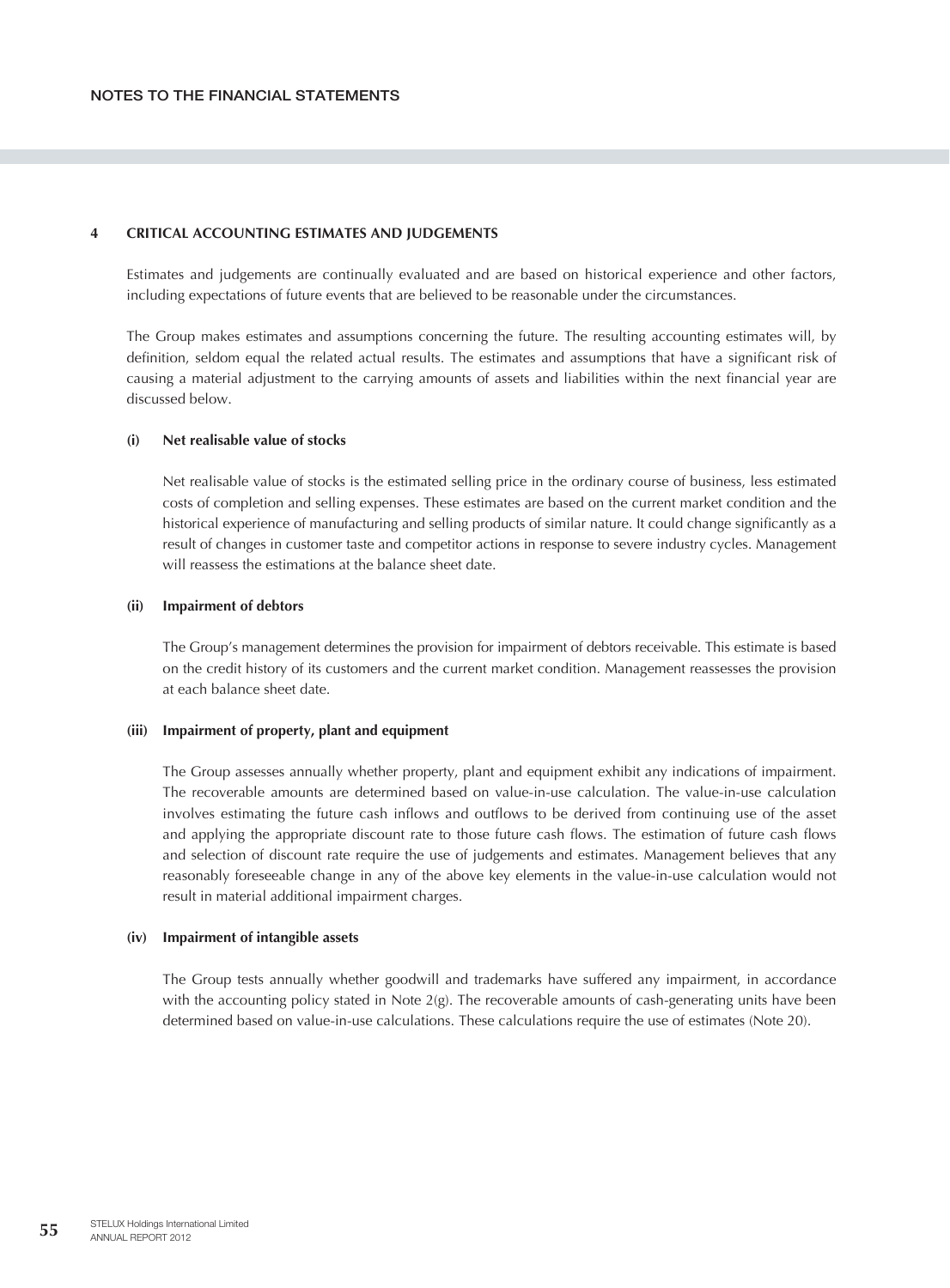## 4 CRITICAL ACCOUNTING ESTIMATES AND JUDGEMENTS

Estimates and judgements are continually evaluated and are based on historical experience and other factors, including expectations of future events that are believed to be reasonable under the circumstances.

The Group makes estimates and assumptions concerning the future. The resulting accounting estimates will, by definition, seldom equal the related actual results. The estimates and assumptions that have a significant risk of causing a material adjustment to the carrying amounts of assets and liabilities within the next financial year are discussed below.

### (i) Net realisable value of stocks

Net realisable value of stocks is the estimated selling price in the ordinary course of business, less estimated costs of completion and selling expenses. These estimates are based on the current market condition and the historical experience of manufacturing and selling products of similar nature. It could change significantly as a result of changes in customer taste and competitor actions in response to severe industry cycles. Management will reassess the estimations at the balance sheet date.

### (ii) Impairment of debtors

The Group's management determines the provision for impairment of debtors receivable. This estimate is based on the credit history of its customers and the current market condition. Management reassesses the provision at each balance sheet date.

### (iii) Impairment of property, plant and equipment

The Group assesses annually whether property, plant and equipment exhibit any indications of impairment. The recoverable amounts are determined based on value-in-use calculation. The value-in-use calculation involves estimating the future cash inflows and outflows to be derived from continuing use of the asset and applying the appropriate discount rate to those future cash flows. The estimation of future cash flows and selection of discount rate require the use of judgements and estimates. Management believes that any reasonably foreseeable change in any of the above key elements in the value-in-use calculation would not result in material additional impairment charges.

### (iv) Impairment of intangible assets

The Group tests annually whether goodwill and trademarks have suffered any impairment, in accordance with the accounting policy stated in Note 2(g). The recoverable amounts of cash-generating units have been determined based on value-in-use calculations. These calculations require the use of estimates (Note 20).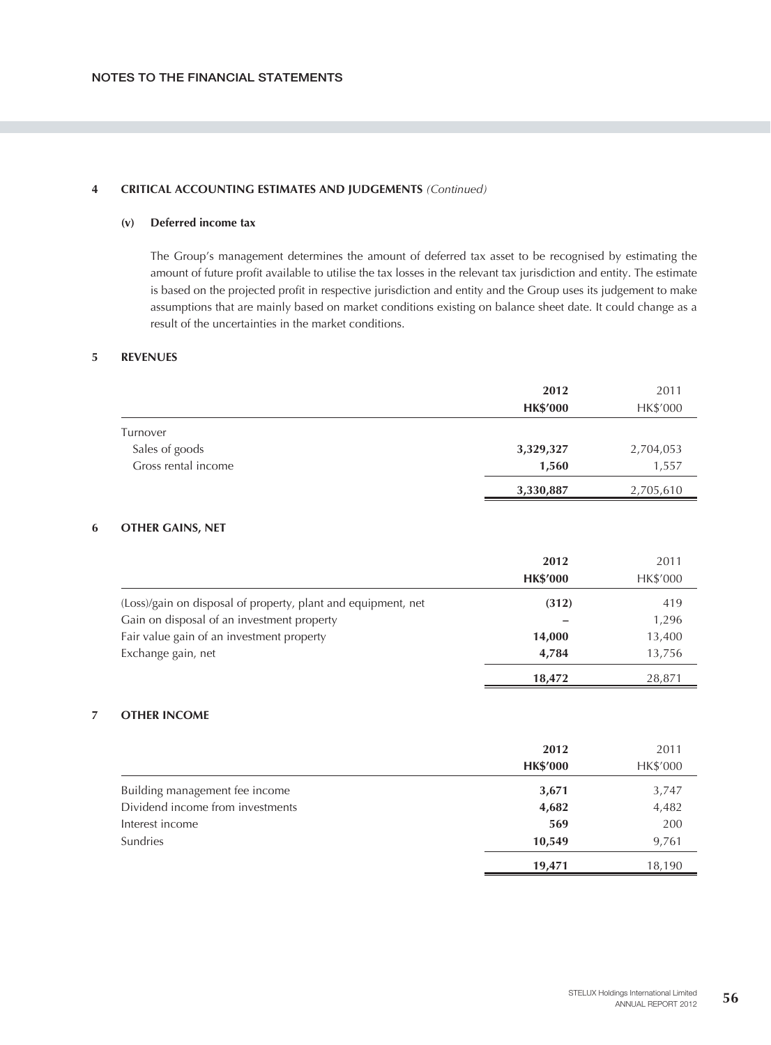## 4 CRITICAL ACCOUNTING ESTIMATES AND JUDGEMENTS *(Continued)*

### (v) Deferred income tax

The Group's management determines the amount of deferred tax asset to be recognised by estimating the amount of future profit available to utilise the tax losses in the relevant tax jurisdiction and entity. The estimate is based on the projected profit in respective jurisdiction and entity and the Group uses its judgement to make assumptions that are mainly based on market conditions existing on balance sheet date. It could change as a result of the uncertainties in the market conditions.

## 5 REVENUES

| | **2012** | 2011 |
|---|---|---|
| | **HK$'000** | HK$'000 |
| Turnover | | |
| Sales of goods | **3,329,327** | 2,704,053 |
| Gross rental income | **1,560** | 1,557 |
| | **3,330,887** | 2,705,610 |

## 6 OTHER GAINS, NET

| | **2012** | 2011 |
|---|---|---|
| | **HK$'000** | HK$'000 |
| (Loss)/gain on disposal of property, plant and equipment, net | **(312)** | 419 |
| Gain on disposal of an investment property | **–** | 1,296 |
| Fair value gain of an investment property | **14,000** | 13,400 |
| Exchange gain, net | **4,784** | 13,756 |
| | **18,472** | 28,871 |

## 7 OTHER INCOME

| | **2012** | 2011 |
|---|---|---|
| | **HK$'000** | HK$'000 |
| Building management fee income | **3,671** | 3,747 |
| Dividend income from investments | **4,682** | 4,482 |
| Interest income | **569** | 200 |
| Sundries | **10,549** | 9,761 |
| | **19,471** | 18,190 |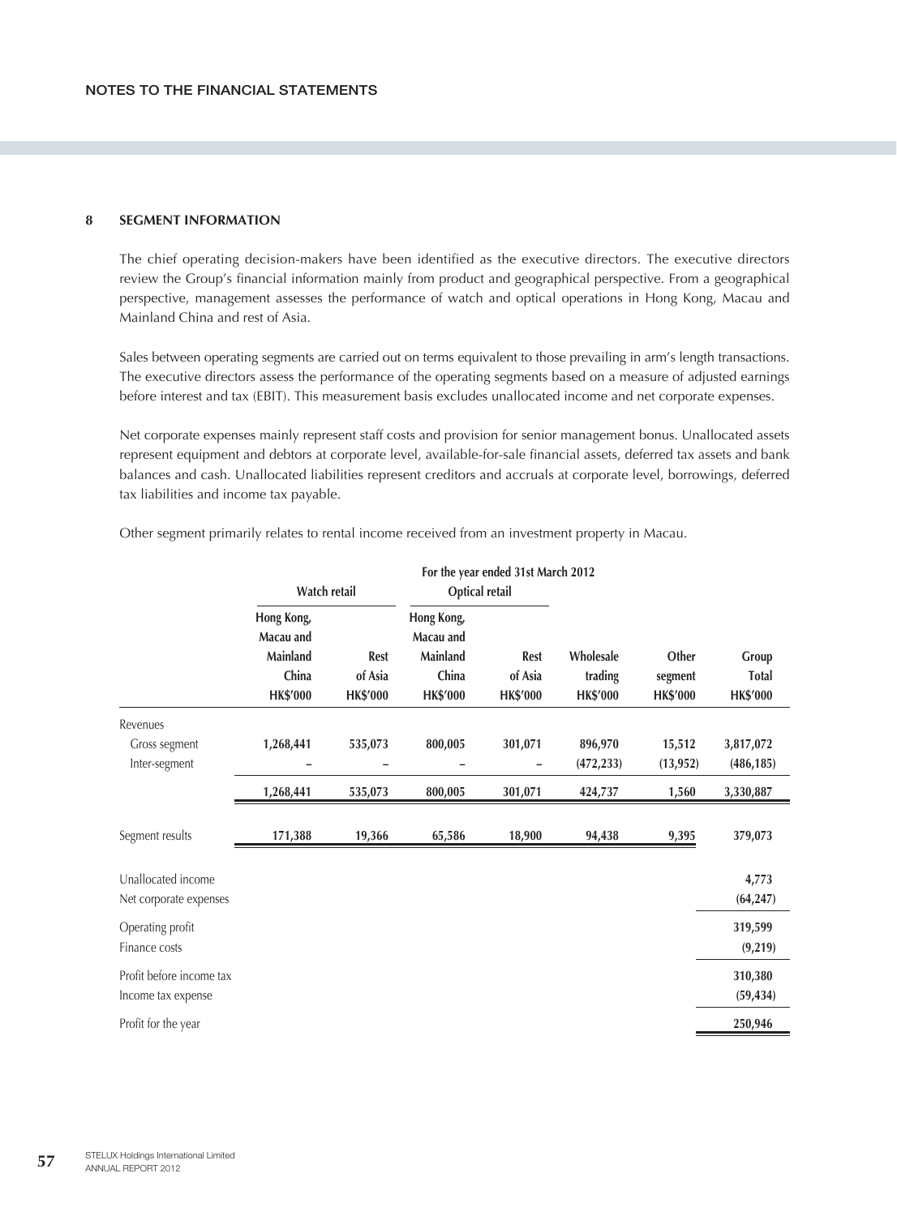## 8 SEGMENT INFORMATION

The chief operating decision-makers have been identified as the executive directors. The executive directors review the Group's financial information mainly from product and geographical perspective. From a geographical perspective, management assesses the performance of watch and optical operations in Hong Kong, Macau and Mainland China and rest of Asia.

Sales between operating segments are carried out on terms equivalent to those prevailing in arm's length transactions. The executive directors assess the performance of the operating segments based on a measure of adjusted earnings before interest and tax (EBIT). This measurement basis excludes unallocated income and net corporate expenses.

Net corporate expenses mainly represent staff costs and provision for senior management bonus. Unallocated assets represent equipment and debtors at corporate level, available-for-sale financial assets, deferred tax assets and bank balances and cash. Unallocated liabilities represent creditors and accruals at corporate level, borrowings, deferred tax liabilities and income tax payable.

Other segment primarily relates to rental income received from an investment property in Macau.

| | For the year ended 31st March 2012 | | | | | | |
|---|---|---|---|---|---|---|---|
| | Watch retail | | Optical retail | | | | |
| | Hong Kong, Macau and Mainland China HK$'000 | Rest of Asia HK$'000 | Hong Kong, Macau and Mainland China HK$'000 | Rest of Asia HK$'000 | Wholesale trading HK$'000 | Other segment HK$'000 | Group Total HK$'000 |
| Revenues | | | | | | | |
| Gross segment | 1,268,441 | 535,073 | 800,005 | 301,071 | 896,970 | 15,512 | 3,817,072 |
| Inter-segment | – | – | – | – | (472,233) | (13,952) | (486,185) |
| | 1,268,441 | 535,073 | 800,005 | 301,071 | 424,737 | 1,560 | 3,330,887 |
| Segment results | 171,388 | 19,366 | 65,586 | 18,900 | 94,438 | 9,395 | 379,073 |
| Unallocated income | | | | | | | 4,773 |
| Net corporate expenses | | | | | | | (64,247) |
| Operating profit | | | | | | | 319,599 |
| Finance costs | | | | | | | (9,219) |
| Profit before income tax | | | | | | | 310,380 |
| Income tax expense | | | | | | | (59,434) |
| Profit for the year | | | | | | | 250,946 |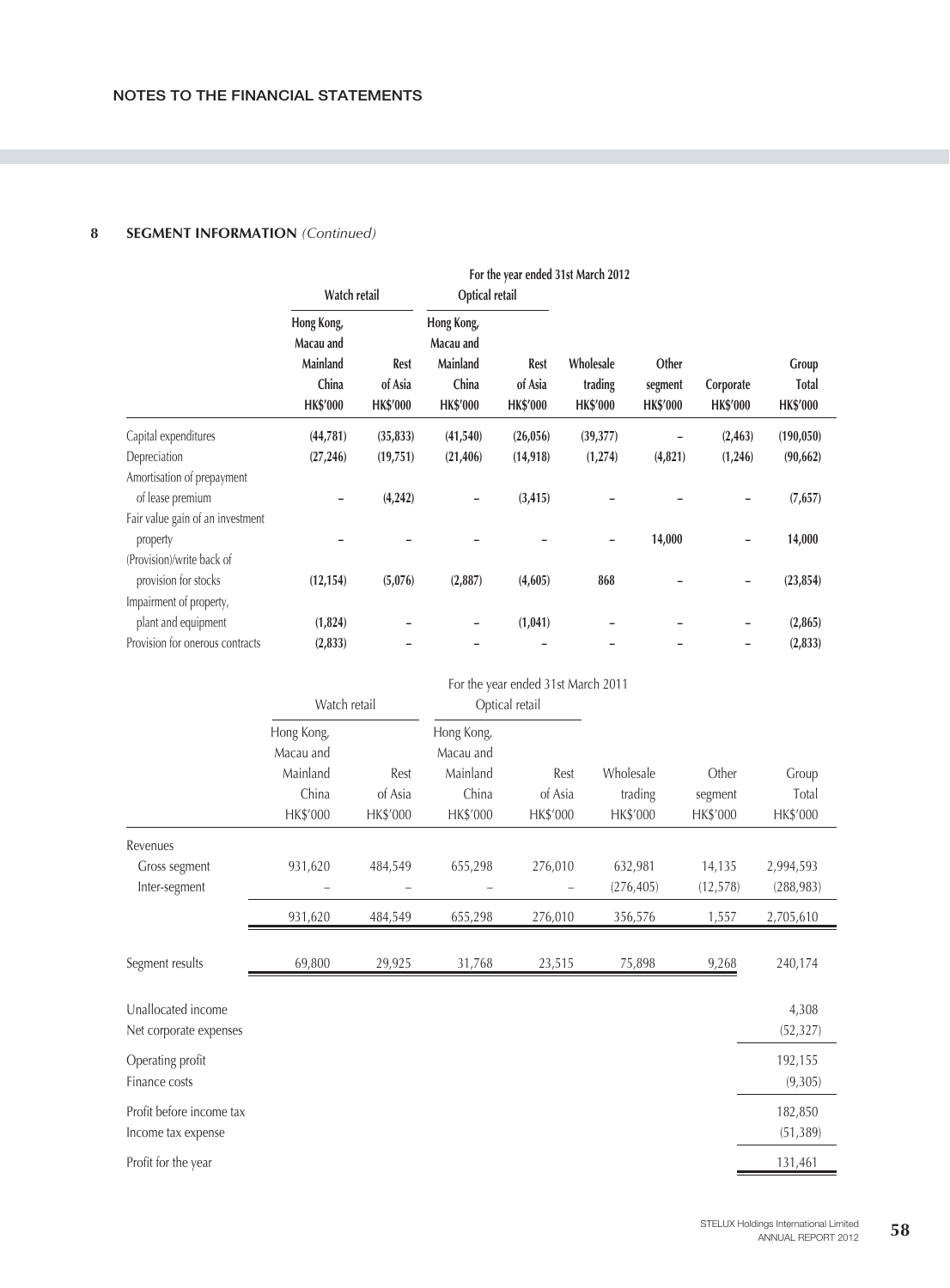## 8 SEGMENT INFORMATION *(Continued)*

| | For the year ended 31st March 2012 | | | | | | | |
|---|---|---|---|---|---|---|---|---|
| | Watch retail | | Optical retail | | | | | |
| | Hong Kong, Macau and Mainland China HK$'000 | Rest of Asia HK$'000 | Hong Kong, Macau and Mainland China HK$'000 | Rest of Asia HK$'000 | Wholesale trading HK$'000 | Other segment HK$'000 | Corporate HK$'000 | Group Total HK$'000 |
| Capital expenditures | (44,781) | (35,833) | (41,540) | (26,056) | (39,377) | – | (2,463) | (190,050) |
| Depreciation | (27,246) | (19,751) | (21,406) | (14,918) | (1,274) | (4,821) | (1,246) | (90,662) |
| Amortisation of prepayment of lease premium | – | (4,242) | – | (3,415) | – | – | – | (7,657) |
| Fair value gain of an investment property | – | – | – | – | – | 14,000 | – | 14,000 |
| (Provision)/write back of provision for stocks | (12,154) | (5,076) | (2,887) | (4,605) | 868 | – | – | (23,854) |
| Impairment of property, plant and equipment | (1,824) | – | – | (1,041) | – | – | – | (2,865) |
| Provision for onerous contracts | (2,833) | – | – | – | – | – | – | (2,833) |

| | For the year ended 31st March 2011 | | | | | | |
|---|---|---|---|---|---|---|---|
| | Watch retail | | Optical retail | | | | |
| | Hong Kong, Macau and Mainland China HK$'000 | Rest of Asia HK$'000 | Hong Kong, Macau and Mainland China HK$'000 | Rest of Asia HK$'000 | Wholesale trading HK$'000 | Other segment HK$'000 | Group Total HK$'000 |
| Revenues | | | | | | | |
| Gross segment | 931,620 | 484,549 | 655,298 | 276,010 | 632,981 | 14,135 | 2,994,593 |
| Inter-segment | – | – | – | – | (276,405) | (12,578) | (288,983) |
| | 931,620 | 484,549 | 655,298 | 276,010 | 356,576 | 1,557 | 2,705,610 |
| Segment results | 69,800 | 29,925 | 31,768 | 23,515 | 75,898 | 9,268 | 240,174 |
| Unallocated income | | | | | | | 4,308 |
| Net corporate expenses | | | | | | | (52,327) |
| Operating profit | | | | | | | 192,155 |
| Finance costs | | | | | | | (9,305) |
| Profit before income tax | | | | | | | 182,850 |
| Income tax expense | | | | | | | (51,389) |
| Profit for the year | | | | | | | 131,461 |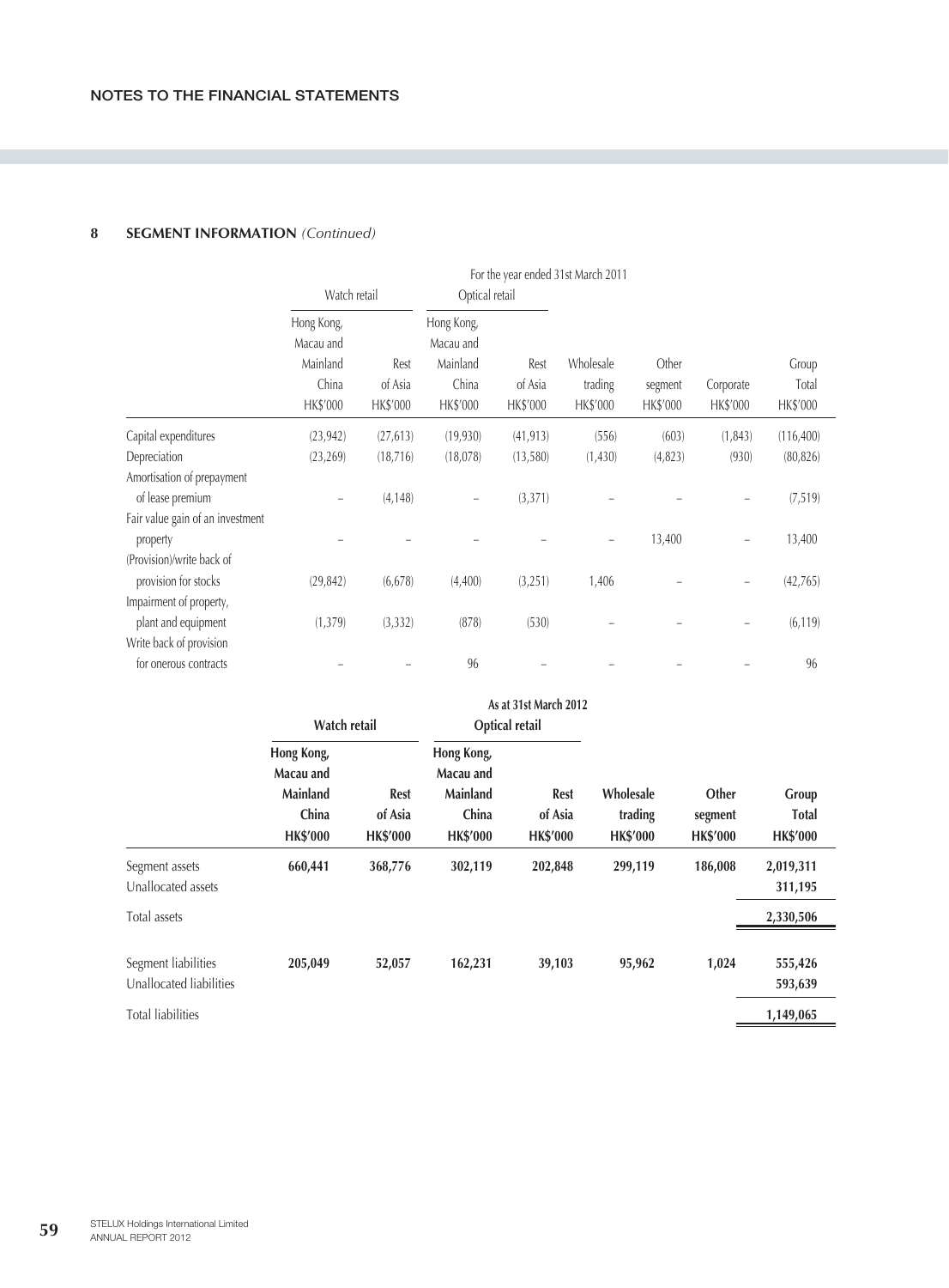## 8 SEGMENT INFORMATION *(Continued)*

| | For the year ended 31st March 2011 | | | | | | | |
|---|---|---|---|---|---|---|---|---|
| | Watch retail | | Optical retail | | | | | |
| | Hong Kong, Macau and Mainland China HK$'000 | Rest of Asia HK$'000 | Hong Kong, Macau and Mainland China HK$'000 | Rest of Asia HK$'000 | Wholesale trading HK$'000 | Other segment HK$'000 | Corporate HK$'000 | Group Total HK$'000 |
| Capital expenditures | (23,942) | (27,613) | (19,930) | (41,913) | (556) | (603) | (1,843) | (116,400) |
| Depreciation | (23,269) | (18,716) | (18,078) | (13,580) | (1,430) | (4,823) | (930) | (80,826) |
| Amortisation of prepayment of lease premium | – | (4,148) | – | (3,371) | – | – | – | (7,519) |
| Fair value gain of an investment property | – | – | – | – | – | 13,400 | – | 13,400 |
| (Provision)/write back of provision for stocks | (29,842) | (6,678) | (4,400) | (3,251) | 1,406 | – | – | (42,765) |
| Impairment of property, plant and equipment | (1,379) | (3,332) | (878) | (530) | – | – | – | (6,119) |
| Write back of provision for onerous contracts | – | – | 96 | – | – | – | – | 96 |

| | **As at 31st March 2012** | | | | | | |
|---|---|---|---|---|---|---|---|
| | **Watch retail** | | **Optical retail** | | | | |
| | **Hong Kong, Macau and Mainland China HK$'000** | **Rest of Asia HK$'000** | **Hong Kong, Macau and Mainland China HK$'000** | **Rest of Asia HK$'000** | **Wholesale trading HK$'000** | **Other segment HK$'000** | **Group Total HK$'000** |
| Segment assets | **660,441** | **368,776** | **302,119** | **202,848** | **299,119** | **186,008** | **2,019,311** |
| Unallocated assets | | | | | | | **311,195** |
| Total assets | | | | | | | **2,330,506** |
| Segment liabilities | **205,049** | **52,057** | **162,231** | **39,103** | **95,962** | **1,024** | **555,426** |
| Unallocated liabilities | | | | | | | **593,639** |
| Total liabilities | | | | | | | **1,149,065** |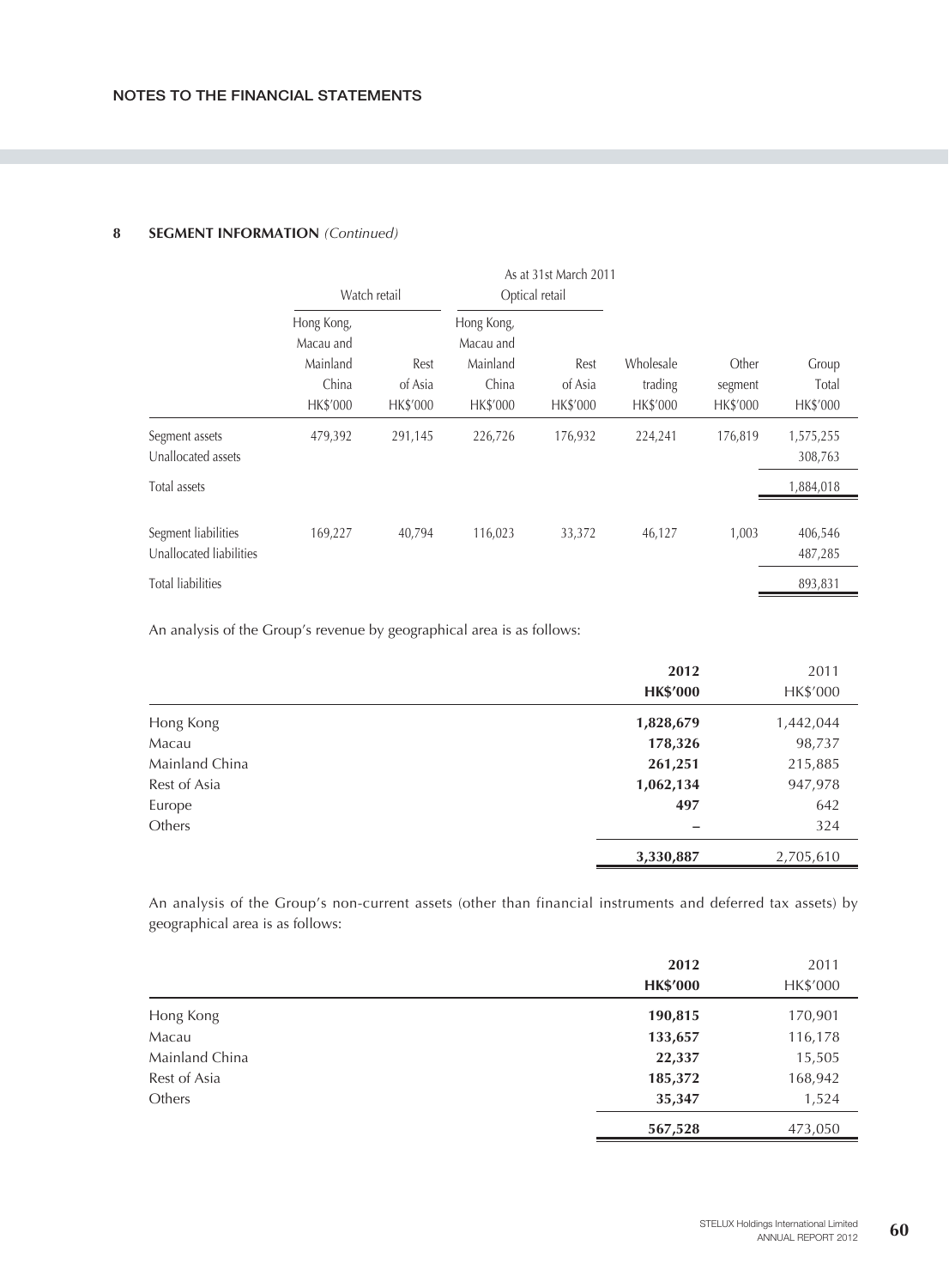# NOTES TO THE FINANCIAL STATEMENTS

## 8 SEGMENT INFORMATION *(Continued)*

| | As at 31st March 2011 | | | | | | |
|---|---|---|---|---|---|---|---|
| | Watch retail | | Optical retail | | | | |
| | Hong Kong, Macau and Mainland China HK$'000 | Rest of Asia HK$'000 | Hong Kong, Macau and Mainland China HK$'000 | Rest of Asia HK$'000 | Wholesale trading HK$'000 | Other segment HK$'000 | Group Total HK$'000 |
| Segment assets | 479,392 | 291,145 | 226,726 | 176,932 | 224,241 | 176,819 | 1,575,255 |
| Unallocated assets | | | | | | | 308,763 |
| Total assets | | | | | | | 1,884,018 |
| Segment liabilities | 169,227 | 40,794 | 116,023 | 33,372 | 46,127 | 1,003 | 406,546 |
| Unallocated liabilities | | | | | | | 487,285 |
| Total liabilities | | | | | | | 893,831 |

An analysis of the Group's revenue by geographical area is as follows:

| | **2012** **HK$'000** | 2011 HK$'000 |
|---|---|---|
| Hong Kong | **1,828,679** | 1,442,044 |
| Macau | **178,326** | 98,737 |
| Mainland China | **261,251** | 215,885 |
| Rest of Asia | **1,062,134** | 947,978 |
| Europe | **497** | 642 |
| Others | **–** | 324 |
| | **3,330,887** | 2,705,610 |

An analysis of the Group's non-current assets (other than financial instruments and deferred tax assets) by geographical area is as follows:

| | **2012** **HK$'000** | 2011 HK$'000 |
|---|---|---|
| Hong Kong | **190,815** | 170,901 |
| Macau | **133,657** | 116,178 |
| Mainland China | **22,337** | 15,505 |
| Rest of Asia | **185,372** | 168,942 |
| Others | **35,347** | 1,524 |
| | **567,528** | 473,050 |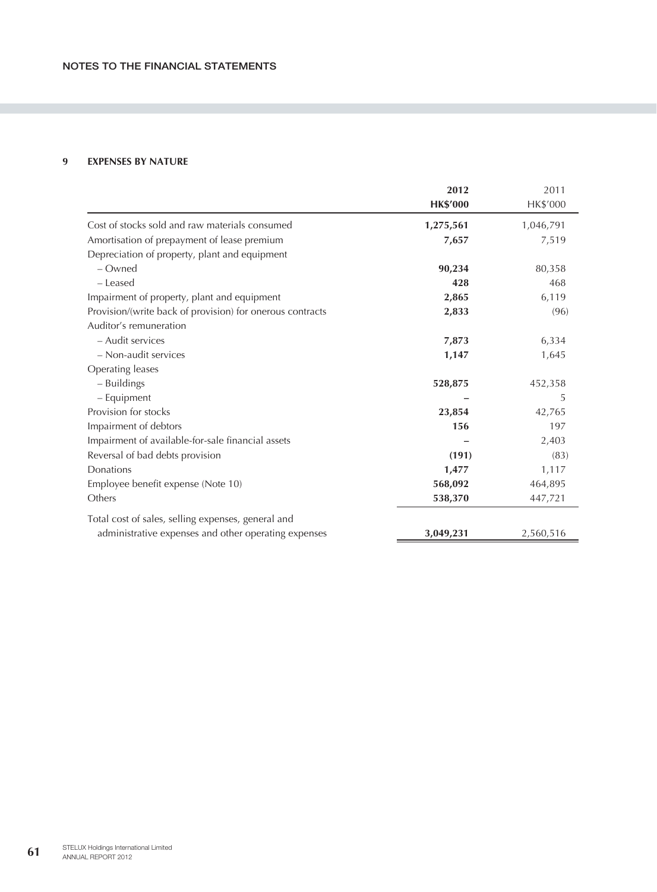## 9 EXPENSES BY NATURE

| | 2012 HK$'000 | 2011 HK$'000 |
|---|---|---|
| Cost of stocks sold and raw materials consumed | **1,275,561** | 1,046,791 |
| Amortisation of prepayment of lease premium | **7,657** | 7,519 |
| Depreciation of property, plant and equipment | | |
| – Owned | **90,234** | 80,358 |
| – Leased | **428** | 468 |
| Impairment of property, plant and equipment | **2,865** | 6,119 |
| Provision/(write back of provision) for onerous contracts | **2,833** | (96) |
| Auditor's remuneration | | |
| – Audit services | **7,873** | 6,334 |
| – Non-audit services | **1,147** | 1,645 |
| Operating leases | | |
| – Buildings | **528,875** | 452,358 |
| – Equipment | **–** | 5 |
| Provision for stocks | **23,854** | 42,765 |
| Impairment of debtors | **156** | 197 |
| Impairment of available-for-sale financial assets | **–** | 2,403 |
| Reversal of bad debts provision | **(191)** | (83) |
| Donations | **1,477** | 1,117 |
| Employee benefit expense (Note 10) | **568,092** | 464,895 |
| Others | **538,370** | 447,721 |
| Total cost of sales, selling expenses, general and administrative expenses and other operating expenses | **3,049,231** | 2,560,516 |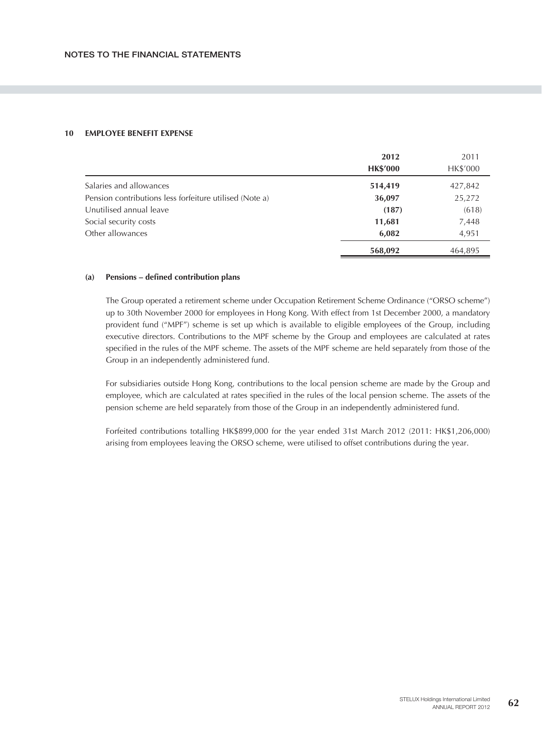## 10 EMPLOYEE BENEFIT EXPENSE

| | 2012 HK$'000 | 2011 HK$'000 |
|---|---|---|
| Salaries and allowances | **514,419** | 427,842 |
| Pension contributions less forfeiture utilised (Note a) | **36,097** | 25,272 |
| Unutilised annual leave | **(187)** | (618) |
| Social security costs | **11,681** | 7,448 |
| Other allowances | **6,082** | 4,951 |
| | **568,092** | 464,895 |

### (a) Pensions – defined contribution plans

The Group operated a retirement scheme under Occupation Retirement Scheme Ordinance ("ORSO scheme") up to 30th November 2000 for employees in Hong Kong. With effect from 1st December 2000, a mandatory provident fund ("MPF") scheme is set up which is available to eligible employees of the Group, including executive directors. Contributions to the MPF scheme by the Group and employees are calculated at rates specified in the rules of the MPF scheme. The assets of the MPF scheme are held separately from those of the Group in an independently administered fund.

For subsidiaries outside Hong Kong, contributions to the local pension scheme are made by the Group and employee, which are calculated at rates specified in the rules of the local pension scheme. The assets of the pension scheme are held separately from those of the Group in an independently administered fund.

Forfeited contributions totalling HK$899,000 for the year ended 31st March 2012 (2011: HK$1,206,000) arising from employees leaving the ORSO scheme, were utilised to offset contributions during the year.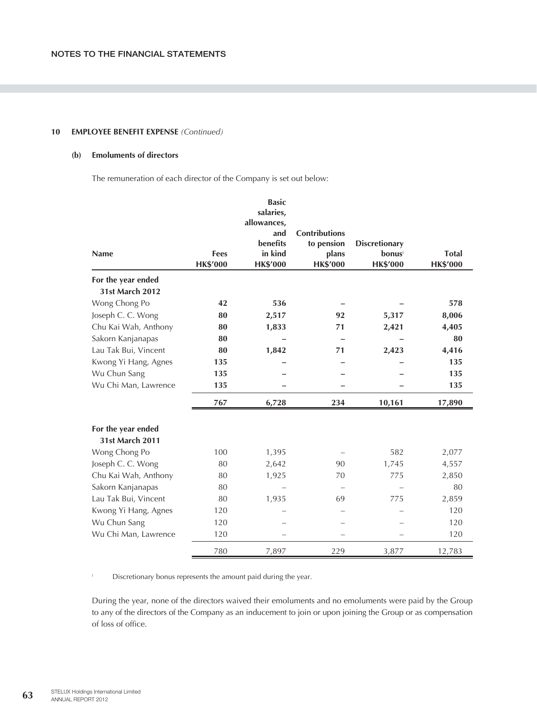## 10 EMPLOYEE BENEFIT EXPENSE *(Continued)*

### (b) Emoluments of directors

The remuneration of each director of the Company is set out below:

| Name | Fees HK$'000 | Basic salaries, allowances, and benefits in kind HK$'000 | Contributions to pension plans HK$'000 | Discretionary bonus[i] HK$'000 | Total HK$'000 |
|---|---|---|---|---|---|
| **For the year ended 31st March 2012** | | | | | |
| Wong Chong Po | **42** | **536** | **–** | **–** | **578** |
| Joseph C. C. Wong | **80** | **2,517** | **92** | **5,317** | **8,006** |
| Chu Kai Wah, Anthony | **80** | **1,833** | **71** | **2,421** | **4,405** |
| Sakorn Kanjanapas | **80** | **–** | **–** | **–** | **80** |
| Lau Tak Bui, Vincent | **80** | **1,842** | **71** | **2,423** | **4,416** |
| Kwong Yi Hang, Agnes | **135** | **–** | **–** | **–** | **135** |
| Wu Chun Sang | **135** | **–** | **–** | **–** | **135** |
| Wu Chi Man, Lawrence | **135** | **–** | **–** | **–** | **135** |
| | **767** | **6,728** | **234** | **10,161** | **17,890** |
| **For the year ended 31st March 2011** | | | | | |
| Wong Chong Po | 100 | 1,395 | – | 582 | 2,077 |
| Joseph C. C. Wong | 80 | 2,642 | 90 | 1,745 | 4,557 |
| Chu Kai Wah, Anthony | 80 | 1,925 | 70 | 775 | 2,850 |
| Sakorn Kanjanapas | 80 | – | – | – | 80 |
| Lau Tak Bui, Vincent | 80 | 1,935 | 69 | 775 | 2,859 |
| Kwong Yi Hang, Agnes | 120 | – | – | – | 120 |
| Wu Chun Sang | 120 | – | – | – | 120 |
| Wu Chi Man, Lawrence | 120 | – | – | – | 120 |
| | 780 | 7,897 | 229 | 3,877 | 12,783 |

[i] Discretionary bonus represents the amount paid during the year.

During the year, none of the directors waived their emoluments and no emoluments were paid by the Group to any of the directors of the Company as an inducement to join or upon joining the Group or as compensation of loss of office.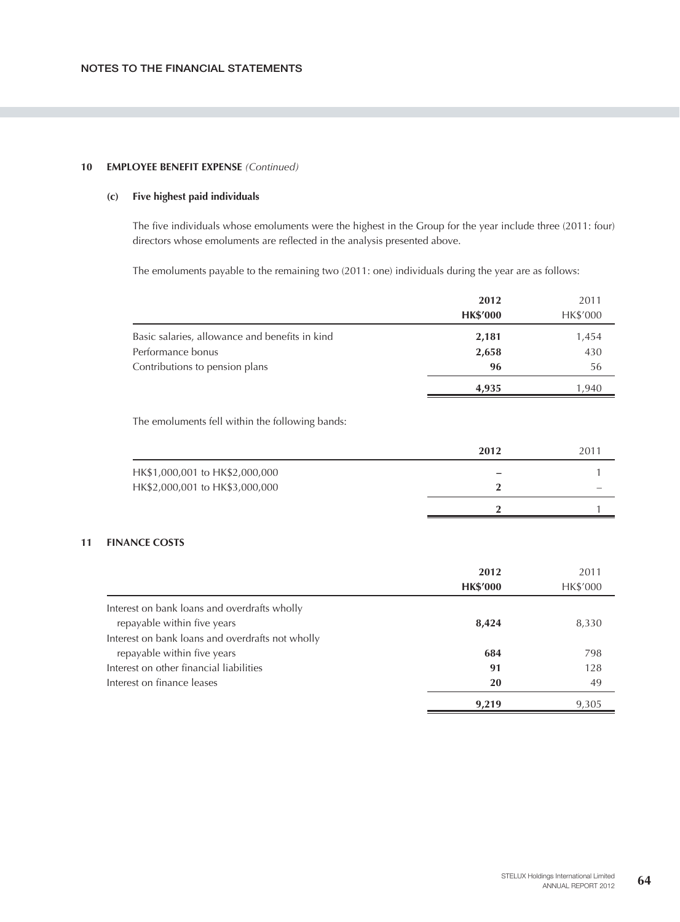## 10 EMPLOYEE BENEFIT EXPENSE *(Continued)*

### (c) Five highest paid individuals

The five individuals whose emoluments were the highest in the Group for the year include three (2011: four) directors whose emoluments are reflected in the analysis presented above.

The emoluments payable to the remaining two (2011: one) individuals during the year are as follows:

| | **2012** | 2011 |
|---|---|---|
| | **HK$'000** | HK$'000 |
| Basic salaries, allowance and benefits in kind | **2,181** | 1,454 |
| Performance bonus | **2,658** | 430 |
| Contributions to pension plans | **96** | 56 |
| | **4,935** | 1,940 |

The emoluments fell within the following bands:

| | **2012** | 2011 |
|---|---|---|
| HK$1,000,001 to HK$2,000,000 | **–** | 1 |
| HK$2,000,001 to HK$3,000,000 | **2** | – |
| | **2** | 1 |

## 11 FINANCE COSTS

| | **2012** | 2011 |
|---|---|---|
| | **HK$'000** | HK$'000 |
| Interest on bank loans and overdrafts wholly repayable within five years | **8,424** | 8,330 |
| Interest on bank loans and overdrafts not wholly repayable within five years | **684** | 798 |
| Interest on other financial liabilities | **91** | 128 |
| Interest on finance leases | **20** | 49 |
| | **9,219** | 9,305 |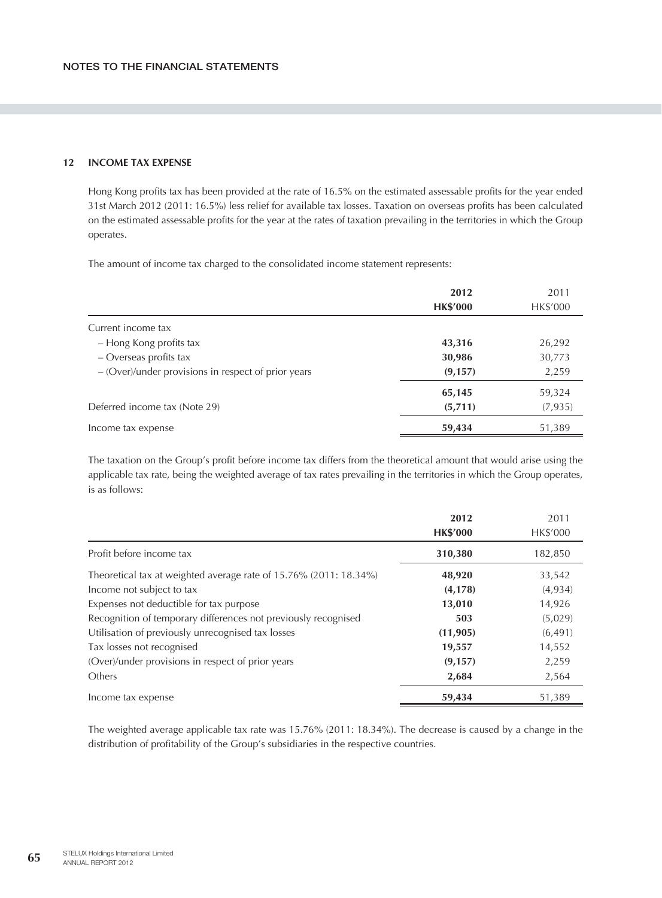## 12 INCOME TAX EXPENSE

Hong Kong profits tax has been provided at the rate of 16.5% on the estimated assessable profits for the year ended 31st March 2012 (2011: 16.5%) less relief for available tax losses. Taxation on overseas profits has been calculated on the estimated assessable profits for the year at the rates of taxation prevailing in the territories in which the Group operates.

The amount of income tax charged to the consolidated income statement represents:

| | **2012** | 2011 |
|---|---|---|
| | **HK$'000** | HK$'000 |
| Current income tax | | |
| – Hong Kong profits tax | **43,316** | 26,292 |
| – Overseas profits tax | **30,986** | 30,773 |
| – (Over)/under provisions in respect of prior years | **(9,157)** | 2,259 |
| | **65,145** | 59,324 |
| Deferred income tax (Note 29) | **(5,711)** | (7,935) |
| Income tax expense | **59,434** | 51,389 |

The taxation on the Group's profit before income tax differs from the theoretical amount that would arise using the applicable tax rate, being the weighted average of tax rates prevailing in the territories in which the Group operates, is as follows:

| | **2012** | 2011 |
|---|---|---|
| | **HK$'000** | HK$'000 |
| Profit before income tax | **310,380** | 182,850 |
| Theoretical tax at weighted average rate of 15.76% (2011: 18.34%) | **48,920** | 33,542 |
| Income not subject to tax | **(4,178)** | (4,934) |
| Expenses not deductible for tax purpose | **13,010** | 14,926 |
| Recognition of temporary differences not previously recognised | **503** | (5,029) |
| Utilisation of previously unrecognised tax losses | **(11,905)** | (6,491) |
| Tax losses not recognised | **19,557** | 14,552 |
| (Over)/under provisions in respect of prior years | **(9,157)** | 2,259 |
| Others | **2,684** | 2,564 |
| Income tax expense | **59,434** | 51,389 |

The weighted average applicable tax rate was 15.76% (2011: 18.34%). The decrease is caused by a change in the distribution of profitability of the Group's subsidiaries in the respective countries.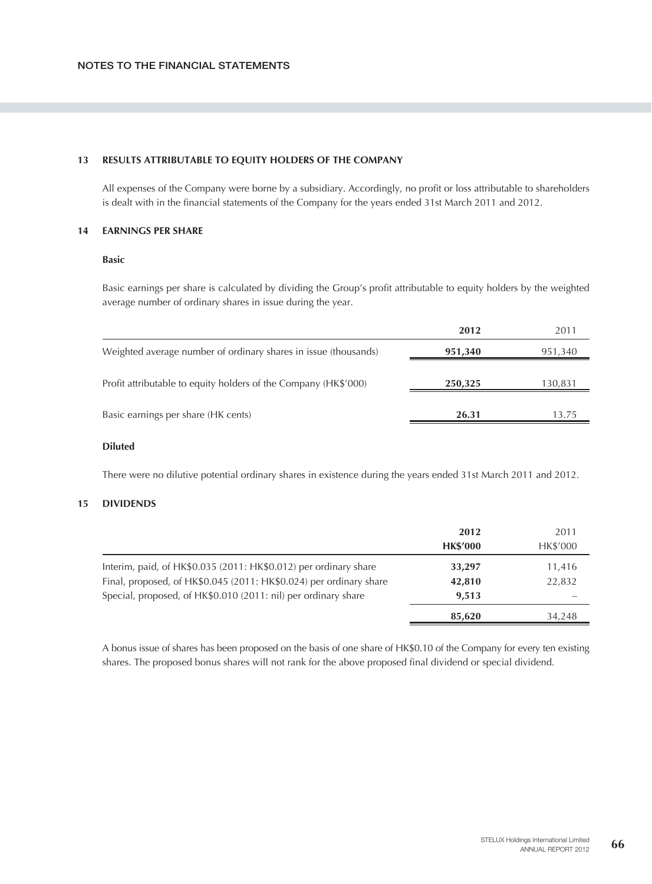## 13 RESULTS ATTRIBUTABLE TO EQUITY HOLDERS OF THE COMPANY

All expenses of the Company were borne by a subsidiary. Accordingly, no profit or loss attributable to shareholders is dealt with in the financial statements of the Company for the years ended 31st March 2011 and 2012.

## 14 EARNINGS PER SHARE

### Basic

Basic earnings per share is calculated by dividing the Group's profit attributable to equity holders by the weighted average number of ordinary shares in issue during the year.

| | **2012** | 2011 |
|---|---|---|
| Weighted average number of ordinary shares in issue (thousands) | **951,340** | 951,340 |
| Profit attributable to equity holders of the Company (HK$'000) | **250,325** | 130,831 |
| Basic earnings per share (HK cents) | **26.31** | 13.75 |

### Diluted

There were no dilutive potential ordinary shares in existence during the years ended 31st March 2011 and 2012.

## 15 DIVIDENDS

| | **2012** | 2011 |
|---|---|---|
| | **HK$'000** | HK$'000 |
| Interim, paid, of HK$0.035 (2011: HK$0.012) per ordinary share | **33,297** | 11,416 |
| Final, proposed, of HK$0.045 (2011: HK$0.024) per ordinary share | **42,810** | 22,832 |
| Special, proposed, of HK$0.010 (2011: nil) per ordinary share | **9,513** | – |
| | **85,620** | 34,248 |

A bonus issue of shares has been proposed on the basis of one share of HK$0.10 of the Company for every ten existing shares. The proposed bonus shares will not rank for the above proposed final dividend or special dividend.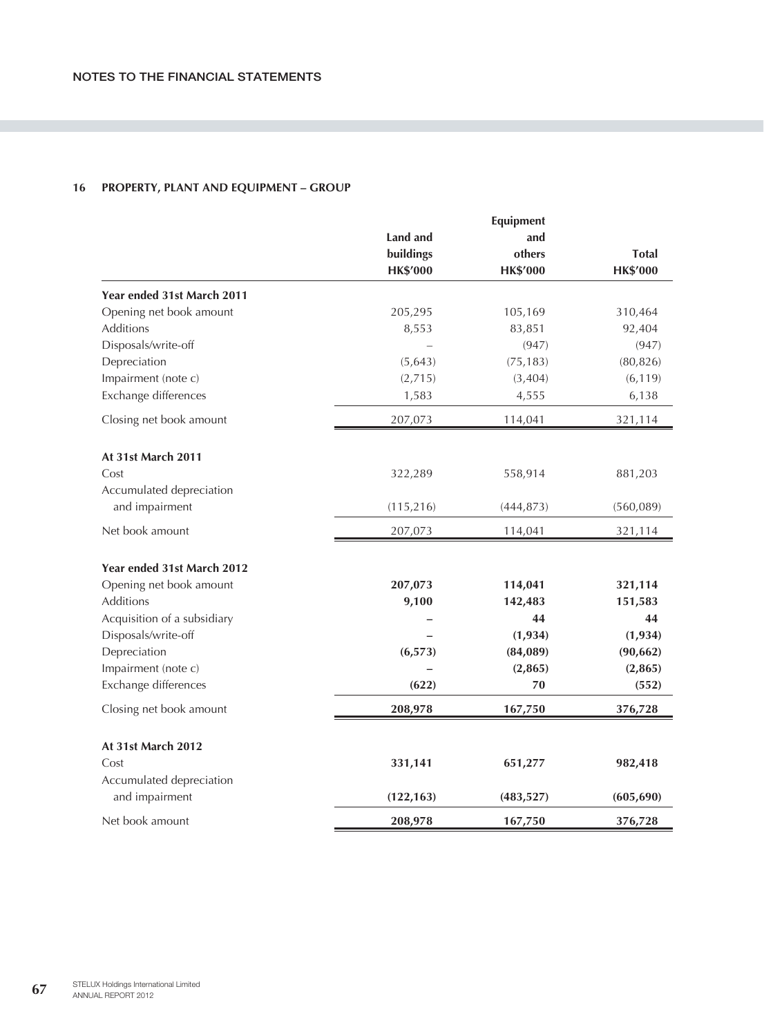## 16 PROPERTY, PLANT AND EQUIPMENT – GROUP

| | Land and buildings HK$'000 | Equipment and others HK$'000 | Total HK$'000 |
|---|---|---|---|
| **Year ended 31st March 2011** | | | |
| Opening net book amount | 205,295 | 105,169 | 310,464 |
| Additions | 8,553 | 83,851 | 92,404 |
| Disposals/write-off | – | (947) | (947) |
| Depreciation | (5,643) | (75,183) | (80,826) |
| Impairment (note c) | (2,715) | (3,404) | (6,119) |
| Exchange differences | 1,583 | 4,555 | 6,138 |
| Closing net book amount | 207,073 | 114,041 | 321,114 |
| **At 31st March 2011** | | | |
| Cost | 322,289 | 558,914 | 881,203 |
| Accumulated depreciation and impairment | (115,216) | (444,873) | (560,089) |
| Net book amount | 207,073 | 114,041 | 321,114 |
| **Year ended 31st March 2012** | | | |
| Opening net book amount | **207,073** | **114,041** | **321,114** |
| Additions | **9,100** | **142,483** | **151,583** |
| Acquisition of a subsidiary | **–** | **44** | **44** |
| Disposals/write-off | **–** | **(1,934)** | **(1,934)** |
| Depreciation | **(6,573)** | **(84,089)** | **(90,662)** |
| Impairment (note c) | **–** | **(2,865)** | **(2,865)** |
| Exchange differences | **(622)** | **70** | **(552)** |
| Closing net book amount | **208,978** | **167,750** | **376,728** |
| **At 31st March 2012** | | | |
| Cost | **331,141** | **651,277** | **982,418** |
| Accumulated depreciation and impairment | **(122,163)** | **(483,527)** | **(605,690)** |
| Net book amount | **208,978** | **167,750** | **376,728** |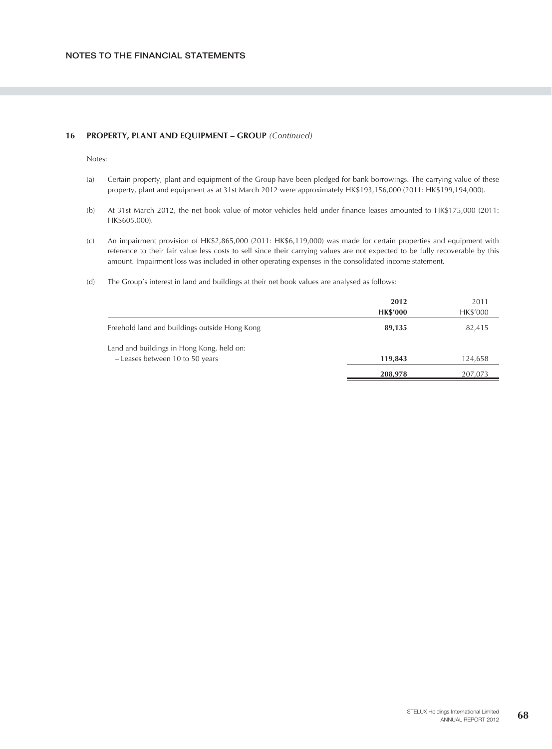# NOTES TO THE FINANCIAL STATEMENTS

## 16 PROPERTY, PLANT AND EQUIPMENT – GROUP *(Continued)*

Notes:

(a) Certain property, plant and equipment of the Group have been pledged for bank borrowings. The carrying value of these property, plant and equipment as at 31st March 2012 were approximately HK$193,156,000 (2011: HK$199,194,000).

(b) At 31st March 2012, the net book value of motor vehicles held under finance leases amounted to HK$175,000 (2011: HK$605,000).

(c) An impairment provision of HK$2,865,000 (2011: HK$6,119,000) was made for certain properties and equipment with reference to their fair value less costs to sell since their carrying values are not expected to be fully recoverable by this amount. Impairment loss was included in other operating expenses in the consolidated income statement.

(d) The Group's interest in land and buildings at their net book values are analysed as follows:

| | **2012** **HK$'000** | 2011 HK$'000 |
|---|---|---|
| Freehold land and buildings outside Hong Kong | **89,135** | 82,415 |
| Land and buildings in Hong Kong, held on: | | |
| – Leases between 10 to 50 years | **119,843** | 124,658 |
| | **208,978** | 207,073 |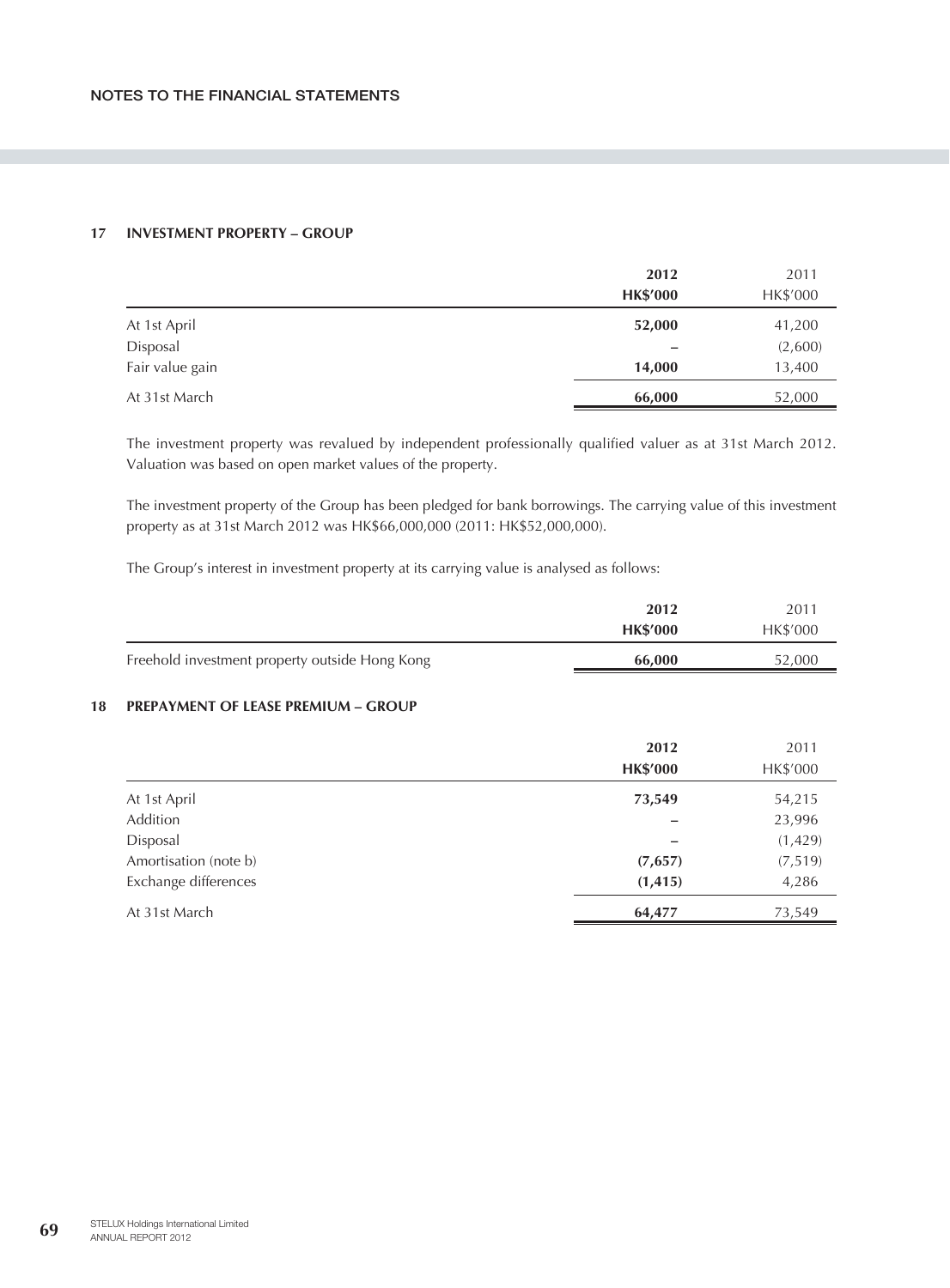## 17 INVESTMENT PROPERTY – GROUP

| | 2012<br>HK$'000 | 2011<br>HK$'000 |
|---|---|---|
| At 1st April | **52,000** | 41,200 |
| Disposal | **–** | (2,600) |
| Fair value gain | **14,000** | 13,400 |
| At 31st March | **66,000** | 52,000 |

The investment property was revalued by independent professionally qualified valuer as at 31st March 2012. Valuation was based on open market values of the property.

The investment property of the Group has been pledged for bank borrowings. The carrying value of this investment property as at 31st March 2012 was HK$66,000,000 (2011: HK$52,000,000).

The Group's interest in investment property at its carrying value is analysed as follows:

| | 2012<br>HK$'000 | 2011<br>HK$'000 |
|---|---|---|
| Freehold investment property outside Hong Kong | **66,000** | 52,000 |

## 18 PREPAYMENT OF LEASE PREMIUM – GROUP

| | 2012<br>HK$'000 | 2011<br>HK$'000 |
|---|---|---|
| At 1st April | **73,549** | 54,215 |
| Addition | **–** | 23,996 |
| Disposal | **–** | (1,429) |
| Amortisation (note b) | **(7,657)** | (7,519) |
| Exchange differences | **(1,415)** | 4,286 |
| At 31st March | **64,477** | 73,549 |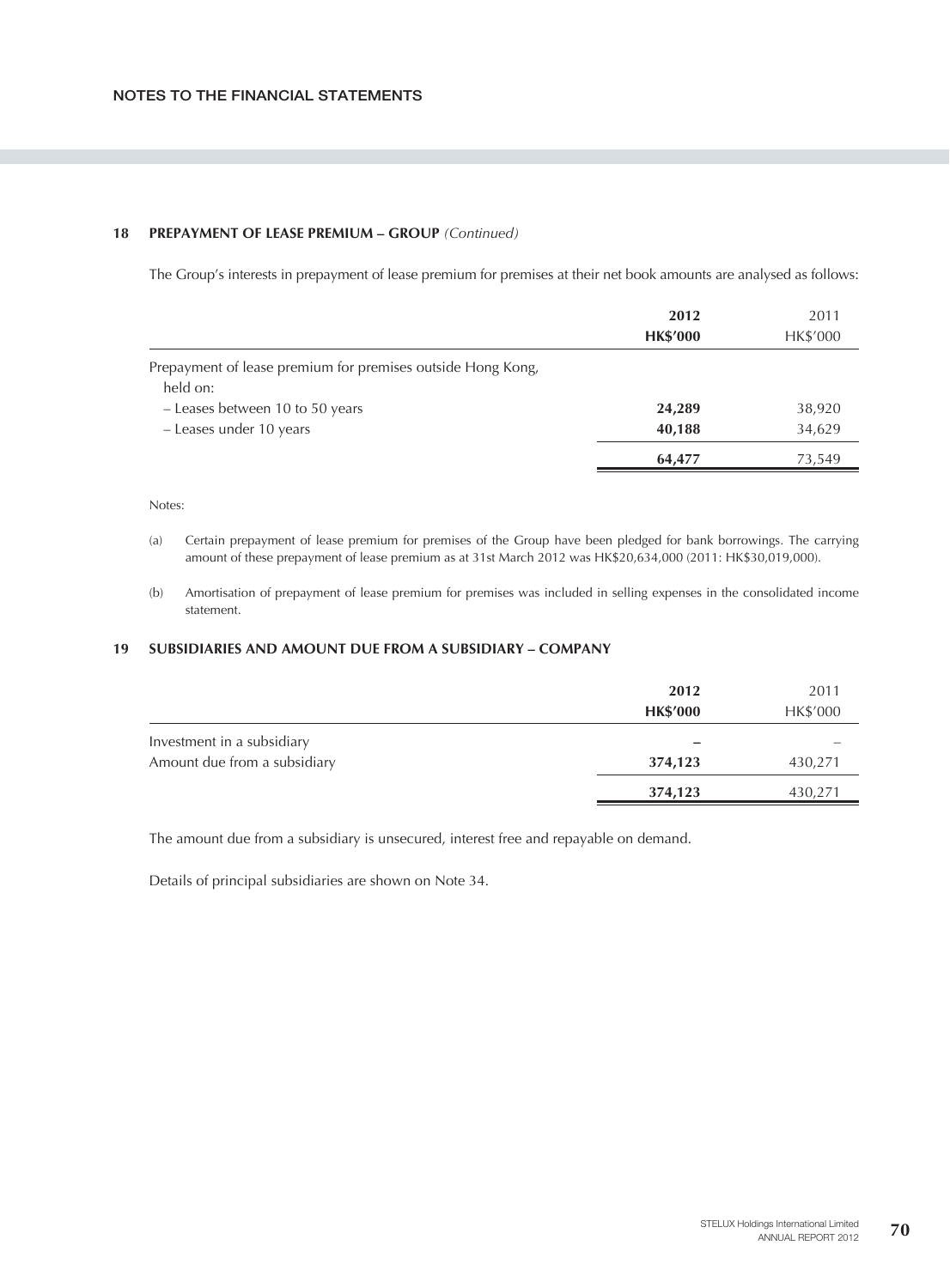## 18 PREPAYMENT OF LEASE PREMIUM – GROUP *(Continued)*

The Group's interests in prepayment of lease premium for premises at their net book amounts are analysed as follows:

| | **2012** | 2011 |
|---|---|---|
| | **HK$'000** | HK$'000 |
| Prepayment of lease premium for premises outside Hong Kong, held on: | | |
| – Leases between 10 to 50 years | **24,289** | 38,920 |
| – Leases under 10 years | **40,188** | 34,629 |
| | **64,477** | 73,549 |

Notes:

(a) Certain prepayment of lease premium for premises of the Group have been pledged for bank borrowings. The carrying amount of these prepayment of lease premium as at 31st March 2012 was HK$20,634,000 (2011: HK$30,019,000).

(b) Amortisation of prepayment of lease premium for premises was included in selling expenses in the consolidated income statement.

## 19 SUBSIDIARIES AND AMOUNT DUE FROM A SUBSIDIARY – COMPANY

| | **2012** | 2011 |
|---|---|---|
| | **HK$'000** | HK$'000 |
| Investment in a subsidiary | **–** | – |
| Amount due from a subsidiary | **374,123** | 430,271 |
| | **374,123** | 430,271 |

The amount due from a subsidiary is unsecured, interest free and repayable on demand.

Details of principal subsidiaries are shown on Note 34.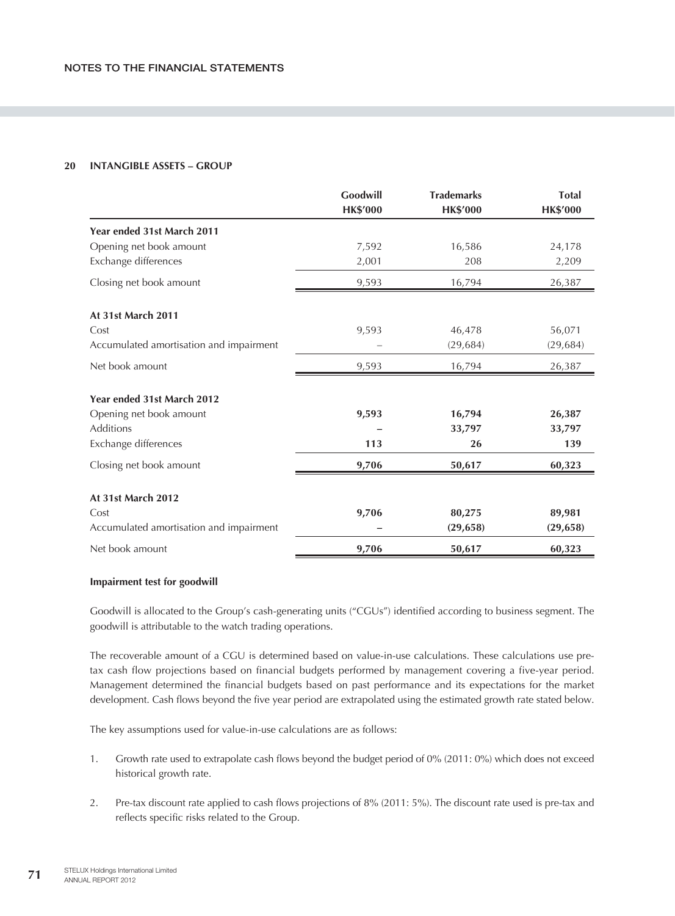## 20 INTANGIBLE ASSETS – GROUP

| | Goodwill HK$'000 | Trademarks HK$'000 | Total HK$'000 |
|---|---|---|---|
| **Year ended 31st March 2011** | | | |
| Opening net book amount | 7,592 | 16,586 | 24,178 |
| Exchange differences | 2,001 | 208 | 2,209 |
| Closing net book amount | 9,593 | 16,794 | 26,387 |
| **At 31st March 2011** | | | |
| Cost | 9,593 | 46,478 | 56,071 |
| Accumulated amortisation and impairment | – | (29,684) | (29,684) |
| Net book amount | 9,593 | 16,794 | 26,387 |
| **Year ended 31st March 2012** | | | |
| Opening net book amount | **9,593** | **16,794** | **26,387** |
| Additions | **–** | **33,797** | **33,797** |
| Exchange differences | **113** | **26** | **139** |
| Closing net book amount | **9,706** | **50,617** | **60,323** |
| **At 31st March 2012** | | | |
| Cost | **9,706** | **80,275** | **89,981** |
| Accumulated amortisation and impairment | **–** | **(29,658)** | **(29,658)** |
| Net book amount | **9,706** | **50,617** | **60,323** |

**Impairment test for goodwill**

Goodwill is allocated to the Group's cash-generating units ("CGUs") identified according to business segment. The goodwill is attributable to the watch trading operations.

The recoverable amount of a CGU is determined based on value-in-use calculations. These calculations use pre-tax cash flow projections based on financial budgets performed by management covering a five-year period. Management determined the financial budgets based on past performance and its expectations for the market development. Cash flows beyond the five year period are extrapolated using the estimated growth rate stated below.

The key assumptions used for value-in-use calculations are as follows:

1. Growth rate used to extrapolate cash flows beyond the budget period of 0% (2011: 0%) which does not exceed historical growth rate.
2. Pre-tax discount rate applied to cash flows projections of 8% (2011: 5%). The discount rate used is pre-tax and reflects specific risks related to the Group.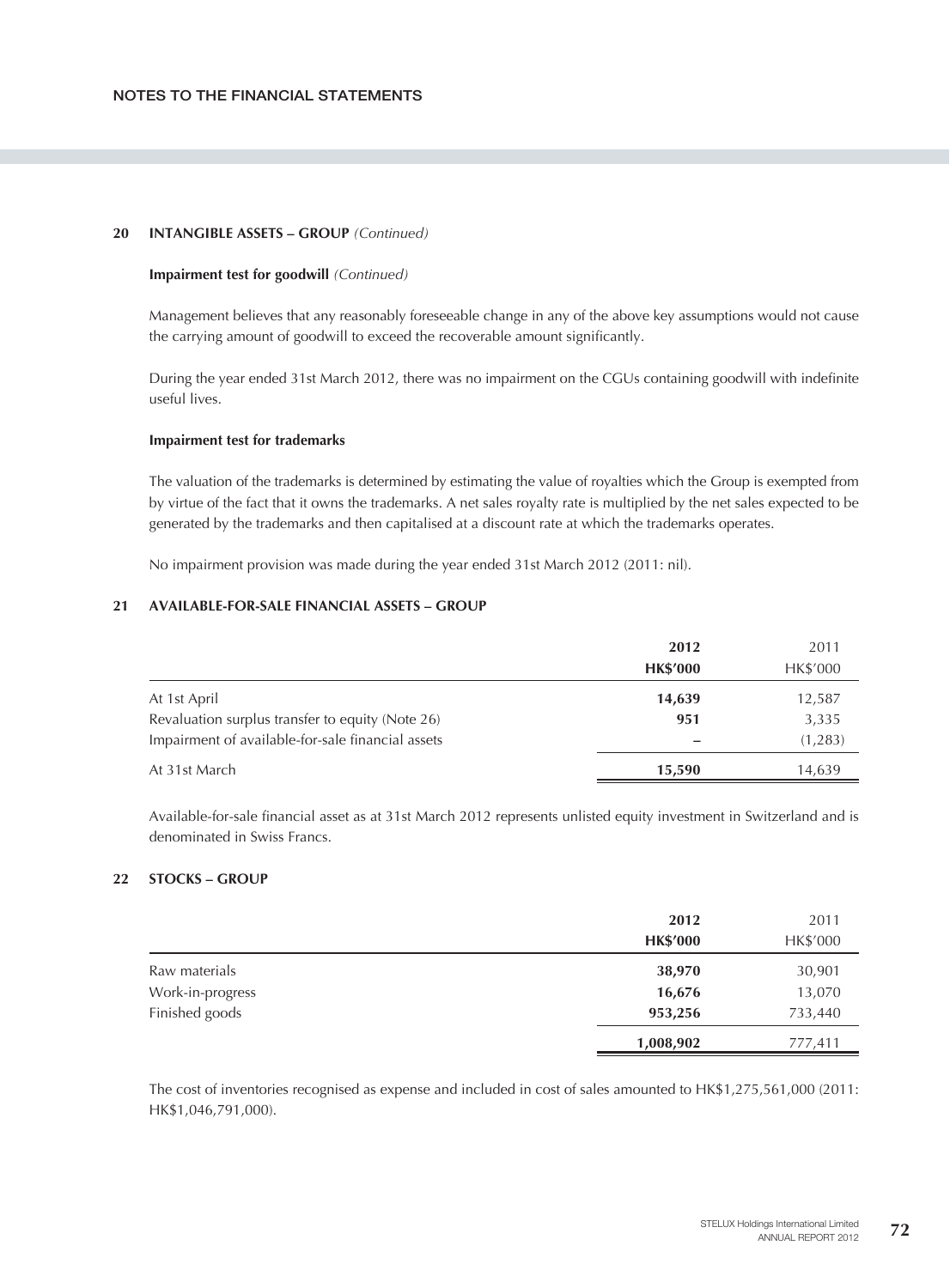## 20 INTANGIBLE ASSETS – GROUP *(Continued)*

### Impairment test for goodwill *(Continued)*

Management believes that any reasonably foreseeable change in any of the above key assumptions would not cause the carrying amount of goodwill to exceed the recoverable amount significantly.

During the year ended 31st March 2012, there was no impairment on the CGUs containing goodwill with indefinite useful lives.

### Impairment test for trademarks

The valuation of the trademarks is determined by estimating the value of royalties which the Group is exempted from by virtue of the fact that it owns the trademarks. A net sales royalty rate is multiplied by the net sales expected to be generated by the trademarks and then capitalised at a discount rate at which the trademarks operates.

No impairment provision was made during the year ended 31st March 2012 (2011: nil).

## 21 AVAILABLE-FOR-SALE FINANCIAL ASSETS – GROUP

| | **2012** | 2011 |
|---|---|---|
| | **HK$'000** | HK$'000 |
| At 1st April | **14,639** | 12,587 |
| Revaluation surplus transfer to equity (Note 26) | **951** | 3,335 |
| Impairment of available-for-sale financial assets | **–** | (1,283) |
| At 31st March | **15,590** | 14,639 |

Available-for-sale financial asset as at 31st March 2012 represents unlisted equity investment in Switzerland and is denominated in Swiss Francs.

## 22 STOCKS – GROUP

| | **2012** | 2011 |
|---|---|---|
| | **HK$'000** | HK$'000 |
| Raw materials | **38,970** | 30,901 |
| Work-in-progress | **16,676** | 13,070 |
| Finished goods | **953,256** | 733,440 |
| | **1,008,902** | 777,411 |

The cost of inventories recognised as expense and included in cost of sales amounted to HK$1,275,561,000 (2011: HK$1,046,791,000).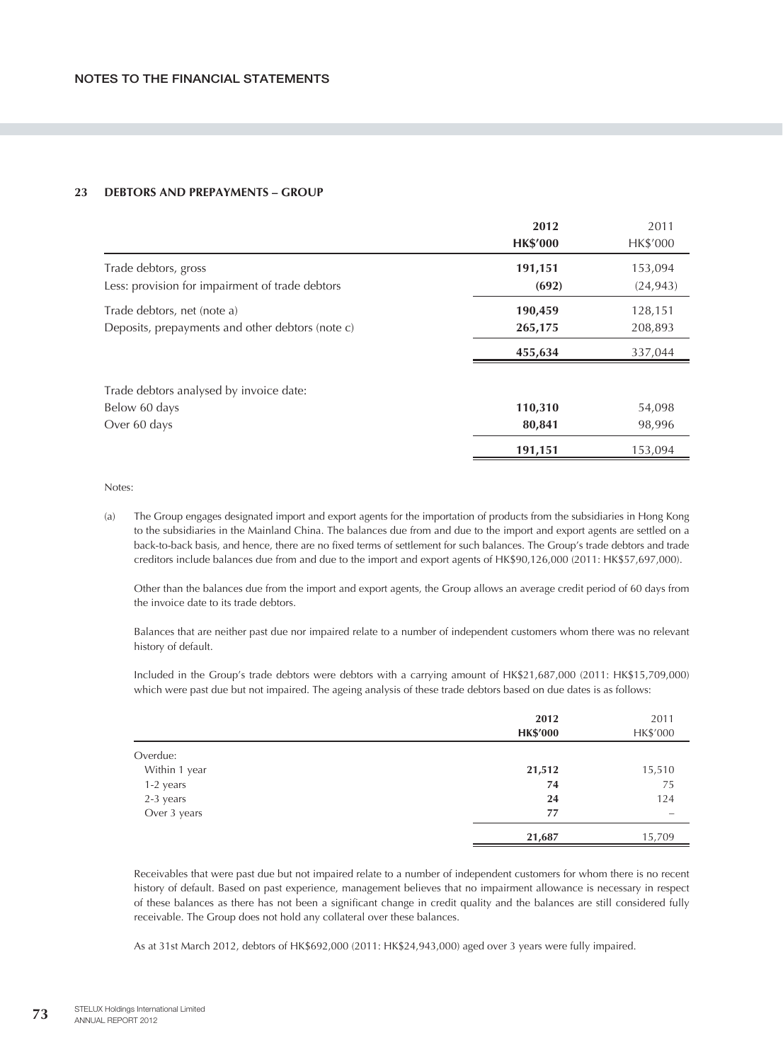## 23 DEBTORS AND PREPAYMENTS – GROUP

| | 2012 HK$'000 | 2011 HK$'000 |
|---|---|---|
| Trade debtors, gross | **191,151** | 153,094 |
| Less: provision for impairment of trade debtors | **(692)** | (24,943) |
| Trade debtors, net (note a) | **190,459** | 128,151 |
| Deposits, prepayments and other debtors (note c) | **265,175** | 208,893 |
| | **455,634** | 337,044 |
| Trade debtors analysed by invoice date: | | |
| Below 60 days | **110,310** | 54,098 |
| Over 60 days | **80,841** | 98,996 |
| | **191,151** | 153,094 |

Notes:

(a) The Group engages designated import and export agents for the importation of products from the subsidiaries in Hong Kong to the subsidiaries in the Mainland China. The balances due from and due to the import and export agents are settled on a back-to-back basis, and hence, there are no fixed terms of settlement for such balances. The Group's trade debtors and trade creditors include balances due from and due to the import and export agents of HK$90,126,000 (2011: HK$57,697,000).

Other than the balances due from the import and export agents, the Group allows an average credit period of 60 days from the invoice date to its trade debtors.

Balances that are neither past due nor impaired relate to a number of independent customers whom there was no relevant history of default.

Included in the Group's trade debtors were debtors with a carrying amount of HK$21,687,000 (2011: HK$15,709,000) which were past due but not impaired. The ageing analysis of these trade debtors based on due dates is as follows:

| | 2012 HK$'000 | 2011 HK$'000 |
|---|---|---|
| Overdue: | | |
| Within 1 year | **21,512** | 15,510 |
| 1-2 years | **74** | 75 |
| 2-3 years | **24** | 124 |
| Over 3 years | **77** | – |
| | **21,687** | 15,709 |

Receivables that were past due but not impaired relate to a number of independent customers for whom there is no recent history of default. Based on past experience, management believes that no impairment allowance is necessary in respect of these balances as there has not been a significant change in credit quality and the balances are still considered fully receivable. The Group does not hold any collateral over these balances.

As at 31st March 2012, debtors of HK$692,000 (2011: HK$24,943,000) aged over 3 years were fully impaired.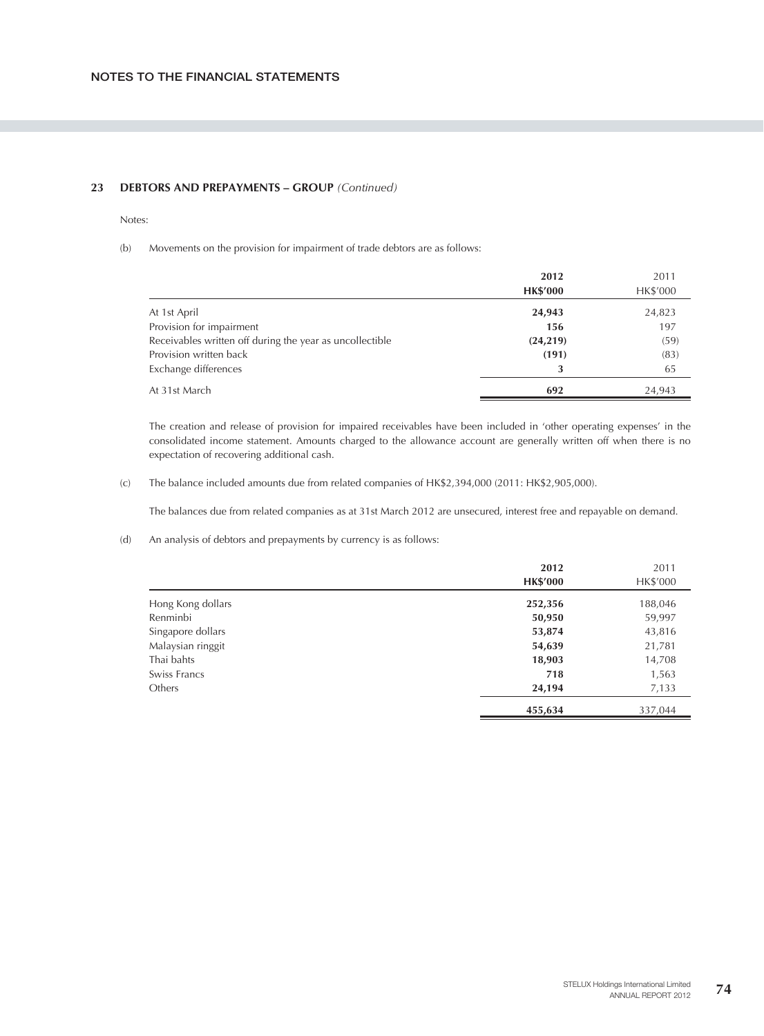## NOTES TO THE FINANCIAL STATEMENTS

### 23 DEBTORS AND PREPAYMENTS – GROUP *(Continued)*

Notes:

(b) Movements on the provision for impairment of trade debtors are as follows:

| | **2012** | 2011 |
|---|---|---|
| | **HK$'000** | HK$'000 |
| At 1st April | **24,943** | 24,823 |
| Provision for impairment | **156** | 197 |
| Receivables written off during the year as uncollectible | **(24,219)** | (59) |
| Provision written back | **(191)** | (83) |
| Exchange differences | **3** | 65 |
| At 31st March | **692** | 24,943 |

The creation and release of provision for impaired receivables have been included in 'other operating expenses' in the consolidated income statement. Amounts charged to the allowance account are generally written off when there is no expectation of recovering additional cash.

(c) The balance included amounts due from related companies of HK$2,394,000 (2011: HK$2,905,000).

The balances due from related companies as at 31st March 2012 are unsecured, interest free and repayable on demand.

(d) An analysis of debtors and prepayments by currency is as follows:

| | **2012** | 2011 |
|---|---|---|
| | **HK$'000** | HK$'000 |
| Hong Kong dollars | **252,356** | 188,046 |
| Renminbi | **50,950** | 59,997 |
| Singapore dollars | **53,874** | 43,816 |
| Malaysian ringgit | **54,639** | 21,781 |
| Thai bahts | **18,903** | 14,708 |
| Swiss Francs | **718** | 1,563 |
| Others | **24,194** | 7,133 |
| | **455,634** | 337,044 |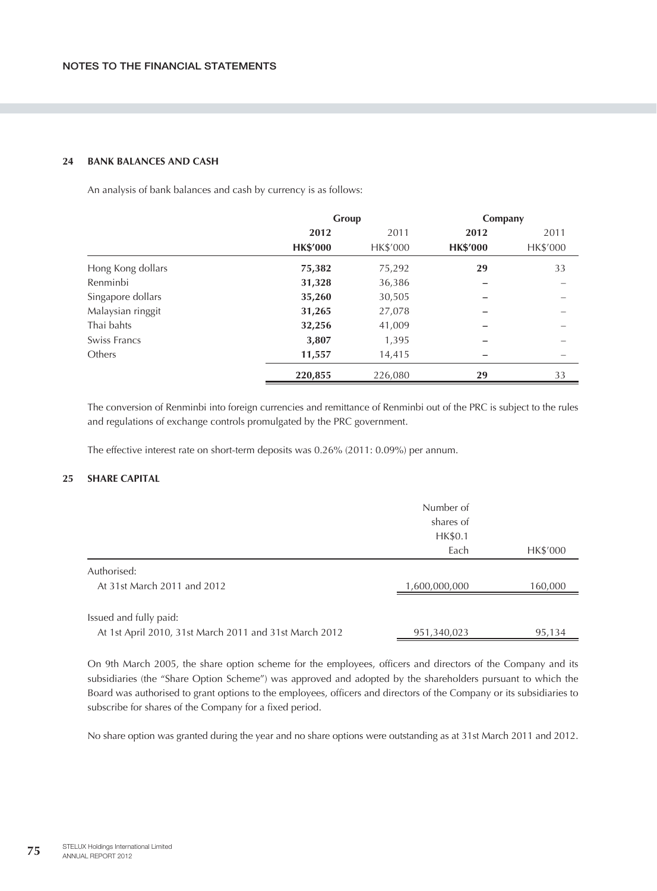## 24 BANK BALANCES AND CASH

An analysis of bank balances and cash by currency is as follows:

| | Group | | Company | |
|---|---|---|---|---|
| | **2012** | 2011 | **2012** | 2011 |
| | **HK$'000** | HK$'000 | **HK$'000** | HK$'000 |
| Hong Kong dollars | **75,382** | 75,292 | **29** | 33 |
| Renminbi | **31,328** | 36,386 | **–** | – |
| Singapore dollars | **35,260** | 30,505 | **–** | – |
| Malaysian ringgit | **31,265** | 27,078 | **–** | – |
| Thai bahts | **32,256** | 41,009 | **–** | – |
| Swiss Francs | **3,807** | 1,395 | **–** | – |
| Others | **11,557** | 14,415 | **–** | – |
| | **220,855** | 226,080 | **29** | 33 |

The conversion of Renminbi into foreign currencies and remittance of Renminbi out of the PRC is subject to the rules and regulations of exchange controls promulgated by the PRC government.

The effective interest rate on short-term deposits was 0.26% (2011: 0.09%) per annum.

## 25 SHARE CAPITAL

| | Number of shares of HK$0.1 Each | HK$'000 |
|---|---|---|
| Authorised: | | |
| At 31st March 2011 and 2012 | 1,600,000,000 | 160,000 |
| Issued and fully paid: | | |
| At 1st April 2010, 31st March 2011 and 31st March 2012 | 951,340,023 | 95,134 |

On 9th March 2005, the share option scheme for the employees, officers and directors of the Company and its subsidiaries (the "Share Option Scheme") was approved and adopted by the shareholders pursuant to which the Board was authorised to grant options to the employees, officers and directors of the Company or its subsidiaries to subscribe for shares of the Company for a fixed period.

No share option was granted during the year and no share options were outstanding as at 31st March 2011 and 2012.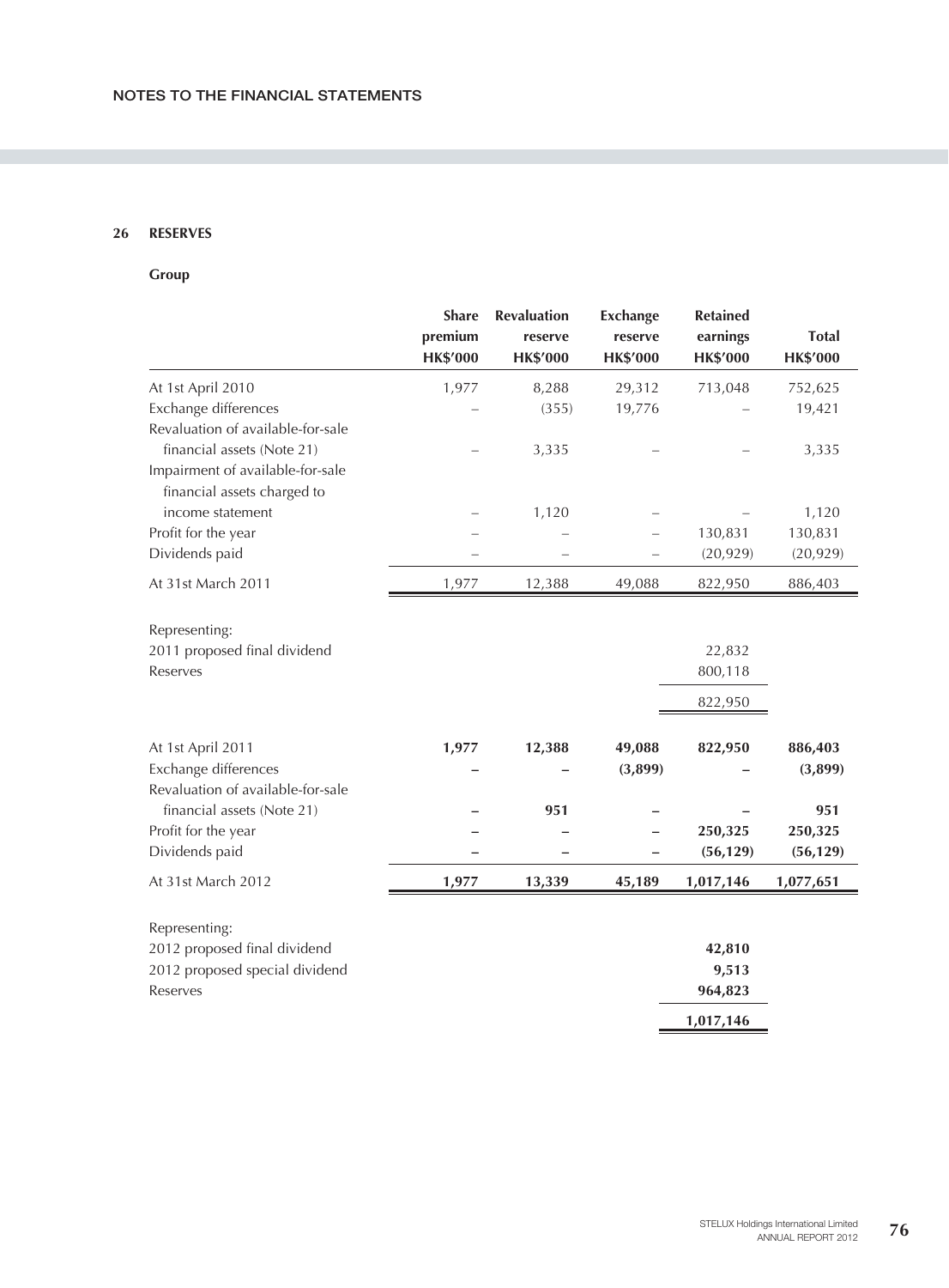## 26 RESERVES

### Group

| | Share premium HK$'000 | Revaluation reserve HK$'000 | Exchange reserve HK$'000 | Retained earnings HK$'000 | Total HK$'000 |
|---|---|---|---|---|---|
| At 1st April 2010 | 1,977 | 8,288 | 29,312 | 713,048 | 752,625 |
| Exchange differences | – | (355) | 19,776 | – | 19,421 |
| Revaluation of available-for-sale financial assets (Note 21) | – | 3,335 | – | – | 3,335 |
| Impairment of available-for-sale financial assets charged to income statement | – | 1,120 | – | – | 1,120 |
| Profit for the year | – | – | – | 130,831 | 130,831 |
| Dividends paid | – | – | – | (20,929) | (20,929) |
| At 31st March 2011 | 1,977 | 12,388 | 49,088 | 822,950 | 886,403 |
| Representing: | | | | | |
| 2011 proposed final dividend | | | | 22,832 | |
| Reserves | | | | 800,118 | |
| | | | | 822,950 | |
| **At 1st April 2011** | **1,977** | **12,388** | **49,088** | **822,950** | **886,403** |
| Exchange differences | **–** | **–** | **(3,899)** | **–** | **(3,899)** |
| Revaluation of available-for-sale financial assets (Note 21) | **–** | **951** | **–** | **–** | **951** |
| Profit for the year | **–** | **–** | **–** | **250,325** | **250,325** |
| Dividends paid | **–** | **–** | **–** | **(56,129)** | **(56,129)** |
| At 31st March 2012 | **1,977** | **13,339** | **45,189** | **1,017,146** | **1,077,651** |
| Representing: | | | | | |
| 2012 proposed final dividend | | | | **42,810** | |
| 2012 proposed special dividend | | | | **9,513** | |
| Reserves | | | | **964,823** | |
| | | | | **1,017,146** | |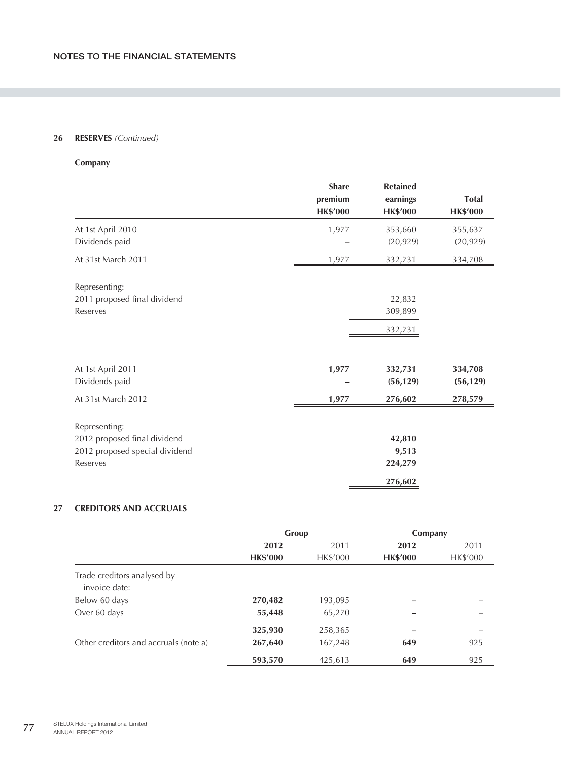## 26 RESERVES *(Continued)*

### Company

| | Share premium HK$'000 | Retained earnings HK$'000 | Total HK$'000 |
|---|---|---|---|
| At 1st April 2010 | 1,977 | 353,660 | 355,637 |
| Dividends paid | – | (20,929) | (20,929) |
| At 31st March 2011 | 1,977 | 332,731 | 334,708 |
| | | | |
| Representing: | | | |
| 2011 proposed final dividend | | 22,832 | |
| Reserves | | 309,899 | |
| | | 332,731 | |
| | | | |
| At 1st April 2011 | **1,977** | **332,731** | **334,708** |
| Dividends paid | **–** | **(56,129)** | **(56,129)** |
| At 31st March 2012 | **1,977** | **276,602** | **278,579** |
| | | | |
| Representing: | | | |
| 2012 proposed final dividend | | **42,810** | |
| 2012 proposed special dividend | | **9,513** | |
| Reserves | | **224,279** | |
| | | **276,602** | |

## 27 CREDITORS AND ACCRUALS

| | Group | | Company | |
|---|---|---|---|---|
| | **2012 HK$'000** | 2011 HK$'000 | **2012 HK$'000** | 2011 HK$'000 |
| Trade creditors analysed by invoice date: | | | | |
| Below 60 days | **270,482** | 193,095 | **–** | – |
| Over 60 days | **55,448** | 65,270 | **–** | – |
| | **325,930** | 258,365 | **–** | – |
| Other creditors and accruals (note a) | **267,640** | 167,248 | **649** | 925 |
| | **593,570** | 425,613 | **649** | 925 |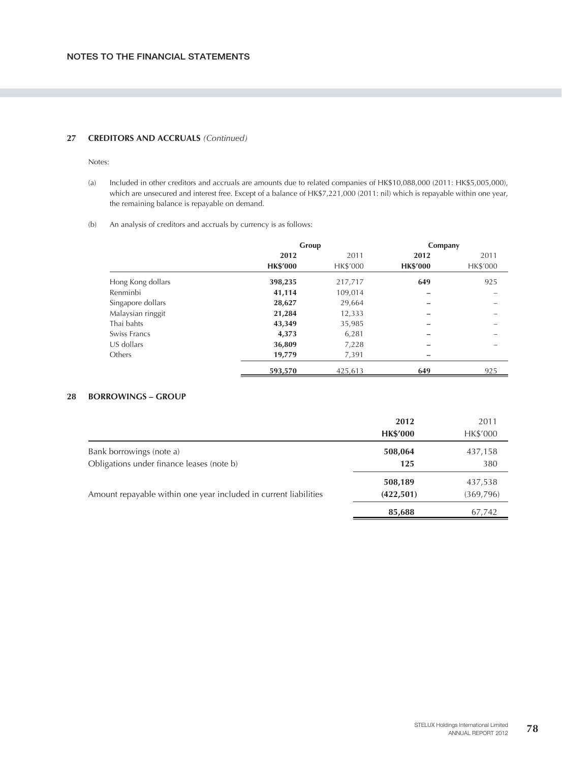## 27 CREDITORS AND ACCRUALS *(Continued)*

Notes:

(a) Included in other creditors and accruals are amounts due to related companies of HK$10,088,000 (2011: HK$5,005,000), which are unsecured and interest free. Except of a balance of HK$7,221,000 (2011: nil) which is repayable within one year, the remaining balance is repayable on demand.

(b) An analysis of creditors and accruals by currency is as follows:

| | Group | | Company | |
|---|---|---|---|---|
| | **2012** | 2011 | **2012** | 2011 |
| | **HK$'000** | HK$'000 | **HK$'000** | HK$'000 |
| Hong Kong dollars | **398,235** | 217,717 | **649** | 925 |
| Renminbi | **41,114** | 109,014 | **–** | – |
| Singapore dollars | **28,627** | 29,664 | **–** | – |
| Malaysian ringgit | **21,284** | 12,333 | **–** | – |
| Thai bahts | **43,349** | 35,985 | **–** | – |
| Swiss Francs | **4,373** | 6,281 | **–** | – |
| US dollars | **36,809** | 7,228 | **–** | – |
| Others | **19,779** | 7,391 | **–** | |
| | **593,570** | 425,613 | **649** | 925 |

## 28 BORROWINGS – GROUP

| | **2012** | 2011 |
|---|---|---|
| | **HK$'000** | HK$'000 |
| Bank borrowings (note a) | **508,064** | 437,158 |
| Obligations under finance leases (note b) | **125** | 380 |
| | **508,189** | 437,538 |
| Amount repayable within one year included in current liabilities | **(422,501)** | (369,796) |
| | **85,688** | 67,742 |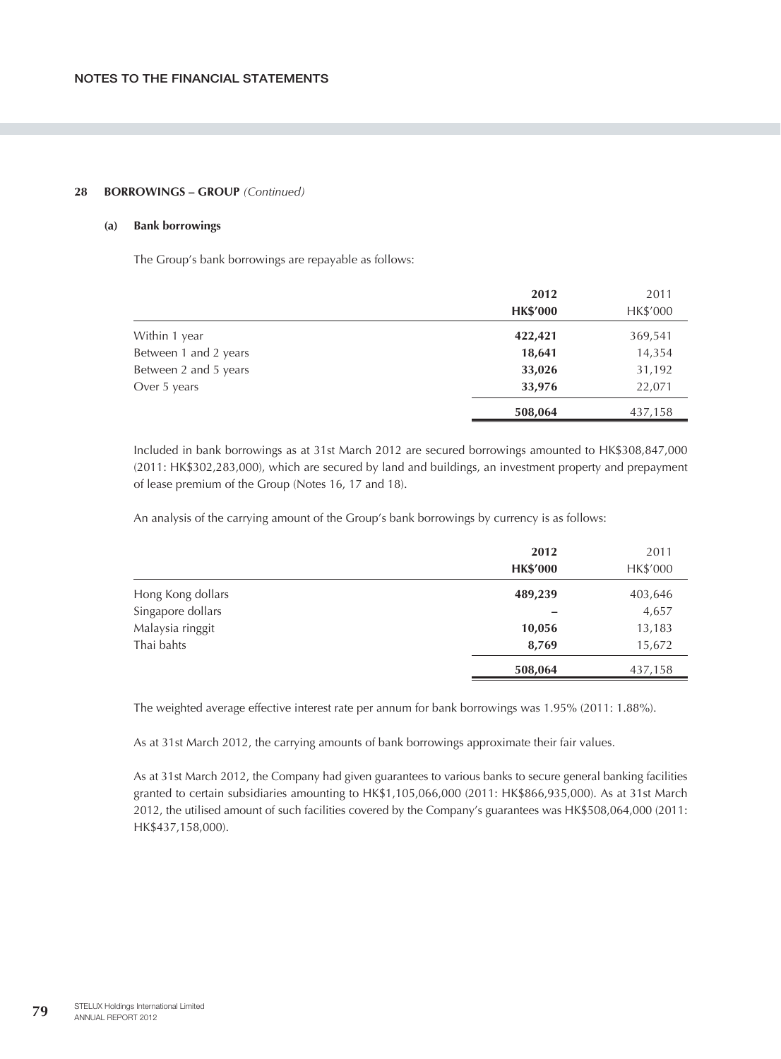## 28 BORROWINGS – GROUP *(Continued)*

### (a) Bank borrowings

The Group's bank borrowings are repayable as follows:

| | 2012 HK$'000 | 2011 HK$'000 |
|---|---|---|
| Within 1 year | **422,421** | 369,541 |
| Between 1 and 2 years | **18,641** | 14,354 |
| Between 2 and 5 years | **33,026** | 31,192 |
| Over 5 years | **33,976** | 22,071 |
| | **508,064** | 437,158 |

Included in bank borrowings as at 31st March 2012 are secured borrowings amounted to HK$308,847,000 (2011: HK$302,283,000), which are secured by land and buildings, an investment property and prepayment of lease premium of the Group (Notes 16, 17 and 18).

An analysis of the carrying amount of the Group's bank borrowings by currency is as follows:

| | 2012 HK$'000 | 2011 HK$'000 |
|---|---|---|
| Hong Kong dollars | **489,239** | 403,646 |
| Singapore dollars | **–** | 4,657 |
| Malaysia ringgit | **10,056** | 13,183 |
| Thai bahts | **8,769** | 15,672 |
| | **508,064** | 437,158 |

The weighted average effective interest rate per annum for bank borrowings was 1.95% (2011: 1.88%).

As at 31st March 2012, the carrying amounts of bank borrowings approximate their fair values.

As at 31st March 2012, the Company had given guarantees to various banks to secure general banking facilities granted to certain subsidiaries amounting to HK$1,105,066,000 (2011: HK$866,935,000). As at 31st March 2012, the utilised amount of such facilities covered by the Company's guarantees was HK$508,064,000 (2011: HK$437,158,000).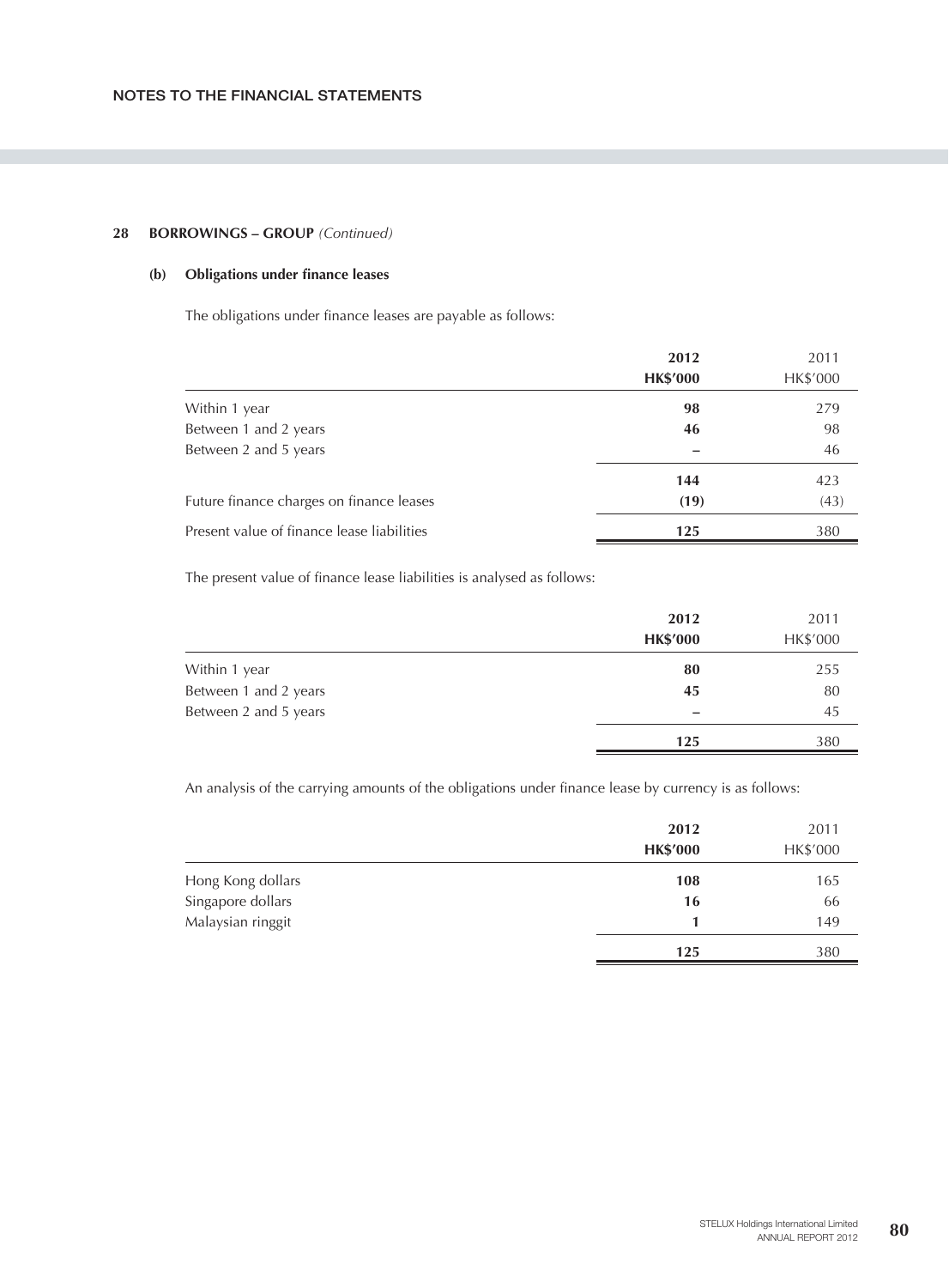## 28 BORROWINGS – GROUP *(Continued)*

### (b) Obligations under finance leases

The obligations under finance leases are payable as follows:

| | **2012** | 2011 |
|---|---|---|
| | **HK$'000** | HK$'000 |
| Within 1 year | **98** | 279 |
| Between 1 and 2 years | **46** | 98 |
| Between 2 and 5 years | **–** | 46 |
| | **144** | 423 |
| Future finance charges on finance leases | **(19)** | (43) |
| Present value of finance lease liabilities | **125** | 380 |

The present value of finance lease liabilities is analysed as follows:

| | **2012** | 2011 |
|---|---|---|
| | **HK$'000** | HK$'000 |
| Within 1 year | **80** | 255 |
| Between 1 and 2 years | **45** | 80 |
| Between 2 and 5 years | **–** | 45 |
| | **125** | 380 |

An analysis of the carrying amounts of the obligations under finance lease by currency is as follows:

| | **2012** | 2011 |
|---|---|---|
| | **HK$'000** | HK$'000 |
| Hong Kong dollars | **108** | 165 |
| Singapore dollars | **16** | 66 |
| Malaysian ringgit | **1** | 149 |
| | **125** | 380 |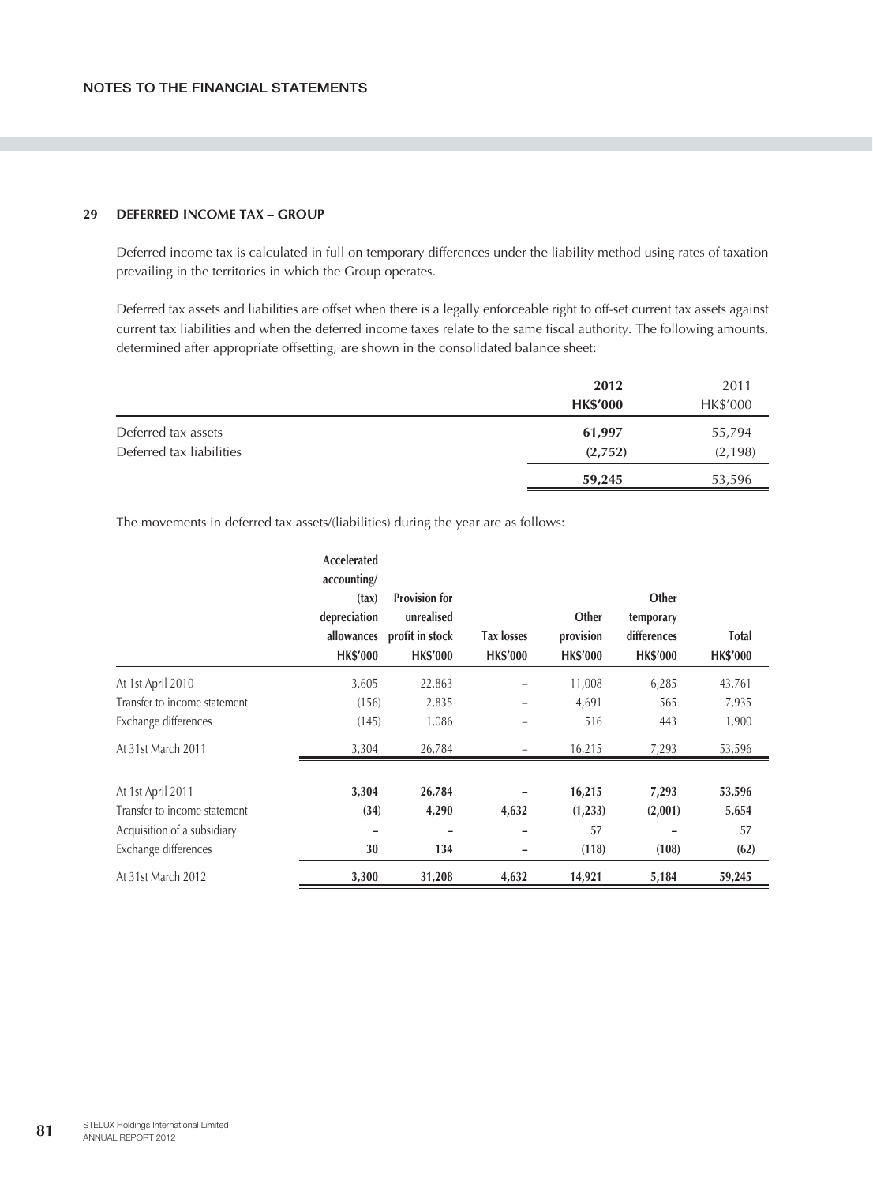## 29 DEFERRED INCOME TAX – GROUP

Deferred income tax is calculated in full on temporary differences under the liability method using rates of taxation prevailing in the territories in which the Group operates.

Deferred tax assets and liabilities are offset when there is a legally enforceable right to off-set current tax assets against current tax liabilities and when the deferred income taxes relate to the same fiscal authority. The following amounts, determined after appropriate offsetting, are shown in the consolidated balance sheet:

| | **2012** | 2011 |
|---|---|---|
| | **HK$'000** | HK$'000 |
| Deferred tax assets | **61,997** | 55,794 |
| Deferred tax liabilities | **(2,752)** | (2,198) |
| | **59,245** | 53,596 |

The movements in deferred tax assets/(liabilities) during the year are as follows:

| | Accelerated accounting/ (tax) depreciation allowances | Provision for unrealised profit in stock | Tax losses | Other provision | Other temporary differences | Total |
|---|---|---|---|---|---|---|
| | HK$'000 | HK$'000 | HK$'000 | HK$'000 | HK$'000 | HK$'000 |
| At 1st April 2010 | 3,605 | 22,863 | – | 11,008 | 6,285 | 43,761 |
| Transfer to income statement | (156) | 2,835 | – | 4,691 | 565 | 7,935 |
| Exchange differences | (145) | 1,086 | – | 516 | 443 | 1,900 |
| At 31st March 2011 | 3,304 | 26,784 | – | 16,215 | 7,293 | 53,596 |
| | | | | | | |
| At 1st April 2011 | **3,304** | **26,784** | **–** | **16,215** | **7,293** | **53,596** |
| Transfer to income statement | **(34)** | **4,290** | **4,632** | **(1,233)** | **(2,001)** | **5,654** |
| Acquisition of a subsidiary | **–** | **–** | **–** | **57** | **–** | **57** |
| Exchange differences | **30** | **134** | **–** | **(118)** | **(108)** | **(62)** |
| At 31st March 2012 | **3,300** | **31,208** | **4,632** | **14,921** | **5,184** | **59,245** |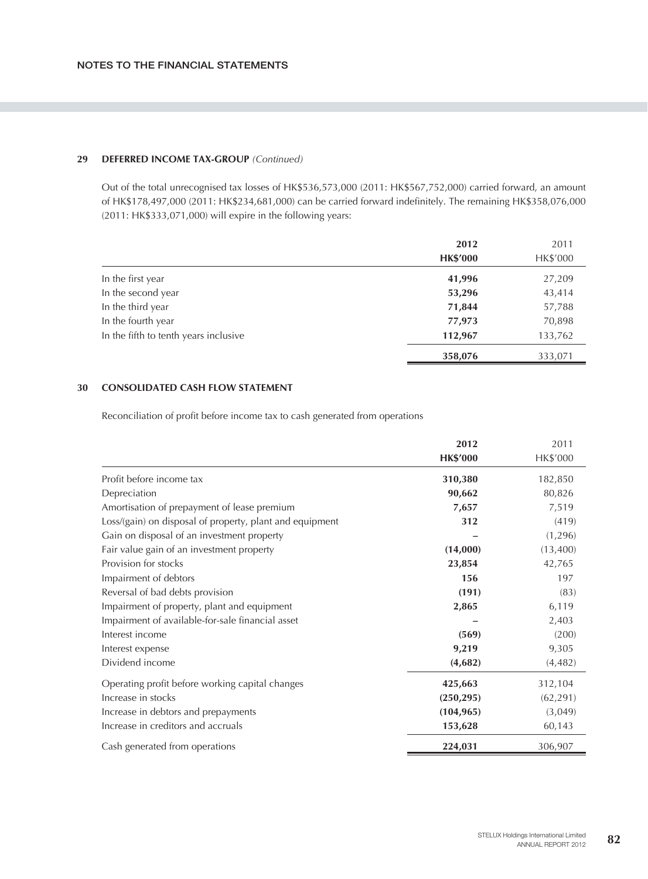## 29 DEFERRED INCOME TAX-GROUP *(Continued)*

Out of the total unrecognised tax losses of HK$536,573,000 (2011: HK$567,752,000) carried forward, an amount of HK$178,497,000 (2011: HK$234,681,000) can be carried forward indefinitely. The remaining HK$358,076,000 (2011: HK$333,071,000) will expire in the following years:

| | **2012** | 2011 |
|---|---|---|
| | **HK$'000** | HK$'000 |
| In the first year | **41,996** | 27,209 |
| In the second year | **53,296** | 43,414 |
| In the third year | **71,844** | 57,788 |
| In the fourth year | **77,973** | 70,898 |
| In the fifth to tenth years inclusive | **112,967** | 133,762 |
| | **358,076** | 333,071 |

## 30 CONSOLIDATED CASH FLOW STATEMENT

Reconciliation of profit before income tax to cash generated from operations

| | **2012** | 2011 |
|---|---|---|
| | **HK$'000** | HK$'000 |
| Profit before income tax | **310,380** | 182,850 |
| Depreciation | **90,662** | 80,826 |
| Amortisation of prepayment of lease premium | **7,657** | 7,519 |
| Loss/(gain) on disposal of property, plant and equipment | **312** | (419) |
| Gain on disposal of an investment property | **–** | (1,296) |
| Fair value gain of an investment property | **(14,000)** | (13,400) |
| Provision for stocks | **23,854** | 42,765 |
| Impairment of debtors | **156** | 197 |
| Reversal of bad debts provision | **(191)** | (83) |
| Impairment of property, plant and equipment | **2,865** | 6,119 |
| Impairment of available-for-sale financial asset | **–** | 2,403 |
| Interest income | **(569)** | (200) |
| Interest expense | **9,219** | 9,305 |
| Dividend income | **(4,682)** | (4,482) |
| Operating profit before working capital changes | **425,663** | 312,104 |
| Increase in stocks | **(250,295)** | (62,291) |
| Increase in debtors and prepayments | **(104,965)** | (3,049) |
| Increase in creditors and accruals | **153,628** | 60,143 |
| Cash generated from operations | **224,031** | 306,907 |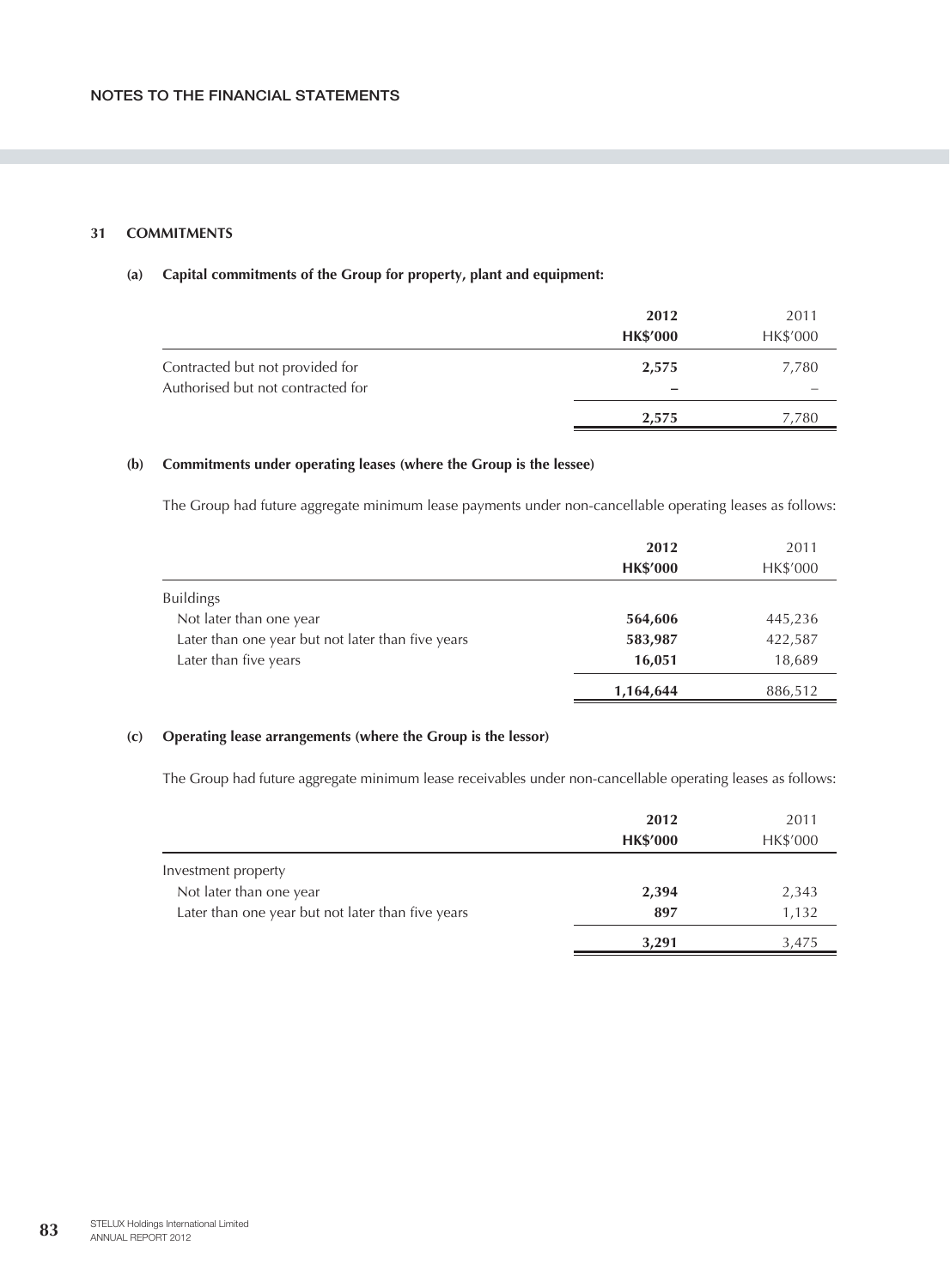# NOTES TO THE FINANCIAL STATEMENTS

## 31 COMMITMENTS

### (a) Capital commitments of the Group for property, plant and equipment:

| | **2012** | 2011 |
|---|---|---|
| | **HK$'000** | HK$'000 |
| Contracted but not provided for | **2,575** | 7,780 |
| Authorised but not contracted for | **–** | – |
| | **2,575** | 7,780 |

### (b) Commitments under operating leases (where the Group is the lessee)

The Group had future aggregate minimum lease payments under non-cancellable operating leases as follows:

| | **2012** | 2011 |
|---|---|---|
| | **HK$'000** | HK$'000 |
| Buildings | | |
| Not later than one year | **564,606** | 445,236 |
| Later than one year but not later than five years | **583,987** | 422,587 |
| Later than five years | **16,051** | 18,689 |
| | **1,164,644** | 886,512 |

### (c) Operating lease arrangements (where the Group is the lessor)

The Group had future aggregate minimum lease receivables under non-cancellable operating leases as follows:

| | **2012** | 2011 |
|---|---|---|
| | **HK$'000** | HK$'000 |
| Investment property | | |
| Not later than one year | **2,394** | 2,343 |
| Later than one year but not later than five years | **897** | 1,132 |
| | **3,291** | 3,475 |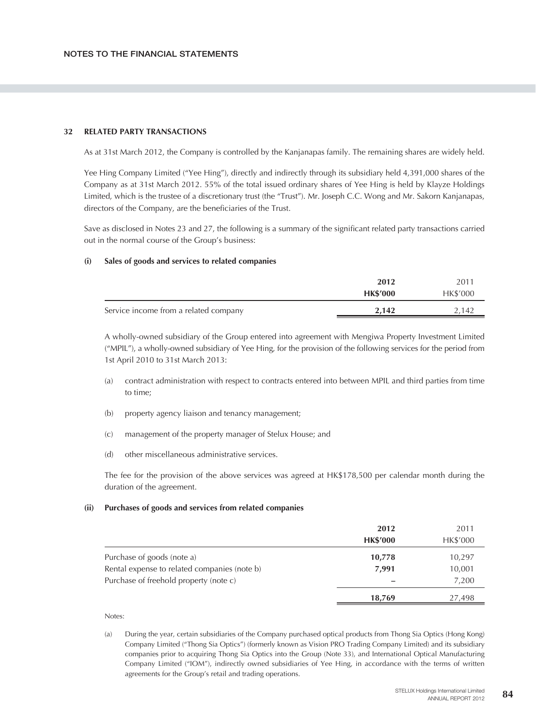## 32 RELATED PARTY TRANSACTIONS

As at 31st March 2012, the Company is controlled by the Kanjanapas family. The remaining shares are widely held.

Yee Hing Company Limited ("Yee Hing"), directly and indirectly through its subsidiary held 4,391,000 shares of the Company as at 31st March 2012. 55% of the total issued ordinary shares of Yee Hing is held by Klayze Holdings Limited, which is the trustee of a discretionary trust (the "Trust"). Mr. Joseph C.C. Wong and Mr. Sakorn Kanjanapas, directors of the Company, are the beneficiaries of the Trust.

Save as disclosed in Notes 23 and 27, the following is a summary of the significant related party transactions carried out in the normal course of the Group's business:

### (i) Sales of goods and services to related companies

| | 2012<br>HK$'000 | 2011<br>HK$'000 |
|---|---|---|
| Service income from a related company | **2,142** | 2,142 |

A wholly-owned subsidiary of the Group entered into agreement with Mengiwa Property Investment Limited ("MPIL"), a wholly-owned subsidiary of Yee Hing, for the provision of the following services for the period from 1st April 2010 to 31st March 2013:

(a) contract administration with respect to contracts entered into between MPIL and third parties from time to time;

(b) property agency liaison and tenancy management;

(c) management of the property manager of Stelux House; and

(d) other miscellaneous administrative services.

The fee for the provision of the above services was agreed at HK$178,500 per calendar month during the duration of the agreement.

### (ii) Purchases of goods and services from related companies

| | 2012<br>HK$'000 | 2011<br>HK$'000 |
|---|---|---|
| Purchase of goods (note a) | **10,778** | 10,297 |
| Rental expense to related companies (note b) | **7,991** | 10,001 |
| Purchase of freehold property (note c) | **–** | 7,200 |
| | **18,769** | 27,498 |

Notes:

(a) During the year, certain subsidiaries of the Company purchased optical products from Thong Sia Optics (Hong Kong) Company Limited ("Thong Sia Optics") (formerly known as Vision PRO Trading Company Limited) and its subsidiary companies prior to acquiring Thong Sia Optics into the Group (Note 33), and International Optical Manufacturing Company Limited ("IOM"), indirectly owned subsidiaries of Yee Hing, in accordance with the terms of written agreements for the Group's retail and trading operations.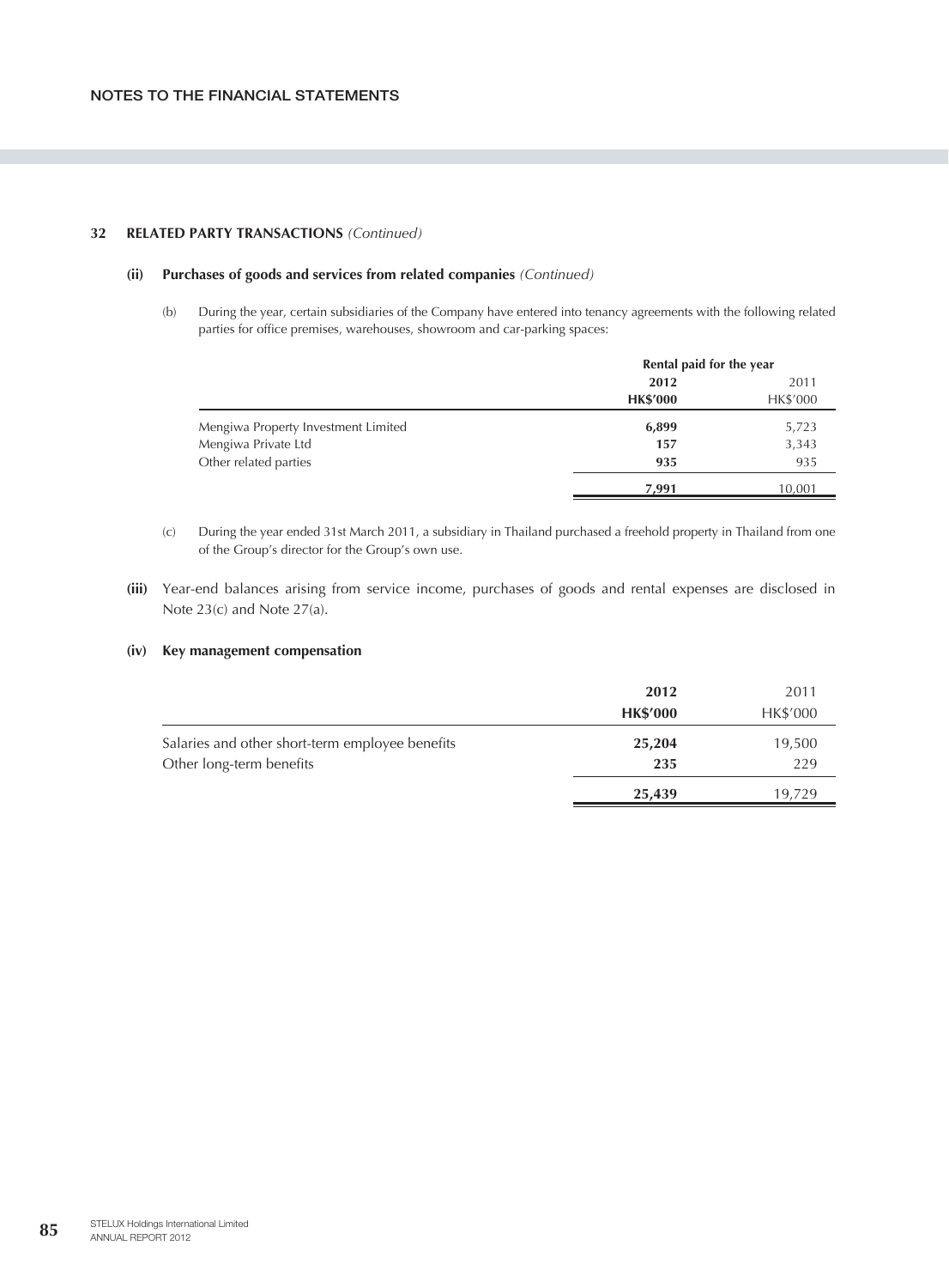## 32 RELATED PARTY TRANSACTIONS *(Continued)*

### (ii) Purchases of goods and services from related companies *(Continued)*

(b) During the year, certain subsidiaries of the Company have entered into tenancy agreements with the following related parties for office premises, warehouses, showroom and car-parking spaces:

| | Rental paid for the year | |
|---|---|---|
| | **2012** | 2011 |
| | **HK$'000** | HK$'000 |
| Mengiwa Property Investment Limited | **6,899** | 5,723 |
| Mengiwa Private Ltd | **157** | 3,343 |
| Other related parties | **935** | 935 |
| | **7,991** | 10,001 |

(c) During the year ended 31st March 2011, a subsidiary in Thailand purchased a freehold property in Thailand from one of the Group's director for the Group's own use.

**(iii)** Year-end balances arising from service income, purchases of goods and rental expenses are disclosed in Note 23(c) and Note 27(a).

### (iv) Key management compensation

| | **2012** | 2011 |
|---|---|---|
| | **HK$'000** | HK$'000 |
| Salaries and other short-term employee benefits | **25,204** | 19,500 |
| Other long-term benefits | **235** | 229 |
| | **25,439** | 19,729 |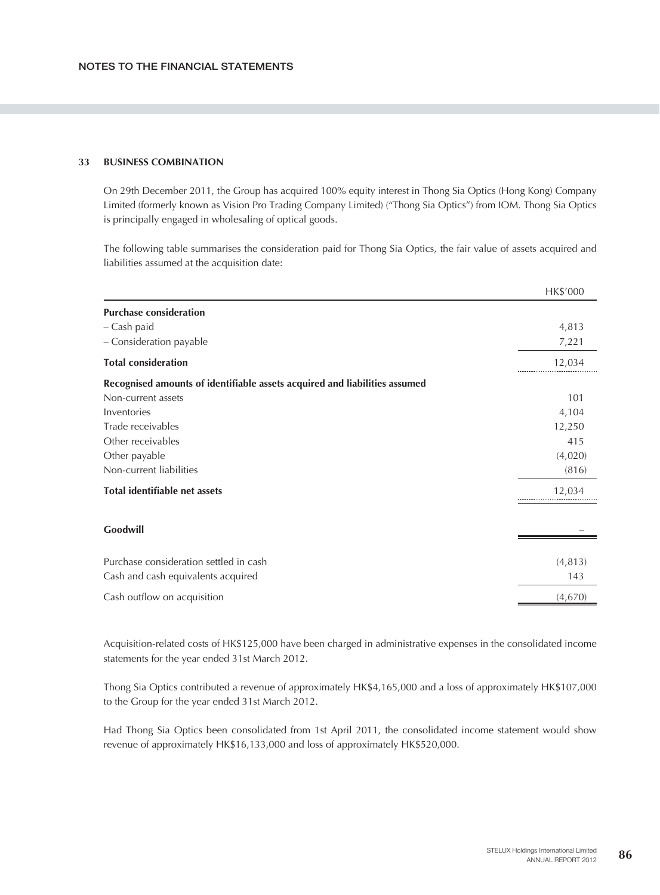### 33 BUSINESS COMBINATION

On 29th December 2011, the Group has acquired 100% equity interest in Thong Sia Optics (Hong Kong) Company Limited (formerly known as Vision Pro Trading Company Limited) ("Thong Sia Optics") from IOM. Thong Sia Optics is principally engaged in wholesaling of optical goods.

The following table summarises the consideration paid for Thong Sia Optics, the fair value of assets acquired and liabilities assumed at the acquisition date:

| | HK$'000 |
|---|---|
| **Purchase consideration** | |
| – Cash paid | 4,813 |
| – Consideration payable | 7,221 |
| **Total consideration** | 12,034 |
| **Recognised amounts of identifiable assets acquired and liabilities assumed** | |
| Non-current assets | 101 |
| Inventories | 4,104 |
| Trade receivables | 12,250 |
| Other receivables | 415 |
| Other payable | (4,020) |
| Non-current liabilities | (816) |
| **Total identifiable net assets** | 12,034 |
| **Goodwill** | – |
| Purchase consideration settled in cash | (4,813) |
| Cash and cash equivalents acquired | 143 |
| Cash outflow on acquisition | (4,670) |

Acquisition-related costs of HK$125,000 have been charged in administrative expenses in the consolidated income statements for the year ended 31st March 2012.

Thong Sia Optics contributed a revenue of approximately HK$4,165,000 and a loss of approximately HK$107,000 to the Group for the year ended 31st March 2012.

Had Thong Sia Optics been consolidated from 1st April 2011, the consolidated income statement would show revenue of approximately HK$16,133,000 and loss of approximately HK$520,000.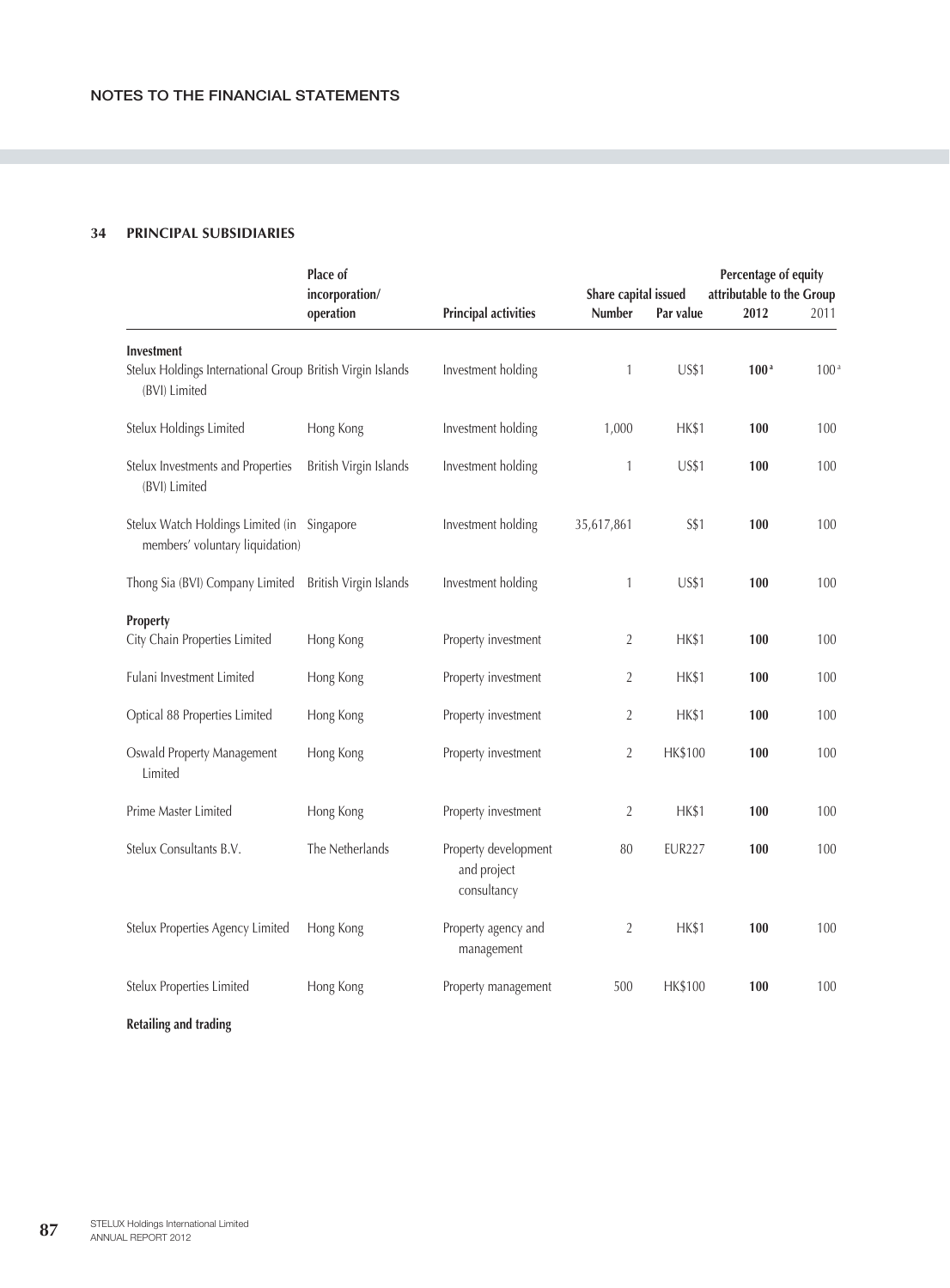## 34 PRINCIPAL SUBSIDIARIES

| | Place of incorporation/ operation | Principal activities | Share capital issued | | Percentage of equity attributable to the Group | |
|---|---|---|---|---|---|---|
| | | | Number | Par value | 2012 | 2011 |
| **Investment** | | | | | | |
| Stelux Holdings International Group (BVI) Limited | British Virgin Islands | Investment holding | 1 | US$1 | **100** [a] | 100 [a] |
| Stelux Holdings Limited | Hong Kong | Investment holding | 1,000 | HK$1 | **100** | 100 |
| Stelux Investments and Properties (BVI) Limited | British Virgin Islands | Investment holding | 1 | US$1 | **100** | 100 |
| Stelux Watch Holdings Limited (in members' voluntary liquidation) | Singapore | Investment holding | 35,617,861 | S$1 | **100** | 100 |
| Thong Sia (BVI) Company Limited | British Virgin Islands | Investment holding | 1 | US$1 | **100** | 100 |
| **Property** | | | | | | |
| City Chain Properties Limited | Hong Kong | Property investment | 2 | HK$1 | **100** | 100 |
| Fulani Investment Limited | Hong Kong | Property investment | 2 | HK$1 | **100** | 100 |
| Optical 88 Properties Limited | Hong Kong | Property investment | 2 | HK$1 | **100** | 100 |
| Oswald Property Management Limited | Hong Kong | Property investment | 2 | HK$100 | **100** | 100 |
| Prime Master Limited | Hong Kong | Property investment | 2 | HK$1 | **100** | 100 |
| Stelux Consultants B.V. | The Netherlands | Property development and project consultancy | 80 | EUR227 | **100** | 100 |
| Stelux Properties Agency Limited | Hong Kong | Property agency and management | 2 | HK$1 | **100** | 100 |
| Stelux Properties Limited | Hong Kong | Property management | 500 | HK$100 | **100** | 100 |
| **Retailing and trading** | | | | | | |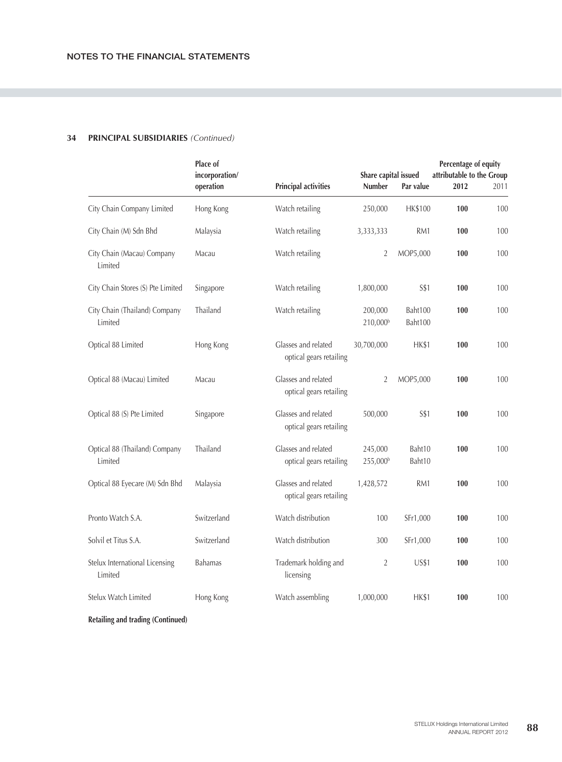## 34 PRINCIPAL SUBSIDIARIES *(Continued)*

| | Place of incorporation/ operation | Principal activities | Share capital issued | | Percentage of equity attributable to the Group | |
|---|---|---|---|---|---|---|
| | | | Number | Par value | 2012 | 2011 |
| City Chain Company Limited | Hong Kong | Watch retailing | 250,000 | HK$100 | **100** | 100 |
| City Chain (M) Sdn Bhd | Malaysia | Watch retailing | 3,333,333 | RM1 | **100** | 100 |
| City Chain (Macau) Company Limited | Macau | Watch retailing | 2 | MOP5,000 | **100** | 100 |
| City Chain Stores (S) Pte Limited | Singapore | Watch retailing | 1,800,000 | S$1 | **100** | 100 |
| City Chain (Thailand) Company Limited | Thailand | Watch retailing | 200,000<br>210,000[b] | Baht100<br>Baht100 | **100** | 100 |
| Optical 88 Limited | Hong Kong | Glasses and related optical gears retailing | 30,700,000 | HK$1 | **100** | 100 |
| Optical 88 (Macau) Limited | Macau | Glasses and related optical gears retailing | 2 | MOP5,000 | **100** | 100 |
| Optical 88 (S) Pte Limited | Singapore | Glasses and related optical gears retailing | 500,000 | S$1 | **100** | 100 |
| Optical 88 (Thailand) Company Limited | Thailand | Glasses and related optical gears retailing | 245,000<br>255,000[b] | Baht10<br>Baht10 | **100** | 100 |
| Optical 88 Eyecare (M) Sdn Bhd | Malaysia | Glasses and related optical gears retailing | 1,428,572 | RM1 | **100** | 100 |
| Pronto Watch S.A. | Switzerland | Watch distribution | 100 | SFr1,000 | **100** | 100 |
| Solvil et Titus S.A. | Switzerland | Watch distribution | 300 | SFr1,000 | **100** | 100 |
| Stelux International Licensing Limited | Bahamas | Trademark holding and licensing | 2 | US$1 | **100** | 100 |
| Stelux Watch Limited | Hong Kong | Watch assembling | 1,000,000 | HK$1 | **100** | 100 |

**Retailing and trading (Continued)**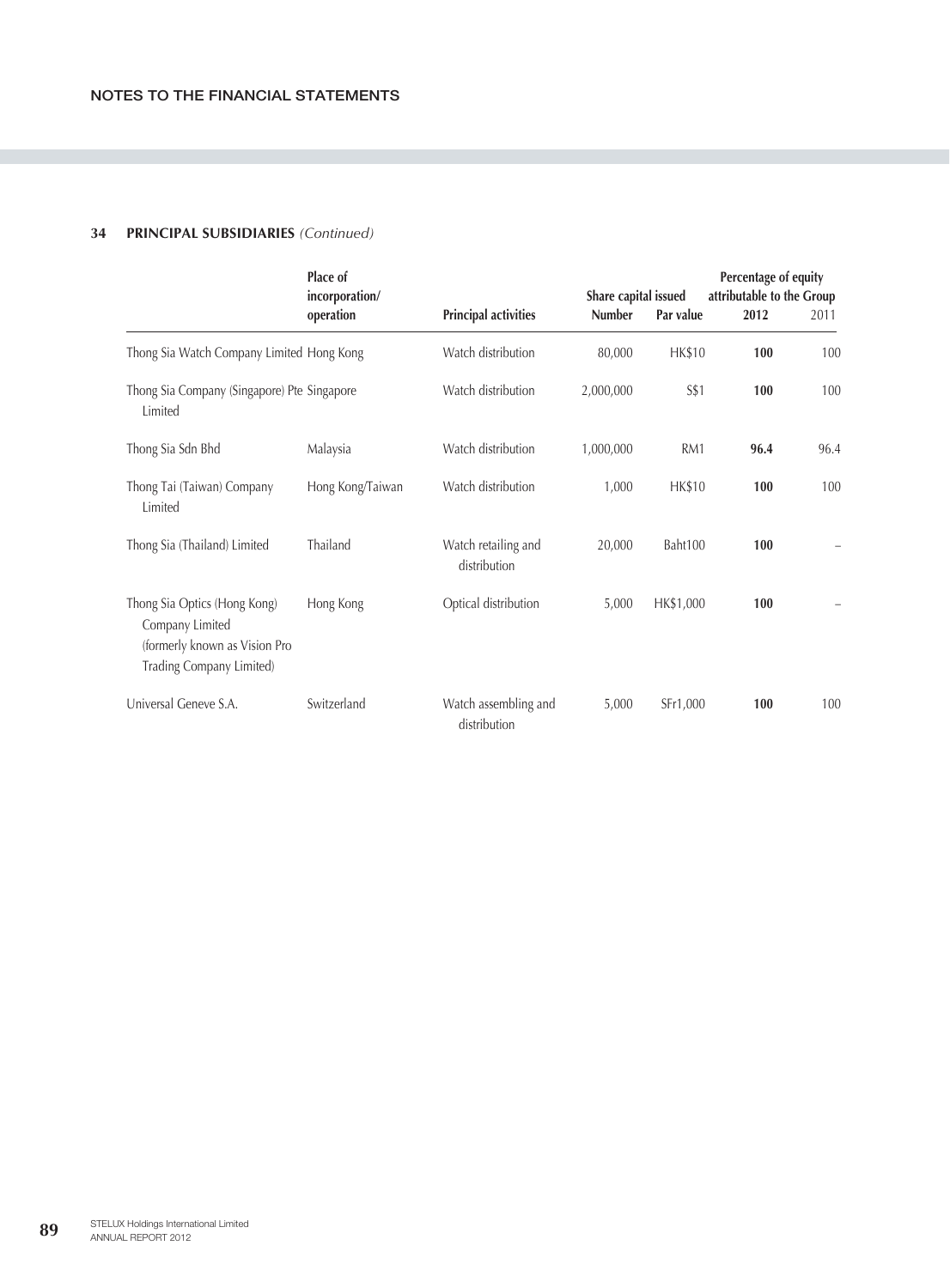## 34 PRINCIPAL SUBSIDIARIES *(Continued)*

| | Place of incorporation/ operation | Principal activities | Share capital issued | | Percentage of equity attributable to the Group | |
|---|---|---|---|---|---|---|
| | | | Number | Par value | 2012 | 2011 |
| Thong Sia Watch Company Limited | Hong Kong | Watch distribution | 80,000 | HK$10 | **100** | 100 |
| Thong Sia Company (Singapore) Pte Limited | Singapore | Watch distribution | 2,000,000 | S$1 | **100** | 100 |
| Thong Sia Sdn Bhd | Malaysia | Watch distribution | 1,000,000 | RM1 | **96.4** | 96.4 |
| Thong Tai (Taiwan) Company Limited | Hong Kong/Taiwan | Watch distribution | 1,000 | HK$10 | **100** | 100 |
| Thong Sia (Thailand) Limited | Thailand | Watch retailing and distribution | 20,000 | Baht100 | **100** | – |
| Thong Sia Optics (Hong Kong) Company Limited (formerly known as Vision Pro Trading Company Limited) | Hong Kong | Optical distribution | 5,000 | HK$1,000 | **100** | – |
| Universal Geneve S.A. | Switzerland | Watch assembling and distribution | 5,000 | SFr1,000 | **100** | 100 |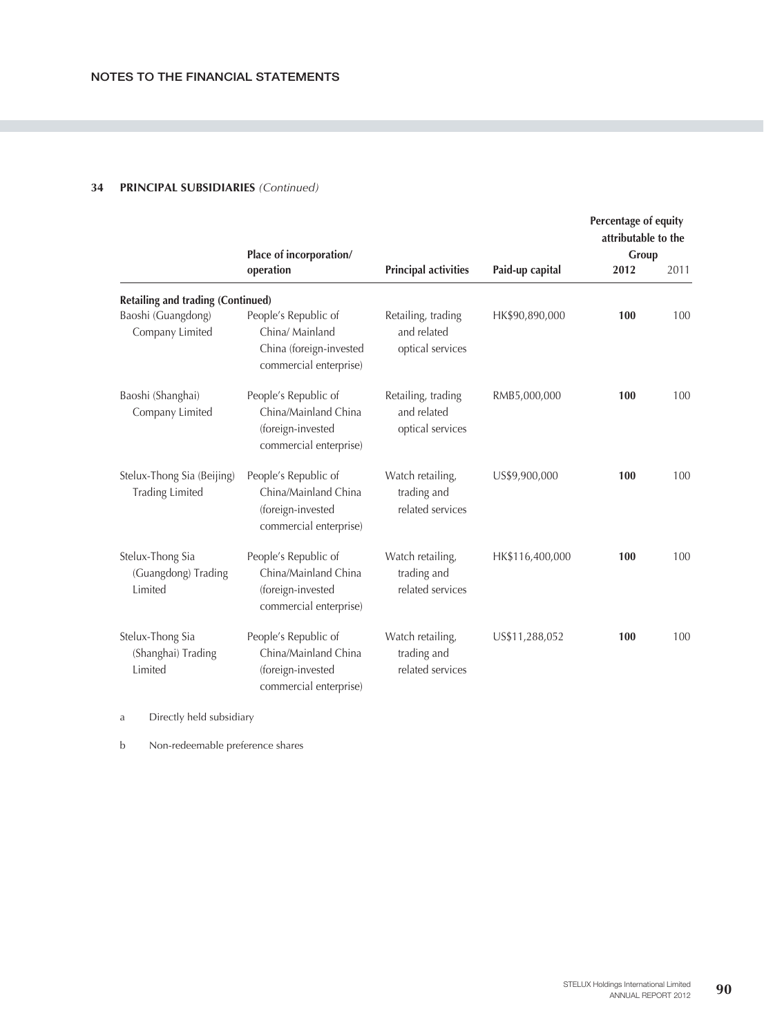## 34 PRINCIPAL SUBSIDIARIES *(Continued)*

| | Place of incorporation/ operation | Principal activities | Paid-up capital | Percentage of equity attributable to the Group 2012 | 2011 |
|---|---|---|---|---|---|
| **Retailing and trading (Continued)** | | | | | |
| Baoshi (Guangdong) Company Limited | People's Republic of China/ Mainland China (foreign-invested commercial enterprise) | Retailing, trading and related optical services | HK$90,890,000 | **100** | 100 |
| Baoshi (Shanghai) Company Limited | People's Republic of China/Mainland China (foreign-invested commercial enterprise) | Retailing, trading and related optical services | RMB5,000,000 | **100** | 100 |
| Stelux-Thong Sia (Beijing) Trading Limited | People's Republic of China/Mainland China (foreign-invested commercial enterprise) | Watch retailing, trading and related services | US$9,900,000 | **100** | 100 |
| Stelux-Thong Sia (Guangdong) Trading Limited | People's Republic of China/Mainland China (foreign-invested commercial enterprise) | Watch retailing, trading and related services | HK$116,400,000 | **100** | 100 |
| Stelux-Thong Sia (Shanghai) Trading Limited | People's Republic of China/Mainland China (foreign-invested commercial enterprise) | Watch retailing, trading and related services | US$11,288,052 | **100** | 100 |

a Directly held subsidiary

b Non-redeemable preference shares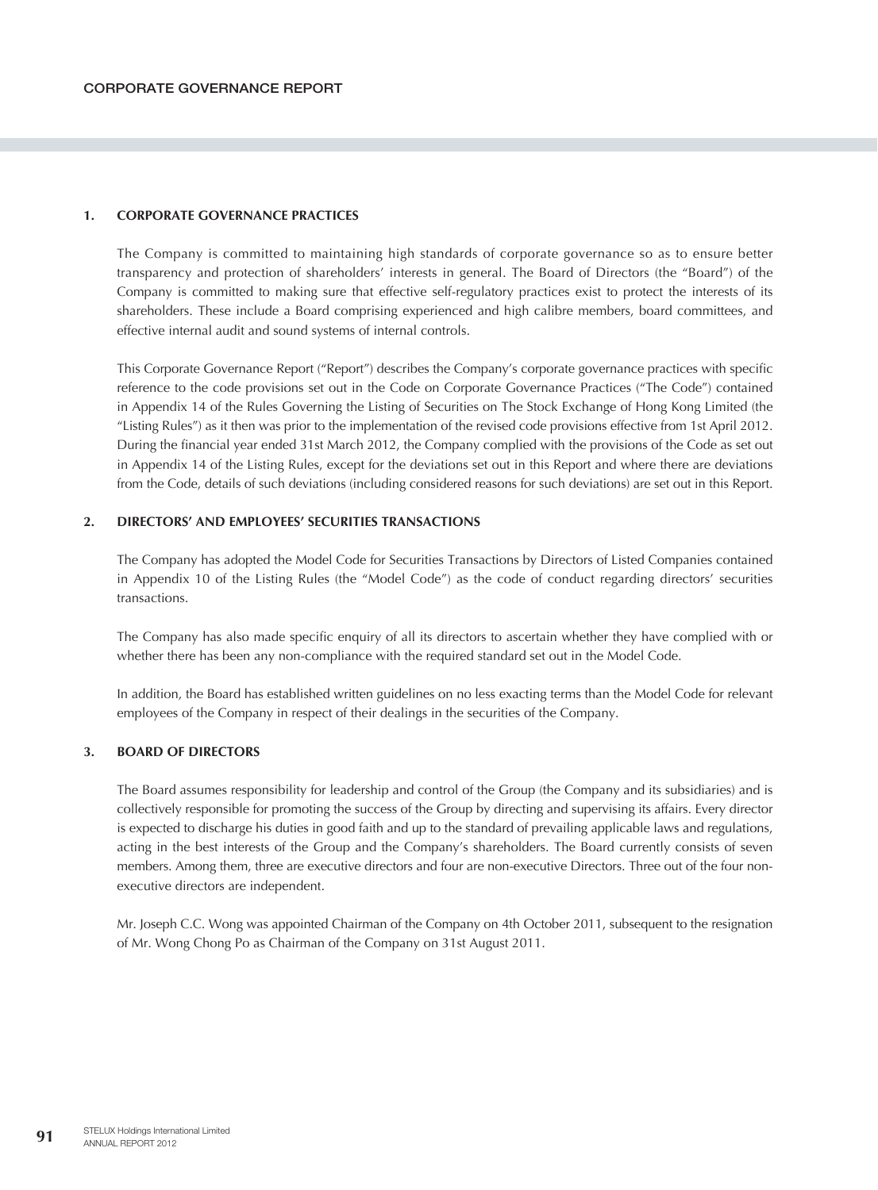# CORPORATE GOVERNANCE REPORT

## 1. CORPORATE GOVERNANCE PRACTICES

The Company is committed to maintaining high standards of corporate governance so as to ensure better transparency and protection of shareholders' interests in general. The Board of Directors (the "Board") of the Company is committed to making sure that effective self-regulatory practices exist to protect the interests of its shareholders. These include a Board comprising experienced and high calibre members, board committees, and effective internal audit and sound systems of internal controls.

This Corporate Governance Report ("Report") describes the Company's corporate governance practices with specific reference to the code provisions set out in the Code on Corporate Governance Practices ("The Code") contained in Appendix 14 of the Rules Governing the Listing of Securities on The Stock Exchange of Hong Kong Limited (the "Listing Rules") as it then was prior to the implementation of the revised code provisions effective from 1st April 2012. During the financial year ended 31st March 2012, the Company complied with the provisions of the Code as set out in Appendix 14 of the Listing Rules, except for the deviations set out in this Report and where there are deviations from the Code, details of such deviations (including considered reasons for such deviations) are set out in this Report.

## 2. DIRECTORS' AND EMPLOYEES' SECURITIES TRANSACTIONS

The Company has adopted the Model Code for Securities Transactions by Directors of Listed Companies contained in Appendix 10 of the Listing Rules (the "Model Code") as the code of conduct regarding directors' securities transactions.

The Company has also made specific enquiry of all its directors to ascertain whether they have complied with or whether there has been any non-compliance with the required standard set out in the Model Code.

In addition, the Board has established written guidelines on no less exacting terms than the Model Code for relevant employees of the Company in respect of their dealings in the securities of the Company.

## 3. BOARD OF DIRECTORS

The Board assumes responsibility for leadership and control of the Group (the Company and its subsidiaries) and is collectively responsible for promoting the success of the Group by directing and supervising its affairs. Every director is expected to discharge his duties in good faith and up to the standard of prevailing applicable laws and regulations, acting in the best interests of the Group and the Company's shareholders. The Board currently consists of seven members. Among them, three are executive directors and four are non-executive Directors. Three out of the four non-executive directors are independent.

Mr. Joseph C.C. Wong was appointed Chairman of the Company on 4th October 2011, subsequent to the resignation of Mr. Wong Chong Po as Chairman of the Company on 31st August 2011.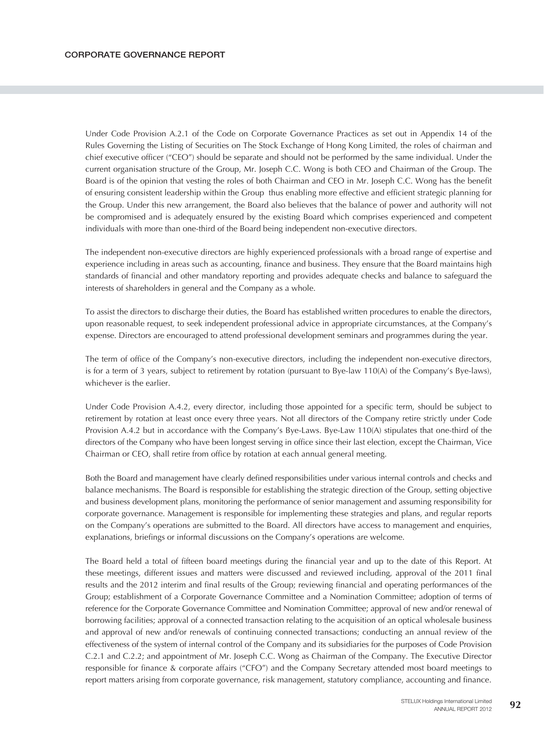Under Code Provision A.2.1 of the Code on Corporate Governance Practices as set out in Appendix 14 of the Rules Governing the Listing of Securities on The Stock Exchange of Hong Kong Limited, the roles of chairman and chief executive officer ("CEO") should be separate and should not be performed by the same individual. Under the current organisation structure of the Group, Mr. Joseph C.C. Wong is both CEO and Chairman of the Group. The Board is of the opinion that vesting the roles of both Chairman and CEO in Mr. Joseph C.C. Wong has the benefit of ensuring consistent leadership within the Group thus enabling more effective and efficient strategic planning for the Group. Under this new arrangement, the Board also believes that the balance of power and authority will not be compromised and is adequately ensured by the existing Board which comprises experienced and competent individuals with more than one-third of the Board being independent non-executive directors.

The independent non-executive directors are highly experienced professionals with a broad range of expertise and experience including in areas such as accounting, finance and business. They ensure that the Board maintains high standards of financial and other mandatory reporting and provides adequate checks and balance to safeguard the interests of shareholders in general and the Company as a whole.

To assist the directors to discharge their duties, the Board has established written procedures to enable the directors, upon reasonable request, to seek independent professional advice in appropriate circumstances, at the Company's expense. Directors are encouraged to attend professional development seminars and programmes during the year.

The term of office of the Company's non-executive directors, including the independent non-executive directors, is for a term of 3 years, subject to retirement by rotation (pursuant to Bye-law 110(A) of the Company's Bye-laws), whichever is the earlier.

Under Code Provision A.4.2, every director, including those appointed for a specific term, should be subject to retirement by rotation at least once every three years. Not all directors of the Company retire strictly under Code Provision A.4.2 but in accordance with the Company's Bye-Laws. Bye-Law 110(A) stipulates that one-third of the directors of the Company who have been longest serving in office since their last election, except the Chairman, Vice Chairman or CEO, shall retire from office by rotation at each annual general meeting.

Both the Board and management have clearly defined responsibilities under various internal controls and checks and balance mechanisms. The Board is responsible for establishing the strategic direction of the Group, setting objective and business development plans, monitoring the performance of senior management and assuming responsibility for corporate governance. Management is responsible for implementing these strategies and plans, and regular reports on the Company's operations are submitted to the Board. All directors have access to management and enquiries, explanations, briefings or informal discussions on the Company's operations are welcome.

The Board held a total of fifteen board meetings during the financial year and up to the date of this Report. At these meetings, different issues and matters were discussed and reviewed including, approval of the 2011 final results and the 2012 interim and final results of the Group; reviewing financial and operating performances of the Group; establishment of a Corporate Governance Committee and a Nomination Committee; adoption of terms of reference for the Corporate Governance Committee and Nomination Committee; approval of new and/or renewal of borrowing facilities; approval of a connected transaction relating to the acquisition of an optical wholesale business and approval of new and/or renewals of continuing connected transactions; conducting an annual review of the effectiveness of the system of internal control of the Company and its subsidiaries for the purposes of Code Provision C.2.1 and C.2.2; and appointment of Mr. Joseph C.C. Wong as Chairman of the Company. The Executive Director responsible for finance & corporate affairs ("CFO") and the Company Secretary attended most board meetings to report matters arising from corporate governance, risk management, statutory compliance, accounting and finance.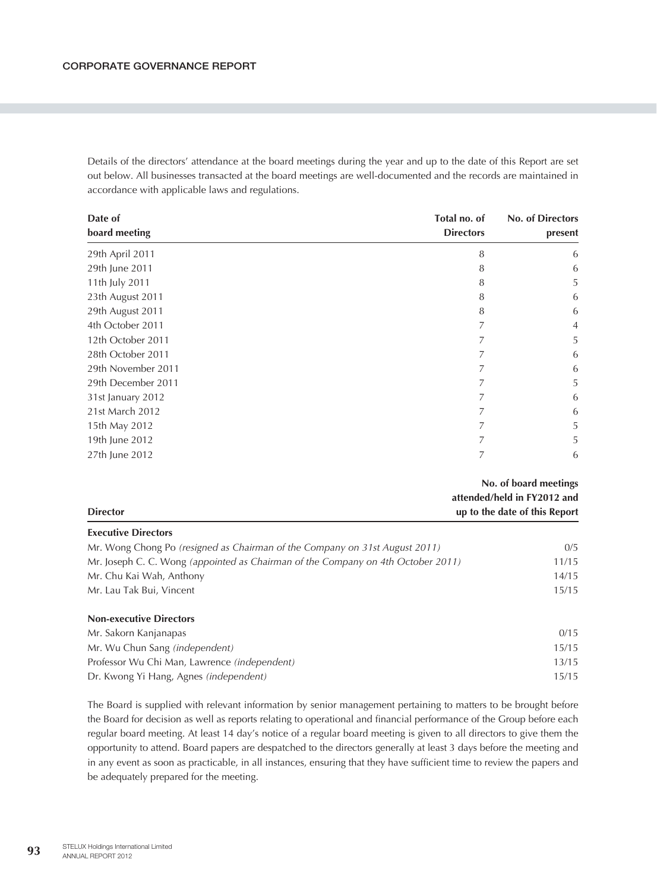Details of the directors' attendance at the board meetings during the year and up to the date of this Report are set out below. All businesses transacted at the board meetings are well-documented and the records are maintained in accordance with applicable laws and regulations.

| Date of board meeting | Total no. of Directors | No. of Directors present |
|---|---|---|
| 29th April 2011 | 8 | 6 |
| 29th June 2011 | 8 | 6 |
| 11th July 2011 | 8 | 5 |
| 23th August 2011 | 8 | 6 |
| 29th August 2011 | 8 | 6 |
| 4th October 2011 | 7 | 4 |
| 12th October 2011 | 7 | 5 |
| 28th October 2011 | 7 | 6 |
| 29th November 2011 | 7 | 6 |
| 29th December 2011 | 7 | 5 |
| 31st January 2012 | 7 | 6 |
| 21st March 2012 | 7 | 6 |
| 15th May 2012 | 7 | 5 |
| 19th June 2012 | 7 | 5 |
| 27th June 2012 | 7 | 6 |

| Director | No. of board meetings attended/held in FY2012 and up to the date of this Report |
|---|---|
| **Executive Directors** | |
| Mr. Wong Chong Po *(resigned as Chairman of the Company on 31st August 2011)* | 0/5 |
| Mr. Joseph C. C. Wong *(appointed as Chairman of the Company on 4th October 2011)* | 11/15 |
| Mr. Chu Kai Wah, Anthony | 14/15 |
| Mr. Lau Tak Bui, Vincent | 15/15 |
| **Non-executive Directors** | |
| Mr. Sakorn Kanjanapas | 0/15 |
| Mr. Wu Chun Sang *(independent)* | 15/15 |
| Professor Wu Chi Man, Lawrence *(independent)* | 13/15 |
| Dr. Kwong Yi Hang, Agnes *(independent)* | 15/15 |

The Board is supplied with relevant information by senior management pertaining to matters to be brought before the Board for decision as well as reports relating to operational and financial performance of the Group before each regular board meeting. At least 14 day's notice of a regular board meeting is given to all directors to give them the opportunity to attend. Board papers are despatched to the directors generally at least 3 days before the meeting and in any event as soon as practicable, in all instances, ensuring that they have sufficient time to review the papers and be adequately prepared for the meeting.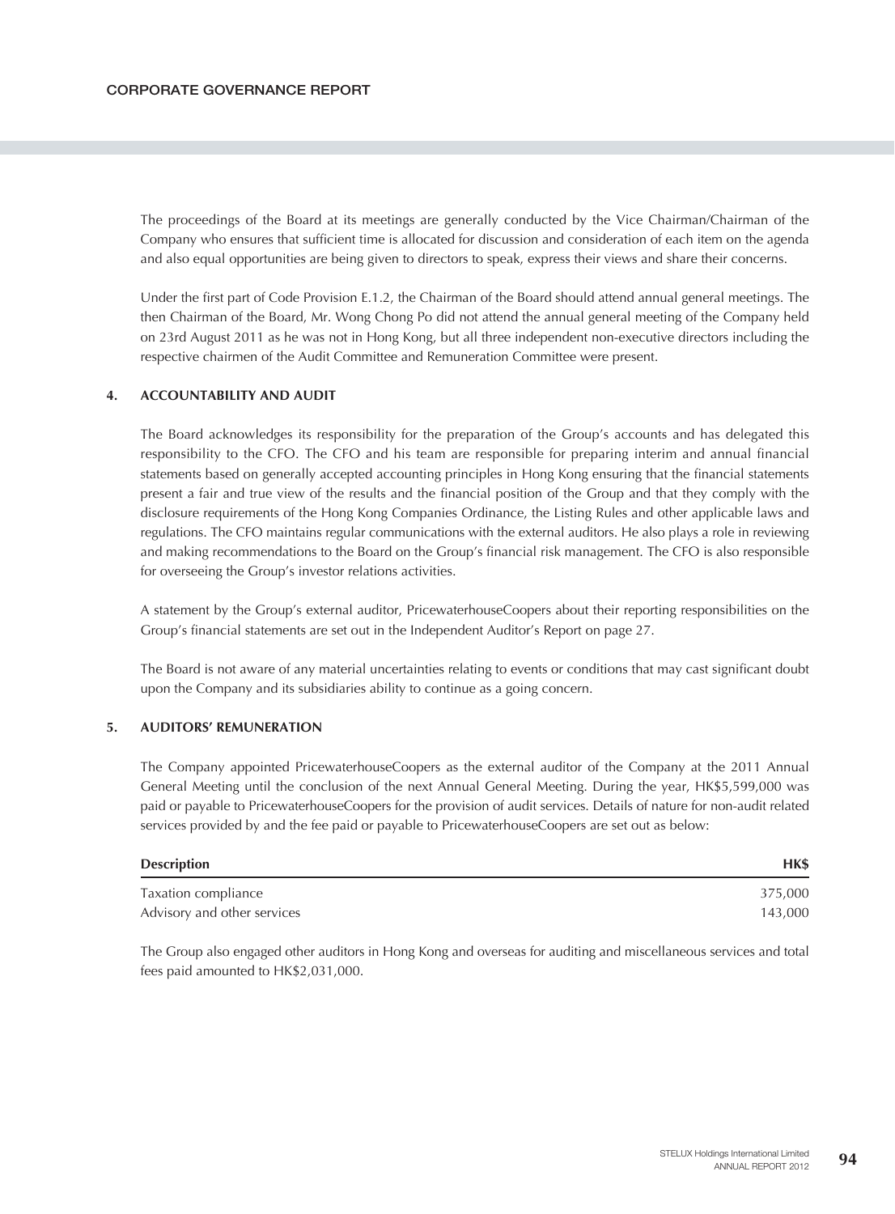The proceedings of the Board at its meetings are generally conducted by the Vice Chairman/Chairman of the Company who ensures that sufficient time is allocated for discussion and consideration of each item on the agenda and also equal opportunities are being given to directors to speak, express their views and share their concerns.

Under the first part of Code Provision E.1.2, the Chairman of the Board should attend annual general meetings. The then Chairman of the Board, Mr. Wong Chong Po did not attend the annual general meeting of the Company held on 23rd August 2011 as he was not in Hong Kong, but all three independent non-executive directors including the respective chairmen of the Audit Committee and Remuneration Committee were present.

## 4. ACCOUNTABILITY AND AUDIT

The Board acknowledges its responsibility for the preparation of the Group's accounts and has delegated this responsibility to the CFO. The CFO and his team are responsible for preparing interim and annual financial statements based on generally accepted accounting principles in Hong Kong ensuring that the financial statements present a fair and true view of the results and the financial position of the Group and that they comply with the disclosure requirements of the Hong Kong Companies Ordinance, the Listing Rules and other applicable laws and regulations. The CFO maintains regular communications with the external auditors. He also plays a role in reviewing and making recommendations to the Board on the Group's financial risk management. The CFO is also responsible for overseeing the Group's investor relations activities.

A statement by the Group's external auditor, PricewaterhouseCoopers about their reporting responsibilities on the Group's financial statements are set out in the Independent Auditor's Report on page 27.

The Board is not aware of any material uncertainties relating to events or conditions that may cast significant doubt upon the Company and its subsidiaries ability to continue as a going concern.

## 5. AUDITORS' REMUNERATION

The Company appointed PricewaterhouseCoopers as the external auditor of the Company at the 2011 Annual General Meeting until the conclusion of the next Annual General Meeting. During the year, HK$5,599,000 was paid or payable to PricewaterhouseCoopers for the provision of audit services. Details of nature for non-audit related services provided by and the fee paid or payable to PricewaterhouseCoopers are set out as below:

| Description | HK$ |
|---|---|
| Taxation compliance | 375,000 |
| Advisory and other services | 143,000 |

The Group also engaged other auditors in Hong Kong and overseas for auditing and miscellaneous services and total fees paid amounted to HK$2,031,000.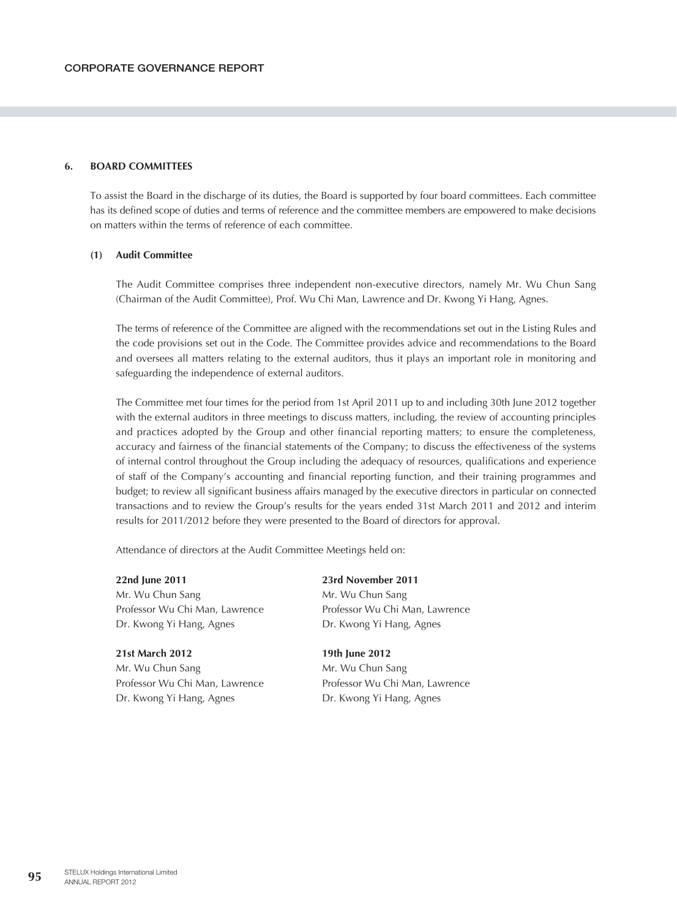### 6. BOARD COMMITTEES

To assist the Board in the discharge of its duties, the Board is supported by four board committees. Each committee has its defined scope of duties and terms of reference and the committee members are empowered to make decisions on matters within the terms of reference of each committee.

#### (1) Audit Committee

The Audit Committee comprises three independent non-executive directors, namely Mr. Wu Chun Sang (Chairman of the Audit Committee), Prof. Wu Chi Man, Lawrence and Dr. Kwong Yi Hang, Agnes.

The terms of reference of the Committee are aligned with the recommendations set out in the Listing Rules and the code provisions set out in the Code. The Committee provides advice and recommendations to the Board and oversees all matters relating to the external auditors, thus it plays an important role in monitoring and safeguarding the independence of external auditors.

The Committee met four times for the period from 1st April 2011 up to and including 30th June 2012 together with the external auditors in three meetings to discuss matters, including, the review of accounting principles and practices adopted by the Group and other financial reporting matters; to ensure the completeness, accuracy and fairness of the financial statements of the Company; to discuss the effectiveness of the systems of internal control throughout the Group including the adequacy of resources, qualifications and experience of staff of the Company's accounting and financial reporting function, and their training programmes and budget; to review all significant business affairs managed by the executive directors in particular on connected transactions and to review the Group's results for the years ended 31st March 2011 and 2012 and interim results for 2011/2012 before they were presented to the Board of directors for approval.

Attendance of directors at the Audit Committee Meetings held on:

**22nd June 2011**
Mr. Wu Chun Sang
Professor Wu Chi Man, Lawrence
Dr. Kwong Yi Hang, Agnes

**23rd November 2011**
Mr. Wu Chun Sang
Professor Wu Chi Man, Lawrence
Dr. Kwong Yi Hang, Agnes

**21st March 2012**
Mr. Wu Chun Sang
Professor Wu Chi Man, Lawrence
Dr. Kwong Yi Hang, Agnes

**19th June 2012**
Mr. Wu Chun Sang
Professor Wu Chi Man, Lawrence
Dr. Kwong Yi Hang, Agnes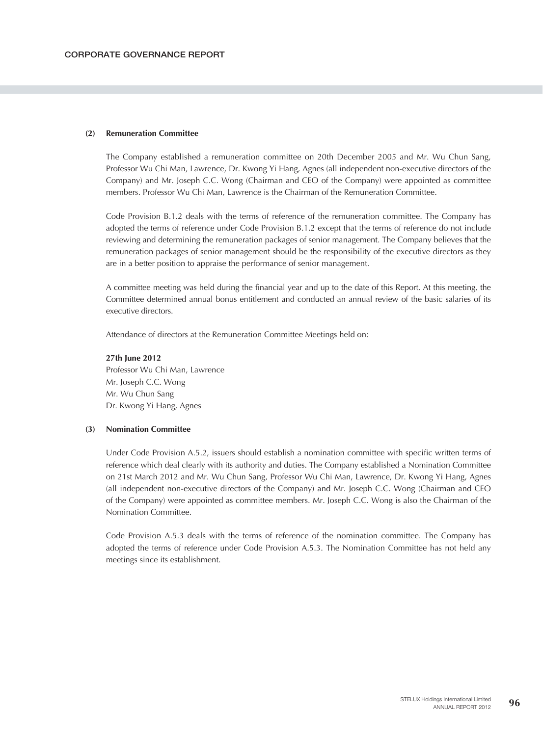**(2) Remuneration Committee**

The Company established a remuneration committee on 20th December 2005 and Mr. Wu Chun Sang, Professor Wu Chi Man, Lawrence, Dr. Kwong Yi Hang, Agnes (all independent non-executive directors of the Company) and Mr. Joseph C.C. Wong (Chairman and CEO of the Company) were appointed as committee members. Professor Wu Chi Man, Lawrence is the Chairman of the Remuneration Committee.

Code Provision B.1.2 deals with the terms of reference of the remuneration committee. The Company has adopted the terms of reference under Code Provision B.1.2 except that the terms of reference do not include reviewing and determining the remuneration packages of senior management. The Company believes that the remuneration packages of senior management should be the responsibility of the executive directors as they are in a better position to appraise the performance of senior management.

A committee meeting was held during the financial year and up to the date of this Report. At this meeting, the Committee determined annual bonus entitlement and conducted an annual review of the basic salaries of its executive directors.

Attendance of directors at the Remuneration Committee Meetings held on:

**27th June 2012**
Professor Wu Chi Man, Lawrence
Mr. Joseph C.C. Wong
Mr. Wu Chun Sang
Dr. Kwong Yi Hang, Agnes

**(3) Nomination Committee**

Under Code Provision A.5.2, issuers should establish a nomination committee with specific written terms of reference which deal clearly with its authority and duties. The Company established a Nomination Committee on 21st March 2012 and Mr. Wu Chun Sang, Professor Wu Chi Man, Lawrence, Dr. Kwong Yi Hang, Agnes (all independent non-executive directors of the Company) and Mr. Joseph C.C. Wong (Chairman and CEO of the Company) were appointed as committee members. Mr. Joseph C.C. Wong is also the Chairman of the Nomination Committee.

Code Provision A.5.3 deals with the terms of reference of the nomination committee. The Company has adopted the terms of reference under Code Provision A.5.3. The Nomination Committee has not held any meetings since its establishment.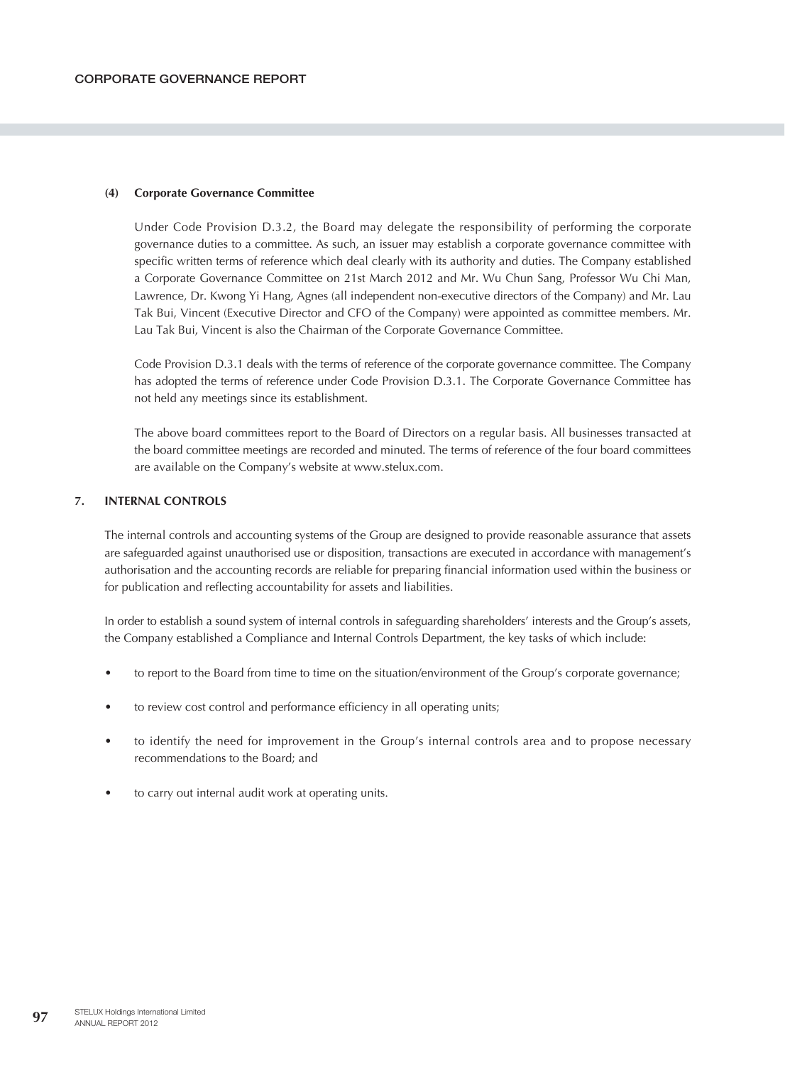#### (4) Corporate Governance Committee

Under Code Provision D.3.2, the Board may delegate the responsibility of performing the corporate governance duties to a committee. As such, an issuer may establish a corporate governance committee with specific written terms of reference which deal clearly with its authority and duties. The Company established a Corporate Governance Committee on 21st March 2012 and Mr. Wu Chun Sang, Professor Wu Chi Man, Lawrence, Dr. Kwong Yi Hang, Agnes (all independent non-executive directors of the Company) and Mr. Lau Tak Bui, Vincent (Executive Director and CFO of the Company) were appointed as committee members. Mr. Lau Tak Bui, Vincent is also the Chairman of the Corporate Governance Committee.

Code Provision D.3.1 deals with the terms of reference of the corporate governance committee. The Company has adopted the terms of reference under Code Provision D.3.1. The Corporate Governance Committee has not held any meetings since its establishment.

The above board committees report to the Board of Directors on a regular basis. All businesses transacted at the board committee meetings are recorded and minuted. The terms of reference of the four board committees are available on the Company's website at www.stelux.com.

## 7. INTERNAL CONTROLS

The internal controls and accounting systems of the Group are designed to provide reasonable assurance that assets are safeguarded against unauthorised use or disposition, transactions are executed in accordance with management's authorisation and the accounting records are reliable for preparing financial information used within the business or for publication and reflecting accountability for assets and liabilities.

In order to establish a sound system of internal controls in safeguarding shareholders' interests and the Group's assets, the Company established a Compliance and Internal Controls Department, the key tasks of which include:

- to report to the Board from time to time on the situation/environment of the Group's corporate governance;
- to review cost control and performance efficiency in all operating units;
- to identify the need for improvement in the Group's internal controls area and to propose necessary recommendations to the Board; and
- to carry out internal audit work at operating units.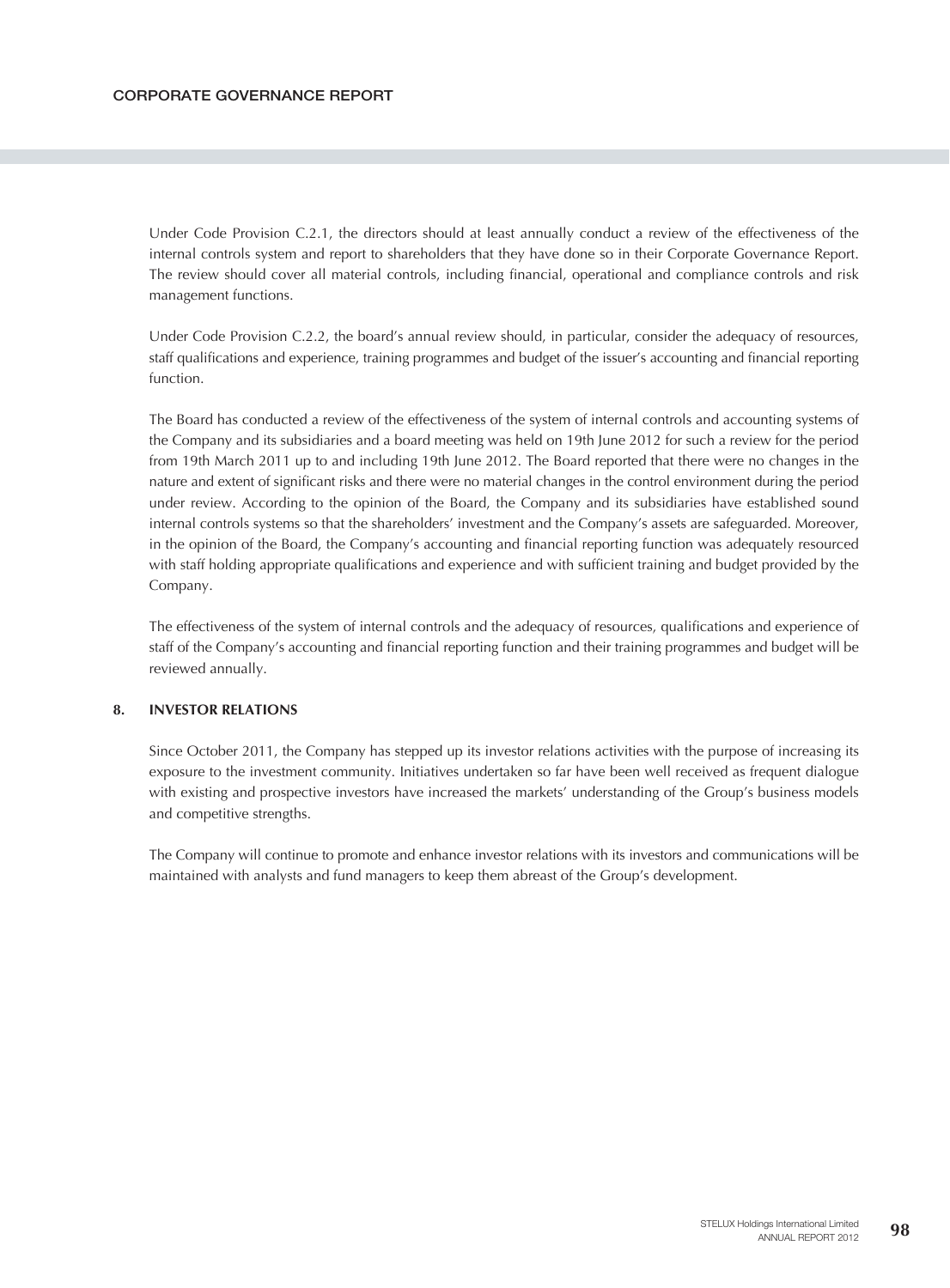Under Code Provision C.2.1, the directors should at least annually conduct a review of the effectiveness of the internal controls system and report to shareholders that they have done so in their Corporate Governance Report. The review should cover all material controls, including financial, operational and compliance controls and risk management functions.

Under Code Provision C.2.2, the board's annual review should, in particular, consider the adequacy of resources, staff qualifications and experience, training programmes and budget of the issuer's accounting and financial reporting function.

The Board has conducted a review of the effectiveness of the system of internal controls and accounting systems of the Company and its subsidiaries and a board meeting was held on 19th June 2012 for such a review for the period from 19th March 2011 up to and including 19th June 2012. The Board reported that there were no changes in the nature and extent of significant risks and there were no material changes in the control environment during the period under review. According to the opinion of the Board, the Company and its subsidiaries have established sound internal controls systems so that the shareholders' investment and the Company's assets are safeguarded. Moreover, in the opinion of the Board, the Company's accounting and financial reporting function was adequately resourced with staff holding appropriate qualifications and experience and with sufficient training and budget provided by the Company.

The effectiveness of the system of internal controls and the adequacy of resources, qualifications and experience of staff of the Company's accounting and financial reporting function and their training programmes and budget will be reviewed annually.

## 8. INVESTOR RELATIONS

Since October 2011, the Company has stepped up its investor relations activities with the purpose of increasing its exposure to the investment community. Initiatives undertaken so far have been well received as frequent dialogue with existing and prospective investors have increased the markets' understanding of the Group's business models and competitive strengths.

The Company will continue to promote and enhance investor relations with its investors and communications will be maintained with analysts and fund managers to keep them abreast of the Group's development.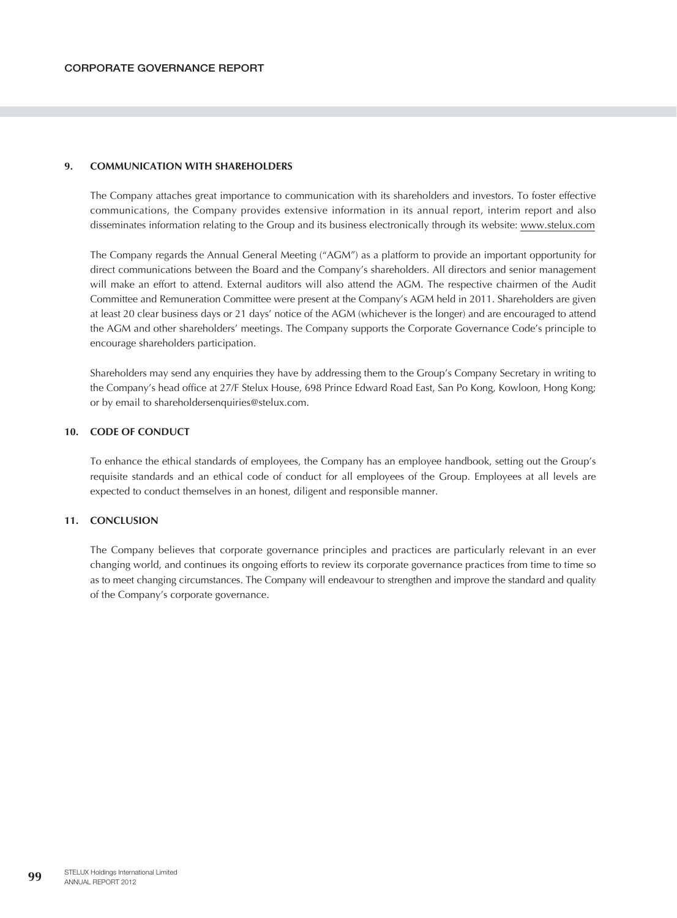## 9. COMMUNICATION WITH SHAREHOLDERS

The Company attaches great importance to communication with its shareholders and investors. To foster effective communications, the Company provides extensive information in its annual report, interim report and also disseminates information relating to the Group and its business electronically through its website: www.stelux.com

The Company regards the Annual General Meeting ("AGM") as a platform to provide an important opportunity for direct communications between the Board and the Company's shareholders. All directors and senior management will make an effort to attend. External auditors will also attend the AGM. The respective chairmen of the Audit Committee and Remuneration Committee were present at the Company's AGM held in 2011. Shareholders are given at least 20 clear business days or 21 days' notice of the AGM (whichever is the longer) and are encouraged to attend the AGM and other shareholders' meetings. The Company supports the Corporate Governance Code's principle to encourage shareholders participation.

Shareholders may send any enquiries they have by addressing them to the Group's Company Secretary in writing to the Company's head office at 27/F Stelux House, 698 Prince Edward Road East, San Po Kong, Kowloon, Hong Kong; or by email to shareholdersenquiries@stelux.com.

## 10. CODE OF CONDUCT

To enhance the ethical standards of employees, the Company has an employee handbook, setting out the Group's requisite standards and an ethical code of conduct for all employees of the Group. Employees at all levels are expected to conduct themselves in an honest, diligent and responsible manner.

## 11. CONCLUSION

The Company believes that corporate governance principles and practices are particularly relevant in an ever changing world, and continues its ongoing efforts to review its corporate governance practices from time to time so as to meet changing circumstances. The Company will endeavour to strengthen and improve the standard and quality of the Company's corporate governance.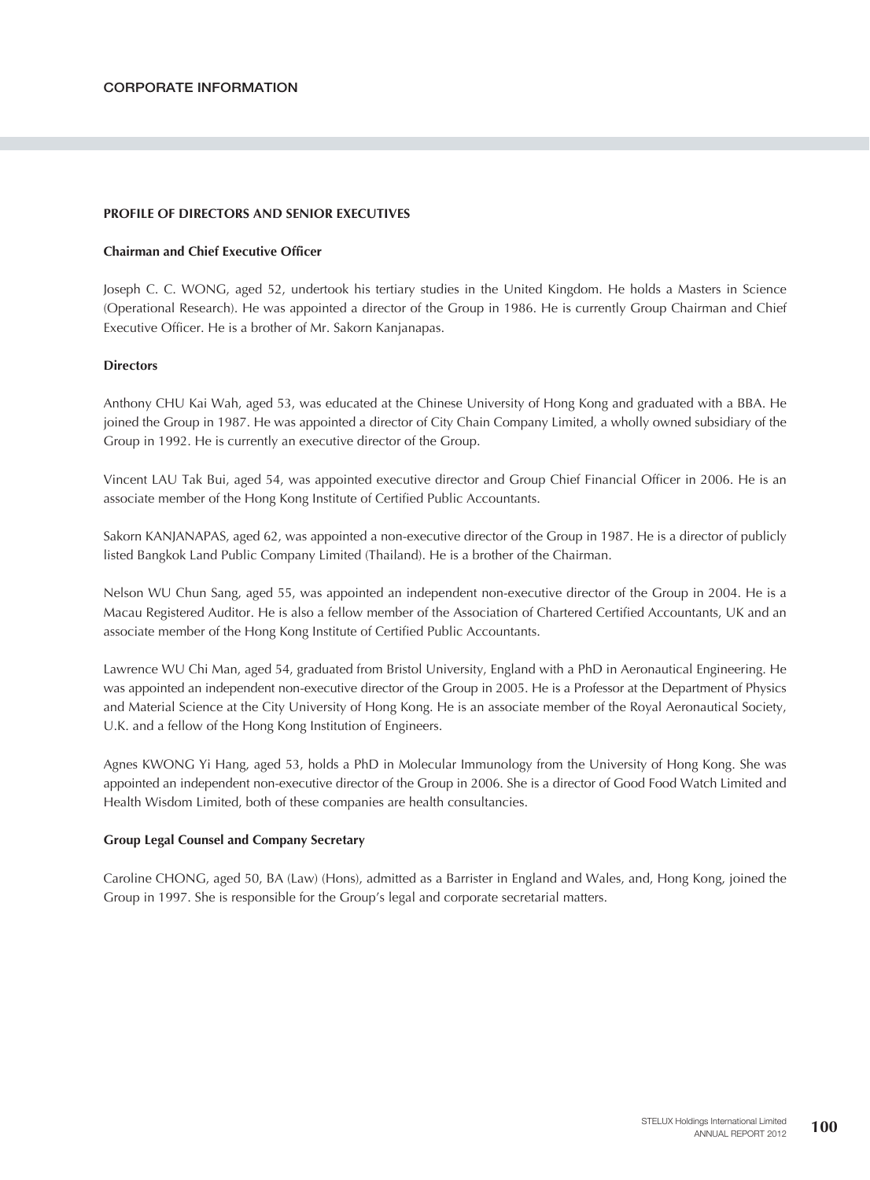# CORPORATE INFORMATION

## PROFILE OF DIRECTORS AND SENIOR EXECUTIVES

### Chairman and Chief Executive Officer

Joseph C. C. WONG, aged 52, undertook his tertiary studies in the United Kingdom. He holds a Masters in Science (Operational Research). He was appointed a director of the Group in 1986. He is currently Group Chairman and Chief Executive Officer. He is a brother of Mr. Sakorn Kanjanapas.

### Directors

Anthony CHU Kai Wah, aged 53, was educated at the Chinese University of Hong Kong and graduated with a BBA. He joined the Group in 1987. He was appointed a director of City Chain Company Limited, a wholly owned subsidiary of the Group in 1992. He is currently an executive director of the Group.

Vincent LAU Tak Bui, aged 54, was appointed executive director and Group Chief Financial Officer in 2006. He is an associate member of the Hong Kong Institute of Certified Public Accountants.

Sakorn KANJANAPAS, aged 62, was appointed a non-executive director of the Group in 1987. He is a director of publicly listed Bangkok Land Public Company Limited (Thailand). He is a brother of the Chairman.

Nelson WU Chun Sang, aged 55, was appointed an independent non-executive director of the Group in 2004. He is a Macau Registered Auditor. He is also a fellow member of the Association of Chartered Certified Accountants, UK and an associate member of the Hong Kong Institute of Certified Public Accountants.

Lawrence WU Chi Man, aged 54, graduated from Bristol University, England with a PhD in Aeronautical Engineering. He was appointed an independent non-executive director of the Group in 2005. He is a Professor at the Department of Physics and Material Science at the City University of Hong Kong. He is an associate member of the Royal Aeronautical Society, U.K. and a fellow of the Hong Kong Institution of Engineers.

Agnes KWONG Yi Hang, aged 53, holds a PhD in Molecular Immunology from the University of Hong Kong. She was appointed an independent non-executive director of the Group in 2006. She is a director of Good Food Watch Limited and Health Wisdom Limited, both of these companies are health consultancies.

### Group Legal Counsel and Company Secretary

Caroline CHONG, aged 50, BA (Law) (Hons), admitted as a Barrister in England and Wales, and, Hong Kong, joined the Group in 1997. She is responsible for the Group's legal and corporate secretarial matters.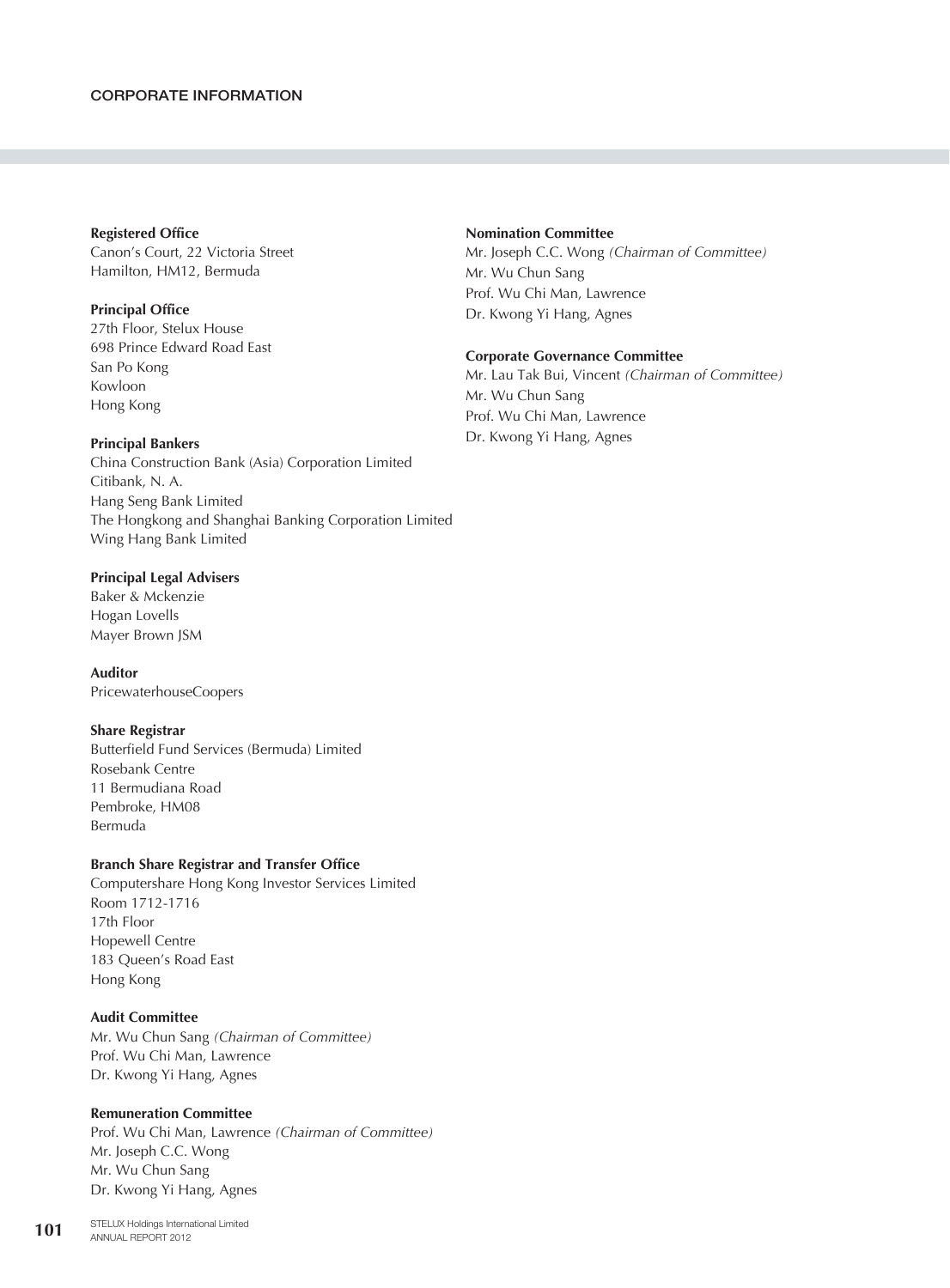# CORPORATE INFORMATION

**Registered Office**
Canon's Court, 22 Victoria Street
Hamilton, HM12, Bermuda

**Principal Office**
27th Floor, Stelux House
698 Prince Edward Road East
San Po Kong
Kowloon
Hong Kong

**Principal Bankers**
China Construction Bank (Asia) Corporation Limited
Citibank, N. A.
Hang Seng Bank Limited
The Hongkong and Shanghai Banking Corporation Limited
Wing Hang Bank Limited

**Principal Legal Advisers**
Baker & Mckenzie
Hogan Lovells
Mayer Brown JSM

**Auditor**
PricewaterhouseCoopers

**Share Registrar**
Butterfield Fund Services (Bermuda) Limited
Rosebank Centre
11 Bermudiana Road
Pembroke, HM08
Bermuda

**Branch Share Registrar and Transfer Office**
Computershare Hong Kong Investor Services Limited
Room 1712-1716
17th Floor
Hopewell Centre
183 Queen's Road East
Hong Kong

**Audit Committee**
Mr. Wu Chun Sang *(Chairman of Committee)*
Prof. Wu Chi Man, Lawrence
Dr. Kwong Yi Hang, Agnes

**Remuneration Committee**
Prof. Wu Chi Man, Lawrence *(Chairman of Committee)*
Mr. Joseph C.C. Wong
Mr. Wu Chun Sang
Dr. Kwong Yi Hang, Agnes

**Nomination Committee**
Mr. Joseph C.C. Wong *(Chairman of Committee)*
Mr. Wu Chun Sang
Prof. Wu Chi Man, Lawrence
Dr. Kwong Yi Hang, Agnes

**Corporate Governance Committee**
Mr. Lau Tak Bui, Vincent *(Chairman of Committee)*
Mr. Wu Chun Sang
Prof. Wu Chi Man, Lawrence
Dr. Kwong Yi Hang, Agnes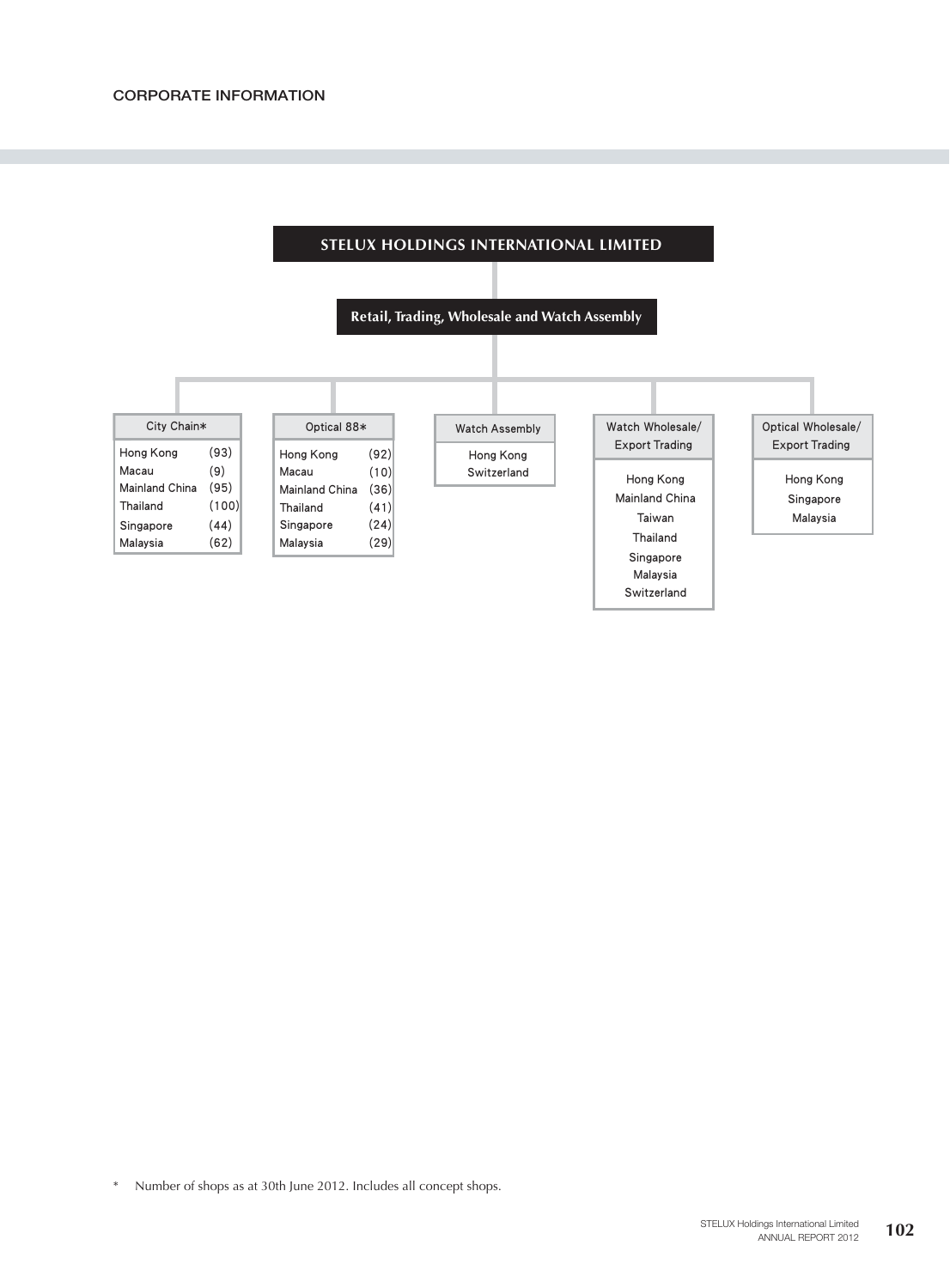# CORPORATE INFORMATION

## STELUX HOLDINGS INTERNATIONAL LIMITED

### Retail, Trading, Wholesale and Watch Assembly

**City Chain***

| | |
|---|---|
| Hong Kong | (93) |
| Macau | (9) |
| Mainland China | (95) |
| Thailand | (100) |
| Singapore | (44) |
| Malaysia | (62) |

**Optical 88***

| | |
|---|---|
| Hong Kong | (92) |
| Macau | (10) |
| Mainland China | (36) |
| Thailand | (41) |
| Singapore | (24) |
| Malaysia | (29) |

**Watch Assembly**

- Hong Kong
- Switzerland

**Watch Wholesale/ Export Trading**

- Hong Kong
- Mainland China
- Taiwan
- Thailand
- Singapore
- Malaysia
- Switzerland

**Optical Wholesale/ Export Trading**

- Hong Kong
- Singapore
- Malaysia

\* Number of shops as at 30th June 2012. Includes all concept shops.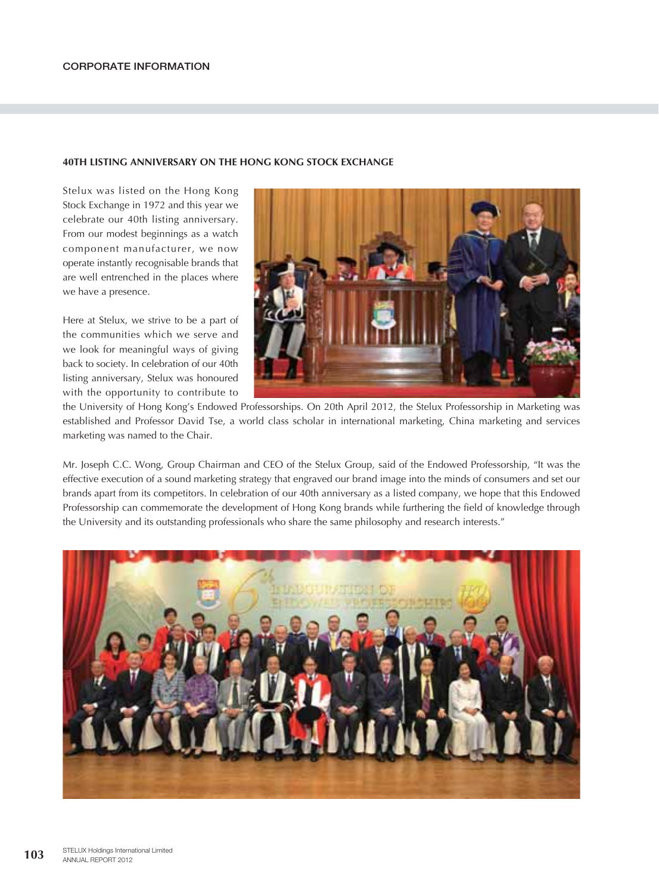## CORPORATE INFORMATION

### 40TH LISTING ANNIVERSARY ON THE HONG KONG STOCK EXCHANGE

Stelux was listed on the Hong Kong Stock Exchange in 1972 and this year we celebrate our 40th listing anniversary. From our modest beginnings as a watch component manufacturer, we now operate instantly recognisable brands that are well entrenched in the places where we have a presence.

Here at Stelux, we strive to be a part of the communities which we serve and we look for meaningful ways of giving back to society. In celebration of our 40th listing anniversary, Stelux was honoured with the opportunity to contribute to the University of Hong Kong's Endowed Professorships. On 20th April 2012, the Stelux Professorship in Marketing was established and Professor David Tse, a world class scholar in international marketing, China marketing and services marketing was named to the Chair.

Mr. Joseph C.C. Wong, Group Chairman and CEO of the Stelux Group, said of the Endowed Professorship, "It was the effective execution of a sound marketing strategy that engraved our brand image into the minds of consumers and set our brands apart from its competitors. In celebration of our 40th anniversary as a listed company, we hope that this Endowed Professorship can commemorate the development of Hong Kong brands while furthering the field of knowledge through the University and its outstanding professionals who share the same philosophy and research interests."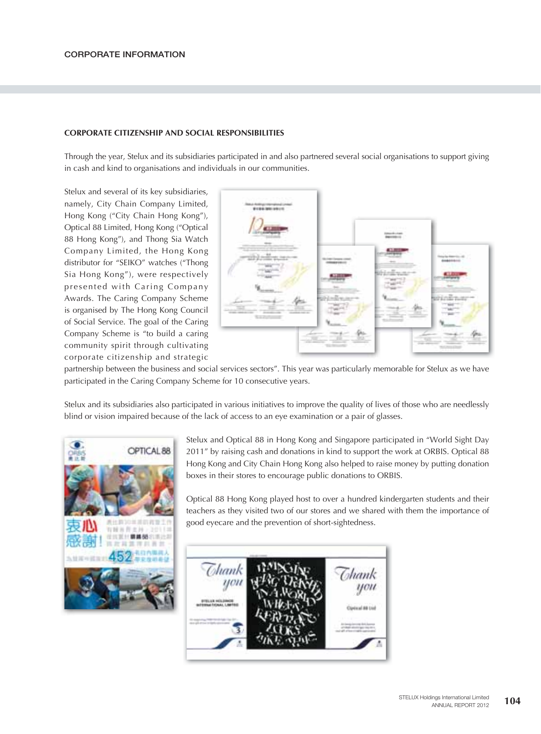## CORPORATE INFORMATION

### CORPORATE CITIZENSHIP AND SOCIAL RESPONSIBILITIES

Through the year, Stelux and its subsidiaries participated in and also partnered several social organisations to support giving in cash and kind to organisations and individuals in our communities.

Stelux and several of its key subsidiaries, namely, City Chain Company Limited, Hong Kong ("City Chain Hong Kong"), Optical 88 Limited, Hong Kong ("Optical 88 Hong Kong"), and Thong Sia Watch Company Limited, the Hong Kong distributor for "SEIKO" watches ("Thong Sia Hong Kong"), were respectively presented with Caring Company Awards. The Caring Company Scheme is organised by The Hong Kong Council of Social Service. The goal of the Caring Company Scheme is "to build a caring community spirit through cultivating corporate citizenship and strategic partnership between the business and social services sectors". This year was particularly memorable for Stelux as we have participated in the Caring Company Scheme for 10 consecutive years.

Stelux and its subsidiaries also participated in various initiatives to improve the quality of lives of those who are needlessly blind or vision impaired because of the lack of access to an eye examination or a pair of glasses.

Stelux and Optical 88 in Hong Kong and Singapore participated in "World Sight Day 2011" by raising cash and donations in kind to support the work at ORBIS. Optical 88 Hong Kong and City Chain Hong Kong also helped to raise money by putting donation boxes in their stores to encourage public donations to ORBIS.

Optical 88 Hong Kong played host to over a hundred kindergarten students and their teachers as they visited two of our stores and we shared with them the importance of good eyecare and the prevention of short-sightedness.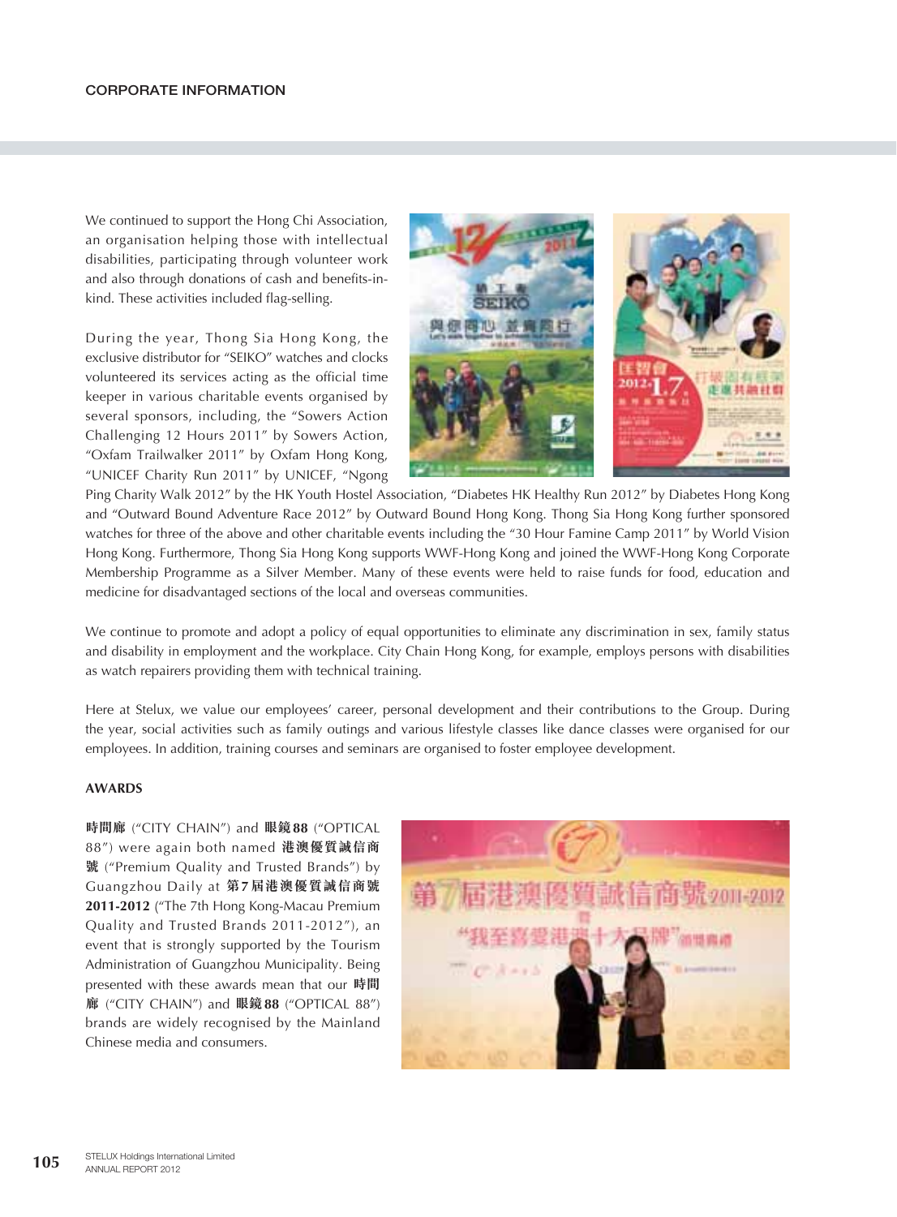We continued to support the Hong Chi Association, an organisation helping those with intellectual disabilities, participating through volunteer work and also through donations of cash and benefits-in-kind. These activities included flag-selling.

During the year, Thong Sia Hong Kong, the exclusive distributor for "SEIKO" watches and clocks volunteered its services acting as the official time keeper in various charitable events organised by several sponsors, including, the "Sowers Action Challenging 12 Hours 2011" by Sowers Action, "Oxfam Trailwalker 2011" by Oxfam Hong Kong, "UNICEF Charity Run 2011" by UNICEF, "Ngong Ping Charity Walk 2012" by the HK Youth Hostel Association, "Diabetes HK Healthy Run 2012" by Diabetes Hong Kong and "Outward Bound Adventure Race 2012" by Outward Bound Hong Kong. Thong Sia Hong Kong further sponsored watches for three of the above and other charitable events including the "30 Hour Famine Camp 2011" by World Vision Hong Kong. Furthermore, Thong Sia Hong Kong supports WWF-Hong Kong and joined the WWF-Hong Kong Corporate Membership Programme as a Silver Member. Many of these events were held to raise funds for food, education and medicine for disadvantaged sections of the local and overseas communities.

We continue to promote and adopt a policy of equal opportunities to eliminate any discrimination in sex, family status and disability in employment and the workplace. City Chain Hong Kong, for example, employs persons with disabilities as watch repairers providing them with technical training.

Here at Stelux, we value our employees' career, personal development and their contributions to the Group. During the year, social activities such as family outings and various lifestyle classes like dance classes were organised for our employees. In addition, training courses and seminars are organised to foster employee development.

## AWARDS

**時間廊** ("CITY CHAIN") and **眼鏡88** ("OPTICAL 88") were again both named **港澳優質誠信商號** ("Premium Quality and Trusted Brands") by Guangzhou Daily at **第7屆港澳優質誠信商號 2011-2012** ("The 7th Hong Kong-Macau Premium Quality and Trusted Brands 2011-2012"), an event that is strongly supported by the Tourism Administration of Guangzhou Municipality. Being presented with these awards mean that our **時間廊** ("CITY CHAIN") and **眼鏡88** ("OPTICAL 88") brands are widely recognised by the Mainland Chinese media and consumers.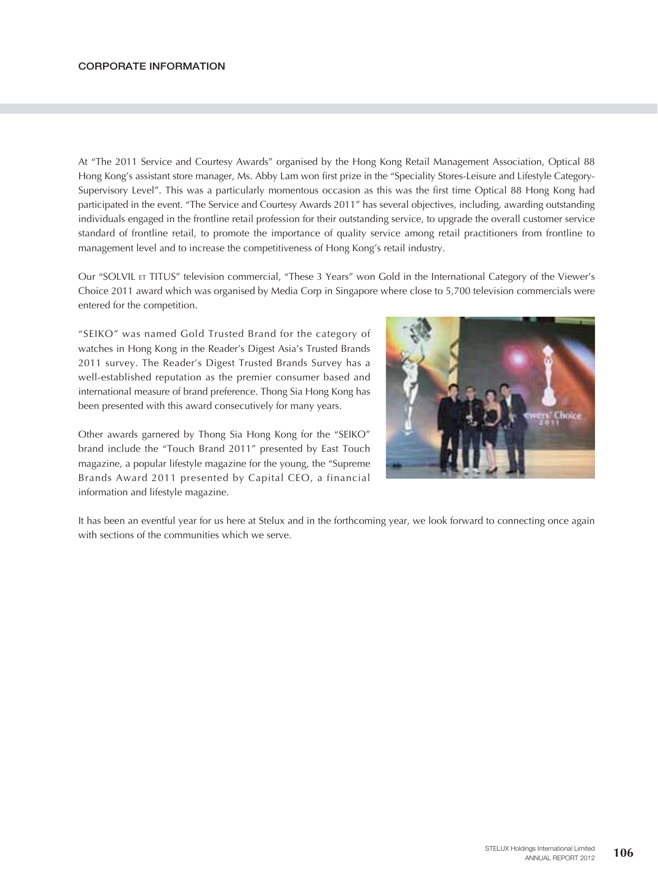## CORPORATE INFORMATION

At "The 2011 Service and Courtesy Awards" organised by the Hong Kong Retail Management Association, Optical 88 Hong Kong's assistant store manager, Ms. Abby Lam won first prize in the "Speciality Stores-Leisure and Lifestyle Category-Supervisory Level". This was a particularly momentous occasion as this was the first time Optical 88 Hong Kong had participated in the event. "The Service and Courtesy Awards 2011" has several objectives, including, awarding outstanding individuals engaged in the frontline retail profession for their outstanding service, to upgrade the overall customer service standard of frontline retail, to promote the importance of quality service among retail practitioners from frontline to management level and to increase the competitiveness of Hong Kong's retail industry.

Our "SOLVIL ET TITUS" television commercial, "These 3 Years" won Gold in the International Category of the Viewer's Choice 2011 award which was organised by Media Corp in Singapore where close to 5,700 television commercials were entered for the competition.

"SEIKO" was named Gold Trusted Brand for the category of watches in Hong Kong in the Reader's Digest Asia's Trusted Brands 2011 survey. The Reader's Digest Trusted Brands Survey has a well-established reputation as the premier consumer based and international measure of brand preference. Thong Sia Hong Kong has been presented with this award consecutively for many years.

Other awards garnered by Thong Sia Hong Kong for the "SEIKO" brand include the "Touch Brand 2011" presented by East Touch magazine, a popular lifestyle magazine for the young, the "Supreme Brands Award 2011 presented by Capital CEO, a financial information and lifestyle magazine.

It has been an eventful year for us here at Stelux and in the forthcoming year, we look forward to connecting once again with sections of the communities which we serve.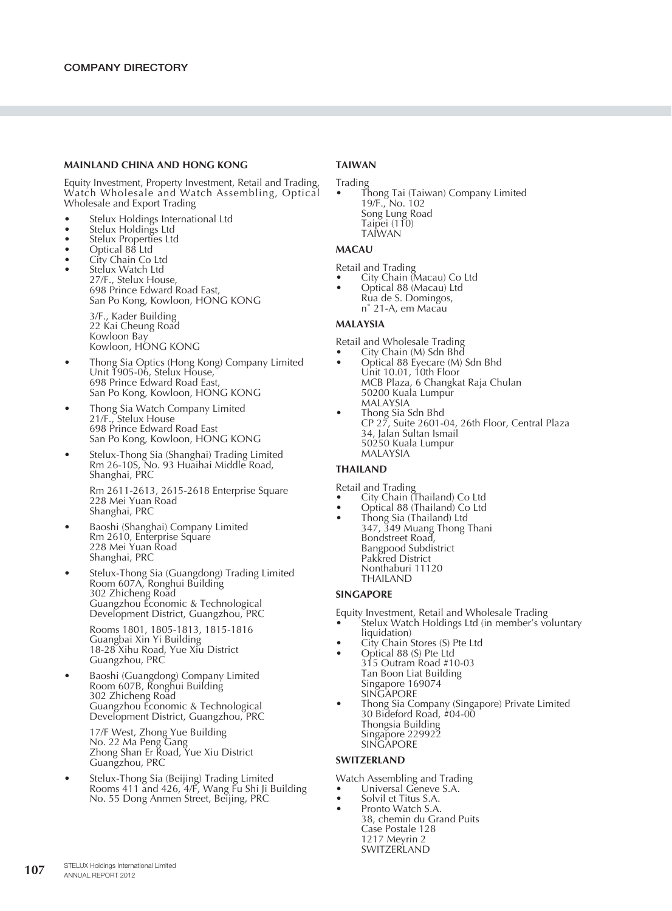# COMPANY DIRECTORY

## MAINLAND CHINA AND HONG KONG

Equity Investment, Property Investment, Retail and Trading, Watch Wholesale and Watch Assembling, Optical Wholesale and Export Trading

- Stelux Holdings International Ltd
- Stelux Holdings Ltd
- Stelux Properties Ltd
- Optical 88 Ltd
- City Chain Co Ltd
- Stelux Watch Ltd
  27/F., Stelux House,
  698 Prince Edward Road East,
  San Po Kong, Kowloon, HONG KONG

  3/F., Kader Building
  22 Kai Cheung Road
  Kowloon Bay
  Kowloon, HONG KONG
- Thong Sia Optics (Hong Kong) Company Limited
  Unit 1905-06, Stelux House,
  698 Prince Edward Road East,
  San Po Kong, Kowloon, HONG KONG
- Thong Sia Watch Company Limited
  21/F., Stelux House
  698 Prince Edward Road East
  San Po Kong, Kowloon, HONG KONG
- Stelux-Thong Sia (Shanghai) Trading Limited
  Rm 26-10S, No. 93 Huaihai Middle Road,
  Shanghai, PRC

  Rm 2611-2613, 2615-2618 Enterprise Square
  228 Mei Yuan Road
  Shanghai, PRC
- Baoshi (Shanghai) Company Limited
  Rm 2610, Enterprise Square
  228 Mei Yuan Road
  Shanghai, PRC
- Stelux-Thong Sia (Guangdong) Trading Limited
  Room 607A, Ronghui Building
  302 Zhicheng Road
  Guangzhou Economic & Technological
  Development District, Guangzhou, PRC

  Rooms 1801, 1805-1813, 1815-1816
  Guangbai Xin Yi Building
  18-28 Xihu Road, Yue Xiu District
  Guangzhou, PRC
- Baoshi (Guangdong) Company Limited
  Room 607B, Ronghui Building
  302 Zhicheng Road
  Guangzhou Economic & Technological
  Development District, Guangzhou, PRC

  17/F West, Zhong Yue Building
  No. 22 Ma Peng Gang
  Zhong Shan Er Road, Yue Xiu District
  Guangzhou, PRC
- Stelux-Thong Sia (Beijing) Trading Limited
  Rooms 411 and 426, 4/F, Wang Fu Shi Ji Building
  No. 55 Dong Anmen Street, Beijing, PRC

## TAIWAN

Trading

- Thong Tai (Taiwan) Company Limited
  19/F., No. 102
  Song Lung Road
  Taipei (110)
  TAIWAN

## MACAU

Retail and Trading

- City Chain (Macau) Co Ltd
- Optical 88 (Macau) Ltd
  Rua de S. Domingos,
  n˚ 21-A, em Macau

## MALAYSIA

Retail and Wholesale Trading

- City Chain (M) Sdn Bhd
- Optical 88 Eyecare (M) Sdn Bhd
  Unit 10.01, 10th Floor
  MCB Plaza, 6 Changkat Raja Chulan
  50200 Kuala Lumpur
  MALAYSIA
- Thong Sia Sdn Bhd
  CP 27, Suite 2601-04, 26th Floor, Central Plaza
  34, Jalan Sultan Ismail
  50250 Kuala Lumpur
  MALAYSIA

## THAILAND

Retail and Trading

- City Chain (Thailand) Co Ltd
- Optical 88 (Thailand) Co Ltd
- Thong Sia (Thailand) Ltd
  347, 349 Muang Thong Thani
  Bondstreet Road,
  Bangpood Subdistrict
  Pakkred District
  Nonthaburi 11120
  THAILAND

## SINGAPORE

Equity Investment, Retail and Wholesale Trading

- Stelux Watch Holdings Ltd (in member's voluntary liquidation)
- City Chain Stores (S) Pte Ltd
- Optical 88 (S) Pte Ltd
  315 Outram Road #10-03
  Tan Boon Liat Building
  Singapore 169074
  SINGAPORE
- Thong Sia Company (Singapore) Private Limited
  30 Bideford Road, #04-00
  Thongsia Building
  Singapore 229922
  SINGAPORE

## SWITZERLAND

Watch Assembling and Trading

- Universal Geneve S.A.
- Solvil et Titus S.A.
- Pronto Watch S.A.
  38, chemin du Grand Puits
  Case Postale 128
  1217 Meyrin 2
  SWITZERLAND